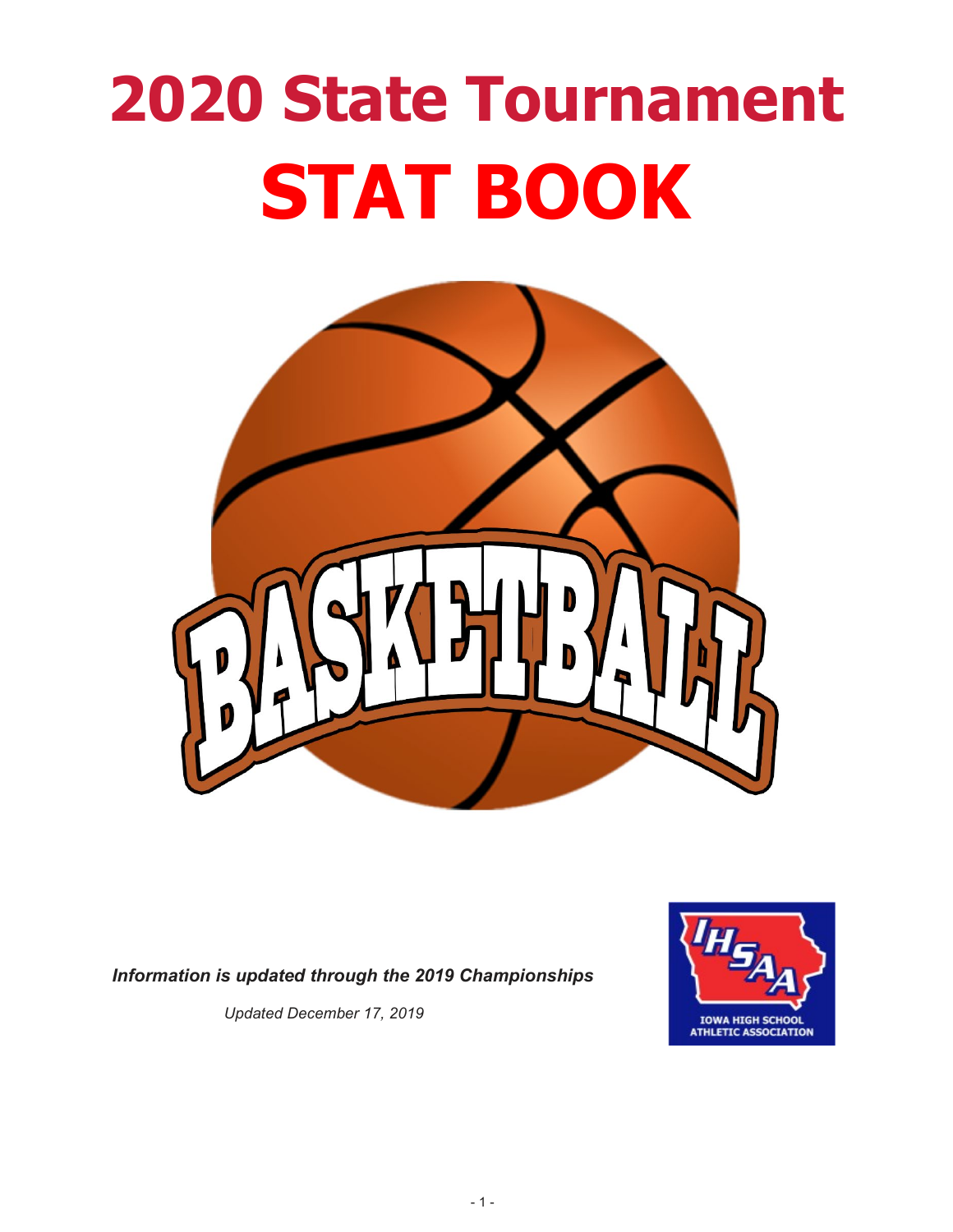# 2020 State Tournament
# STAT BOOK

*Information is updated through the 2019 Championships*

*Updated December 17, 2019*

IOWA HIGH SCHOOL ATHLETIC ASSOCIATION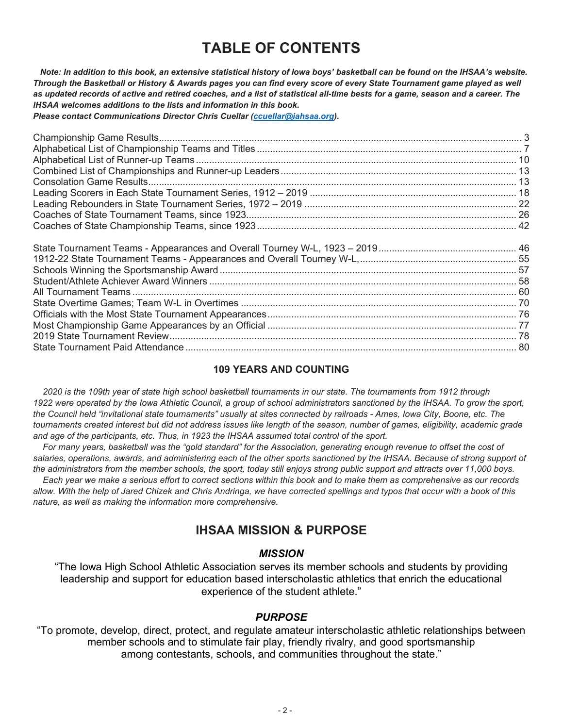# TABLE OF CONTENTS

***Note: In addition to this book, an extensive statistical history of Iowa boys' basketball can be found on the IHSAA's website. Through the Basketball or History & Awards pages you can find every score of every State Tournament game played as well as updated records of active and retired coaches, and a list of statistical all-time bests for a game, season and a career. The IHSAA welcomes additions to the lists and information in this book.***
***Please contact Communications Director Chris Cuellar (ccuellar@iahsaa.org).***

| | |
|---|---|
| Championship Game Results | 3 |
| Alphabetical List of Championship Teams and Titles | 7 |
| Alphabetical List of Runner-up Teams | 10 |
| Combined List of Championships and Runner-up Leaders | 13 |
| Consolation Game Results | 13 |
| Leading Scorers in Each State Tournament Series, 1912 – 2019 | 18 |
| Leading Rebounders in State Tournament Series, 1972 – 2019 | 22 |
| Coaches of State Tournament Teams, since 1923 | 26 |
| Coaches of State Championship Teams, since 1923 | 42 |
| | |
| State Tournament Teams - Appearances and Overall Tourney W-L, 1923 – 2019 | 46 |
| 1912-22 State Tournament Teams - Appearances and Overall Tourney W-L, | 55 |
| Schools Winning the Sportsmanship Award | 57 |
| Student/Athlete Achiever Award Winners | 58 |
| All Tournament Teams | 60 |
| State Overtime Games; Team W-L in Overtimes | 70 |
| Officials with the Most State Tournament Appearances | 76 |
| Most Championship Game Appearances by an Official | 77 |
| 2019 State Tournament Review | 78 |
| State Tournament Paid Attendance | 80 |

### 109 YEARS AND COUNTING

*2020 is the 109th year of state high school basketball tournaments in our state. The tournaments from 1912 through 1922 were operated by the Iowa Athletic Council, a group of school administrators sanctioned by the IHSAA. To grow the sport, the Council held "invitational state tournaments" usually at sites connected by railroads - Ames, Iowa City, Boone, etc. The tournaments created interest but did not address issues like length of the season, number of games, eligibility, academic grade and age of the participants, etc. Thus, in 1923 the IHSAA assumed total control of the sport.*

*For many years, basketball was the "gold standard" for the Association, generating enough revenue to offset the cost of salaries, operations, awards, and administering each of the other sports sanctioned by the IHSAA. Because of strong support of the administrators from the member schools, the sport, today still enjoys strong public support and attracts over 11,000 boys.*

*Each year we make a serious effort to correct sections within this book and to make them as comprehensive as our records allow. With the help of Jared Chizek and Chris Andringa, we have corrected spellings and typos that occur with a book of this nature, as well as making the information more comprehensive.*

## IHSAA MISSION & PURPOSE

### *MISSION*

"The Iowa High School Athletic Association serves its member schools and students by providing leadership and support for education based interscholastic athletics that enrich the educational experience of the student athlete."

### *PURPOSE*

"To promote, develop, direct, protect, and regulate amateur interscholastic athletic relationships between member schools and to stimulate fair play, friendly rivalry, and good sportsmanship among contestants, schools, and communities throughout the state."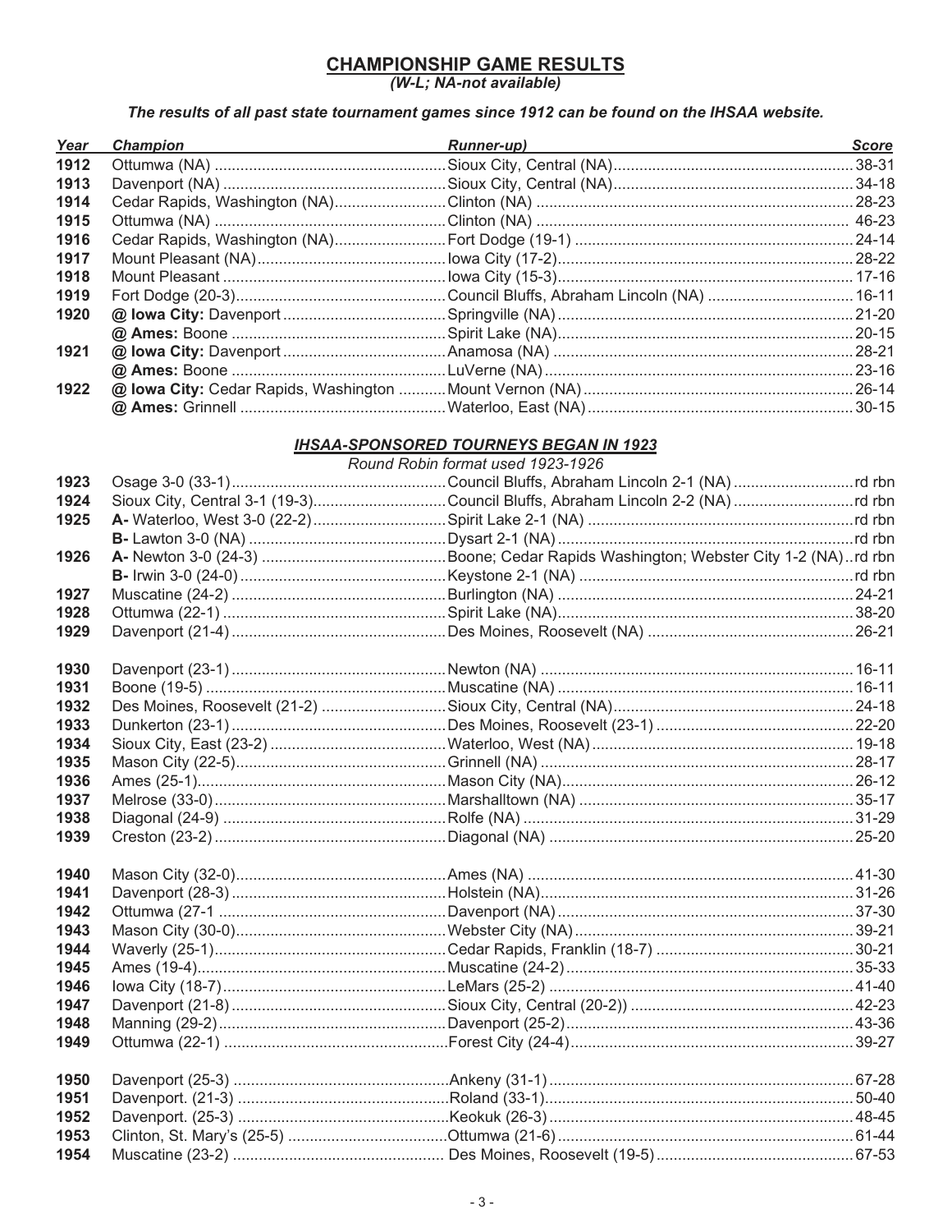## CHAMPIONSHIP GAME RESULTS

*(W-L; NA-not available)*

***The results of all past state tournament games since 1912 can be found on the IHSAA website.***

| Year | Champion | Runner-up) | Score |
|---|---|---|---|
| 1912 | Ottumwa (NA) | Sioux City, Central (NA) | 38-31 |
| 1913 | Davenport (NA) | Sioux City, Central (NA) | 34-18 |
| 1914 | Cedar Rapids, Washington (NA) | Clinton (NA) | 28-23 |
| 1915 | Ottumwa (NA) | Clinton (NA) | 46-23 |
| 1916 | Cedar Rapids, Washington (NA) | Fort Dodge (19-1) | 24-14 |
| 1917 | Mount Pleasant (NA) | Iowa City (17-2) | 28-22 |
| 1918 | Mount Pleasant | Iowa City (15-3) | 17-16 |
| 1919 | Fort Dodge (20-3) | Council Bluffs, Abraham Lincoln (NA) | 16-11 |
| 1920 | **@ Iowa City:** Davenport | Springville (NA) | 21-20 |
| | **@ Ames:** Boone | Spirit Lake (NA) | 20-15 |
| 1921 | **@ Iowa City:** Davenport | Anamosa (NA) | 28-21 |
| | **@ Ames:** Boone | LuVerne (NA) | 23-16 |
| 1922 | **@ Iowa City:** Cedar Rapids, Washington | Mount Vernon (NA) | 26-14 |
| | **@ Ames:** Grinnell | Waterloo, East (NA) | 30-15 |

### ***IHSAA-SPONSORED TOURNEYS BEGAN IN 1923***

*Round Robin format used 1923-1926*

| Year | Champion | Runner-up) | Score |
|---|---|---|---|
| 1923 | Osage 3-0 (33-1) | Council Bluffs, Abraham Lincoln 2-1 (NA) | rd rbn |
| 1924 | Sioux City, Central 3-1 (19-3) | Council Bluffs, Abraham Lincoln 2-2 (NA) | rd rbn |
| 1925 | **A-** Waterloo, West 3-0 (22-2) | Spirit Lake 2-1 (NA) | rd rbn |
| | **B-** Lawton 3-0 (NA) | Dysart 2-1 (NA) | rd rbn |
| 1926 | **A-** Newton 3-0 (24-3) | Boone; Cedar Rapids Washington; Webster City 1-2 (NA) | rd rbn |
| | **B-** Irwin 3-0 (24-0) | Keystone 2-1 (NA) | rd rbn |
| 1927 | Muscatine (24-2) | Burlington (NA) | 24-21 |
| 1928 | Ottumwa (22-1) | Spirit Lake (NA) | 38-20 |
| 1929 | Davenport (21-4) | Des Moines, Roosevelt (NA) | 26-21 |
| 1930 | Davenport (23-1) | Newton (NA) | 16-11 |
| 1931 | Boone (19-5) | Muscatine (NA) | 16-11 |
| 1932 | Des Moines, Roosevelt (21-2) | Sioux City, Central (NA) | 24-18 |
| 1933 | Dunkerton (23-1) | Des Moines, Roosevelt (23-1) | 22-20 |
| 1934 | Sioux City, East (23-2) | Waterloo, West (NA) | 19-18 |
| 1935 | Mason City (22-5) | Grinnell (NA) | 28-17 |
| 1936 | Ames (25-1) | Mason City (NA) | 26-12 |
| 1937 | Melrose (33-0) | Marshalltown (NA) | 35-17 |
| 1938 | Diagonal (24-9) | Rolfe (NA) | 31-29 |
| 1939 | Creston (23-2) | Diagonal (NA) | 25-20 |
| 1940 | Mason City (32-0) | Ames (NA) | 41-30 |
| 1941 | Davenport (28-3) | Holstein (NA) | 31-26 |
| 1942 | Ottumwa (27-1 | Davenport (NA) | 37-30 |
| 1943 | Mason City (30-0) | Webster City (NA) | 39-21 |
| 1944 | Waverly (25-1) | Cedar Rapids, Franklin (18-7) | 30-21 |
| 1945 | Ames (19-4) | Muscatine (24-2) | 35-33 |
| 1946 | Iowa City (18-7) | LeMars (25-2) | 41-40 |
| 1947 | Davenport (21-8) | Sioux City, Central (20-2)) | 42-23 |
| 1948 | Manning (29-2) | Davenport (25-2) | 43-36 |
| 1949 | Ottumwa (22-1) | Forest City (24-4) | 39-27 |
| 1950 | Davenport (25-3) | Ankeny (31-1) | 67-28 |
| 1951 | Davenport. (21-3) | Roland (33-1) | 50-40 |
| 1952 | Davenport. (25-3) | Keokuk (26-3) | 48-45 |
| 1953 | Clinton, St. Mary's (25-5) | Ottumwa (21-6) | 61-44 |
| 1954 | Muscatine (23-2) | Des Moines, Roosevelt (19-5) | 67-53 |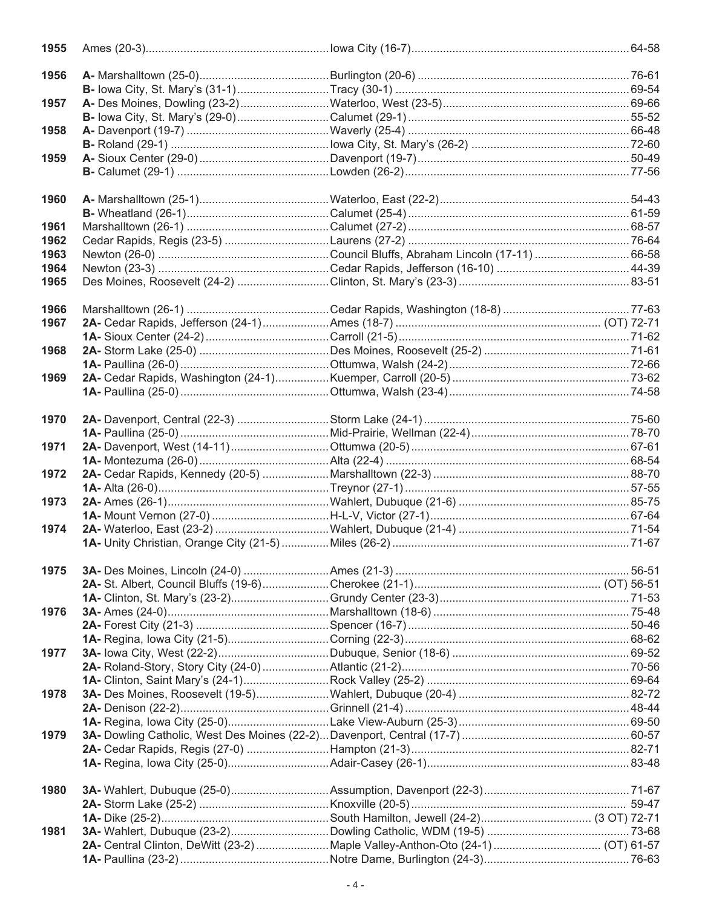| Year | Champion | Runner-up | Score |
|---|---|---|---|
| 1955 | Ames (20-3) | Iowa City (16-7) | 64-58 |
| 1956 | **A-** Marshalltown (25-0) | Burlington (20-6) | 76-61 |
| | **B-** Iowa City, St. Mary's (31-1) | Tracy (30-1) | 69-54 |
| 1957 | **A-** Des Moines, Dowling (23-2) | Waterloo, West (23-5) | 69-66 |
| | **B-** Iowa City, St. Mary's (29-0) | Calumet (29-1) | 55-52 |
| 1958 | **A-** Davenport (19-7) | Waverly (25-4) | 66-48 |
| | **B-** Roland (29-1) | Iowa City, St. Mary's (26-2) | 72-60 |
| 1959 | **A-** Sioux Center (29-0) | Davenport (19-7) | 50-49 |
| | **B-** Calumet (29-1) | Lowden (26-2) | 77-56 |
| 1960 | **A-** Marshalltown (25-1) | Waterloo, East (22-2) | 54-43 |
| | **B-** Wheatland (26-1) | Calumet (25-4) | 61-59 |
| 1961 | Marshalltown (26-1) | Calumet (27-2) | 68-57 |
| 1962 | Cedar Rapids, Regis (23-5) | Laurens (27-2) | 76-64 |
| 1963 | Newton (26-0) | Council Bluffs, Abraham Lincoln (17-11) | 66-58 |
| 1964 | Newton (23-3) | Cedar Rapids, Jefferson (16-10) | 44-39 |
| 1965 | Des Moines, Roosevelt (24-2) | Clinton, St. Mary's (23-3) | 83-51 |
| 1966 | Marshalltown (26-1) | Cedar Rapids, Washington (18-8) | 77-63 |
| 1967 | **2A-** Cedar Rapids, Jefferson (24-1) | Ames (18-7) | (OT) 72-71 |
| | **1A-** Sioux Center (24-2) | Carroll (21-5) | 71-62 |
| 1968 | **2A-** Storm Lake (25-0) | Des Moines, Roosevelt (25-2) | 71-61 |
| | **1A-** Paullina (26-0) | Ottumwa, Walsh (24-2) | 72-66 |
| 1969 | **2A-** Cedar Rapids, Washington (24-1) | Kuemper, Carroll (20-5) | 73-62 |
| | **1A-** Paullina (25-0) | Ottumwa, Walsh (23-4) | 74-58 |
| 1970 | **2A-** Davenport, Central (22-3) | Storm Lake (24-1) | 75-60 |
| | **1A-** Paullina (25-0) | Mid-Prairie, Wellman (22-4) | 78-70 |
| 1971 | **2A-** Davenport, West (14-11) | Ottumwa (20-5) | 67-61 |
| | **1A-** Montezuma (26-0) | Alta (22-4) | 68-54 |
| 1972 | **2A-** Cedar Rapids, Kennedy (20-5) | Marshalltown (22-3) | 88-70 |
| | **1A-** Alta (26-0) | Treynor (27-1) | 57-55 |
| 1973 | **2A-** Ames (26-1) | Wahlert, Dubuque (21-6) | 85-75 |
| | **1A-** Mount Vernon (27-0) | H-L-V, Victor (27-1) | 67-64 |
| 1974 | **2A-** Waterloo, East (23-2) | Wahlert, Dubuque (21-4) | 71-54 |
| | **1A-** Unity Christian, Orange City (21-5) | Miles (26-2) | 71-67 |
| 1975 | **3A-** Des Moines, Lincoln (24-0) | Ames (21-3) | 56-51 |
| | **2A-** St. Albert, Council Bluffs (19-6) | Cherokee (21-1) | (OT) 56-51 |
| | **1A-** Clinton, St. Mary's (23-2) | Grundy Center (23-3) | 71-53 |
| 1976 | **3A-** Ames (24-0) | Marshalltown (18-6) | 75-48 |
| | **2A-** Forest City (21-3) | Spencer (16-7) | 50-46 |
| | **1A-** Regina, Iowa City (21-5) | Corning (22-3) | 68-62 |
| 1977 | **3A-** Iowa City, West (22-2) | Dubuque, Senior (18-6) | 69-52 |
| | **2A-** Roland-Story, Story City (24-0) | Atlantic (21-2) | 70-56 |
| | **1A-** Clinton, Saint Mary's (24-1) | Rock Valley (25-2) | 69-64 |
| 1978 | **3A-** Des Moines, Roosevelt (19-5) | Wahlert, Dubuque (20-4) | 82-72 |
| | **2A-** Denison (22-2) | Grinnell (21-4) | 48-44 |
| | **1A-** Regina, Iowa City (25-0) | Lake View-Auburn (25-3) | 69-50 |
| 1979 | **3A-** Dowling Catholic, West Des Moines (22-2) | Davenport, Central (17-7) | 60-57 |
| | **2A-** Cedar Rapids, Regis (27-0) | Hampton (21-3) | 82-71 |
| | **1A-** Regina, Iowa City (25-0) | Adair-Casey (26-1) | 83-48 |
| 1980 | **3A-** Wahlert, Dubuque (25-0) | Assumption, Davenport (22-3) | 71-67 |
| | **2A-** Storm Lake (25-2) | Knoxville (20-5) | 59-47 |
| | **1A-** Dike (25-2) | South Hamilton, Jewell (24-2) | (3 OT) 72-71 |
| 1981 | **3A-** Wahlert, Dubuque (23-2) | Dowling Catholic, WDM (19-5) | 73-68 |
| | **2A-** Central Clinton, DeWitt (23-2) | Maple Valley-Anthon-Oto (24-1) | (OT) 61-57 |
| | **1A-** Paullina (23-2) | Notre Dame, Burlington (24-3) | 76-63 |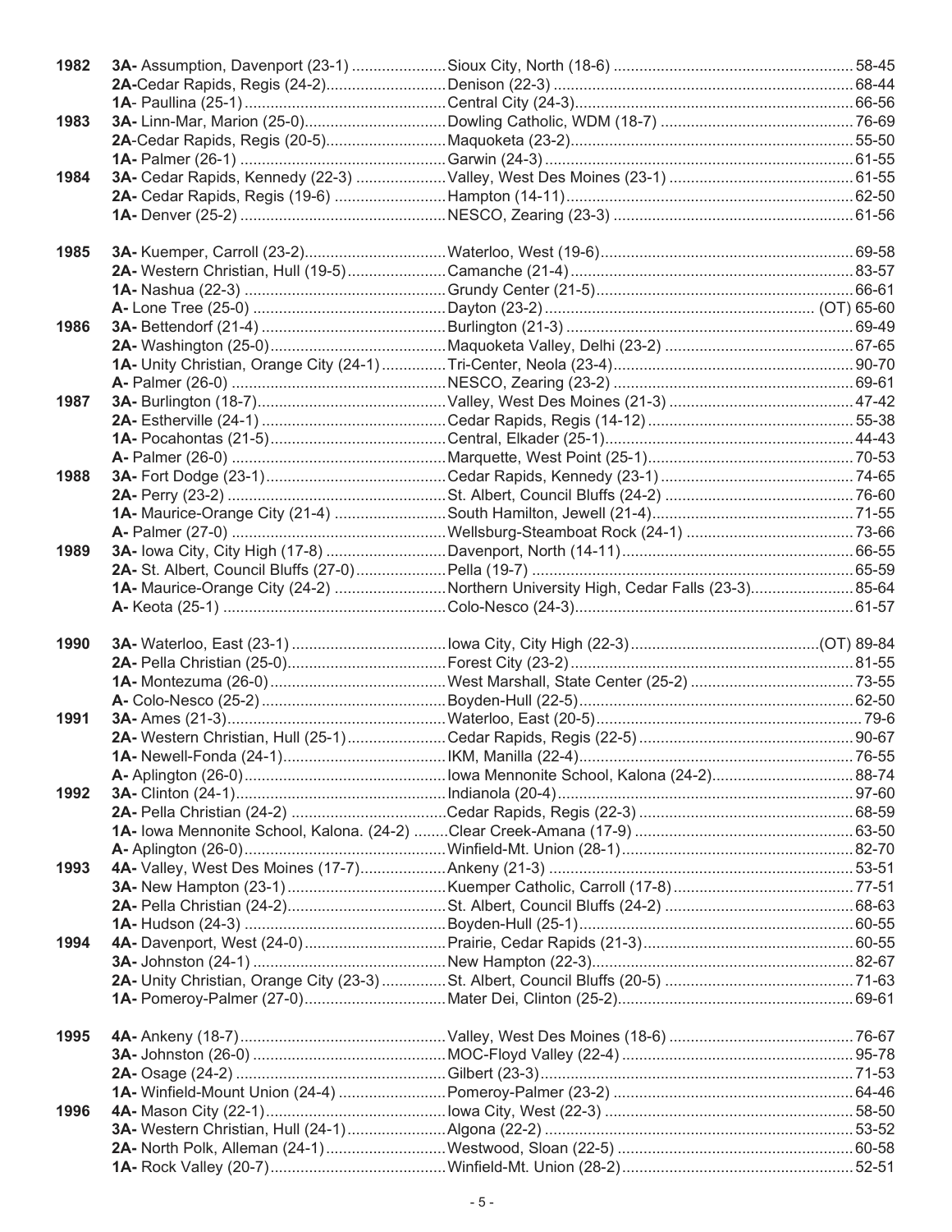| Year | Champion | Runner-up | Score |
|---|---|---|---|
| 1982 | **3A-** Assumption, Davenport (23-1) | Sioux City, North (18-6) | 58-45 |
| | **2A-**Cedar Rapids, Regis (24-2) | Denison (22-3) | 68-44 |
| | **1A-** Paullina (25-1) | Central City (24-3) | 66-56 |
| 1983 | **3A-** Linn-Mar, Marion (25-0) | Dowling Catholic, WDM (18-7) | 76-69 |
| | **2A-**Cedar Rapids, Regis (20-5) | Maquoketa (23-2) | 55-50 |
| | **1A-** Palmer (26-1) | Garwin (24-3) | 61-55 |
| 1984 | **3A-** Cedar Rapids, Kennedy (22-3) | Valley, West Des Moines (23-1) | 61-55 |
| | **2A-** Cedar Rapids, Regis (19-6) | Hampton (14-11) | 62-50 |
| | **1A-** Denver (25-2) | NESCO, Zearing (23-3) | 61-56 |
| 1985 | **3A-** Kuemper, Carroll (23-2) | Waterloo, West (19-6) | 69-58 |
| | **2A-** Western Christian, Hull (19-5) | Camanche (21-4) | 83-57 |
| | **1A-** Nashua (22-3) | Grundy Center (21-5) | 66-61 |
| | **A-** Lone Tree (25-0) | Dayton (23-2) | (OT) 65-60 |
| 1986 | **3A-** Bettendorf (21-4) | Burlington (21-3) | 69-49 |
| | **2A-** Washington (25-0) | Maquoketa Valley, Delhi (23-2) | 67-65 |
| | **1A-** Unity Christian, Orange City (24-1) | Tri-Center, Neola (23-4) | 90-70 |
| | **A-** Palmer (26-0) | NESCO, Zearing (23-2) | 69-61 |
| 1987 | **3A-** Burlington (18-7) | Valley, West Des Moines (21-3) | 47-42 |
| | **2A-** Estherville (24-1) | Cedar Rapids, Regis (14-12) | 55-38 |
| | **1A-** Pocahontas (21-5) | Central, Elkader (25-1) | 44-43 |
| | **A-** Palmer (26-0) | Marquette, West Point (25-1) | 70-53 |
| 1988 | **3A-** Fort Dodge (23-1) | Cedar Rapids, Kennedy (23-1) | 74-65 |
| | **2A-** Perry (23-2) | St. Albert, Council Bluffs (24-2) | 76-60 |
| | **1A-** Maurice-Orange City (21-4) | South Hamilton, Jewell (21-4) | 71-55 |
| | **A-** Palmer (27-0) | Wellsburg-Steamboat Rock (24-1) | 73-66 |
| 1989 | **3A-** Iowa City, City High (17-8) | Davenport, North (14-11) | 66-55 |
| | **2A-** St. Albert, Council Bluffs (27-0) | Pella (19-7) | 65-59 |
| | **1A-** Maurice-Orange City (24-2) | Northern University High, Cedar Falls (23-3) | 85-64 |
| | **A-** Keota (25-1) | Colo-Nesco (24-3) | 61-57 |
| 1990 | **3A-** Waterloo, East (23-1) | Iowa City, City High (22-3) | (OT) 89-84 |
| | **2A-** Pella Christian (25-0) | Forest City (23-2) | 81-55 |
| | **1A-** Montezuma (26-0) | West Marshall, State Center (25-2) | 73-55 |
| | **A-** Colo-Nesco (25-2) | Boyden-Hull (22-5) | 62-50 |
| 1991 | **3A-** Ames (21-3) | Waterloo, East (20-5) | 79-6 |
| | **2A-** Western Christian, Hull (25-1) | Cedar Rapids, Regis (22-5) | 90-67 |
| | **1A-** Newell-Fonda (24-1) | IKM, Manilla (22-4) | 76-55 |
| | **A-** Aplington (26-0) | Iowa Mennonite School, Kalona (24-2) | 88-74 |
| 1992 | **3A-** Clinton (24-1) | Indianola (20-4) | 97-60 |
| | **2A-** Pella Christian (24-2) | Cedar Rapids, Regis (22-3) | 68-59 |
| | **1A-** Iowa Mennonite School, Kalona. (24-2) | Clear Creek-Amana (17-9) | 63-50 |
| | **A-** Aplington (26-0) | Winfield-Mt. Union (28-1) | 82-70 |
| 1993 | **4A-** Valley, West Des Moines (17-7) | Ankeny (21-3) | 53-51 |
| | **3A-** New Hampton (23-1) | Kuemper Catholic, Carroll (17-8) | 77-51 |
| | **2A-** Pella Christian (24-2) | St. Albert, Council Bluffs (24-2) | 68-63 |
| | **1A-** Hudson (24-3) | Boyden-Hull (25-1) | 60-55 |
| 1994 | **4A-** Davenport, West (24-0) | Prairie, Cedar Rapids (21-3) | 60-55 |
| | **3A-** Johnston (24-1) | New Hampton (22-3) | 82-67 |
| | **2A-** Unity Christian, Orange City (23-3) | St. Albert, Council Bluffs (20-5) | 71-63 |
| | **1A-** Pomeroy-Palmer (27-0) | Mater Dei, Clinton (25-2) | 69-61 |
| 1995 | **4A-** Ankeny (18-7) | Valley, West Des Moines (18-6) | 76-67 |
| | **3A-** Johnston (26-0) | MOC-Floyd Valley (22-4) | 95-78 |
| | **2A-** Osage (24-2) | Gilbert (23-3) | 71-53 |
| | **1A-** Winfield-Mount Union (24-4) | Pomeroy-Palmer (23-2) | 64-46 |
| 1996 | **4A-** Mason City (22-1) | Iowa City, West (22-3) | 58-50 |
| | **3A-** Western Christian, Hull (24-1) | Algona (22-2) | 53-52 |
| | **2A-** North Polk, Alleman (24-1) | Westwood, Sloan (22-5) | 60-58 |
| | **1A-** Rock Valley (20-7) | Winfield-Mt. Union (28-2) | 52-51 |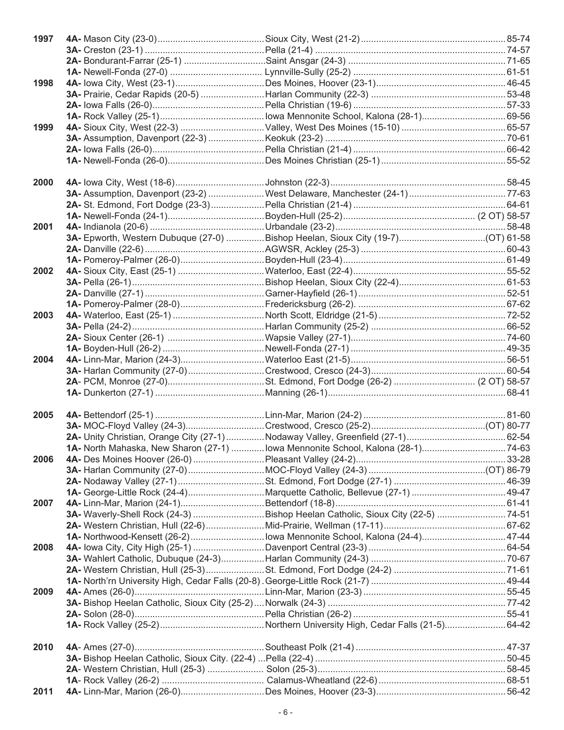| Year | Champion | Runner-up | Score |
|---|---|---|---|
| 1997 | **4A-** Mason City (23-0) | Sioux City, West (21-2) | 85-74 |
| | **3A-** Creston (23-1) | Pella (21-4) | 74-57 |
| | **2A-** Bondurant-Farrar (25-1) | Saint Ansgar (24-3) | 71-65 |
| | **1A-** Newell-Fonda (27-0) | Lynnville-Sully (25-2) | 61-51 |
| 1998 | **4A-** Iowa City, West (23-1) | Des Moines, Hoover (23-1) | 46-45 |
| | **3A-** Prairie, Cedar Rapids (20-5) | Harlan Community (22-3) | 53-48 |
| | **2A-** Iowa Falls (26-0) | Pella Christian (19-6) | 57-33 |
| | **1A-** Rock Valley (25-1) | Iowa Mennonite School, Kalona (28-1) | 69-56 |
| 1999 | **4A-** Sioux City, West (22-3) | Valley, West Des Moines (15-10) | 65-57 |
| | **3A-** Assumption, Davenport (22-3) | Keokuk (23-2) | 70-61 |
| | **2A-** Iowa Falls (26-0) | Pella Christian (21-4) | 66-42 |
| | **1A-** Newell-Fonda (26-0) | Des Moines Christian (25-1) | 55-52 |
| 2000 | **4A-** Iowa City, West (18-6) | Johnston (22-3) | 58-45 |
| | **3A-** Assumption, Davenport (23-2) | West Delaware, Manchester (24-1) | 77-63 |
| | **2A-** St. Edmond, Fort Dodge (23-3) | Pella Christian (21-4) | 64-61 |
| | **1A-** Newell-Fonda (24-1) | Boyden-Hull (25-2) | (2 OT) 58-57 |
| 2001 | **4A-** Indianola (20-6) | Urbandale (23-2) | 58-48 |
| | **3A-** Epworth, Western Dubuque (27-0) | Bishop Heelan, Sioux City (19-7) | (OT) 61-58 |
| | **2A-** Danville (22-6) | AGWSR, Ackley (25-3) | 60-43 |
| | **1A-** Pomeroy-Palmer (26-0) | Boyden-Hull (23-4) | 61-49 |
| 2002 | **4A-** Sioux City, East (25-1) | Waterloo, East (22-4) | 55-52 |
| | **3A-** Pella (26-1) | Bishop Heelan, Sioux City (22-4) | 61-53 |
| | **2A-** Danville (27-1) | Garner-Hayfield (26-1) | 52-51 |
| | **1A-** Pomeroy-Palmer (28-0) | Fredericksburg (26-2). | 67-62 |
| 2003 | **4A-** Waterloo, East (25-1) | North Scott, Eldridge (21-5) | 72-52 |
| | **3A-** Pella (24-2) | Harlan Community (25-2) | 66-52 |
| | **2A-** Sioux Center (26-1) | Wapsie Valley (27-1) | 74-60 |
| | **1A-** Boyden-Hull (26-2) | Newell-Fonda (27-1) | 49-35 |
| 2004 | **4A-** Linn-Mar, Marion (24-3) | Waterloo East (21-5) | 56-51 |
| | **3A-** Harlan Community (27-0) | Crestwood, Cresco (24-3) | 60-54 |
| | **2A**- PCM, Monroe (27-0) | St. Edmond, Fort Dodge (26-2) | (2 OT) 58-57 |
| | **1A-** Dunkerton (27-1) | Manning (26-1) | 68-41 |
| 2005 | **4A-** Bettendorf (25-1) | Linn-Mar, Marion (24-2) | 81-60 |
| | **3A-** MOC-Floyd Valley (24-3) | Crestwood, Cresco (25-2) | (OT) 80-77 |
| | **2A-** Unity Christian, Orange City (27-1) | Nodaway Valley, Greenfield (27-1) | 62-54 |
| | **1A-** North Mahaska, New Sharon (27-1) | Iowa Mennonite School, Kalona (28-1) | 74-63 |
| 2006 | **4A-** Des Moines Hoover (26-0) | Pleasant Valley (24-2) | 33-28 |
| | **3A-** Harlan Community (27-0) | MOC-Floyd Valley (24-3) | (OT) 86-79 |
| | **2A-** Nodaway Valley (27-1) | St. Edmond, Fort Dodge (27-1) | 46-39 |
| | **1A-** George-Little Rock (24-4) | Marquette Catholic, Bellevue (27-1) | 49-47 |
| 2007 | **4A-** Linn-Mar, Marion (24-1) | Bettendorf (18-8) | 61-41 |
| | **3A-** Waverly-Shell Rock (24-3) | Bishop Heelan Catholic, Sioux City (22-5) | 74-51 |
| | **2A-** Western Christian, Hull (22-6) | Mid-Prairie, Wellman (17-11) | 67-62 |
| | **1A-** Northwood-Kensett (26-2) | Iowa Mennonite School, Kalona (24-4) | 47-44 |
| 2008 | **4A-** Iowa City, City High (25-1) | Davenport Central (23-3) | 64-54 |
| | **3A-** Wahlert Catholic, Dubuque (24-3) | Harlan Community (24-3) | 70-67 |
| | **2A-** Western Christian, Hull (25-3) | St. Edmond, Fort Dodge (24-2) | 71-61 |
| | **1A-** North'rn University High, Cedar Falls (20-8) | George-Little Rock (21-7) | 49-44 |
| 2009 | **4A-** Ames (26-0) | Linn-Mar, Marion (23-3) | 55-45 |
| | **3A-** Bishop Heelan Catholic, Sioux City (25-2) | Norwalk (24-3) | 77-42 |
| | **2A-** Solon (28-0) | Pella Christian (26-2) | 55-41 |
| | **1A-** Rock Valley (25-2) | Northern University High, Cedar Falls (21-5) | 64-42 |
| 2010 | **4A**- Ames (27-0) | Southeast Polk (21-4) | 47-37 |
| | **3A-** Bishop Heelan Catholic, Sioux City. (22-4) | Pella (22-4) | 50-45 |
| | **2A**- Western Christian, Hull (25-3) | Solon (25-3) | 58-45 |
| | **1A**- Rock Valley (26-2) | Calamus-Wheatland (22-6) | 68-51 |
| 2011 | **4A-** Linn-Mar, Marion (26-0) | Des Moines, Hoover (23-3) | 56-42 |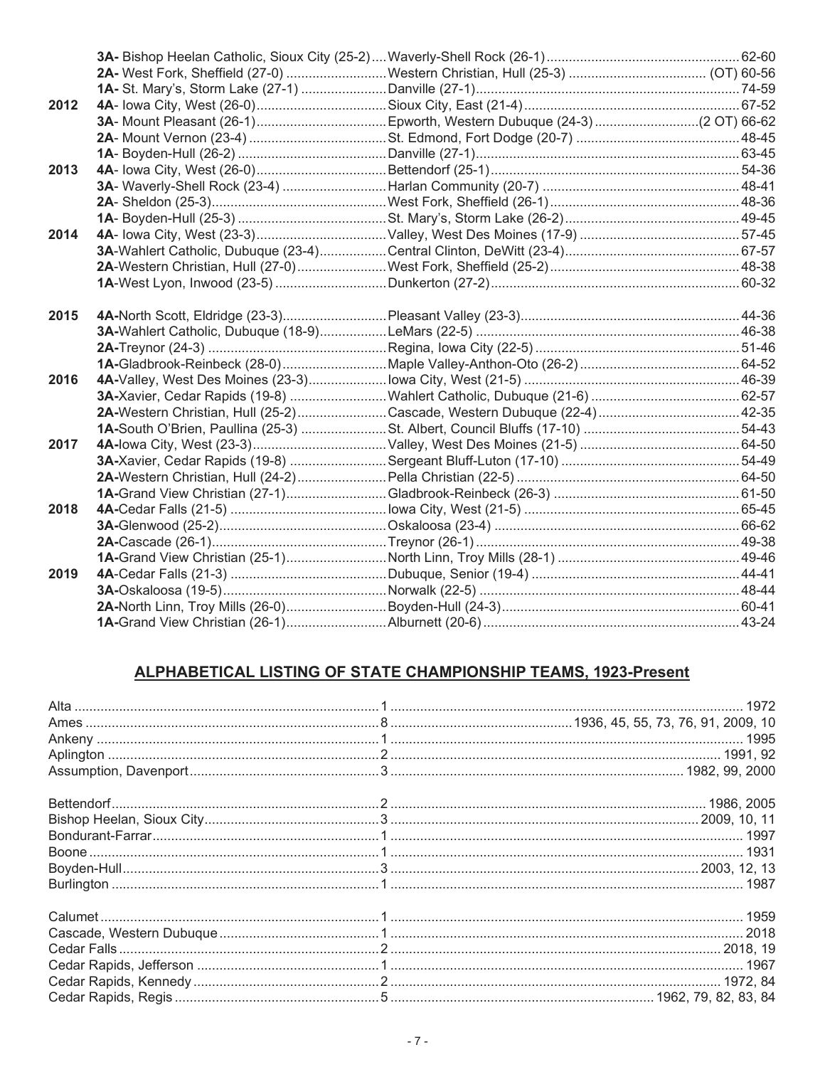| Year | Champion | Runner-up | Score |
|---|---|---|---|
| | **3A-** Bishop Heelan Catholic, Sioux City (25-2) | Waverly-Shell Rock (26-1) | 62-60 |
| | **2A-** West Fork, Sheffield (27-0) | Western Christian, Hull (25-3) | (OT) 60-56 |
| | **1A-** St. Mary's, Storm Lake (27-1) | Danville (27-1) | 74-59 |
| **2012** | **4A**- Iowa City, West (26-0) | Sioux City, East (21-4) | 67-52 |
| | **3A**- Mount Pleasant (26-1) | Epworth, Western Dubuque (24-3) | (2 OT) 66-62 |
| | **2A**- Mount Vernon (23-4) | St. Edmond, Fort Dodge (20-7) | 48-45 |
| | **1A**- Boyden-Hull (26-2) | Danville (27-1) | 63-45 |
| **2013** | **4A**- Iowa City, West (26-0) | Bettendorf (25-1) | 54-36 |
| | **3A**- Waverly-Shell Rock (23-4) | Harlan Community (20-7) | 48-41 |
| | **2A**- Sheldon (25-3) | West Fork, Sheffield (26-1) | 48-36 |
| | **1A**- Boyden-Hull (25-3) | St. Mary's, Storm Lake (26-2) | 49-45 |
| **2014** | **4A**- Iowa City, West (23-3) | Valley, West Des Moines (17-9) | 57-45 |
| | **3A**-Wahlert Catholic, Dubuque (23-4) | Central Clinton, DeWitt (23-4) | 67-57 |
| | **2A**-Western Christian, Hull (27-0) | West Fork, Sheffield (25-2) | 48-38 |
| | **1A**-West Lyon, Inwood (23-5) | Dunkerton (27-2) | 60-32 |
| **2015** | **4A-**North Scott, Eldridge (23-3) | Pleasant Valley (23-3) | 44-36 |
| | **3A-**Wahlert Catholic, Dubuque (18-9) | LeMars (22-5) | 46-38 |
| | **2A-**Treynor (24-3) | Regina, Iowa City (22-5) | 51-46 |
| | **1A-**Gladbrook-Reinbeck (28-0) | Maple Valley-Anthon-Oto (26-2) | 64-52 |
| **2016** | **4A-**Valley, West Des Moines (23-3) | Iowa City, West (21-5) | 46-39 |
| | **3A-**Xavier, Cedar Rapids (19-8) | Wahlert Catholic, Dubuque (21-6) | 62-57 |
| | **2A-**Western Christian, Hull (25-2) | Cascade, Western Dubuque (22-4) | 42-35 |
| | **1A-**South O'Brien, Paullina (25-3) | St. Albert, Council Bluffs (17-10) | 54-43 |
| **2017** | **4A-**Iowa City, West (23-3) | Valley, West Des Moines (21-5) | 64-50 |
| | **3A-**Xavier, Cedar Rapids (19-8) | Sergeant Bluff-Luton (17-10) | 54-49 |
| | **2A-**Western Christian, Hull (24-2) | Pella Christian (22-5) | 64-50 |
| | **1A-**Grand View Christian (27-1) | Gladbrook-Reinbeck (26-3) | 61-50 |
| **2018** | **4A-**Cedar Falls (21-5) | Iowa City, West (21-5) | 65-45 |
| | **3A-**Glenwood (25-2) | Oskaloosa (23-4) | 66-62 |
| | **2A-**Cascade (26-1) | Treynor (26-1) | 49-38 |
| | **1A-**Grand View Christian (25-1) | North Linn, Troy Mills (28-1) | 49-46 |
| **2019** | **4A-**Cedar Falls (21-3) | Dubuque, Senior (19-4) | 44-41 |
| | **3A-**Oskaloosa (19-5) | Norwalk (22-5) | 48-44 |
| | **2A-**North Linn, Troy Mills (26-0) | Boyden-Hull (24-3) | 60-41 |
| | **1A-**Grand View Christian (26-1) | Alburnett (20-6) | 43-24 |

## ALPHABETICAL LISTING OF STATE CHAMPIONSHIP TEAMS, 1923-Present

| School | Titles | Years |
|---|---|---|
| Alta | 1 | 1972 |
| Ames | 8 | 1936, 45, 55, 73, 76, 91, 2009, 10 |
| Ankeny | 1 | 1995 |
| Aplington | 2 | 1991, 92 |
| Assumption, Davenport | 3 | 1982, 99, 2000 |
| Bettendorf | 2 | 1986, 2005 |
| Bishop Heelan, Sioux City | 3 | 2009, 10, 11 |
| Bondurant-Farrar | 1 | 1997 |
| Boone | 1 | 1931 |
| Boyden-Hull | 3 | 2003, 12, 13 |
| Burlington | 1 | 1987 |
| Calumet | 1 | 1959 |
| Cascade, Western Dubuque | 1 | 2018 |
| Cedar Falls | 2 | 2018, 19 |
| Cedar Rapids, Jefferson | 1 | 1967 |
| Cedar Rapids, Kennedy | 2 | 1972, 84 |
| Cedar Rapids, Regis | 5 | 1962, 79, 82, 83, 84 |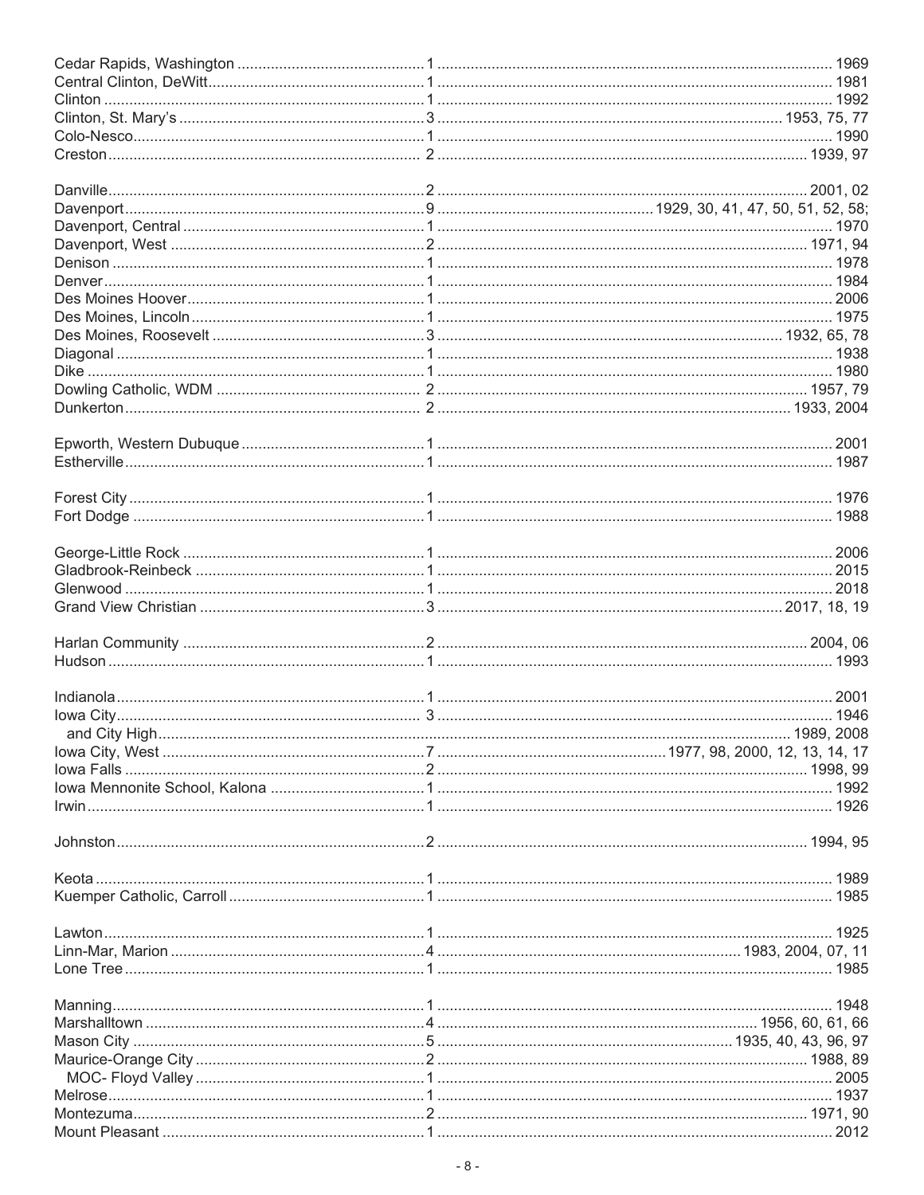| | | |
|---|---|---|
| Cedar Rapids, Washington | 1 | 1969 |
| Central Clinton, DeWitt | 1 | 1981 |
| Clinton | 1 | 1992 |
| Clinton, St. Mary's | 3 | 1953, 75, 77 |
| Colo-Nesco | 1 | 1990 |
| Creston | 2 | 1939, 97 |
| | | |
| Danville | 2 | 2001, 02 |
| Davenport | 9 | 1929, 30, 41, 47, 50, 51, 52, 58; |
| Davenport, Central | 1 | 1970 |
| Davenport, West | 2 | 1971, 94 |
| Denison | 1 | 1978 |
| Denver | 1 | 1984 |
| Des Moines Hoover | 1 | 2006 |
| Des Moines, Lincoln | 1 | 1975 |
| Des Moines, Roosevelt | 3 | 1932, 65, 78 |
| Diagonal | 1 | 1938 |
| Dike | 1 | 1980 |
| Dowling Catholic, WDM | 2 | 1957, 79 |
| Dunkerton | 2 | 1933, 2004 |
| | | |
| Epworth, Western Dubuque | 1 | 2001 |
| Estherville | 1 | 1987 |
| | | |
| Forest City | 1 | 1976 |
| Fort Dodge | 1 | 1988 |
| | | |
| George-Little Rock | 1 | 2006 |
| Gladbrook-Reinbeck | 1 | 2015 |
| Glenwood | 1 | 2018 |
| Grand View Christian | 3 | 2017, 18, 19 |
| | | |
| Harlan Community | 2 | 2004, 06 |
| Hudson | 1 | 1993 |
| | | |
| Indianola | 1 | 2001 |
| Iowa City | 3 | 1946 |
| and City High | | 1989, 2008 |
| Iowa City, West | 7 | 1977, 98, 2000, 12, 13, 14, 17 |
| Iowa Falls | 2 | 1998, 99 |
| Iowa Mennonite School, Kalona | 1 | 1992 |
| Irwin | 1 | 1926 |
| | | |
| Johnston | 2 | 1994, 95 |
| | | |
| Keota | 1 | 1989 |
| Kuemper Catholic, Carroll | 1 | 1985 |
| | | |
| Lawton | 1 | 1925 |
| Linn-Mar, Marion | 4 | 1983, 2004, 07, 11 |
| Lone Tree | 1 | 1985 |
| | | |
| Manning | 1 | 1948 |
| Marshalltown | 4 | 1956, 60, 61, 66 |
| Mason City | 5 | 1935, 40, 43, 96, 97 |
| Maurice-Orange City | 2 | 1988, 89 |
| MOC- Floyd Valley | 1 | 2005 |
| Melrose | 1 | 1937 |
| Montezuma | 2 | 1971, 90 |
| Mount Pleasant | 1 | 2012 |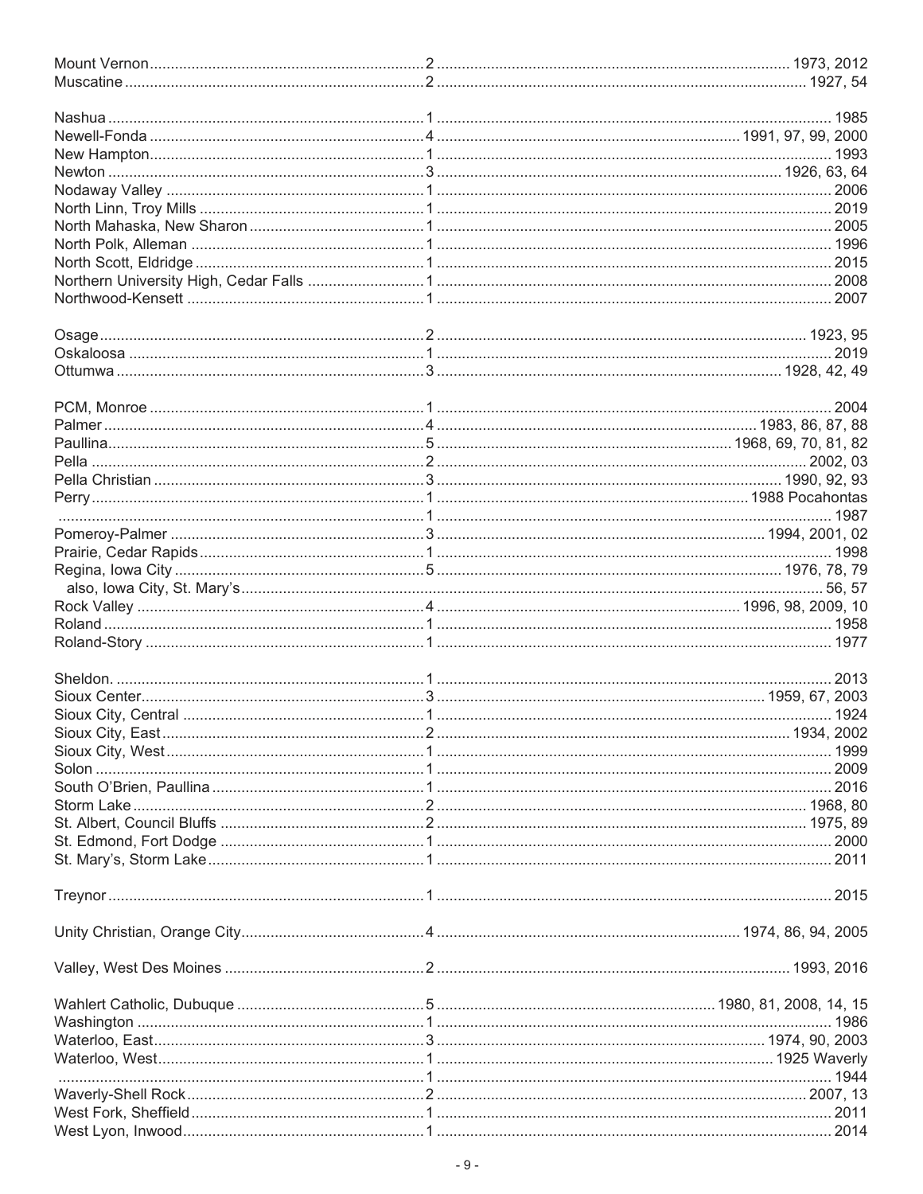| | | |
|---|---|---|
| Mount Vernon | 2 | 1973, 2012 |
| Muscatine | 2 | 1927, 54 |
| | | |
| Nashua | 1 | 1985 |
| Newell-Fonda | 4 | 1991, 97, 99, 2000 |
| New Hampton | 1 | 1993 |
| Newton | 3 | 1926, 63, 64 |
| Nodaway Valley | 1 | 2006 |
| North Linn, Troy Mills | 1 | 2019 |
| North Mahaska, New Sharon | 1 | 2005 |
| North Polk, Alleman | 1 | 1996 |
| North Scott, Eldridge | 1 | 2015 |
| Northern University High, Cedar Falls | 1 | 2008 |
| Northwood-Kensett | 1 | 2007 |
| | | |
| Osage | 2 | 1923, 95 |
| Oskaloosa | 1 | 2019 |
| Ottumwa | 3 | 1928, 42, 49 |
| | | |
| PCM, Monroe | 1 | 2004 |
| Palmer | 4 | 1983, 86, 87, 88 |
| Paullina | 5 | 1968, 69, 70, 81, 82 |
| Pella | 2 | 2002, 03 |
| Pella Christian | 3 | 1990, 92, 93 |
| Perry | 1 | 1988 Pocahontas |
| | 1 | 1987 |
| Pomeroy-Palmer | 3 | 1994, 2001, 02 |
| Prairie, Cedar Rapids | 1 | 1998 |
| Regina, Iowa City | 5 | 1976, 78, 79 |
| also, Iowa City, St. Mary's | | 56, 57 |
| Rock Valley | 4 | 1996, 98, 2009, 10 |
| Roland | 1 | 1958 |
| Roland-Story | 1 | 1977 |
| | | |
| Sheldon. | 1 | 2013 |
| Sioux Center | 3 | 1959, 67, 2003 |
| Sioux City, Central | 1 | 1924 |
| Sioux City, East | 2 | 1934, 2002 |
| Sioux City, West | 1 | 1999 |
| Solon | 1 | 2009 |
| South O'Brien, Paullina | 1 | 2016 |
| Storm Lake | 2 | 1968, 80 |
| St. Albert, Council Bluffs | 2 | 1975, 89 |
| St. Edmond, Fort Dodge | 1 | 2000 |
| St. Mary's, Storm Lake | 1 | 2011 |
| | | |
| Treynor | 1 | 2015 |
| | | |
| Unity Christian, Orange City | 4 | 1974, 86, 94, 2005 |
| | | |
| Valley, West Des Moines | 2 | 1993, 2016 |
| | | |
| Wahlert Catholic, Dubuque | 5 | 1980, 81, 2008, 14, 15 |
| Washington | 1 | 1986 |
| Waterloo, East | 3 | 1974, 90, 2003 |
| Waterloo, West | 1 | 1925 Waverly |
| | 1 | 1944 |
| Waverly-Shell Rock | 2 | 2007, 13 |
| West Fork, Sheffield | 1 | 2011 |
| West Lyon, Inwood | 1 | 2014 |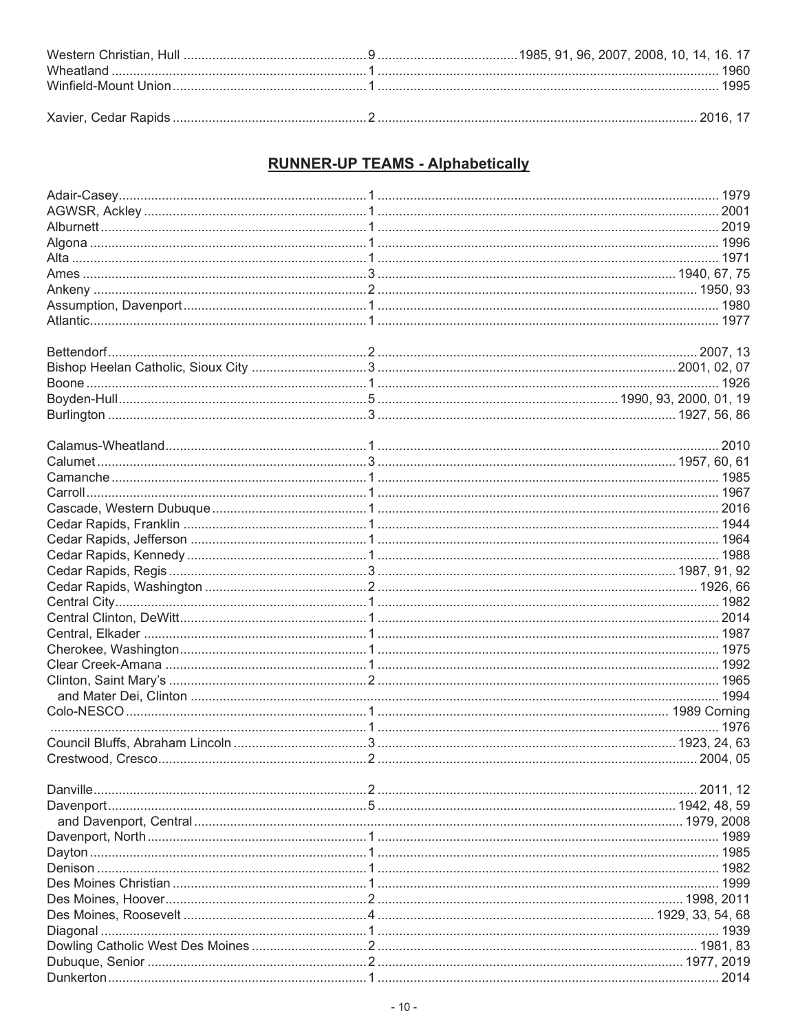| | | |
|---|---|---|
| Western Christian, Hull | 9 | 1985, 91, 96, 2007, 2008, 10, 14, 16. 17 |
| Wheatland | 1 | 1960 |
| Winfield-Mount Union | 1 | 1995 |
| | | |
| Xavier, Cedar Rapids | 2 | 2016, 17 |

## RUNNER-UP TEAMS - Alphabetically

| | | |
|---|---|---|
| Adair-Casey | 1 | 1979 |
| AGWSR, Ackley | 1 | 2001 |
| Alburnett | 1 | 2019 |
| Algona | 1 | 1996 |
| Alta | 1 | 1971 |
| Ames | 3 | 1940, 67, 75 |
| Ankeny | 2 | 1950, 93 |
| Assumption, Davenport | 1 | 1980 |
| Atlantic | 1 | 1977 |
| | | |
| Bettendorf | 2 | 2007, 13 |
| Bishop Heelan Catholic, Sioux City | 3 | 2001, 02, 07 |
| Boone | 1 | 1926 |
| Boyden-Hull | 5 | 1990, 93, 2000, 01, 19 |
| Burlington | 3 | 1927, 56, 86 |
| | | |
| Calamus-Wheatland | 1 | 2010 |
| Calumet | 3 | 1957, 60, 61 |
| Camanche | 1 | 1985 |
| Carroll | 1 | 1967 |
| Cascade, Western Dubuque | 1 | 2016 |
| Cedar Rapids, Franklin | 1 | 1944 |
| Cedar Rapids, Jefferson | 1 | 1964 |
| Cedar Rapids, Kennedy | 1 | 1988 |
| Cedar Rapids, Regis | 3 | 1987, 91, 92 |
| Cedar Rapids, Washington | 2 | 1926, 66 |
| Central City | 1 | 1982 |
| Central Clinton, DeWitt | 1 | 2014 |
| Central, Elkader | 1 | 1987 |
| Cherokee, Washington | 1 | 1975 |
| Clear Creek-Amana | 1 | 1992 |
| Clinton, Saint Mary's | 2 | 1965 |
| and Mater Dei, Clinton | | 1994 |
| Colo-NESCO | 1 | 1989 Corning |
| | 1 | 1976 |
| Council Bluffs, Abraham Lincoln | 3 | 1923, 24, 63 |
| Crestwood, Cresco | 2 | 2004, 05 |
| | | |
| Danville | 2 | 2011, 12 |
| Davenport | 5 | 1942, 48, 59 |
| and Davenport, Central | | 1979, 2008 |
| Davenport, North | 1 | 1989 |
| Dayton | 1 | 1985 |
| Denison | 1 | 1982 |
| Des Moines Christian | 1 | 1999 |
| Des Moines, Hoover | 2 | 1998, 2011 |
| Des Moines, Roosevelt | 4 | 1929, 33, 54, 68 |
| Diagonal | 1 | 1939 |
| Dowling Catholic West Des Moines | 2 | 1981, 83 |
| Dubuque, Senior | 2 | 1977, 2019 |
| Dunkerton | 1 | 2014 |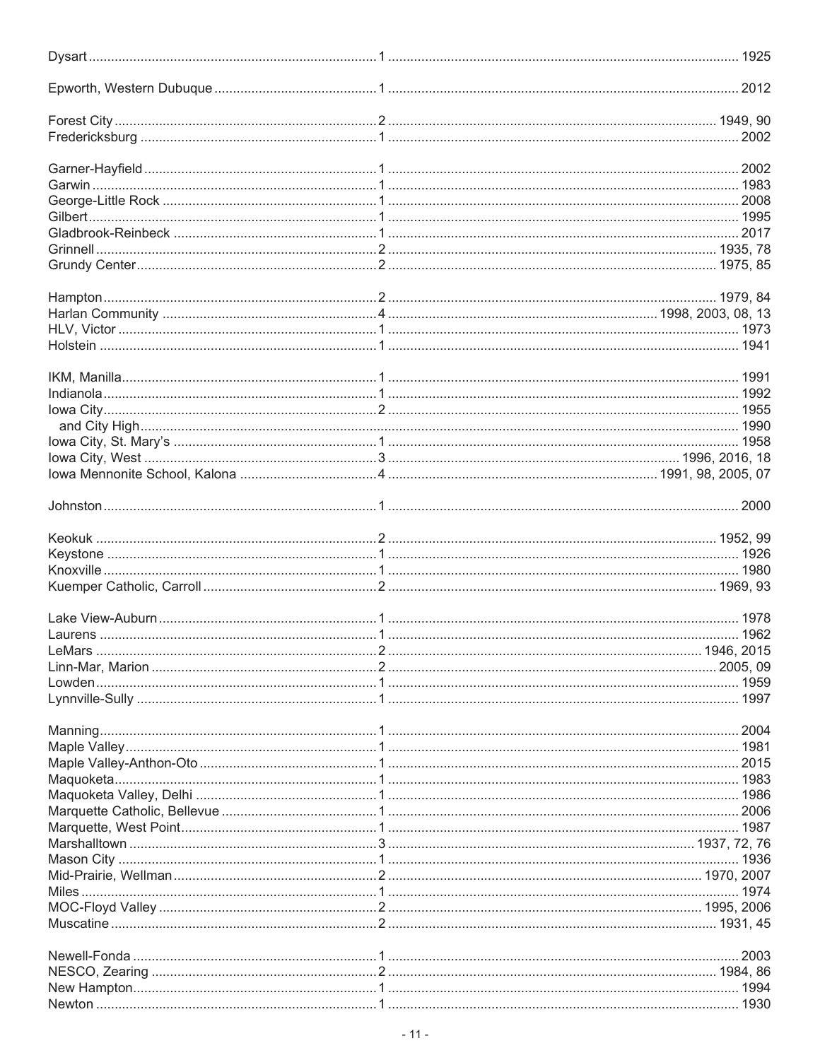| | | |
|---|---|---|
| Dysart | 1 | 1925 |
| | | |
| Epworth, Western Dubuque | 1 | 2012 |
| | | |
| Forest City | 2 | 1949, 90 |
| Fredericksburg | 1 | 2002 |
| | | |
| Garner-Hayfield | 1 | 2002 |
| Garwin | 1 | 1983 |
| George-Little Rock | 1 | 2008 |
| Gilbert | 1 | 1995 |
| Gladbrook-Reinbeck | 1 | 2017 |
| Grinnell | 2 | 1935, 78 |
| Grundy Center | 2 | 1975, 85 |
| | | |
| Hampton | 2 | 1979, 84 |
| Harlan Community | 4 | 1998, 2003, 08, 13 |
| HLV, Victor | 1 | 1973 |
| Holstein | 1 | 1941 |
| | | |
| IKM, Manilla | 1 | 1991 |
| Indianola | 1 | 1992 |
| Iowa City | 2 | 1955 |
| and City High | | 1990 |
| Iowa City, St. Mary's | 1 | 1958 |
| Iowa City, West | 3 | 1996, 2016, 18 |
| Iowa Mennonite School, Kalona | 4 | 1991, 98, 2005, 07 |
| | | |
| Johnston | 1 | 2000 |
| | | |
| Keokuk | 2 | 1952, 99 |
| Keystone | 1 | 1926 |
| Knoxville | 1 | 1980 |
| Kuemper Catholic, Carroll | 2 | 1969, 93 |
| | | |
| Lake View-Auburn | 1 | 1978 |
| Laurens | 1 | 1962 |
| LeMars | 2 | 1946, 2015 |
| Linn-Mar, Marion | 2 | 2005, 09 |
| Lowden | 1 | 1959 |
| Lynnville-Sully | 1 | 1997 |
| | | |
| Manning | 1 | 2004 |
| Maple Valley | 1 | 1981 |
| Maple Valley-Anthon-Oto | 1 | 2015 |
| Maquoketa | 1 | 1983 |
| Maquoketa Valley, Delhi | 1 | 1986 |
| Marquette Catholic, Bellevue | 1 | 2006 |
| Marquette, West Point | 1 | 1987 |
| Marshalltown | 3 | 1937, 72, 76 |
| Mason City | 1 | 1936 |
| Mid-Prairie, Wellman | 2 | 1970, 2007 |
| Miles | 1 | 1974 |
| MOC-Floyd Valley | 2 | 1995, 2006 |
| Muscatine | 2 | 1931, 45 |
| | | |
| Newell-Fonda | 1 | 2003 |
| NESCO, Zearing | 2 | 1984, 86 |
| New Hampton | 1 | 1994 |
| Newton | 1 | 1930 |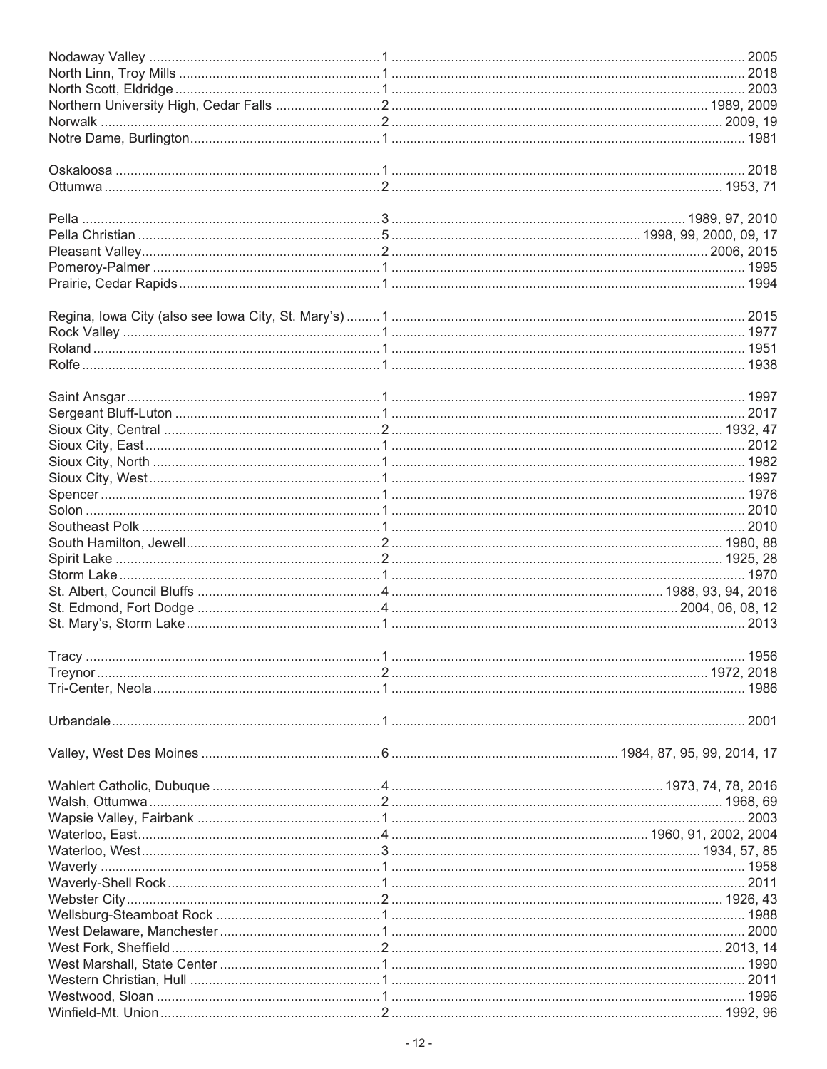| | | |
|---|---|---|
| Nodaway Valley | 1 | 2005 |
| North Linn, Troy Mills | 1 | 2018 |
| North Scott, Eldridge | 1 | 2003 |
| Northern University High, Cedar Falls | 2 | 1989, 2009 |
| Norwalk | 2 | 2009, 19 |
| Notre Dame, Burlington | 1 | 1981 |
| | | |
| Oskaloosa | 1 | 2018 |
| Ottumwa | 2 | 1953, 71 |
| | | |
| Pella | 3 | 1989, 97, 2010 |
| Pella Christian | 5 | 1998, 99, 2000, 09, 17 |
| Pleasant Valley | 2 | 2006, 2015 |
| Pomeroy-Palmer | 1 | 1995 |
| Prairie, Cedar Rapids | 1 | 1994 |
| | | |
| Regina, Iowa City (also see Iowa City, St. Mary's) | 1 | 2015 |
| Rock Valley | 1 | 1977 |
| Roland | 1 | 1951 |
| Rolfe | 1 | 1938 |
| | | |
| Saint Ansgar | 1 | 1997 |
| Sergeant Bluff-Luton | 1 | 2017 |
| Sioux City, Central | 2 | 1932, 47 |
| Sioux City, East | 1 | 2012 |
| Sioux City, North | 1 | 1982 |
| Sioux City, West | 1 | 1997 |
| Spencer | 1 | 1976 |
| Solon | 1 | 2010 |
| Southeast Polk | 1 | 2010 |
| South Hamilton, Jewell | 2 | 1980, 88 |
| Spirit Lake | 2 | 1925, 28 |
| Storm Lake | 1 | 1970 |
| St. Albert, Council Bluffs | 4 | 1988, 93, 94, 2016 |
| St. Edmond, Fort Dodge | 4 | 2004, 06, 08, 12 |
| St. Mary's, Storm Lake | 1 | 2013 |
| | | |
| Tracy | 1 | 1956 |
| Treynor | 2 | 1972, 2018 |
| Tri-Center, Neola | 1 | 1986 |
| | | |
| Urbandale | 1 | 2001 |
| | | |
| Valley, West Des Moines | 6 | 1984, 87, 95, 99, 2014, 17 |
| | | |
| Wahlert Catholic, Dubuque | 4 | 1973, 74, 78, 2016 |
| Walsh, Ottumwa | 2 | 1968, 69 |
| Wapsie Valley, Fairbank | 1 | 2003 |
| Waterloo, East | 4 | 1960, 91, 2002, 2004 |
| Waterloo, West | 3 | 1934, 57, 85 |
| Waverly | 1 | 1958 |
| Waverly-Shell Rock | 1 | 2011 |
| Webster City | 2 | 1926, 43 |
| Wellsburg-Steamboat Rock | 1 | 1988 |
| West Delaware, Manchester | 1 | 2000 |
| West Fork, Sheffield | 2 | 2013, 14 |
| West Marshall, State Center | 1 | 1990 |
| Western Christian, Hull | 1 | 2011 |
| Westwood, Sloan | 1 | 1996 |
| Winfield-Mt. Union | 2 | 1992, 96 |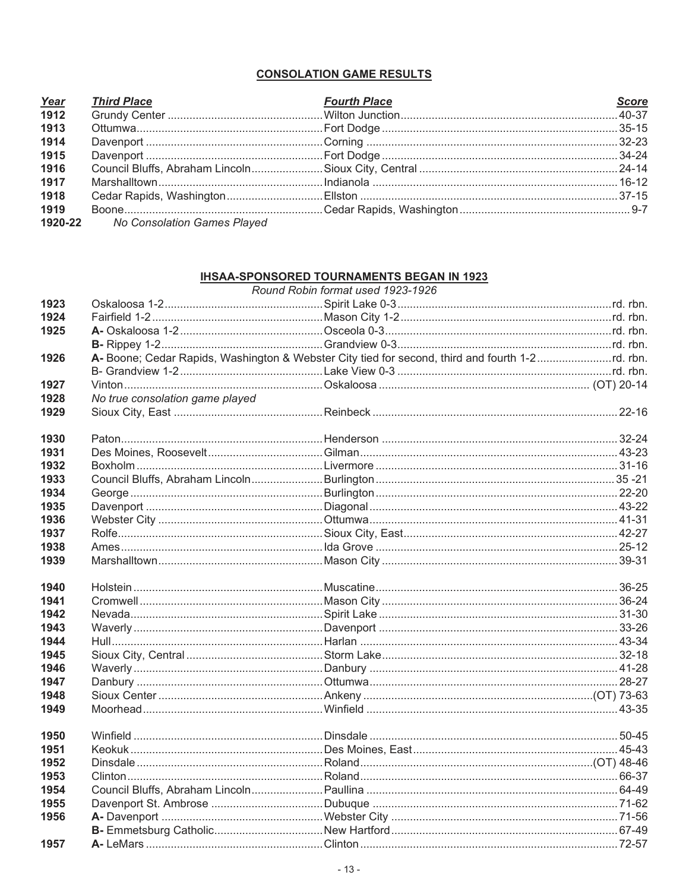## CONSOLATION GAME RESULTS

| Year | Third Place | Fourth Place | Score |
|---|---|---|---|
| 1912 | Grundy Center | Wilton Junction | 40-37 |
| 1913 | Ottumwa | Fort Dodge | 35-15 |
| 1914 | Davenport | Corning | 32-23 |
| 1915 | Davenport | Fort Dodge | 34-24 |
| 1916 | Council Bluffs, Abraham Lincoln | Sioux City, Central | 24-14 |
| 1917 | Marshalltown | Indianola | 16-12 |
| 1918 | Cedar Rapids, Washington | Ellston | 37-15 |
| 1919 | Boone | Cedar Rapids, Washington | 9-7 |
| 1920-22 | *No Consolation Games Played* | | |

## IHSAA-SPONSORED TOURNAMENTS BEGAN IN 1923

*Round Robin format used 1923-1926*

| Year | Third Place | Fourth Place | Score |
|---|---|---|---|
| 1923 | Oskaloosa 1-2 | Spirit Lake 0-3 | rd. rbn. |
| 1924 | Fairfield 1-2 | Mason City 1-2 | rd. rbn. |
| 1925 | **A-** Oskaloosa 1-2 | Osceola 0-3 | rd. rbn. |
| | **B-** Rippey 1-2 | Grandview 0-3 | rd. rbn. |
| 1926 | **A-** Boone; Cedar Rapids, Washington & Webster City tied for second, third and fourth 1-2 | | rd. rbn. |
| | B- Grandview 1-2 | Lake View 0-3 | rd. rbn. |
| 1927 | Vinton | Oskaloosa | (OT) 20-14 |
| 1928 | *No true consolation game played* | | |
| 1929 | Sioux City, East | Reinbeck | 22-16 |
| 1930 | Paton | Henderson | 32-24 |
| 1931 | Des Moines, Roosevelt | Gilman | 43-23 |
| 1932 | Boxholm | Livermore | 31-16 |
| 1933 | Council Bluffs, Abraham Lincoln | Burlington | 35 -21 |
| 1934 | George | Burlington | 22-20 |
| 1935 | Davenport | Diagonal | 43-22 |
| 1936 | Webster City | Ottumwa | 41-31 |
| 1937 | Rolfe | Sioux City, East | 42-27 |
| 1938 | Ames | Ida Grove | 25-12 |
| 1939 | Marshalltown | Mason City | 39-31 |
| 1940 | Holstein | Muscatine | 36-25 |
| 1941 | Cromwell | Mason City | 36-24 |
| 1942 | Nevada | Spirit Lake | 31-30 |
| 1943 | Waverly | Davenport | 33-26 |
| 1944 | Hull | Harlan | 43-34 |
| 1945 | Sioux City, Central | Storm Lake | 32-18 |
| 1946 | Waverly | Danbury | 41-28 |
| 1947 | Danbury | Ottumwa | 28-27 |
| 1948 | Sioux Center | Ankeny | (OT) 73-63 |
| 1949 | Moorhead | Winfield | 43-35 |
| 1950 | Winfield | Dinsdale | 50-45 |
| 1951 | Keokuk | Des Moines, East | 45-43 |
| 1952 | Dinsdale | Roland | (OT) 48-46 |
| 1953 | Clinton | Roland | 66-37 |
| 1954 | Council Bluffs, Abraham Lincoln | Paullina | 64-49 |
| 1955 | Davenport St. Ambrose | Dubuque | 71-62 |
| 1956 | **A-** Davenport | Webster City | 71-56 |
| | **B-** Emmetsburg Catholic | New Hartford | 67-49 |
| 1957 | **A-** LeMars | Clinton | 72-57 |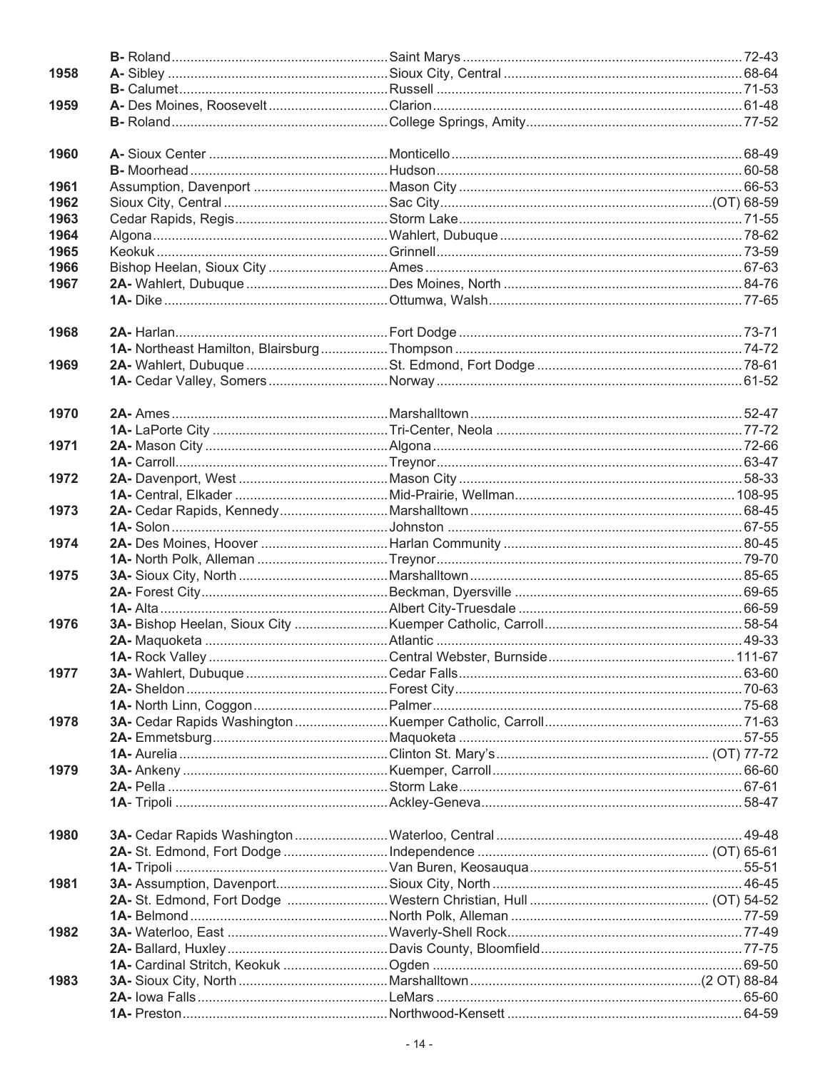| Year | Champion | Runner-up | Score |
|---|---|---|---|
| | **B-** Roland | Saint Marys | 72-43 |
| 1958 | **A-** Sibley | Sioux City, Central | 68-64 |
| | **B-** Calumet | Russell | 71-53 |
| 1959 | **A-** Des Moines, Roosevelt | Clarion | 61-48 |
| | **B-** Roland | College Springs, Amity | 77-52 |
| 1960 | **A-** Sioux Center | Monticello | 68-49 |
| | **B-** Moorhead | Hudson | 60-58 |
| 1961 | Assumption, Davenport | Mason City | 66-53 |
| 1962 | Sioux City, Central | Sac City | (OT) 68-59 |
| 1963 | Cedar Rapids, Regis | Storm Lake | 71-55 |
| 1964 | Algona | Wahlert, Dubuque | 78-62 |
| 1965 | Keokuk | Grinnell | 73-59 |
| 1966 | Bishop Heelan, Sioux City | Ames | 67-63 |
| 1967 | **2A-** Wahlert, Dubuque | Des Moines, North | 84-76 |
| | **1A-** Dike | Ottumwa, Walsh | 77-65 |
| 1968 | **2A-** Harlan | Fort Dodge | 73-71 |
| | **1A-** Northeast Hamilton, Blairsburg | Thompson | 74-72 |
| 1969 | **2A-** Wahlert, Dubuque | St. Edmond, Fort Dodge | 78-61 |
| | **1A-** Cedar Valley, Somers | Norway | 61-52 |
| 1970 | **2A-** Ames | Marshalltown | 52-47 |
| | **1A-** LaPorte City | Tri-Center, Neola | 77-72 |
| 1971 | **2A-** Mason City | Algona | 72-66 |
| | **1A-** Carroll | Treynor | 63-47 |
| 1972 | **2A-** Davenport, West | Mason City | 58-33 |
| | **1A-** Central, Elkader | Mid-Prairie, Wellman | 108-95 |
| 1973 | **2A-** Cedar Rapids, Kennedy | Marshalltown | 68-45 |
| | **1A-** Solon | Johnston | 67-55 |
| 1974 | **2A-** Des Moines, Hoover | Harlan Community | 80-45 |
| | **1A-** North Polk, Alleman | Treynor | 79-70 |
| 1975 | **3A-** Sioux City, North | Marshalltown | 85-65 |
| | **2A-** Forest City | Beckman, Dyersville | 69-65 |
| | **1A-** Alta | Albert City-Truesdale | 66-59 |
| 1976 | **3A-** Bishop Heelan, Sioux City | Kuemper Catholic, Carroll | 58-54 |
| | **2A-** Maquoketa | Atlantic | 49-33 |
| | **1A-** Rock Valley | Central Webster, Burnside | 111-67 |
| 1977 | **3A-** Wahlert, Dubuque | Cedar Falls | 63-60 |
| | **2A-** Sheldon | Forest City | 70-63 |
| | **1A-** North Linn, Coggon | Palmer | 75-68 |
| 1978 | **3A-** Cedar Rapids Washington | Kuemper Catholic, Carroll | 71-63 |
| | **2A-** Emmetsburg | Maquoketa | 57-55 |
| | **1A-** Aurelia | Clinton St. Mary's | (OT) 77-72 |
| 1979 | **3A-** Ankeny | Kuemper, Carroll | 66-60 |
| | **2A-** Pella | Storm Lake | 67-61 |
| | **1A-** Tripoli | Ackley-Geneva | 58-47 |
| 1980 | **3A-** Cedar Rapids Washington | Waterloo, Central | 49-48 |
| | **2A-** St. Edmond, Fort Dodge | Independence | (OT) 65-61 |
| | **1A-** Tripoli | Van Buren, Keosauqua | 55-51 |
| 1981 | **3A-** Assumption, Davenport | Sioux City, North | 46-45 |
| | **2A-** St. Edmond, Fort Dodge | Western Christian, Hull | (OT) 54-52 |
| | **1A-** Belmond | North Polk, Alleman | 77-59 |
| 1982 | **3A-** Waterloo, East | Waverly-Shell Rock | 77-49 |
| | **2A-** Ballard, Huxley | Davis County, Bloomfield | 77-75 |
| | **1A-** Cardinal Stritch, Keokuk | Ogden | 69-50 |
| 1983 | **3A-** Sioux City, North | Marshalltown | (2 OT) 88-84 |
| | **2A-** Iowa Falls | LeMars | 65-60 |
| | **1A-** Preston | Northwood-Kensett | 64-59 |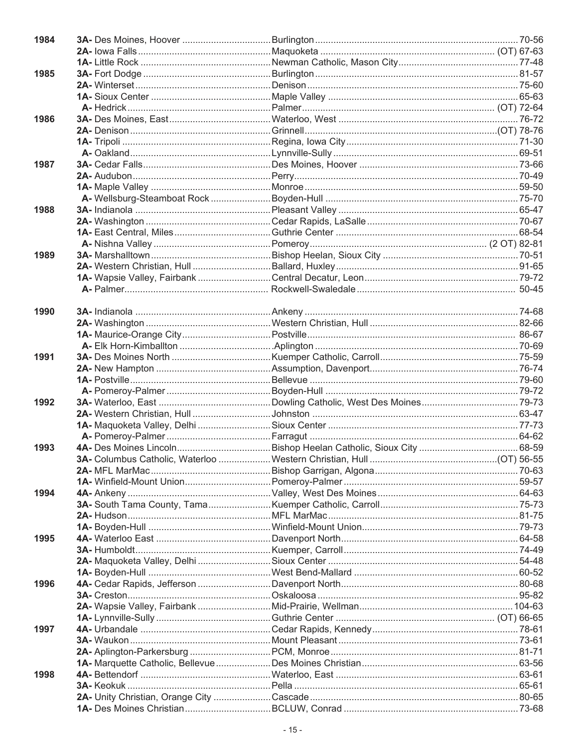| Year | Champion | Runner-up | Score |
|---|---|---|---|
| 1984 | **3A-** Des Moines, Hoover | Burlington | 70-56 |
| | **2A-** Iowa Falls | Maquoketa | (OT) 67-63 |
| | **1A-** Little Rock | Newman Catholic, Mason City | 77-48 |
| 1985 | **3A-** Fort Dodge | Burlington | 81-57 |
| | **2A-** Winterset | Denison | 75-60 |
| | **1A-** Sioux Center | Maple Valley | 65-63 |
| | **A-** Hedrick | Palmer | (OT) 72-64 |
| 1986 | **3A-** Des Moines, East | Waterloo, West | 76-72 |
| | **2A-** Denison | Grinnell | (OT) 78-76 |
| | **1A-** Tripoli | Regina, Iowa City | 71-30 |
| | **A-** Oakland | Lynnville-Sully | 69-51 |
| 1987 | **3A-** Cedar Falls | Des Moines, Hoover | 73-66 |
| | **2A-** Audubon | Perry | 70-49 |
| | **1A-** Maple Valley | Monroe | 59-50 |
| | **A-** Wellsburg-Steamboat Rock | Boyden-Hull | 75-70 |
| 1988 | **3A-** Indianola | Pleasant Valley | 65-47 |
| | **2A-** Washington | Cedar Rapids, LaSalle | 70-67 |
| | **1A-** East Central, Miles | Guthrie Center | 68-54 |
| | **A-** Nishna Valley | Pomeroy | (2 OT) 82-81 |
| 1989 | **3A-** Marshalltown | Bishop Heelan, Sioux City | 70-51 |
| | **2A-** Western Christian, Hull | Ballard, Huxley | 91-65 |
| | **1A-** Wapsie Valley, Fairbank | Central Decatur, Leon | 79-72 |
| | **A-** Palmer | Rockwell-Swaledale | 50-45 |
| 1990 | **3A-** Indianola | Ankeny | 74-68 |
| | **2A-** Washington | Western Christian, Hull | 82-66 |
| | **1A-** Maurice-Orange City | Postville | 86-67 |
| | **A-** Elk Horn-Kimballton | Aplington | 70-69 |
| 1991 | **3A-** Des Moines North | Kuemper Catholic, Carroll | 75-59 |
| | **2A-** New Hampton | Assumption, Davenport | 76-74 |
| | **1A-** Postville | Bellevue | 79-60 |
| | **A-** Pomeroy-Palmer | Boyden-Hull | 79-72 |
| 1992 | **3A-** Waterloo, East | Dowling Catholic, West Des Moines | 79-73 |
| | **2A-** Western Christian, Hull | Johnston | 63-47 |
| | **1A-** Maquoketa Valley, Delhi | Sioux Center | 77-73 |
| | **A-** Pomeroy-Palmer | Farragut | 64-62 |
| 1993 | **4A-** Des Moines Lincoln | Bishop Heelan Catholic, Sioux City | 68-59 |
| | **3A-** Columbus Catholic, Waterloo | Western Christian, Hull | (OT) 56-55 |
| | **2A-** MFL MarMac | Bishop Garrigan, Algona | 70-63 |
| | **1A-** Winfield-Mount Union | Pomeroy-Palmer | 59-57 |
| 1994 | **4A-** Ankeny | Valley, West Des Moines | 64-63 |
| | **3A-** South Tama County, Tama | Kuemper Catholic, Carroll | 75-73 |
| | **2A-** Hudson | MFL MarMac | 81-75 |
| | **1A-** Boyden-Hull | Winfield-Mount Union | 79-73 |
| 1995 | **4A-** Waterloo East | Davenport North | 64-58 |
| | **3A-** Humboldt | Kuemper, Carroll | 74-49 |
| | **2A-** Maquoketa Valley, Delhi | Sioux Center | 54-48 |
| | **1A-** Boyden-Hull | West Bend-Mallard | 60-52 |
| 1996 | **4A-** Cedar Rapids, Jefferson | Davenport North | 80-68 |
| | **3A-** Creston | Oskaloosa | 95-82 |
| | **2A-** Wapsie Valley, Fairbank | Mid-Prairie, Wellman | 104-63 |
| | **1A-** Lynnville-Sully | Guthrie Center | (OT) 66-65 |
| 1997 | **4A-** Urbandale | Cedar Rapids, Kennedy | 78-61 |
| | **3A-** Waukon | Mount Pleasant | 73-61 |
| | **2A-** Aplington-Parkersburg | PCM, Monroe | 81-71 |
| | **1A-** Marquette Catholic, Bellevue | Des Moines Christian | 63-56 |
| 1998 | **4A-** Bettendorf | Waterloo, East | 63-61 |
| | **3A-** Keokuk | Pella | 65-61 |
| | **2A-** Unity Christian, Orange City | Cascade | 80-65 |
| | **1A-** Des Moines Christian | BCLUW, Conrad | 73-68 |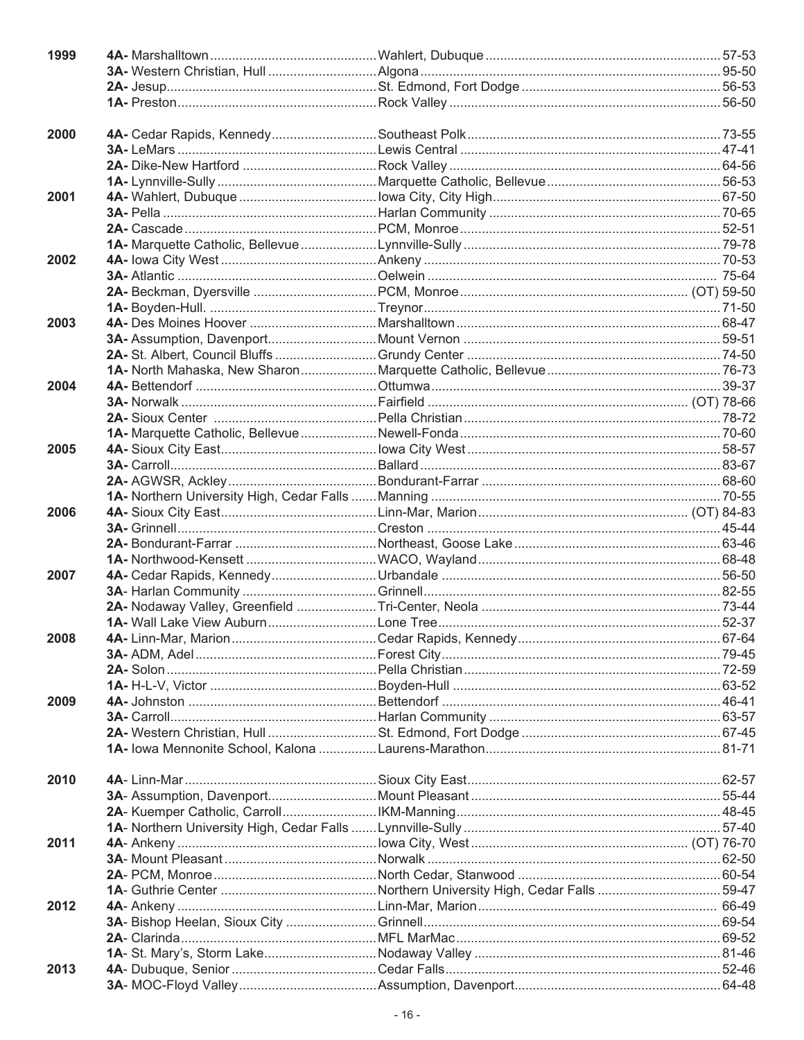| Year | Champion | Runner-up | Score |
|---|---|---|---|
| 1999 | 4A- Marshalltown | Wahlert, Dubuque | 57-53 |
| | 3A- Western Christian, Hull | Algona | 95-50 |
| | 2A- Jesup | St. Edmond, Fort Dodge | 56-53 |
| | 1A- Preston | Rock Valley | 56-50 |
| 2000 | 4A- Cedar Rapids, Kennedy | Southeast Polk | 73-55 |
| | 3A- LeMars | Lewis Central | 47-41 |
| | 2A- Dike-New Hartford | Rock Valley | 64-56 |
| | 1A- Lynnville-Sully | Marquette Catholic, Bellevue | 56-53 |
| 2001 | 4A- Wahlert, Dubuque | Iowa City, City High | 67-50 |
| | 3A- Pella | Harlan Community | 70-65 |
| | 2A- Cascade | PCM, Monroe | 52-51 |
| | 1A- Marquette Catholic, Bellevue | Lynnville-Sully | 79-78 |
| 2002 | 4A- Iowa City West | Ankeny | 70-53 |
| | 3A- Atlantic | Oelwein | 75-64 |
| | 2A- Beckman, Dyersville | PCM, Monroe | (OT) 59-50 |
| | 1A- Boyden-Hull. | Treynor | 71-50 |
| 2003 | 4A- Des Moines Hoover | Marshalltown | 68-47 |
| | 3A- Assumption, Davenport | Mount Vernon | 59-51 |
| | 2A- St. Albert, Council Bluffs | Grundy Center | 74-50 |
| | 1A- North Mahaska, New Sharon | Marquette Catholic, Bellevue | 76-73 |
| 2004 | 4A- Bettendorf | Ottumwa | 39-37 |
| | 3A- Norwalk | Fairfield | (OT) 78-66 |
| | 2A- Sioux Center | Pella Christian | 78-72 |
| | 1A- Marquette Catholic, Bellevue | Newell-Fonda | 70-60 |
| 2005 | 4A- Sioux City East | Iowa City West | 58-57 |
| | 3A- Carroll | Ballard | 83-67 |
| | 2A- AGWSR, Ackley | Bondurant-Farrar | 68-60 |
| | 1A- Northern University High, Cedar Falls | Manning | 70-55 |
| 2006 | 4A- Sioux City East | Linn-Mar, Marion | (OT) 84-83 |
| | 3A- Grinnell | Creston | 45-44 |
| | 2A- Bondurant-Farrar | Northeast, Goose Lake | 63-46 |
| | 1A- Northwood-Kensett | WACO, Wayland | 68-48 |
| 2007 | 4A- Cedar Rapids, Kennedy | Urbandale | 56-50 |
| | 3A- Harlan Community | Grinnell | 82-55 |
| | 2A- Nodaway Valley, Greenfield | Tri-Center, Neola | 73-44 |
| | 1A- Wall Lake View Auburn | Lone Tree | 52-37 |
| 2008 | 4A- Linn-Mar, Marion | Cedar Rapids, Kennedy | 67-64 |
| | 3A- ADM, Adel | Forest City | 79-45 |
| | 2A- Solon | Pella Christian | 72-59 |
| | 1A- H-L-V, Victor | Boyden-Hull | 63-52 |
| 2009 | 4A- Johnston | Bettendorf | 46-41 |
| | 3A- Carroll | Harlan Community | 63-57 |
| | 2A- Western Christian, Hull | St. Edmond, Fort Dodge | 67-45 |
| | 1A- Iowa Mennonite School, Kalona | Laurens-Marathon | 81-71 |
| 2010 | 4A- Linn-Mar | Sioux City East | 62-57 |
| | 3A- Assumption, Davenport | Mount Pleasant | 55-44 |
| | 2A- Kuemper Catholic, Carroll | IKM-Manning | 48-45 |
| | 1A- Northern University High, Cedar Falls | Lynnville-Sully | 57-40 |
| 2011 | 4A- Ankeny | Iowa City, West | (OT) 76-70 |
| | 3A- Mount Pleasant | Norwalk | 62-50 |
| | 2A- PCM, Monroe | North Cedar, Stanwood | 60-54 |
| | 1A- Guthrie Center | Northern University High, Cedar Falls | 59-47 |
| 2012 | 4A- Ankeny | Linn-Mar, Marion | 66-49 |
| | 3A- Bishop Heelan, Sioux City | Grinnell | 69-54 |
| | 2A- Clarinda | MFL MarMac | 69-52 |
| | 1A- St. Mary's, Storm Lake | Nodaway Valley | 81-46 |
| 2013 | 4A- Dubuque, Senior | Cedar Falls | 52-46 |
| | 3A- MOC-Floyd Valley | Assumption, Davenport | 64-48 |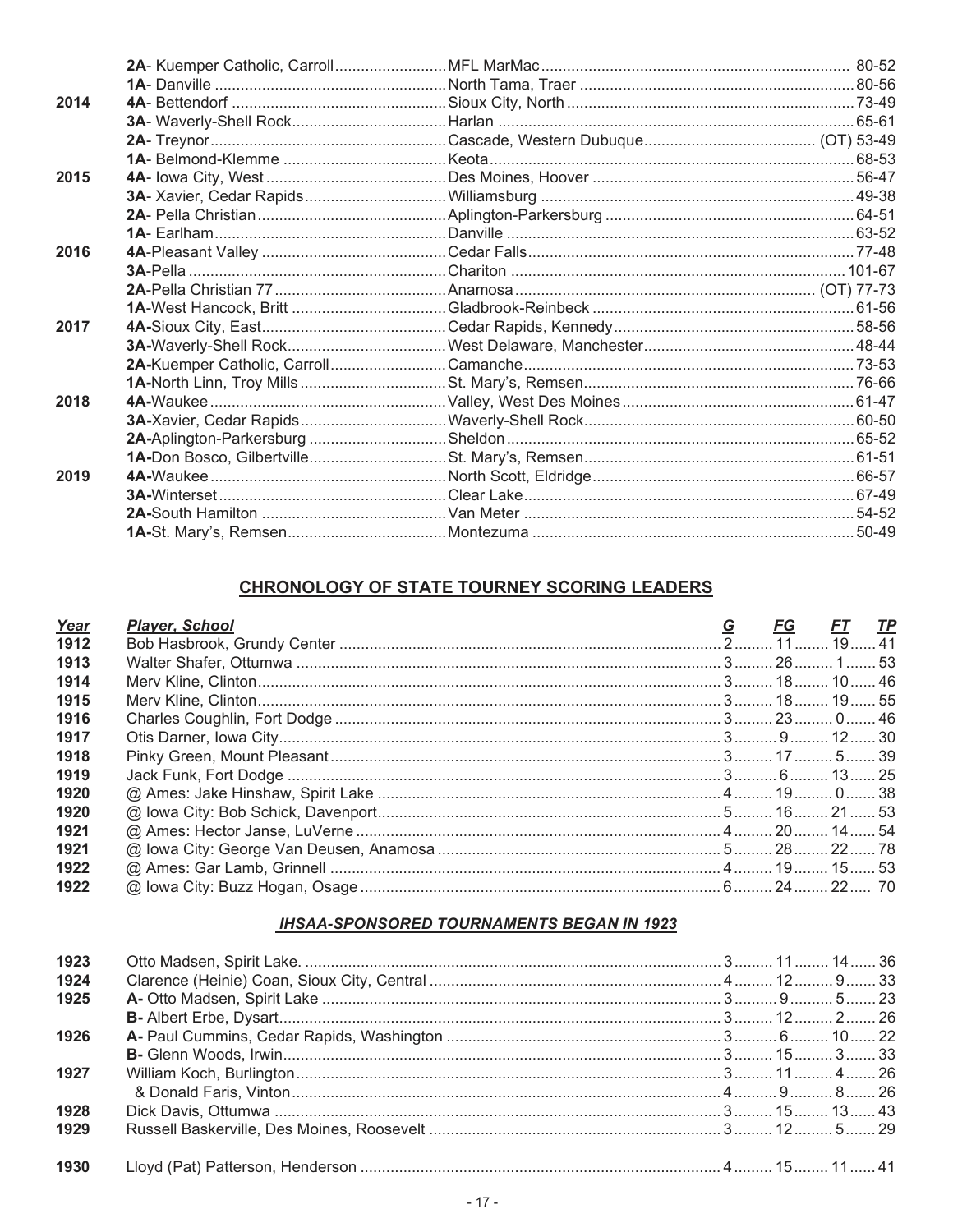| Year | Champion | Runner-up | Score |
|---|---|---|---|
| | **2A**- Kuemper Catholic, Carroll | MFL MarMac | 80-52 |
| | **1A**- Danville | North Tama, Traer | 80-56 |
| **2014** | **4A**- Bettendorf | Sioux City, North | 73-49 |
| | **3A**- Waverly-Shell Rock | Harlan | 65-61 |
| | **2A**- Treynor | Cascade, Western Dubuque | (OT) 53-49 |
| | **1A**- Belmond-Klemme | Keota | 68-53 |
| **2015** | **4A**- Iowa City, West | Des Moines, Hoover | 56-47 |
| | **3A**- Xavier, Cedar Rapids | Williamsburg | 49-38 |
| | **2A**- Pella Christian | Aplington-Parkersburg | 64-51 |
| | **1A**- Earlham | Danville | 63-52 |
| **2016** | **4A**-Pleasant Valley | Cedar Falls | 77-48 |
| | **3A**-Pella | Chariton | 101-67 |
| | **2A**-Pella Christian 77 | Anamosa | (OT) 77-73 |
| | **1A**-West Hancock, Britt | Gladbrook-Reinbeck | 61-56 |
| **2017** | **4A-**Sioux City, East | Cedar Rapids, Kennedy | 58-56 |
| | **3A-**Waverly-Shell Rock | West Delaware, Manchester | 48-44 |
| | **2A-**Kuemper Catholic, Carroll | Camanche | 73-53 |
| | **1A-**North Linn, Troy Mills | St. Mary's, Remsen | 76-66 |
| **2018** | **4A-**Waukee | Valley, West Des Moines | 61-47 |
| | **3A-**Xavier, Cedar Rapids | Waverly-Shell Rock | 60-50 |
| | **2A-**Aplington-Parkersburg | Sheldon | 65-52 |
| | **1A-**Don Bosco, Gilbertville | St. Mary's, Remsen | 61-51 |
| **2019** | **4A-**Waukee | North Scott, Eldridge | 66-57 |
| | **3A-**Winterset | Clear Lake | 67-49 |
| | **2A-**South Hamilton | Van Meter | 54-52 |
| | **1A-**St. Mary's, Remsen | Montezuma | 50-49 |

## CHRONOLOGY OF STATE TOURNEY SCORING LEADERS

| *Year* | *Player, School* | *G* | *FG* | *FT* | *TP* |
|---|---|---|---|---|---|
| **1912** | Bob Hasbrook, Grundy Center | 2 | 11 | 19 | 41 |
| **1913** | Walter Shafer, Ottumwa | 3 | 26 | 1 | 53 |
| **1914** | Merv Kline, Clinton | 3 | 18 | 10 | 46 |
| **1915** | Merv Kline, Clinton | 3 | 18 | 19 | 55 |
| **1916** | Charles Coughlin, Fort Dodge | 3 | 23 | 0 | 46 |
| **1917** | Otis Darner, Iowa City | 3 | 9 | 12 | 30 |
| **1918** | Pinky Green, Mount Pleasant | 3 | 17 | 5 | 39 |
| **1919** | Jack Funk, Fort Dodge | 3 | 6 | 13 | 25 |
| **1920** | @ Ames: Jake Hinshaw, Spirit Lake | 4 | 19 | 0 | 38 |
| **1920** | @ Iowa City: Bob Schick, Davenport | 5 | 16 | 21 | 53 |
| **1921** | @ Ames: Hector Janse, LuVerne | 4 | 20 | 14 | 54 |
| **1921** | @ Iowa City: George Van Deusen, Anamosa | 5 | 28 | 22 | 78 |
| **1922** | @ Ames: Gar Lamb, Grinnell | 4 | 19 | 15 | 53 |
| **1922** | @ Iowa City: Buzz Hogan, Osage | 6 | 24 | 22 | 70 |

### *IHSAA-SPONSORED TOURNAMENTS BEGAN IN 1923*

| Year | Player, School | G | FG | FT | TP |
|---|---|---|---|---|---|
| **1923** | Otto Madsen, Spirit Lake. | 3 | 11 | 14 | 36 |
| **1924** | Clarence (Heinie) Coan, Sioux City, Central | 4 | 12 | 9 | 33 |
| **1925** | **A-** Otto Madsen, Spirit Lake | 3 | 9 | 5 | 23 |
| | **B-** Albert Erbe, Dysart | 3 | 12 | 2 | 26 |
| **1926** | **A-** Paul Cummins, Cedar Rapids, Washington | 3 | 6 | 10 | 22 |
| | **B-** Glenn Woods, Irwin | 3 | 15 | 3 | 33 |
| **1927** | William Koch, Burlington | 3 | 11 | 4 | 26 |
| | & Donald Faris, Vinton | 4 | 9 | 8 | 26 |
| **1928** | Dick Davis, Ottumwa | 3 | 15 | 13 | 43 |
| **1929** | Russell Baskerville, Des Moines, Roosevelt | 3 | 12 | 5 | 29 |
| **1930** | Lloyd (Pat) Patterson, Henderson | 4 | 15 | 11 | 41 |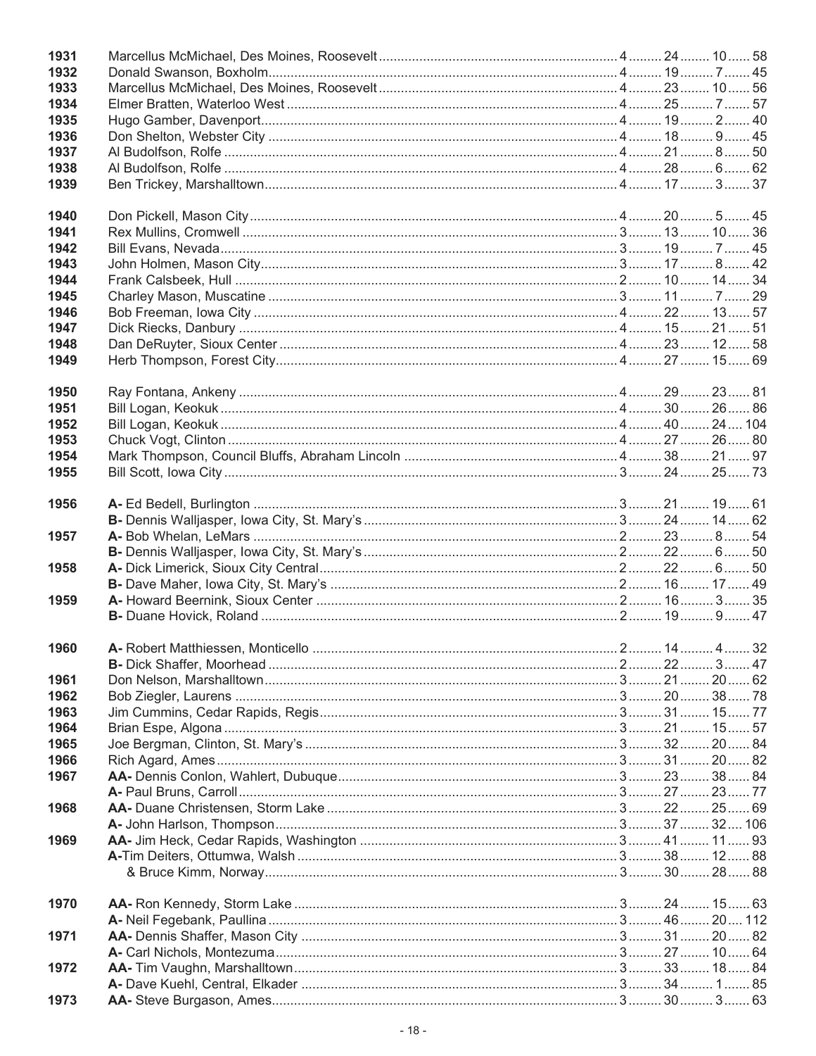| Year | Name, School | | | | |
|---|---|---|---|---|---|
| 1931 | Marcellus McMichael, Des Moines, Roosevelt | 4 | 24 | 10 | 58 |
| 1932 | Donald Swanson, Boxholm | 4 | 19 | 7 | 45 |
| 1933 | Marcellus McMichael, Des Moines, Roosevelt | 4 | 23 | 10 | 56 |
| 1934 | Elmer Bratten, Waterloo West | 4 | 25 | 7 | 57 |
| 1935 | Hugo Gamber, Davenport | 4 | 19 | 2 | 40 |
| 1936 | Don Shelton, Webster City | 4 | 18 | 9 | 45 |
| 1937 | Al Budolfson, Rolfe | 4 | 21 | 8 | 50 |
| 1938 | Al Budolfson, Rolfe | 4 | 28 | 6 | 62 |
| 1939 | Ben Trickey, Marshalltown | 4 | 17 | 3 | 37 |
| 1940 | Don Pickell, Mason City | 4 | 20 | 5 | 45 |
| 1941 | Rex Mullins, Cromwell | 3 | 13 | 10 | 36 |
| 1942 | Bill Evans, Nevada | 3 | 19 | 7 | 45 |
| 1943 | John Holmen, Mason City | 3 | 17 | 8 | 42 |
| 1944 | Frank Calsbeek, Hull | 2 | 10 | 14 | 34 |
| 1945 | Charley Mason, Muscatine | 3 | 11 | 7 | 29 |
| 1946 | Bob Freeman, Iowa City | 4 | 22 | 13 | 57 |
| 1947 | Dick Riecks, Danbury | 4 | 15 | 21 | 51 |
| 1948 | Dan DeRuyter, Sioux Center | 4 | 23 | 12 | 58 |
| 1949 | Herb Thompson, Forest City | 4 | 27 | 15 | 69 |
| 1950 | Ray Fontana, Ankeny | 4 | 29 | 23 | 81 |
| 1951 | Bill Logan, Keokuk | 4 | 30 | 26 | 86 |
| 1952 | Bill Logan, Keokuk | 4 | 40 | 24 | 104 |
| 1953 | Chuck Vogt, Clinton | 4 | 27 | 26 | 80 |
| 1954 | Mark Thompson, Council Bluffs, Abraham Lincoln | 4 | 38 | 21 | 97 |
| 1955 | Bill Scott, Iowa City | 3 | 24 | 25 | 73 |
| 1956 | **A-** Ed Bedell, Burlington | 3 | 21 | 19 | 61 |
| | **B-** Dennis Walljasper, Iowa City, St. Mary's | 3 | 24 | 14 | 62 |
| 1957 | **A-** Bob Whelan, LeMars | 2 | 23 | 8 | 54 |
| | **B-** Dennis Walljasper, Iowa City, St. Mary's | 2 | 22 | 6 | 50 |
| 1958 | **A-** Dick Limerick, Sioux City Central | 2 | 22 | 6 | 50 |
| | **B-** Dave Maher, Iowa City, St. Mary's | 2 | 16 | 17 | 49 |
| 1959 | **A-** Howard Beernink, Sioux Center | 2 | 16 | 3 | 35 |
| | **B-** Duane Hovick, Roland | 2 | 19 | 9 | 47 |
| 1960 | **A-** Robert Matthiessen, Monticello | 2 | 14 | 4 | 32 |
| | **B-** Dick Shaffer, Moorhead | 2 | 22 | 3 | 47 |
| 1961 | Don Nelson, Marshalltown | 3 | 21 | 20 | 62 |
| 1962 | Bob Ziegler, Laurens | 3 | 20 | 38 | 78 |
| 1963 | Jim Cummins, Cedar Rapids, Regis | 3 | 31 | 15 | 77 |
| 1964 | Brian Espe, Algona | 3 | 21 | 15 | 57 |
| 1965 | Joe Bergman, Clinton, St. Mary's | 3 | 32 | 20 | 84 |
| 1966 | Rich Agard, Ames | 3 | 31 | 20 | 82 |
| 1967 | **AA-** Dennis Conlon, Wahlert, Dubuque | 3 | 23 | 38 | 84 |
| | **A-** Paul Bruns, Carroll | 3 | 27 | 23 | 77 |
| 1968 | **AA-** Duane Christensen, Storm Lake | 3 | 22 | 25 | 69 |
| | **A-** John Harlson, Thompson | 3 | 37 | 32 | 106 |
| 1969 | **AA-** Jim Heck, Cedar Rapids, Washington | 3 | 41 | 11 | 93 |
| | **A-**Tim Deiters, Ottumwa, Walsh | 3 | 38 | 12 | 88 |
| | & Bruce Kimm, Norway | 3 | 30 | 28 | 88 |
| 1970 | **AA-** Ron Kennedy, Storm Lake | 3 | 24 | 15 | 63 |
| | **A-** Neil Fegebank, Paullina | 3 | 46 | 20 | 112 |
| 1971 | **AA-** Dennis Shaffer, Mason City | 3 | 31 | 20 | 82 |
| | **A-** Carl Nichols, Montezuma | 3 | 27 | 10 | 64 |
| 1972 | **AA-** Tim Vaughn, Marshalltown | 3 | 33 | 18 | 84 |
| | **A-** Dave Kuehl, Central, Elkader | 3 | 34 | 1 | 85 |
| 1973 | **AA-** Steve Burgason, Ames | 3 | 30 | 3 | 63 |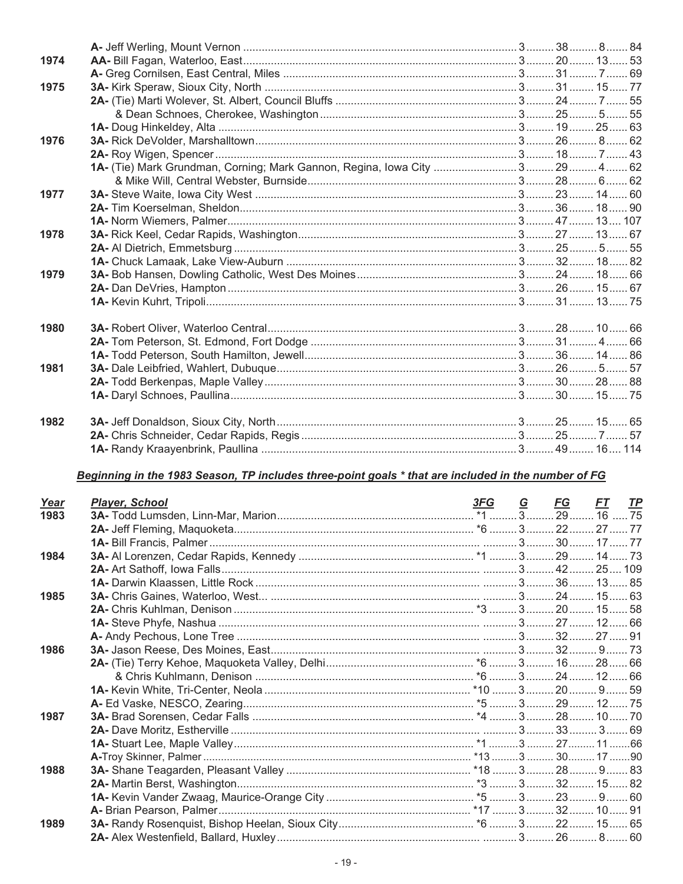| Year | Player, School | G | FG | FT | TP |
|---|---|---|---|---|---|
| | **A-** Jeff Werling, Mount Vernon | 3 | 38 | 8 | 84 |
| 1974 | **AA-** Bill Fagan, Waterloo, East | 3 | 20 | 13 | 53 |
| | **A-** Greg Cornilsen, East Central, Miles | 3 | 31 | 7 | 69 |
| 1975 | **3A-** Kirk Speraw, Sioux City, North | 3 | 31 | 15 | 77 |
| | **2A-** (Tie) Marti Wolever, St. Albert, Council Bluffs | 3 | 24 | 7 | 55 |
| | & Dean Schnoes, Cherokee, Washington | 3 | 25 | 5 | 55 |
| | **1A-** Doug Hinkeldey, Alta | 3 | 19 | 25 | 63 |
| 1976 | **3A-** Rick DeVolder, Marshalltown | 3 | 26 | 8 | 62 |
| | **2A-** Roy Wigen, Spencer | 3 | 18 | 7 | 43 |
| | **1A-** (Tie) Mark Grundman, Corning; Mark Gannon, Regina, Iowa City | 3 | 29 | 4 | 62 |
| | & Mike Will, Central Webster, Burnside | 3 | 28 | 6 | 62 |
| 1977 | **3A-** Steve Waite, Iowa City West | 3 | 23 | 14 | 60 |
| | **2A-** Tim Koerselman, Sheldon | 3 | 36 | 18 | 90 |
| | **1A-** Norm Wiemers, Palmer | 3 | 47 | 13 | 107 |
| 1978 | **3A-** Rick Keel, Cedar Rapids, Washington | 3 | 27 | 13 | 67 |
| | **2A-** Al Dietrich, Emmetsburg | 3 | 25 | 5 | 55 |
| | **1A-** Chuck Lamaak, Lake View-Auburn | 3 | 32 | 18 | 82 |
| 1979 | **3A-** Bob Hansen, Dowling Catholic, West Des Moines | 3 | 24 | 18 | 66 |
| | **2A-** Dan DeVries, Hampton | 3 | 26 | 15 | 67 |
| | **1A-** Kevin Kuhrt, Tripoli | 3 | 31 | 13 | 75 |
| 1980 | **3A-** Robert Oliver, Waterloo Central | 3 | 28 | 10 | 66 |
| | **2A-** Tom Peterson, St. Edmond, Fort Dodge | 3 | 31 | 4 | 66 |
| | **1A-** Todd Peterson, South Hamilton, Jewell | 3 | 36 | 14 | 86 |
| 1981 | **3A-** Dale Leibfried, Wahlert, Dubuque | 3 | 26 | 5 | 57 |
| | **2A-** Todd Berkenpas, Maple Valley | 3 | 30 | 28 | 88 |
| | **1A-** Daryl Schnoes, Paullina | 3 | 30 | 15 | 75 |
| 1982 | **3A-** Jeff Donaldson, Sioux City, North | 3 | 25 | 15 | 65 |
| | **2A-** Chris Schneider, Cedar Rapids, Regis | 3 | 25 | 7 | 57 |
| | **1A-** Randy Kraayenbrink, Paullina | 3 | 49 | 16 | 114 |

***Beginning in the 1983 Season, TP includes three-point goals * that are included in the number of FG***

| Year | Player, School | 3FG | G | FG | FT | TP |
|---|---|---|---|---|---|---|
| 1983 | **3A-** Todd Lumsden, Linn-Mar, Marion | *1 | 3 | 29 | 16 | 75 |
| | **2A-** Jeff Fleming, Maquoketa | *6 | 3 | 22 | 27 | 77 |
| | **1A-** Bill Francis, Palmer | | 3 | 30 | 17 | 77 |
| 1984 | **3A-** Al Lorenzen, Cedar Rapids, Kennedy | *1 | 3 | 29 | 14 | 73 |
| | **2A-** Art Sathoff, Iowa Falls | | 3 | 42 | 25 | 109 |
| | **1A-** Darwin Klaassen, Little Rock | | 3 | 36 | 13 | 85 |
| 1985 | **3A-** Chris Gaines, Waterloo, West... | | 3 | 24 | 15 | 63 |
| | **2A-** Chris Kuhlman, Denison | *3 | 3 | 20 | 15 | 58 |
| | **1A-** Steve Phyfe, Nashua | | 3 | 27 | 12 | 66 |
| | **A-** Andy Pechous, Lone Tree | | 3 | 32 | 27 | 91 |
| 1986 | **3A-** Jason Reese, Des Moines, East | | 3 | 32 | 9 | 73 |
| | **2A-** (Tie) Terry Kehoe, Maquoketa Valley, Delhi | *6 | 3 | 16 | 28 | 66 |
| | & Chris Kuhlmann, Denison | *6 | 3 | 24 | 12 | 66 |
| | **1A-** Kevin White, Tri-Center, Neola | *10 | 3 | 20 | 9 | 59 |
| | **A-** Ed Vaske, NESCO, Zearing | *5 | 3 | 29 | 12 | 75 |
| 1987 | **3A-** Brad Sorensen, Cedar Falls | *4 | 3 | 28 | 10 | 70 |
| | **2A-** Dave Moritz, Estherville | | 3 | 33 | 3 | 69 |
| | **1A-** Stuart Lee, Maple Valley | *1 | 3 | 27 | 11 | 66 |
| | **A-** Troy Skinner, Palmer | *13 | 3 | 30 | 17 | 90 |
| 1988 | **3A-** Shane Teagarden, Pleasant Valley | *18 | 3 | 28 | 9 | 83 |
| | **2A-** Martin Berst, Washington | *3 | 3 | 32 | 15 | 82 |
| | **1A-** Kevin Vander Zwaag, Maurice-Orange City | *5 | 3 | 23 | 9 | 60 |
| | **A-** Brian Pearson, Palmer | *17 | 3 | 32 | 10 | 91 |
| 1989 | **3A-** Randy Rosenquist, Bishop Heelan, Sioux City | *6 | 3 | 22 | 15 | 65 |
| | **2A-** Alex Westenfield, Ballard, Huxley | | 3 | 26 | 8 | 60 |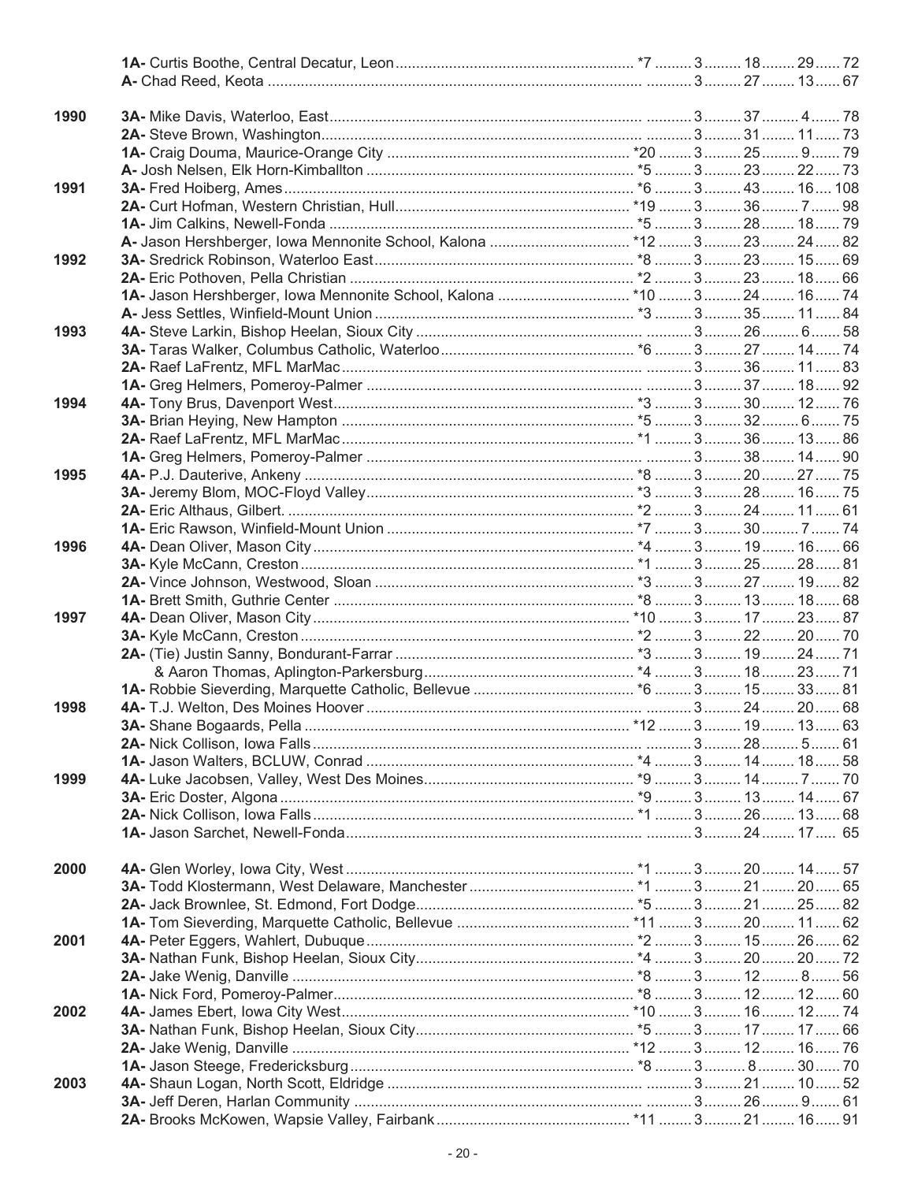| Year | Class/Player, School | | | | | |
|---|---|---|---|---|---|---|
| | 1A- Curtis Boothe, Central Decatur, Leon | *7 | 3 | 18 | 29 | 72 |
| | A- Chad Reed, Keota | | 3 | 27 | 13 | 67 |
| 1990 | 3A- Mike Davis, Waterloo, East | | 3 | 37 | 4 | 78 |
| | 2A- Steve Brown, Washington | | 3 | 31 | 11 | 73 |
| | 1A- Craig Douma, Maurice-Orange City | *20 | 3 | 25 | 9 | 79 |
| | A- Josh Nelsen, Elk Horn-Kimballton | *5 | 3 | 23 | 22 | 73 |
| 1991 | 3A- Fred Hoiberg, Ames | *6 | 3 | 43 | 16 | 108 |
| | 2A- Curt Hofman, Western Christian, Hull | *19 | 3 | 36 | 7 | 98 |
| | 1A- Jim Calkins, Newell-Fonda | *5 | 3 | 28 | 18 | 79 |
| | A- Jason Hershberger, Iowa Mennonite School, Kalona | *12 | 3 | 23 | 24 | 82 |
| 1992 | 3A- Sredrick Robinson, Waterloo East | *8 | 3 | 23 | 15 | 69 |
| | 2A- Eric Pothoven, Pella Christian | *2 | 3 | 23 | 18 | 66 |
| | 1A- Jason Hershberger, Iowa Mennonite School, Kalona | *10 | 3 | 24 | 16 | 74 |
| | A- Jess Settles, Winfield-Mount Union | *3 | 3 | 35 | 11 | 84 |
| 1993 | 4A- Steve Larkin, Bishop Heelan, Sioux City | | 3 | 26 | 6 | 58 |
| | 3A- Taras Walker, Columbus Catholic, Waterloo | *6 | 3 | 27 | 14 | 74 |
| | 2A- Raef LaFrentz, MFL MarMac | | 3 | 36 | 11 | 83 |
| | 1A- Greg Helmers, Pomeroy-Palmer | | 3 | 37 | 18 | 92 |
| 1994 | 4A- Tony Brus, Davenport West | *3 | 3 | 30 | 12 | 76 |
| | 3A- Brian Heying, New Hampton | *5 | 3 | 32 | 6 | 75 |
| | 2A- Raef LaFrentz, MFL MarMac | *1 | 3 | 36 | 13 | 86 |
| | 1A- Greg Helmers, Pomeroy-Palmer | | 3 | 38 | 14 | 90 |
| 1995 | 4A- P.J. Dauterive, Ankeny | *8 | 3 | 20 | 27 | 75 |
| | 3A- Jeremy Blom, MOC-Floyd Valley | *3 | 3 | 28 | 16 | 75 |
| | 2A- Eric Althaus, Gilbert. | *2 | 3 | 24 | 11 | 61 |
| | 1A- Eric Rawson, Winfield-Mount Union | *7 | 3 | 30 | 7 | 74 |
| 1996 | 4A- Dean Oliver, Mason City | *4 | 3 | 19 | 16 | 66 |
| | 3A- Kyle McCann, Creston | *1 | 3 | 25 | 28 | 81 |
| | 2A- Vince Johnson, Westwood, Sloan | *3 | 3 | 27 | 19 | 82 |
| | 1A- Brett Smith, Guthrie Center | *8 | 3 | 13 | 18 | 68 |
| 1997 | 4A- Dean Oliver, Mason City | *10 | 3 | 17 | 23 | 87 |
| | 3A- Kyle McCann, Creston | *2 | 3 | 22 | 20 | 70 |
| | 2A- (Tie) Justin Sanny, Bondurant-Farrar | *3 | 3 | 19 | 24 | 71 |
| | & Aaron Thomas, Aplington-Parkersburg | *4 | 3 | 18 | 23 | 71 |
| | 1A- Robbie Sieverding, Marquette Catholic, Bellevue | *6 | 3 | 15 | 33 | 81 |
| 1998 | 4A- T.J. Welton, Des Moines Hoover | | 3 | 24 | 20 | 68 |
| | 3A- Shane Bogaards, Pella | *12 | 3 | 19 | 13 | 63 |
| | 2A- Nick Collison, Iowa Falls | | 3 | 28 | 5 | 61 |
| | 1A- Jason Walters, BCLUW, Conrad | *4 | 3 | 14 | 18 | 58 |
| 1999 | 4A- Luke Jacobsen, Valley, West Des Moines | *9 | 3 | 14 | 7 | 70 |
| | 3A- Eric Doster, Algona | *9 | 3 | 13 | 14 | 67 |
| | 2A- Nick Collison, Iowa Falls | *1 | 3 | 26 | 13 | 68 |
| | 1A- Jason Sarchet, Newell-Fonda | | 3 | 24 | 17 | 65 |
| 2000 | 4A- Glen Worley, Iowa City, West | *1 | 3 | 20 | 14 | 57 |
| | 3A- Todd Klostermann, West Delaware, Manchester | *1 | 3 | 21 | 20 | 65 |
| | 2A- Jack Brownlee, St. Edmond, Fort Dodge | *5 | 3 | 21 | 25 | 82 |
| | 1A- Tom Sieverding, Marquette Catholic, Bellevue | *11 | 3 | 20 | 11 | 62 |
| 2001 | 4A- Peter Eggers, Wahlert, Dubuque | *2 | 3 | 15 | 26 | 62 |
| | 3A- Nathan Funk, Bishop Heelan, Sioux City | *4 | 3 | 20 | 20 | 72 |
| | 2A- Jake Wenig, Danville | *8 | 3 | 12 | 8 | 56 |
| | 1A- Nick Ford, Pomeroy-Palmer | *8 | 3 | 12 | 12 | 60 |
| 2002 | 4A- James Ebert, Iowa City West | *10 | 3 | 16 | 12 | 74 |
| | 3A- Nathan Funk, Bishop Heelan, Sioux City | *5 | 3 | 17 | 17 | 66 |
| | 2A- Jake Wenig, Danville | *12 | 3 | 12 | 16 | 76 |
| | 1A- Jason Steege, Fredericksburg | *8 | 3 | 8 | 30 | 70 |
| 2003 | 4A- Shaun Logan, North Scott, Eldridge | | 3 | 21 | 10 | 52 |
| | 3A- Jeff Deren, Harlan Community | | 3 | 26 | 9 | 61 |
| | 2A- Brooks McKowen, Wapsie Valley, Fairbank | *11 | 3 | 21 | 16 | 91 |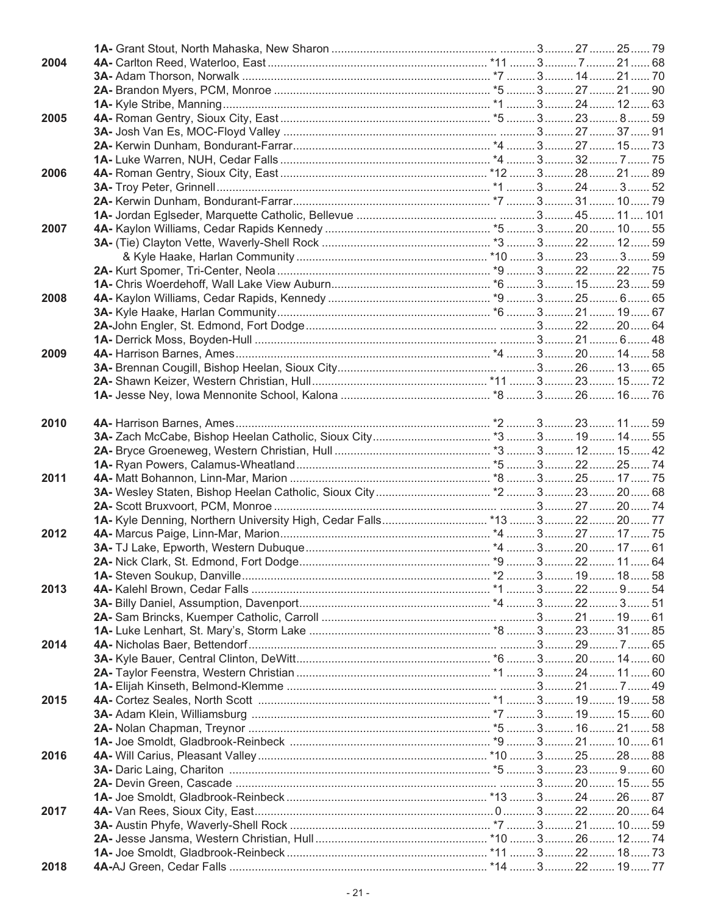| Year | Class / Name, School | | | | |
|---|---|---|---|---|---|
| | **1A-** Grant Stout, North Mahaska, New Sharon | | 3 | 27 | 25 | 79 |
| 2004 | **4A-** Carlton Reed, Waterloo, East | *11 | 3 | 7 | 21 | 68 |
| | **3A-** Adam Thorson, Norwalk | *7 | 3 | 14 | 21 | 70 |
| | **2A-** Brandon Myers, PCM, Monroe | *5 | 3 | 27 | 21 | 90 |
| | **1A-** Kyle Stribe, Manning | *1 | 3 | 24 | 12 | 63 |
| 2005 | **4A-** Roman Gentry, Sioux City, East | *5 | 3 | 23 | 8 | 59 |
| | **3A-** Josh Van Es, MOC-Floyd Valley | | 3 | 27 | 37 | 91 |
| | **2A-** Kerwin Dunham, Bondurant-Farrar | *4 | 3 | 27 | 15 | 73 |
| | **1A-** Luke Warren, NUH, Cedar Falls | *4 | 3 | 32 | 7 | 75 |
| 2006 | **4A-** Roman Gentry, Sioux City, East | *12 | 3 | 28 | 21 | 89 |
| | **3A-** Troy Peter, Grinnell | *1 | 3 | 24 | 3 | 52 |
| | **2A-** Kerwin Dunham, Bondurant-Farrar | *7 | 3 | 31 | 10 | 79 |
| | **1A-** Jordan Eglseder, Marquette Catholic, Bellevue | | 3 | 45 | 11 | 101 |
| 2007 | **4A-** Kaylon Williams, Cedar Rapids Kennedy | *5 | 3 | 20 | 10 | 55 |
| | **3A-** (Tie) Clayton Vette, Waverly-Shell Rock | *3 | 3 | 22 | 12 | 59 |
| | & Kyle Haake, Harlan Community | *10 | 3 | 23 | 3 | 59 |
| | **2A-** Kurt Spomer, Tri-Center, Neola | *9 | 3 | 22 | 22 | 75 |
| | **1A-** Chris Woerdehoff, Wall Lake View Auburn | *6 | 3 | 15 | 23 | 59 |
| 2008 | **4A-** Kaylon Williams, Cedar Rapids, Kennedy | *9 | 3 | 25 | 6 | 65 |
| | **3A-** Kyle Haake, Harlan Community | *6 | 3 | 21 | 19 | 67 |
| | **2A-**John Engler, St. Edmond, Fort Dodge | | 3 | 22 | 20 | 64 |
| | **1A-** Derrick Moss, Boyden-Hull | | 3 | 21 | 6 | 48 |
| 2009 | **4A-** Harrison Barnes, Ames | *4 | 3 | 20 | 14 | 58 |
| | **3A-** Brennan Cougill, Bishop Heelan, Sioux City | | 3 | 26 | 13 | 65 |
| | **2A-** Shawn Keizer, Western Christian, Hull | *11 | 3 | 23 | 15 | 72 |
| | **1A-** Jesse Ney, Iowa Mennonite School, Kalona | *8 | 3 | 26 | 16 | 76 |
| 2010 | **4A-** Harrison Barnes, Ames | *2 | 3 | 23 | 11 | 59 |
| | **3A-** Zach McCabe, Bishop Heelan Catholic, Sioux City | *3 | 3 | 19 | 14 | 55 |
| | **2A-** Bryce Groeneweg, Western Christian, Hull | *3 | 3 | 12 | 15 | 42 |
| | **1A-** Ryan Powers, Calamus-Wheatland | *5 | 3 | 22 | 25 | 74 |
| 2011 | **4A-** Matt Bohannon, Linn-Mar, Marion | *8 | 3 | 25 | 17 | 75 |
| | **3A-** Wesley Staten, Bishop Heelan Catholic, Sioux City | *2 | 3 | 23 | 20 | 68 |
| | **2A-** Scott Bruxvoort, PCM, Monroe | | 3 | 27 | 20 | 74 |
| | **1A-** Kyle Denning, Northern University High, Cedar Falls | *13 | 3 | 22 | 20 | 77 |
| 2012 | **4A-** Marcus Paige, Linn-Mar, Marion | *4 | 3 | 27 | 17 | 75 |
| | **3A-** TJ Lake, Epworth, Western Dubuque | *4 | 3 | 20 | 17 | 61 |
| | **2A-** Nick Clark, St. Edmond, Fort Dodge | *9 | 3 | 22 | 11 | 64 |
| | **1A-** Steven Soukup, Danville | *2 | 3 | 19 | 18 | 58 |
| 2013 | **4A-** Kalehl Brown, Cedar Falls | *1 | 3 | 22 | 9 | 54 |
| | **3A-** Billy Daniel, Assumption, Davenport | *4 | 3 | 22 | 3 | 51 |
| | **2A-** Sam Brincks, Kuemper Catholic, Carroll | | 3 | 21 | 19 | 61 |
| | **1A-** Luke Lenhart, St. Mary's, Storm Lake | *8 | 3 | 23 | 31 | 85 |
| 2014 | **4A-** Nicholas Baer, Bettendorf | | 3 | 29 | 7 | 65 |
| | **3A-** Kyle Bauer, Central Clinton, DeWitt | *6 | 3 | 20 | 14 | 60 |
| | **2A-** Taylor Feenstra, Western Christian | *1 | 3 | 24 | 11 | 60 |
| | **1A-** Elijah Kinseth, Belmond-Klemme | | 3 | 21 | 7 | 49 |
| 2015 | **4A-** Cortez Seales, North Scott | *1 | 3 | 19 | 19 | 58 |
| | **3A-** Adam Klein, Williamsburg | *7 | 3 | 19 | 15 | 60 |
| | **2A-** Nolan Chapman, Treynor | *5 | 3 | 16 | 21 | 58 |
| | **1A-** Joe Smoldt, Gladbrook-Reinbeck | *9 | 3 | 21 | 10 | 61 |
| 2016 | **4A-** Will Carius, Pleasant Valley | *10 | 3 | 25 | 28 | 88 |
| | **3A-** Daric Laing, Chariton | *5 | 3 | 23 | 9 | 60 |
| | **2A-** Devin Green, Cascade | | 3 | 20 | 15 | 55 |
| | **1A-** Joe Smoldt, Gladbrook-Reinbeck | *13 | 3 | 24 | 26 | 87 |
| 2017 | **4A-** Van Rees, Sioux City, East | 0 | 3 | 22 | 20 | 64 |
| | **3A-** Austin Phyfe, Waverly-Shell Rock | *7 | 3 | 21 | 10 | 59 |
| | **2A-** Jesse Jansma, Western Christian, Hull | *10 | 3 | 26 | 12 | 74 |
| | **1A-** Joe Smoldt, Gladbrook-Reinbeck | *11 | 3 | 22 | 18 | 73 |
| 2018 | **4A-**AJ Green, Cedar Falls | *14 | 3 | 22 | 19 | 77 |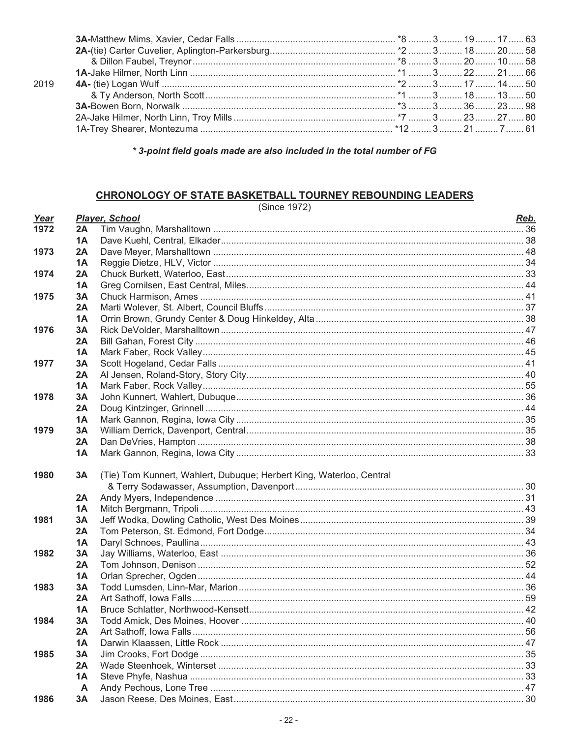| Year | Player, School | 3FG | Games | FG | FT | Pts |
|---|---|---|---|---|---|---|
| | **3A-**Matthew Mims, Xavier, Cedar Falls | *8 | 3 | 19 | 17 | 63 |
| | **2A-**(tie) Carter Cuvelier, Aplington-Parkersburg | *2 | 3 | 18 | 20 | 58 |
| | & Dillon Faubel, Treynor | *8 | 3 | 20 | 10 | 58 |
| | **1A-**Jake Hilmer, North Linn | *1 | 3 | 22 | 21 | 66 |
| 2019 | **4A-** (tie) Logan Wulf | *2 | 3 | 17 | 14 | 50 |
| | & Ty Anderson, North Scott | *1 | 3 | 18 | 13 | 50 |
| | **3A-**Bowen Born, Norwalk | *3 | 3 | 36 | 23 | 98 |
| | 2A-Jake Hilmer, North Linn, Troy Mills | *7 | 3 | 23 | 27 | 80 |
| | 1A-Trey Shearer, Montezuma | *12 | 3 | 21 | 7 | 61 |

***** *3-point field goals made are also included in the total number of FG***

## CHRONOLOGY OF STATE BASKETBALL TOURNEY REBOUNDING LEADERS

(Since 1972)

| Year | | Player, School | Reb. |
|---|---|---|---|
| 1972 | 2A | Tim Vaughn, Marshalltown | 36 |
| | 1A | Dave Kuehl, Central, Elkader | 38 |
| 1973 | 2A | Dave Meyer, Marshalltown | 48 |
| | 1A | Reggie Dietze, HLV, Victor | 34 |
| 1974 | 2A | Chuck Burkett, Waterloo, East | 33 |
| | 1A | Greg Cornilsen, East Central, Miles | 44 |
| 1975 | 3A | Chuck Harmison, Ames | 41 |
| | 2A | Marti Wolever, St. Albert, Council Bluffs | 37 |
| | 1A | Orrin Brown, Grundy Center & Doug Hinkeldey, Alta | 38 |
| 1976 | 3A | Rick DeVolder, Marshalltown | 47 |
| | 2A | Bill Gahan, Forest City | 46 |
| | 1A | Mark Faber, Rock Valley | 45 |
| 1977 | 3A | Scott Hogeland, Cedar Falls | 41 |
| | 2A | Al Jensen, Roland-Story, Story City | 40 |
| | 1A | Mark Faber, Rock Valley | 55 |
| 1978 | 3A | John Kunnert, Wahlert, Dubuque | 36 |
| | 2A | Doug Kintzinger, Grinnell | 44 |
| | 1A | Mark Gannon, Regina, Iowa City | 35 |
| 1979 | 3A | William Derrick, Davenport, Central | 35 |
| | 2A | Dan DeVries, Hampton | 38 |
| | 1A | Mark Gannon, Regina, Iowa City | 33 |
| 1980 | 3A | (Tie) Tom Kunnert, Wahlert, Dubuque; Herbert King, Waterloo, Central & Terry Sodawasser, Assumption, Davenport | 30 |
| | 2A | Andy Myers, Independence | 31 |
| | 1A | Mitch Bergmann, Tripoli | 43 |
| 1981 | 3A | Jeff Wodka, Dowling Catholic, West Des Moines | 39 |
| | 2A | Tom Peterson, St. Edmond, Fort Dodge | 34 |
| | 1A | Daryl Schnoes, Paullina | 43 |
| 1982 | 3A | Jay Williams, Waterloo, East | 36 |
| | 2A | Tom Johnson, Denison | 52 |
| | 1A | Orlan Sprecher, Ogden | 44 |
| 1983 | 3A | Todd Lumsden, Linn-Mar, Marion | 36 |
| | 2A | Art Sathoff, Iowa Falls | 59 |
| | 1A | Bruce Schlatter, Northwood-Kensett | 42 |
| 1984 | 3A | Todd Amick, Des Moines, Hoover | 40 |
| | 2A | Art Sathoff, Iowa Falls | 56 |
| | 1A | Darwin Klaassen, Little Rock | 47 |
| 1985 | 3A | Jim Crooks, Fort Dodge | 35 |
| | 2A | Wade Steenhoek, Winterset | 33 |
| | 1A | Steve Phyfe, Nashua | 33 |
| | A | Andy Pechous, Lone Tree | 47 |
| 1986 | 3A | Jason Reese, Des Moines, East | 30 |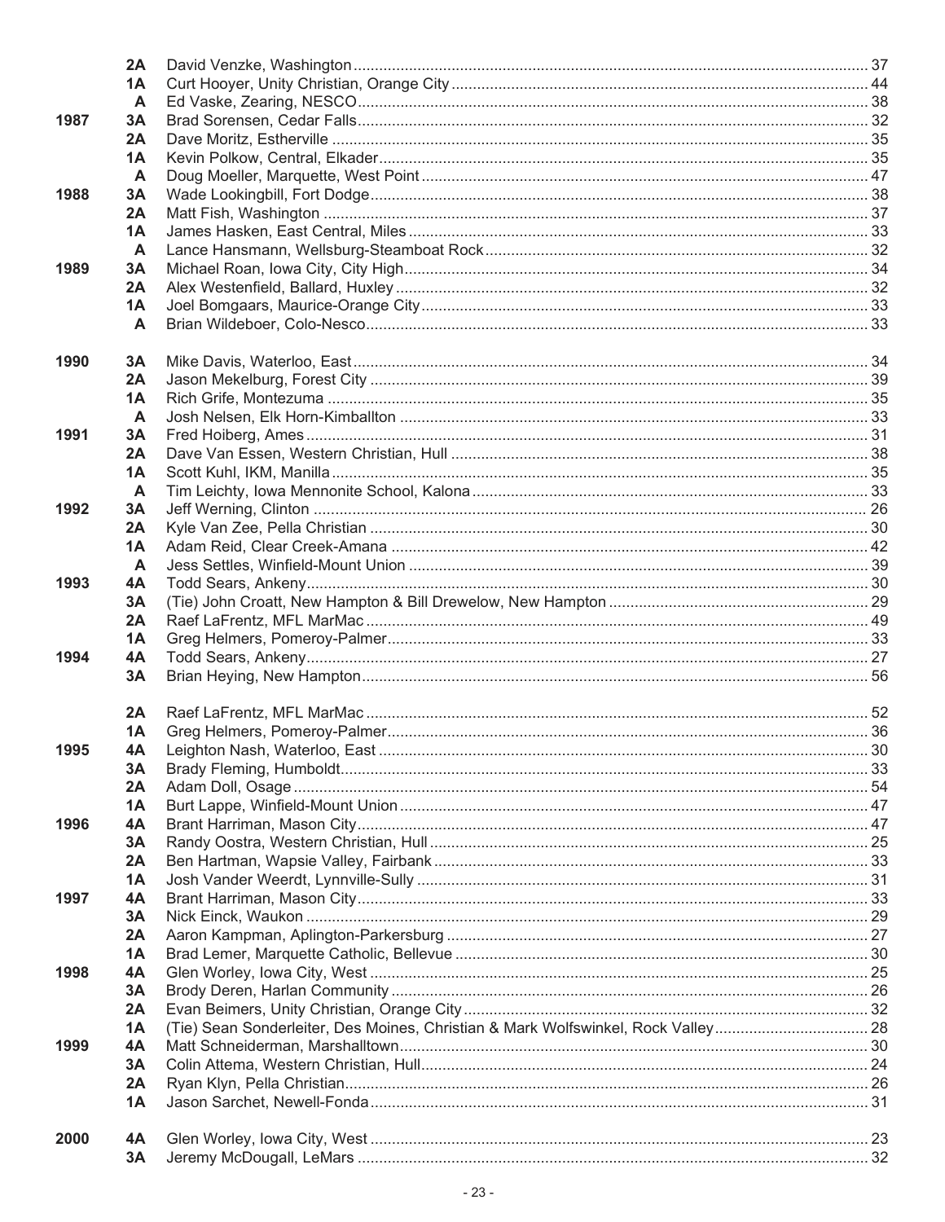| Year | Class | Name, School | |
|---|---|---|---|
| | 2A | David Venzke, Washington | 37 |
| | 1A | Curt Hooyer, Unity Christian, Orange City | 44 |
| | A | Ed Vaske, Zearing, NESCO | 38 |
| 1987 | 3A | Brad Sorensen, Cedar Falls | 32 |
| | 2A | Dave Moritz, Estherville | 35 |
| | 1A | Kevin Polkow, Central, Elkader | 35 |
| | A | Doug Moeller, Marquette, West Point | 47 |
| 1988 | 3A | Wade Lookingbill, Fort Dodge | 38 |
| | 2A | Matt Fish, Washington | 37 |
| | 1A | James Hasken, East Central, Miles | 33 |
| | A | Lance Hansmann, Wellsburg-Steamboat Rock | 32 |
| 1989 | 3A | Michael Roan, Iowa City, City High | 34 |
| | 2A | Alex Westenfield, Ballard, Huxley | 32 |
| | 1A | Joel Bomgaars, Maurice-Orange City | 33 |
| | A | Brian Wildeboer, Colo-Nesco | 33 |
| 1990 | 3A | Mike Davis, Waterloo, East | 34 |
| | 2A | Jason Mekelburg, Forest City | 39 |
| | 1A | Rich Grife, Montezuma | 35 |
| | A | Josh Nelsen, Elk Horn-Kimballton | 33 |
| 1991 | 3A | Fred Hoiberg, Ames | 31 |
| | 2A | Dave Van Essen, Western Christian, Hull | 38 |
| | 1A | Scott Kuhl, IKM, Manilla | 35 |
| | A | Tim Leichty, Iowa Mennonite School, Kalona | 33 |
| 1992 | 3A | Jeff Werning, Clinton | 26 |
| | 2A | Kyle Van Zee, Pella Christian | 30 |
| | 1A | Adam Reid, Clear Creek-Amana | 42 |
| | A | Jess Settles, Winfield-Mount Union | 39 |
| 1993 | 4A | Todd Sears, Ankeny | 30 |
| | 3A | (Tie) John Croatt, New Hampton & Bill Drewelow, New Hampton | 29 |
| | 2A | Raef LaFrentz, MFL MarMac | 49 |
| | 1A | Greg Helmers, Pomeroy-Palmer | 33 |
| 1994 | 4A | Todd Sears, Ankeny | 27 |
| | 3A | Brian Heying, New Hampton | 56 |
| | 2A | Raef LaFrentz, MFL MarMac | 52 |
| | 1A | Greg Helmers, Pomeroy-Palmer | 36 |
| 1995 | 4A | Leighton Nash, Waterloo, East | 30 |
| | 3A | Brady Fleming, Humboldt | 33 |
| | 2A | Adam Doll, Osage | 54 |
| | 1A | Burt Lappe, Winfield-Mount Union | 47 |
| 1996 | 4A | Brant Harriman, Mason City | 47 |
| | 3A | Randy Oostra, Western Christian, Hull | 25 |
| | 2A | Ben Hartman, Wapsie Valley, Fairbank | 33 |
| | 1A | Josh Vander Weerdt, Lynnville-Sully | 31 |
| 1997 | 4A | Brant Harriman, Mason City | 33 |
| | 3A | Nick Einck, Waukon | 29 |
| | 2A | Aaron Kampman, Aplington-Parkersburg | 27 |
| | 1A | Brad Lemer, Marquette Catholic, Bellevue | 30 |
| 1998 | 4A | Glen Worley, Iowa City, West | 25 |
| | 3A | Brody Deren, Harlan Community | 26 |
| | 2A | Evan Beimers, Unity Christian, Orange City | 32 |
| | 1A | (Tie) Sean Sonderleiter, Des Moines, Christian & Mark Wolfswinkel, Rock Valley | 28 |
| 1999 | 4A | Matt Schneiderman, Marshalltown | 30 |
| | 3A | Colin Attema, Western Christian, Hull | 24 |
| | 2A | Ryan Klyn, Pella Christian | 26 |
| | 1A | Jason Sarchet, Newell-Fonda | 31 |
| 2000 | 4A | Glen Worley, Iowa City, West | 23 |
| | 3A | Jeremy McDougall, LeMars | 32 |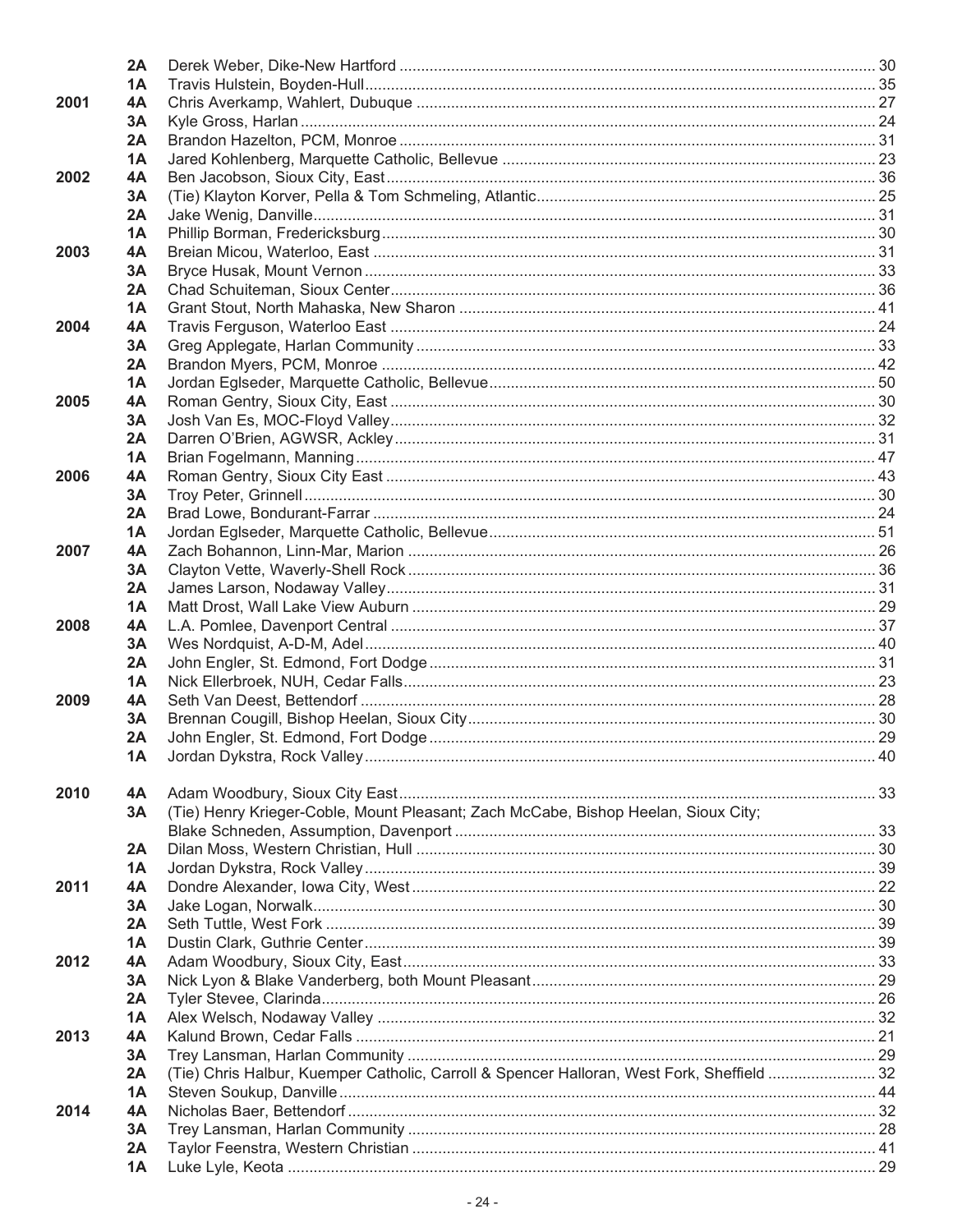| Year | Class | Name, School | |
|---|---|---|---|
| | 2A | Derek Weber, Dike-New Hartford | 30 |
| | 1A | Travis Hulstein, Boyden-Hull | 35 |
| 2001 | 4A | Chris Averkamp, Wahlert, Dubuque | 27 |
| | 3A | Kyle Gross, Harlan | 24 |
| | 2A | Brandon Hazelton, PCM, Monroe | 31 |
| | 1A | Jared Kohlenberg, Marquette Catholic, Bellevue | 23 |
| 2002 | 4A | Ben Jacobson, Sioux City, East | 36 |
| | 3A | (Tie) Klayton Korver, Pella & Tom Schmeling, Atlantic | 25 |
| | 2A | Jake Wenig, Danville | 31 |
| | 1A | Phillip Borman, Fredericksburg | 30 |
| 2003 | 4A | Breian Micou, Waterloo, East | 31 |
| | 3A | Bryce Husak, Mount Vernon | 33 |
| | 2A | Chad Schuiteman, Sioux Center | 36 |
| | 1A | Grant Stout, North Mahaska, New Sharon | 41 |
| 2004 | 4A | Travis Ferguson, Waterloo East | 24 |
| | 3A | Greg Applegate, Harlan Community | 33 |
| | 2A | Brandon Myers, PCM, Monroe | 42 |
| | 1A | Jordan Eglseder, Marquette Catholic, Bellevue | 50 |
| 2005 | 4A | Roman Gentry, Sioux City, East | 30 |
| | 3A | Josh Van Es, MOC-Floyd Valley | 32 |
| | 2A | Darren O'Brien, AGWSR, Ackley | 31 |
| | 1A | Brian Fogelmann, Manning | 47 |
| 2006 | 4A | Roman Gentry, Sioux City East | 43 |
| | 3A | Troy Peter, Grinnell | 30 |
| | 2A | Brad Lowe, Bondurant-Farrar | 24 |
| | 1A | Jordan Eglseder, Marquette Catholic, Bellevue | 51 |
| 2007 | 4A | Zach Bohannon, Linn-Mar, Marion | 26 |
| | 3A | Clayton Vette, Waverly-Shell Rock | 36 |
| | 2A | James Larson, Nodaway Valley | 31 |
| | 1A | Matt Drost, Wall Lake View Auburn | 29 |
| 2008 | 4A | L.A. Pomlee, Davenport Central | 37 |
| | 3A | Wes Nordquist, A-D-M, Adel | 40 |
| | 2A | John Engler, St. Edmond, Fort Dodge | 31 |
| | 1A | Nick Ellerbroek, NUH, Cedar Falls | 23 |
| 2009 | 4A | Seth Van Deest, Bettendorf | 28 |
| | 3A | Brennan Cougill, Bishop Heelan, Sioux City | 30 |
| | 2A | John Engler, St. Edmond, Fort Dodge | 29 |
| | 1A | Jordan Dykstra, Rock Valley | 40 |
| 2010 | 4A | Adam Woodbury, Sioux City East | 33 |
| | 3A | (Tie) Henry Krieger-Coble, Mount Pleasant; Zach McCabe, Bishop Heelan, Sioux City; Blake Schneden, Assumption, Davenport | 33 |
| | 2A | Dilan Moss, Western Christian, Hull | 30 |
| | 1A | Jordan Dykstra, Rock Valley | 39 |
| 2011 | 4A | Dondre Alexander, Iowa City, West | 22 |
| | 3A | Jake Logan, Norwalk | 30 |
| | 2A | Seth Tuttle, West Fork | 39 |
| | 1A | Dustin Clark, Guthrie Center | 39 |
| 2012 | 4A | Adam Woodbury, Sioux City, East | 33 |
| | 3A | Nick Lyon & Blake Vanderberg, both Mount Pleasant | 29 |
| | 2A | Tyler Stevee, Clarinda | 26 |
| | 1A | Alex Welsch, Nodaway Valley | 32 |
| 2013 | 4A | Kalund Brown, Cedar Falls | 21 |
| | 3A | Trey Lansman, Harlan Community | 29 |
| | 2A | (Tie) Chris Halbur, Kuemper Catholic, Carroll & Spencer Halloran, West Fork, Sheffield | 32 |
| | 1A | Steven Soukup, Danville | 44 |
| 2014 | 4A | Nicholas Baer, Bettendorf | 32 |
| | 3A | Trey Lansman, Harlan Community | 28 |
| | 2A | Taylor Feenstra, Western Christian | 41 |
| | 1A | Luke Lyle, Keota | 29 |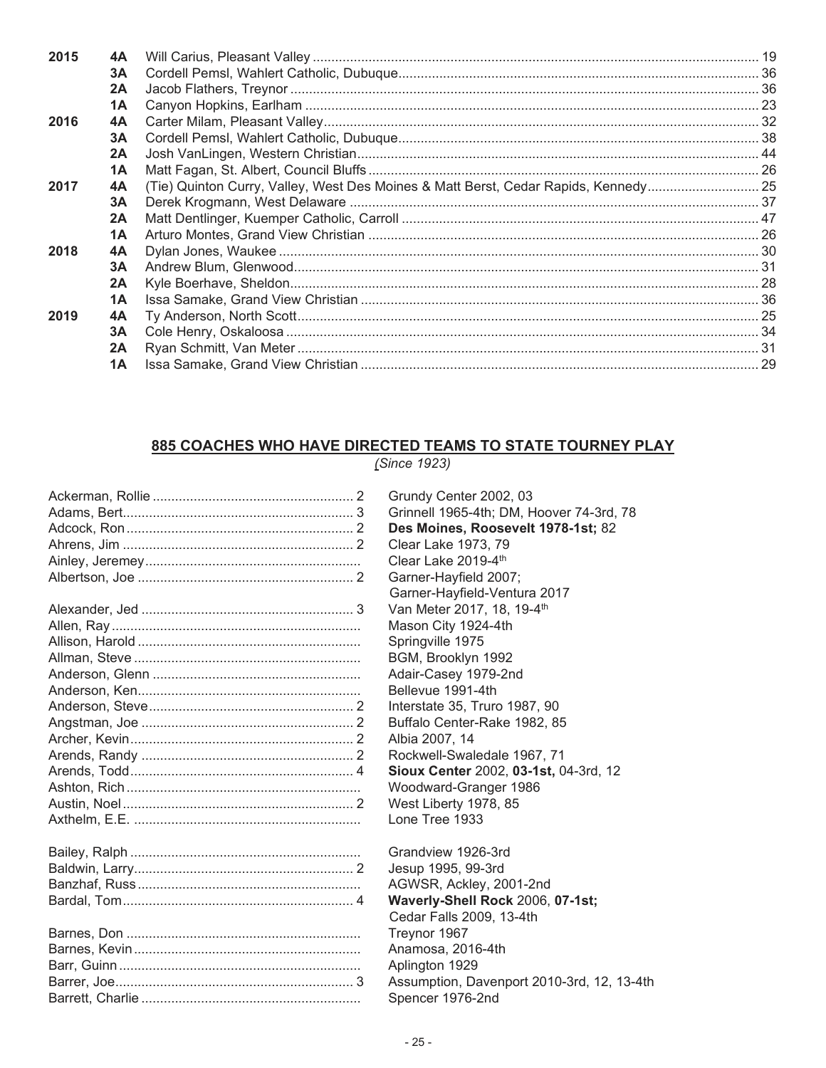| Year | Class | Player, School | |
|---|---|---|---|
| 2015 | 4A | Will Carius, Pleasant Valley | 19 |
| | 3A | Cordell Pemsl, Wahlert Catholic, Dubuque | 36 |
| | 2A | Jacob Flathers, Treynor | 36 |
| | 1A | Canyon Hopkins, Earlham | 23 |
| 2016 | 4A | Carter Milam, Pleasant Valley | 32 |
| | 3A | Cordell Pemsl, Wahlert Catholic, Dubuque | 38 |
| | 2A | Josh VanLingen, Western Christian | 44 |
| | 1A | Matt Fagan, St. Albert, Council Bluffs | 26 |
| 2017 | 4A | (Tie) Quinton Curry, Valley, West Des Moines & Matt Berst, Cedar Rapids, Kennedy | 25 |
| | 3A | Derek Krogmann, West Delaware | 37 |
| | 2A | Matt Dentlinger, Kuemper Catholic, Carroll | 47 |
| | 1A | Arturo Montes, Grand View Christian | 26 |
| 2018 | 4A | Dylan Jones, Waukee | 30 |
| | 3A | Andrew Blum, Glenwood | 31 |
| | 2A | Kyle Boerhave, Sheldon | 28 |
| | 1A | Issa Samake, Grand View Christian | 36 |
| 2019 | 4A | Ty Anderson, North Scott | 25 |
| | 3A | Cole Henry, Oskaloosa | 34 |
| | 2A | Ryan Schmitt, Van Meter | 31 |
| | 1A | Issa Samake, Grand View Christian | 29 |

## 885 COACHES WHO HAVE DIRECTED TEAMS TO STATE TOURNEY PLAY

*(Since 1923)*

| Coach | Appearances | Teams |
|---|---|---|
| Ackerman, Rollie | 2 | Grundy Center 2002, 03 |
| Adams, Bert | 3 | Grinnell 1965-4th; DM, Hoover 74-3rd, 78 |
| Adcock, Ron | 2 | **Des Moines, Roosevelt 1978-1st;** 82 |
| Ahrens, Jim | 2 | Clear Lake 1973, 79 |
| Ainley, Jeremey | | Clear Lake 2019-4th |
| Albertson, Joe | 2 | Garner-Hayfield 2007; Garner-Hayfield-Ventura 2017 |
| Alexander, Jed | 3 | Van Meter 2017, 18, 19-4th |
| Allen, Ray | | Mason City 1924-4th |
| Allison, Harold | | Springville 1975 |
| Allman, Steve | | BGM, Brooklyn 1992 |
| Anderson, Glenn | | Adair-Casey 1979-2nd |
| Anderson, Ken | | Bellevue 1991-4th |
| Anderson, Steve | 2 | Interstate 35, Truro 1987, 90 |
| Angstman, Joe | 2 | Buffalo Center-Rake 1982, 85 |
| Archer, Kevin | 2 | Albia 2007, 14 |
| Arends, Randy | 2 | Rockwell-Swaledale 1967, 71 |
| Arends, Todd | 4 | **Sioux Center** 2002, **03-1st,** 04-3rd, 12 |
| Ashton, Rich | | Woodward-Granger 1986 |
| Austin, Noel | 2 | West Liberty 1978, 85 |
| Axthelm, E.E. | | Lone Tree 1933 |
| Bailey, Ralph | | Grandview 1926-3rd |
| Baldwin, Larry | 2 | Jesup 1995, 99-3rd |
| Banzhaf, Russ | | AGWSR, Ackley, 2001-2nd |
| Bardal, Tom | 4 | **Waverly-Shell Rock** 2006, **07-1st;** Cedar Falls 2009, 13-4th |
| Barnes, Don | | Treynor 1967 |
| Barnes, Kevin | | Anamosa, 2016-4th |
| Barr, Guinn | | Aplington 1929 |
| Barrer, Joe | 3 | Assumption, Davenport 2010-3rd, 12, 13-4th |
| Barrett, Charlie | | Spencer 1976-2nd |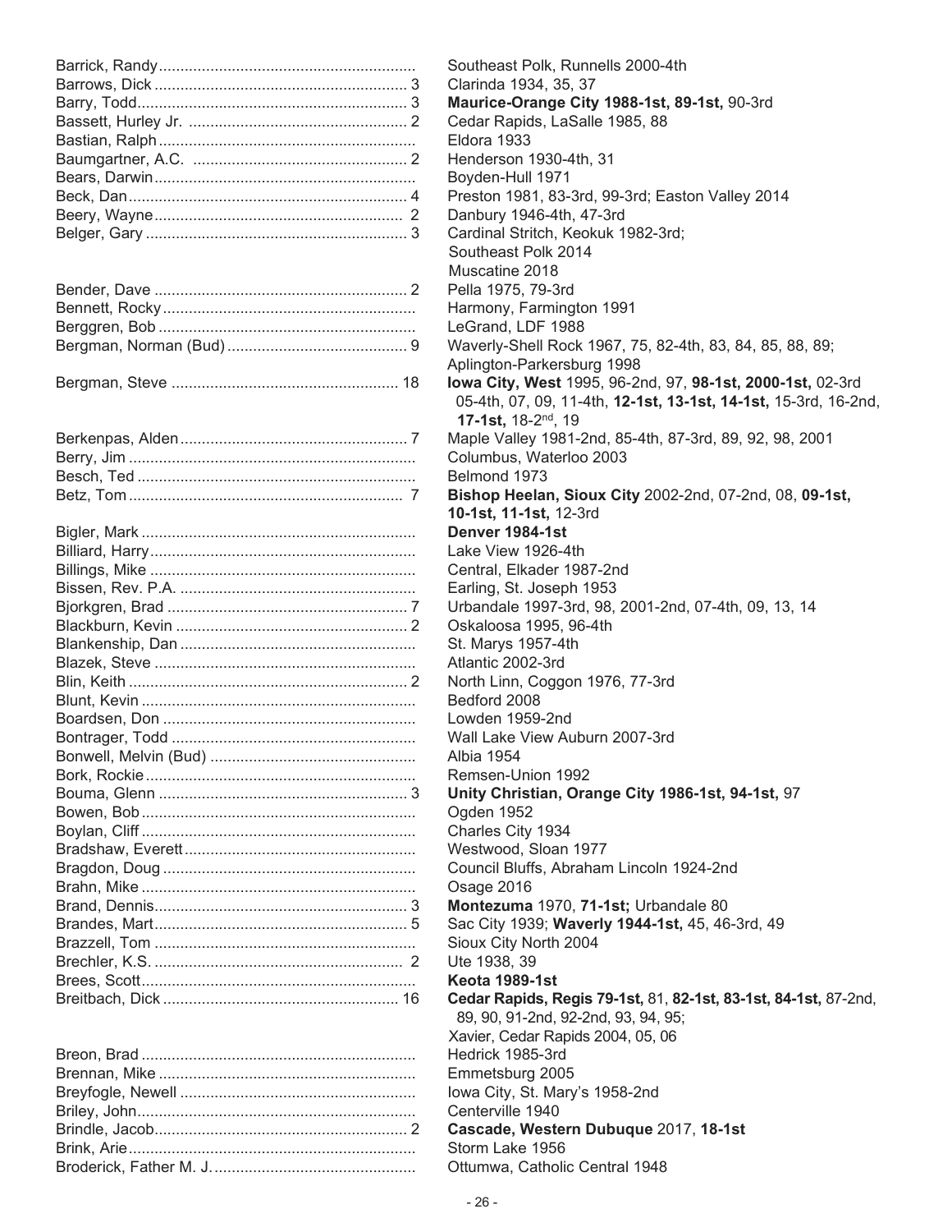| Name | # | Schools / Years |
|---|---|---|
| Barrick, Randy | | Southeast Polk, Runnells 2000-4th |
| Barrows, Dick | 3 | Clarinda 1934, 35, 37 |
| Barry, Todd | 3 | **Maurice-Orange City 1988-1st, 89-1st,** 90-3rd |
| Bassett, Hurley Jr. | 2 | Cedar Rapids, LaSalle 1985, 88 |
| Bastian, Ralph | | Eldora 1933 |
| Baumgartner, A.C. | 2 | Henderson 1930-4th, 31 |
| Bears, Darwin | | Boyden-Hull 1971 |
| Beck, Dan | 4 | Preston 1981, 83-3rd, 99-3rd; Easton Valley 2014 |
| Beery, Wayne | 2 | Danbury 1946-4th, 47-3rd |
| Belger, Gary | 3 | Cardinal Stritch, Keokuk 1982-3rd; Southeast Polk 2014 Muscatine 2018 |
| Bender, Dave | 2 | Pella 1975, 79-3rd |
| Bennett, Rocky | | Harmony, Farmington 1991 |
| Berggren, Bob | | LeGrand, LDF 1988 |
| Bergman, Norman (Bud) | 9 | Waverly-Shell Rock 1967, 75, 82-4th, 83, 84, 85, 88, 89; Aplington-Parkersburg 1998 |
| Bergman, Steve | 18 | **Iowa City, West** 1995, 96-2nd, 97, **98-1st, 2000-1st,** 02-3rd 05-4th, 07, 09, 11-4th, **12-1st, 13-1st, 14-1st,** 15-3rd, 16-2nd, **17-1st,** 18-2nd, 19 |
| Berkenpas, Alden | 7 | Maple Valley 1981-2nd, 85-4th, 87-3rd, 89, 92, 98, 2001 |
| Berry, Jim | | Columbus, Waterloo 2003 |
| Besch, Ted | | Belmond 1973 |
| Betz, Tom | 7 | **Bishop Heelan, Sioux City** 2002-2nd, 07-2nd, 08, **09-1st, 10-1st, 11-1st,** 12-3rd |
| Bigler, Mark | | **Denver 1984-1st** |
| Billiard, Harry | | Lake View 1926-4th |
| Billings, Mike | | Central, Elkader 1987-2nd |
| Bissen, Rev. P.A. | | Earling, St. Joseph 1953 |
| Bjorkgren, Brad | 7 | Urbandale 1997-3rd, 98, 2001-2nd, 07-4th, 09, 13, 14 |
| Blackburn, Kevin | 2 | Oskaloosa 1995, 96-4th |
| Blankenship, Dan | | St. Marys 1957-4th |
| Blazek, Steve | | Atlantic 2002-3rd |
| Blin, Keith | 2 | North Linn, Coggon 1976, 77-3rd |
| Blunt, Kevin | | Bedford 2008 |
| Boardsen, Don | | Lowden 1959-2nd |
| Bontrager, Todd | | Wall Lake View Auburn 2007-3rd |
| Bonwell, Melvin (Bud) | | Albia 1954 |
| Bork, Rockie | | Remsen-Union 1992 |
| Bouma, Glenn | 3 | **Unity Christian, Orange City 1986-1st, 94-1st,** 97 |
| Bowen, Bob | | Ogden 1952 |
| Boylan, Cliff | | Charles City 1934 |
| Bradshaw, Everett | | Westwood, Sloan 1977 |
| Bragdon, Doug | | Council Bluffs, Abraham Lincoln 1924-2nd |
| Brahn, Mike | | Osage 2016 |
| Brand, Dennis | 3 | **Montezuma** 1970, **71-1st;** Urbandale 80 |
| Brandes, Mart | 5 | Sac City 1939; **Waverly 1944-1st,** 45, 46-3rd, 49 |
| Brazzell, Tom | | Sioux City North 2004 |
| Brechler, K.S. | 2 | Ute 1938, 39 |
| Brees, Scott | | **Keota 1989-1st** |
| Breitbach, Dick | 16 | **Cedar Rapids, Regis 79-1st,** 81, **82-1st, 83-1st, 84-1st,** 87-2nd, 89, 90, 91-2nd, 92-2nd, 93, 94, 95; Xavier, Cedar Rapids 2004, 05, 06 |
| Breon, Brad | | Hedrick 1985-3rd |
| Brennan, Mike | | Emmetsburg 2005 |
| Breyfogle, Newell | | Iowa City, St. Mary's 1958-2nd |
| Briley, John | | Centerville 1940 |
| Brindle, Jacob | 2 | **Cascade, Western Dubuque** 2017, **18-1st** |
| Brink, Arie | | Storm Lake 1956 |
| Broderick, Father M. J. | | Ottumwa, Catholic Central 1948 |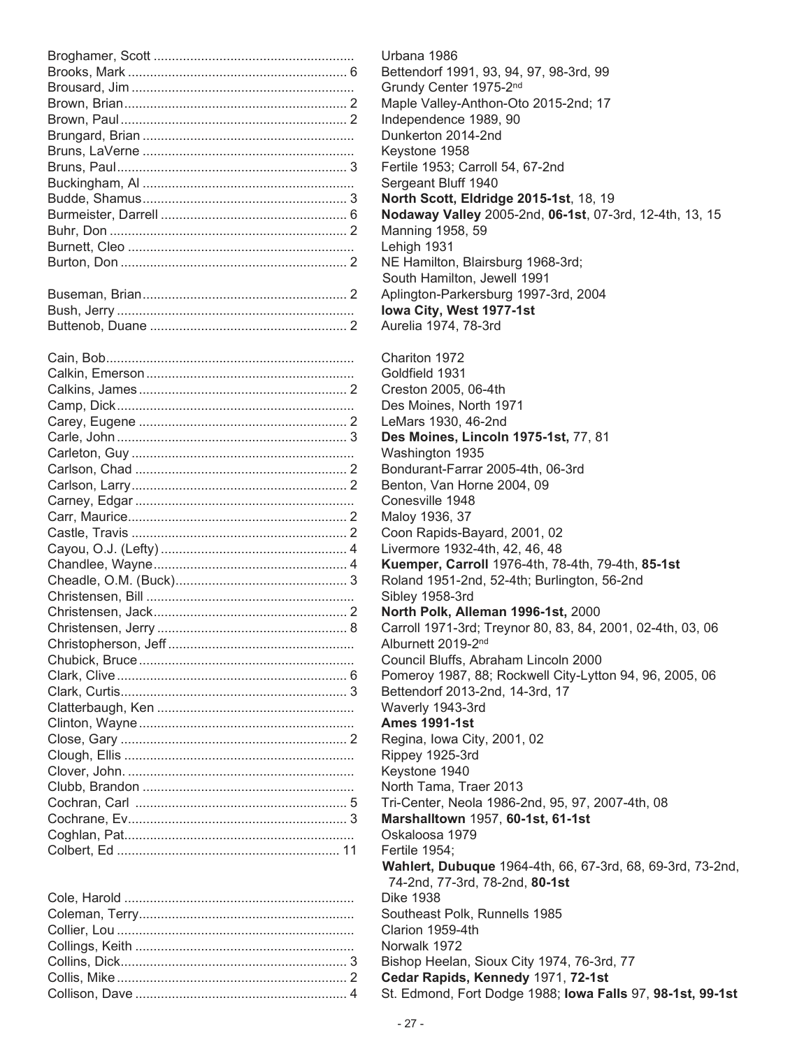| Name | Count | Schools / Years |
|---|---|---|
| Broghamer, Scott | | Urbana 1986 |
| Brooks, Mark | 6 | Bettendorf 1991, 93, 94, 97, 98-3rd, 99 |
| Brousard, Jim | | Grundy Center 1975-2nd |
| Brown, Brian | 2 | Maple Valley-Anthon-Oto 2015-2nd; 17 |
| Brown, Paul | 2 | Independence 1989, 90 |
| Brungard, Brian | | Dunkerton 2014-2nd |
| Bruns, LaVerne | | Keystone 1958 |
| Bruns, Paul | 3 | Fertile 1953; Carroll 54, 67-2nd |
| Buckingham, Al | | Sergeant Bluff 1940 |
| Budde, Shamus | 3 | **North Scott, Eldridge 2015-1st**, 18, 19 |
| Burmeister, Darrell | 6 | **Nodaway Valley** 2005-2nd, **06-1st**, 07-3rd, 12-4th, 13, 15 |
| Buhr, Don | 2 | Manning 1958, 59 |
| Burnett, Cleo | | Lehigh 1931 |
| Burton, Don | 2 | NE Hamilton, Blairsburg 1968-3rd; South Hamilton, Jewell 1991 |
| Buseman, Brian | 2 | Aplington-Parkersburg 1997-3rd, 2004 |
| Bush, Jerry | | **Iowa City, West 1977-1st** |
| Buttenob, Duane | 2 | Aurelia 1974, 78-3rd |
| Cain, Bob | | Chariton 1972 |
| Calkin, Emerson | | Goldfield 1931 |
| Calkins, James | 2 | Creston 2005, 06-4th |
| Camp, Dick | | Des Moines, North 1971 |
| Carey, Eugene | 2 | LeMars 1930, 46-2nd |
| Carle, John | 3 | **Des Moines, Lincoln 1975-1st,** 77, 81 |
| Carleton, Guy | | Washington 1935 |
| Carlson, Chad | 2 | Bondurant-Farrar 2005-4th, 06-3rd |
| Carlson, Larry | 2 | Benton, Van Horne 2004, 09 |
| Carney, Edgar | | Conesville 1948 |
| Carr, Maurice | 2 | Maloy 1936, 37 |
| Castle, Travis | 2 | Coon Rapids-Bayard, 2001, 02 |
| Cayou, O.J. (Lefty) | 4 | Livermore 1932-4th, 42, 46, 48 |
| Chandlee, Wayne | 4 | **Kuemper, Carroll** 1976-4th, 78-4th, 79-4th, **85-1st** |
| Cheadle, O.M. (Buck) | 3 | Roland 1951-2nd, 52-4th; Burlington, 56-2nd |
| Christensen, Bill | | Sibley 1958-3rd |
| Christensen, Jack | 2 | **North Polk, Alleman 1996-1st,** 2000 |
| Christensen, Jerry | 8 | Carroll 1971-3rd; Treynor 80, 83, 84, 2001, 02-4th, 03, 06 |
| Christopherson, Jeff | | Alburnett 2019-2nd |
| Chubick, Bruce | | Council Bluffs, Abraham Lincoln 2000 |
| Clark, Clive | 6 | Pomeroy 1987, 88; Rockwell City-Lytton 94, 96, 2005, 06 |
| Clark, Curtis | 3 | Bettendorf 2013-2nd, 14-3rd, 17 |
| Clatterbaugh, Ken | | Waverly 1943-3rd |
| Clinton, Wayne | | **Ames 1991-1st** |
| Close, Gary | 2 | Regina, Iowa City, 2001, 02 |
| Clough, Ellis | | Rippey 1925-3rd |
| Clover, John. | | Keystone 1940 |
| Clubb, Brandon | | North Tama, Traer 2013 |
| Cochran, Carl | 5 | Tri-Center, Neola 1986-2nd, 95, 97, 2007-4th, 08 |
| Cochrane, Ev | 3 | **Marshalltown** 1957, **60-1st, 61-1st** |
| Coghlan, Pat | | Oskaloosa 1979 |
| Colbert, Ed | 11 | Fertile 1954; **Wahlert, Dubuque** 1964-4th, 66, 67-3rd, 68, 69-3rd, 73-2nd, 74-2nd, 77-3rd, 78-2nd, **80-1st** |
| Cole, Harold | | Dike 1938 |
| Coleman, Terry | | Southeast Polk, Runnells 1985 |
| Collier, Lou | | Clarion 1959-4th |
| Collings, Keith | | Norwalk 1972 |
| Collins, Dick | 3 | Bishop Heelan, Sioux City 1974, 76-3rd, 77 |
| Collis, Mike | 2 | **Cedar Rapids, Kennedy** 1971, **72-1st** |
| Collison, Dave | 4 | St. Edmond, Fort Dodge 1988; **Iowa Falls** 97, **98-1st, 99-1st** |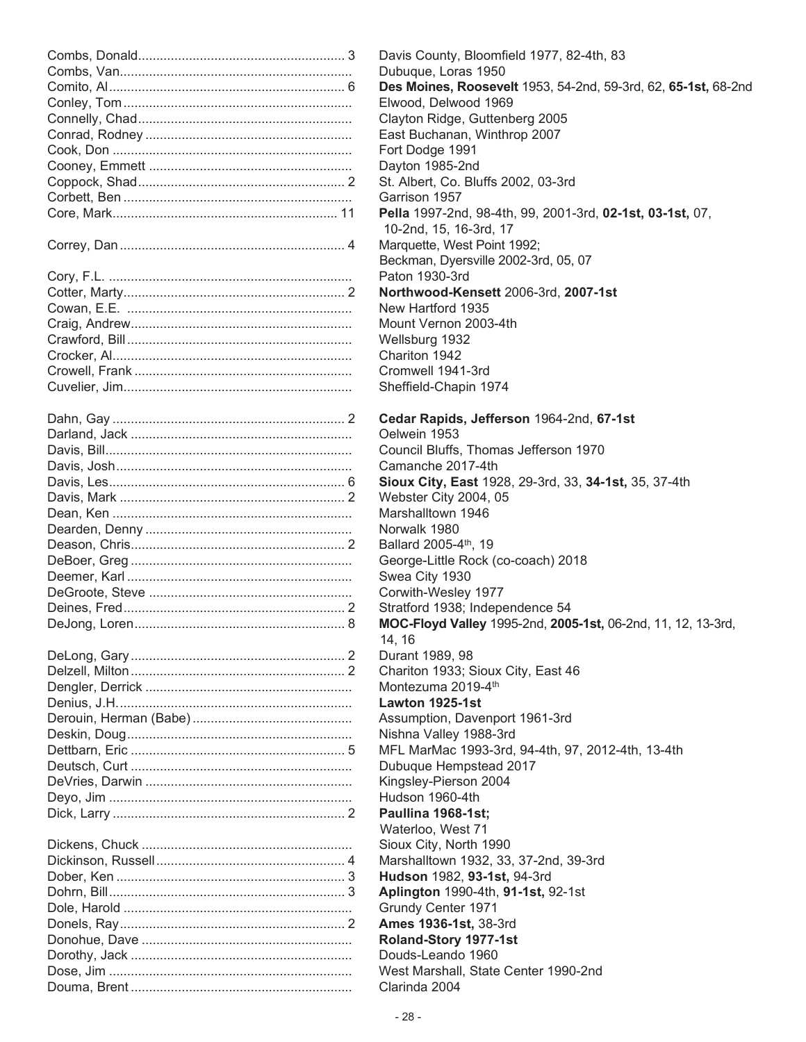| Coach | Count | Schools / Years |
|---|---|---|
| Combs, Donald | 3 | Davis County, Bloomfield 1977, 82-4th, 83 |
| Combs, Van | | Dubuque, Loras 1950 |
| Comito, Al | 6 | **Des Moines, Roosevelt** 1953, 54-2nd, 59-3rd, 62, **65-1st,** 68-2nd |
| Conley, Tom | | Elwood, Delwood 1969 |
| Connelly, Chad | | Clayton Ridge, Guttenberg 2005 |
| Conrad, Rodney | | East Buchanan, Winthrop 2007 |
| Cook, Don | | Fort Dodge 1991 |
| Cooney, Emmett | | Dayton 1985-2nd |
| Coppock, Shad | 2 | St. Albert, Co. Bluffs 2002, 03-3rd |
| Corbett, Ben | | Garrison 1957 |
| Core, Mark | 11 | **Pella** 1997-2nd, 98-4th, 99, 2001-3rd, **02-1st, 03-1st,** 07, 10-2nd, 15, 16-3rd, 17 |
| Correy, Dan | 4 | Marquette, West Point 1992; Beckman, Dyersville 2002-3rd, 05, 07 |
| Cory, F.L. | | Paton 1930-3rd |
| Cotter, Marty | 2 | **Northwood-Kensett** 2006-3rd, **2007-1st** |
| Cowan, E.E. | | New Hartford 1935 |
| Craig, Andrew | | Mount Vernon 2003-4th |
| Crawford, Bill | | Wellsburg 1932 |
| Crocker, Al | | Chariton 1942 |
| Crowell, Frank | | Cromwell 1941-3rd |
| Cuvelier, Jim | | Sheffield-Chapin 1974 |
| Dahn, Gay | 2 | **Cedar Rapids, Jefferson** 1964-2nd, **67-1st** |
| Darland, Jack | | Oelwein 1953 |
| Davis, Bill | | Council Bluffs, Thomas Jefferson 1970 |
| Davis, Josh | | Camanche 2017-4th |
| Davis, Les | 6 | **Sioux City, East** 1928, 29-3rd, 33, **34-1st,** 35, 37-4th |
| Davis, Mark | 2 | Webster City 2004, 05 |
| Dean, Ken | | Marshalltown 1946 |
| Dearden, Denny | | Norwalk 1980 |
| Deason, Chris | 2 | Ballard 2005-4th, 19 |
| DeBoer, Greg | | George-Little Rock (co-coach) 2018 |
| Deemer, Karl | | Swea City 1930 |
| DeGroote, Steve | | Corwith-Wesley 1977 |
| Deines, Fred | 2 | Stratford 1938; Independence 54 |
| DeJong, Loren | 8 | **MOC-Floyd Valley** 1995-2nd, **2005-1st,** 06-2nd, 11, 12, 13-3rd, 14, 16 |
| DeLong, Gary | 2 | Durant 1989, 98 |
| Delzell, Milton | 2 | Chariton 1933; Sioux City, East 46 |
| Dengler, Derrick | | Montezuma 2019-4th |
| Denius, J.H. | | **Lawton 1925-1st** |
| Derouin, Herman (Babe) | | Assumption, Davenport 1961-3rd |
| Deskin, Doug | | Nishna Valley 1988-3rd |
| Dettbarn, Eric | 5 | MFL MarMac 1993-3rd, 94-4th, 97, 2012-4th, 13-4th |
| Deutsch, Curt | | Dubuque Hempstead 2017 |
| DeVries, Darwin | | Kingsley-Pierson 2004 |
| Deyo, Jim | | Hudson 1960-4th |
| Dick, Larry | 2 | **Paullina 1968-1st;** Waterloo, West 71 |
| Dickens, Chuck | | Sioux City, North 1990 |
| Dickinson, Russell | 4 | Marshalltown 1932, 33, 37-2nd, 39-3rd |
| Dober, Ken | 3 | **Hudson** 1982, **93-1st,** 94-3rd |
| Dohrn, Bill | 3 | **Aplington** 1990-4th, **91-1st,** 92-1st |
| Dole, Harold | | Grundy Center 1971 |
| Donels, Ray | 2 | **Ames 1936-1st,** 38-3rd |
| Donohue, Dave | | **Roland-Story 1977-1st** |
| Dorothy, Jack | | Douds-Leando 1960 |
| Dose, Jim | | West Marshall, State Center 1990-2nd |
| Douma, Brent | | Clarinda 2004 |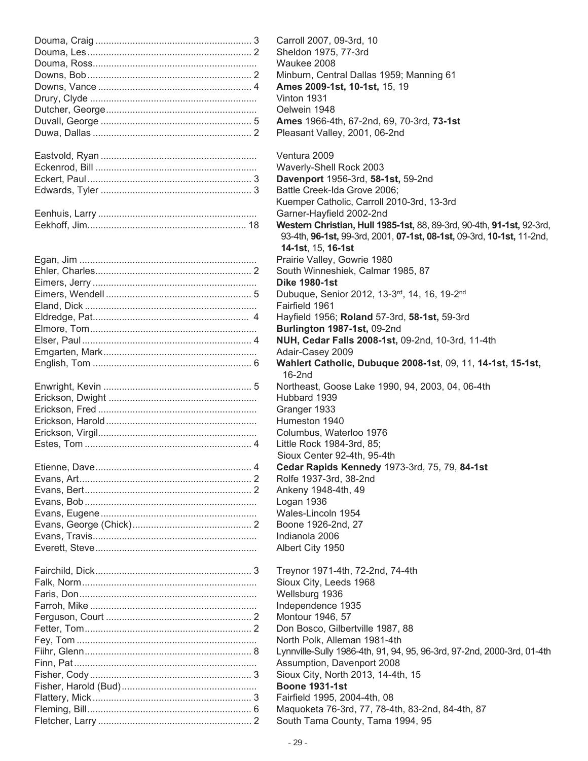| Name | Years | Schools/Seasons |
|---|---|---|
| Douma, Craig | 3 | Carroll 2007, 09-3rd, 10 |
| Douma, Les | 2 | Sheldon 1975, 77-3rd |
| Douma, Ross | | Waukee 2008 |
| Downs, Bob | 2 | Minburn, Central Dallas 1959; Manning 61 |
| Downs, Vance | 4 | **Ames 2009-1st, 10-1st,** 15, 19 |
| Drury, Clyde | | Vinton 1931 |
| Dutcher, George | | Oelwein 1948 |
| Duvall, George | 5 | **Ames** 1966-4th, 67-2nd, 69, 70-3rd, **73-1st** |
| Duwa, Dallas | 2 | Pleasant Valley, 2001, 06-2nd |
| Eastvold, Ryan | | Ventura 2009 |
| Eckenrod, Bill | | Waverly-Shell Rock 2003 |
| Eckert, Paul | 3 | **Davenport** 1956-3rd, **58-1st,** 59-2nd |
| Edwards, Tyler | 3 | Battle Creek-Ida Grove 2006; Kuemper Catholic, Carroll 2010-3rd, 13-3rd |
| Eenhuis, Larry | | Garner-Hayfield 2002-2nd |
| Eekhoff, Jim | 18 | **Western Christian, Hull 1985-1st,** 88, 89-3rd, 90-4th, **91-1st,** 92-3rd, 93-4th, **96-1st,** 99-3rd, 2001, **07-1st, 08-1st,** 09-3rd, **10-1st,** 11-2nd, **14-1st**, 15, **16-1st** |
| Egan, Jim | | Prairie Valley, Gowrie 1980 |
| Ehler, Charles | 2 | South Winneshiek, Calmar 1985, 87 |
| Eimers, Jerry | | **Dike 1980-1st** |
| Eimers, Wendell | 5 | Dubuque, Senior 2012, 13-3rd, 14, 16, 19-2nd |
| Eland, Dick | | Fairfield 1961 |
| Eldredge, Pat | 4 | Hayfield 1956; **Roland** 57-3rd, **58-1st,** 59-3rd |
| Elmore, Tom | | **Burlington 1987-1st,** 09-2nd |
| Elser, Paul | 4 | **NUH, Cedar Falls 2008-1st,** 09-2nd, 10-3rd, 11-4th |
| Emgarten, Mark | | Adair-Casey 2009 |
| English, Tom | 6 | **Wahlert Catholic, Dubuque 2008-1st**, 09, 11, **14-1st, 15-1st,** 16-2nd |
| Enwright, Kevin | 5 | Northeast, Goose Lake 1990, 94, 2003, 04, 06-4th |
| Erickson, Dwight | | Hubbard 1939 |
| Erickson, Fred | | Granger 1933 |
| Erickson, Harold | | Humeston 1940 |
| Erickson, Virgil | | Columbus, Waterloo 1976 |
| Estes, Tom | 4 | Little Rock 1984-3rd, 85; Sioux Center 92-4th, 95-4th |
| Etienne, Dave | 4 | **Cedar Rapids Kennedy** 1973-3rd, 75, 79, **84-1st** |
| Evans, Art | 2 | Rolfe 1937-3rd, 38-2nd |
| Evans, Bert | 2 | Ankeny 1948-4th, 49 |
| Evans, Bob | | Logan 1936 |
| Evans, Eugene | | Wales-Lincoln 1954 |
| Evans, George (Chick) | 2 | Boone 1926-2nd, 27 |
| Evans, Travis | | Indianola 2006 |
| Everett, Steve | | Albert City 1950 |
| Fairchild, Dick | 3 | Treynor 1971-4th, 72-2nd, 74-4th |
| Falk, Norm | | Sioux City, Leeds 1968 |
| Faris, Don | | Wellsburg 1936 |
| Farroh, Mike | | Independence 1935 |
| Ferguson, Court | 2 | Montour 1946, 57 |
| Fetter, Tom | 2 | Don Bosco, Gilbertville 1987, 88 |
| Fey, Tom | | North Polk, Alleman 1981-4th |
| Fiihr, Glenn | 8 | Lynnville-Sully 1986-4th, 91, 94, 95, 96-3rd, 97-2nd, 2000-3rd, 01-4th |
| Finn, Pat | | Assumption, Davenport 2008 |
| Fisher, Cody | 3 | Sioux City, North 2013, 14-4th, 15 |
| Fisher, Harold (Bud) | | **Boone 1931-1st** |
| Flattery, Mick | 3 | Fairfield 1995, 2004-4th, 08 |
| Fleming, Bill | 6 | Maquoketa 76-3rd, 77, 78-4th, 83-2nd, 84-4th, 87 |
| Fletcher, Larry | 2 | South Tama County, Tama 1994, 95 |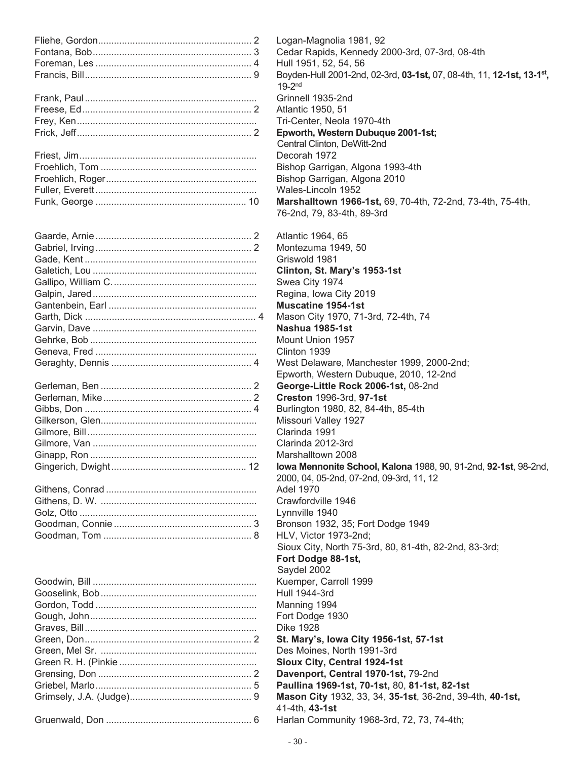| Name | Count | Record |
|---|---|---|
| Fliehe, Gordon | 2 | Logan-Magnolia 1981, 92 |
| Fontana, Bob | 3 | Cedar Rapids, Kennedy 2000-3rd, 07-3rd, 08-4th |
| Foreman, Les | 4 | Hull 1951, 52, 54, 56 |
| Francis, Bill | 9 | Boyden-Hull 2001-2nd, 02-3rd, **03-1st,** 07, 08-4th, 11, **12-1st, 13-1st,** 19-2nd |
| Frank, Paul | | Grinnell 1935-2nd |
| Freese, Ed | 2 | Atlantic 1950, 51 |
| Frey, Ken | | Tri-Center, Neola 1970-4th |
| Frick, Jeff | 2 | **Epworth, Western Dubuque 2001-1st;** Central Clinton, DeWitt-2nd |
| Friest, Jim | | Decorah 1972 |
| Froehlich, Tom | | Bishop Garrigan, Algona 1993-4th |
| Froehlich, Roger | | Bishop Garrigan, Algona 2010 |
| Fuller, Everett | | Wales-Lincoln 1952 |
| Funk, George | 10 | **Marshalltown 1966-1st,** 69, 70-4th, 72-2nd, 73-4th, 75-4th, 76-2nd, 79, 83-4th, 89-3rd |
| Gaarde, Arnie | 2 | Atlantic 1964, 65 |
| Gabriel, Irving | 2 | Montezuma 1949, 50 |
| Gade, Kent | | Griswold 1981 |
| Galetich, Lou | | **Clinton, St. Mary's 1953-1st** |
| Gallipo, William C. | | Swea City 1974 |
| Galpin, Jared | | Regina, Iowa City 2019 |
| Gantenbein, Earl | | **Muscatine 1954-1st** |
| Garth, Dick | 4 | Mason City 1970, 71-3rd, 72-4th, 74 |
| Garvin, Dave | | **Nashua 1985-1st** |
| Gehrke, Bob | | Mount Union 1957 |
| Geneva, Fred | | Clinton 1939 |
| Geraghty, Dennis | 4 | West Delaware, Manchester 1999, 2000-2nd; Epworth, Western Dubuque, 2010, 12-2nd |
| Gerleman, Ben | 2 | **George-Little Rock 2006-1st,** 08-2nd |
| Gerleman, Mike | 2 | **Creston** 1996-3rd, **97-1st** |
| Gibbs, Don | 4 | Burlington 1980, 82, 84-4th, 85-4th |
| Gilkerson, Glen | | Missouri Valley 1927 |
| Gilmore, Bill | | Clarinda 1991 |
| Gilmore, Van | | Clarinda 2012-3rd |
| Ginapp, Ron | | Marshalltown 2008 |
| Gingerich, Dwight | 12 | **Iowa Mennonite School, Kalona** 1988, 90, 91-2nd, **92-1st**, 98-2nd, 2000, 04, 05-2nd, 07-2nd, 09-3rd, 11, 12 |
| Githens, Conrad | | Adel 1970 |
| Githens, D. W. | | Crawfordville 1946 |
| Golz, Otto | | Lynnville 1940 |
| Goodman, Connie | 3 | Bronson 1932, 35; Fort Dodge 1949 |
| Goodman, Tom | 8 | HLV, Victor 1973-2nd; Sioux City, North 75-3rd, 80, 81-4th, 82-2nd, 83-3rd; **Fort Dodge 88-1st,** Saydel 2002 |
| Goodwin, Bill | | Kuemper, Carroll 1999 |
| Gooselink, Bob | | Hull 1944-3rd |
| Gordon, Todd | | Manning 1994 |
| Gough, John | | Fort Dodge 1930 |
| Graves, Bill | | Dike 1928 |
| Green, Don | 2 | **St. Mary's, Iowa City 1956-1st, 57-1st** |
| Green, Mel Sr. | | Des Moines, North 1991-3rd |
| Green R. H. (Pinkie | | **Sioux City, Central 1924-1st** |
| Grensing, Don | 2 | **Davenport, Central 1970-1st,** 79-2nd |
| Griebel, Marlo | 5 | **Paullina 1969-1st, 70-1st,** 80, **81-1st, 82-1st** |
| Grimsely, J.A. (Judge) | 9 | **Mason City** 1932, 33, 34, **35-1st**, 36-2nd, 39-4th, **40-1st,** 41-4th, **43-1st** |
| Gruenwald, Don | 6 | Harlan Community 1968-3rd, 72, 73, 74-4th; |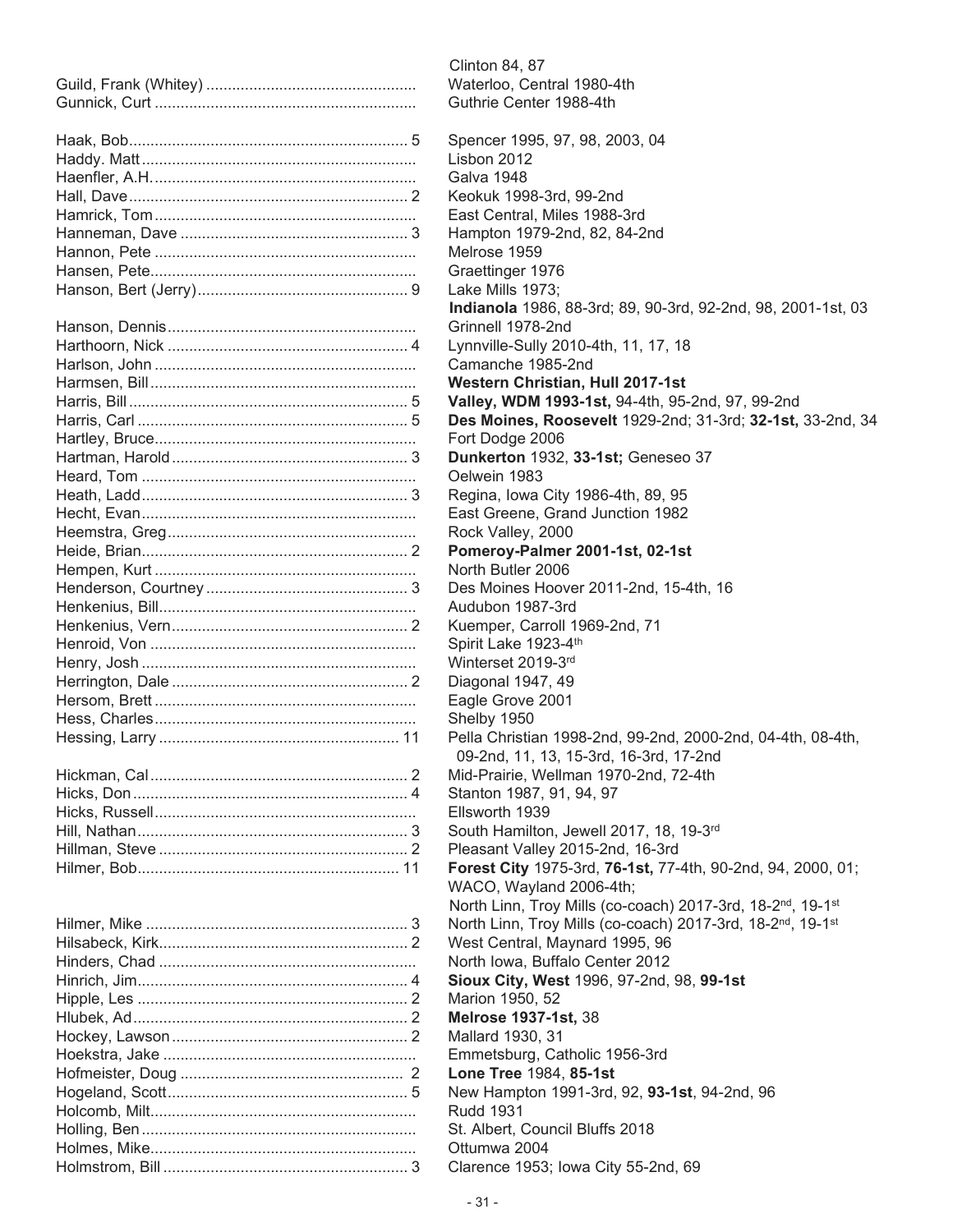| Name | # | Schools/Years |
|---|---|---|
| | | Clinton 84, 87 |
| Guild, Frank (Whitey) | | Waterloo, Central 1980-4th |
| Gunnick, Curt | | Guthrie Center 1988-4th |
| Haak, Bob | 5 | Spencer 1995, 97, 98, 2003, 04 |
| Haddy. Matt | | Lisbon 2012 |
| Haenfler, A.H. | | Galva 1948 |
| Hall, Dave | 2 | Keokuk 1998-3rd, 99-2nd |
| Hamrick, Tom | | East Central, Miles 1988-3rd |
| Hanneman, Dave | 3 | Hampton 1979-2nd, 82, 84-2nd |
| Hannon, Pete | | Melrose 1959 |
| Hansen, Pete | | Graettinger 1976 |
| Hanson, Bert (Jerry) | 9 | Lake Mills 1973; **Indianola** 1986, 88-3rd; 89, 90-3rd, 92-2nd, 98, 2001-1st, 03 |
| Hanson, Dennis | | Grinnell 1978-2nd |
| Harthoorn, Nick | 4 | Lynnville-Sully 2010-4th, 11, 17, 18 |
| Harlson, John | | Camanche 1985-2nd |
| Harmsen, Bill | | **Western Christian, Hull 2017-1st** |
| Harris, Bill | 5 | **Valley, WDM 1993-1st,** 94-4th, 95-2nd, 97, 99-2nd |
| Harris, Carl | 5 | **Des Moines, Roosevelt** 1929-2nd; 31-3rd; **32-1st,** 33-2nd, 34 |
| Hartley, Bruce | | Fort Dodge 2006 |
| Hartman, Harold | 3 | **Dunkerton** 1932, **33-1st;** Geneseo 37 |
| Heard, Tom | | Oelwein 1983 |
| Heath, Ladd | 3 | Regina, Iowa City 1986-4th, 89, 95 |
| Hecht, Evan | | East Greene, Grand Junction 1982 |
| Heemstra, Greg | | Rock Valley, 2000 |
| Heide, Brian | 2 | **Pomeroy-Palmer 2001-1st, 02-1st** |
| Hempen, Kurt | | North Butler 2006 |
| Henderson, Courtney | 3 | Des Moines Hoover 2011-2nd, 15-4th, 16 |
| Henkenius, Bill | | Audubon 1987-3rd |
| Henkenius, Vern | 2 | Kuemper, Carroll 1969-2nd, 71 |
| Henroid, Von | | Spirit Lake 1923-4th |
| Henry, Josh | | Winterset 2019-3rd |
| Herrington, Dale | 2 | Diagonal 1947, 49 |
| Hersom, Brett | | Eagle Grove 2001 |
| Hess, Charles | | Shelby 1950 |
| Hessing, Larry | 11 | Pella Christian 1998-2nd, 99-2nd, 2000-2nd, 04-4th, 08-4th, 09-2nd, 11, 13, 15-3rd, 16-3rd, 17-2nd |
| Hickman, Cal | 2 | Mid-Prairie, Wellman 1970-2nd, 72-4th |
| Hicks, Don | 4 | Stanton 1987, 91, 94, 97 |
| Hicks, Russell | | Ellsworth 1939 |
| Hill, Nathan | 3 | South Hamilton, Jewell 2017, 18, 19-3rd |
| Hillman, Steve | 2 | Pleasant Valley 2015-2nd, 16-3rd |
| Hilmer, Bob | 11 | **Forest City** 1975-3rd, **76-1st,** 77-4th, 90-2nd, 94, 2000, 01; WACO, Wayland 2006-4th; North Linn, Troy Mills (co-coach) 2017-3rd, 18-2nd, 19-1st |
| Hilmer, Mike | 3 | North Linn, Troy Mills (co-coach) 2017-3rd, 18-2nd, 19-1st |
| Hilsabeck, Kirk | 2 | West Central, Maynard 1995, 96 |
| Hinders, Chad | | North Iowa, Buffalo Center 2012 |
| Hinrich, Jim | 4 | **Sioux City, West** 1996, 97-2nd, 98, **99-1st** |
| Hipple, Les | 2 | Marion 1950, 52 |
| Hlubek, Ad | 2 | **Melrose 1937-1st,** 38 |
| Hockey, Lawson | 2 | Mallard 1930, 31 |
| Hoekstra, Jake | | Emmetsburg, Catholic 1956-3rd |
| Hofmeister, Doug | 2 | **Lone Tree** 1984, **85-1st** |
| Hogeland, Scott | 5 | New Hampton 1991-3rd, 92, **93-1st**, 94-2nd, 96 |
| Holcomb, Milt | | Rudd 1931 |
| Holling, Ben | | St. Albert, Council Bluffs 2018 |
| Holmes, Mike | | Ottumwa 2004 |
| Holmstrom, Bill | 3 | Clarence 1953; Iowa City 55-2nd, 69 |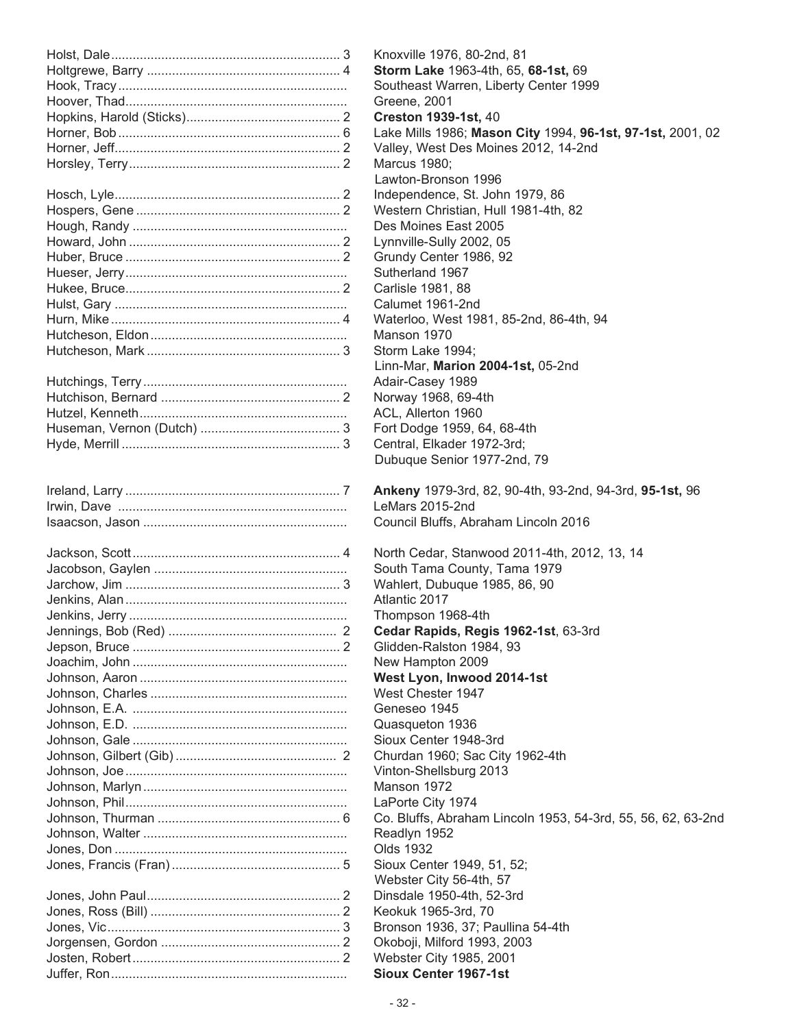| Name | Count | Schools / Years |
|---|---|---|
| Holst, Dale | 3 | Knoxville 1976, 80-2nd, 81 |
| Holtgrewe, Barry | 4 | **Storm Lake** 1963-4th, 65, **68-1st,** 69 |
| Hook, Tracy | | Southeast Warren, Liberty Center 1999 |
| Hoover, Thad | | Greene, 2001 |
| Hopkins, Harold (Sticks) | 2 | **Creston 1939-1st,** 40 |
| Horner, Bob | 6 | Lake Mills 1986; **Mason City** 1994, **96-1st, 97-1st,** 2001, 02 |
| Horner, Jeff | 2 | Valley, West Des Moines 2012, 14-2nd |
| Horsley, Terry | 2 | Marcus 1980; Lawton-Bronson 1996 |
| Hosch, Lyle | 2 | Independence, St. John 1979, 86 |
| Hospers, Gene | 2 | Western Christian, Hull 1981-4th, 82 |
| Hough, Randy | | Des Moines East 2005 |
| Howard, John | 2 | Lynnville-Sully 2002, 05 |
| Huber, Bruce | 2 | Grundy Center 1986, 92 |
| Hueser, Jerry | | Sutherland 1967 |
| Hukee, Bruce | 2 | Carlisle 1981, 88 |
| Hulst, Gary | | Calumet 1961-2nd |
| Hurn, Mike | 4 | Waterloo, West 1981, 85-2nd, 86-4th, 94 |
| Hutcheson, Eldon | | Manson 1970 |
| Hutcheson, Mark | 3 | Storm Lake 1994; Linn-Mar, **Marion 2004-1st,** 05-2nd |
| Hutchings, Terry | | Adair-Casey 1989 |
| Hutchison, Bernard | 2 | Norway 1968, 69-4th |
| Hutzel, Kenneth | | ACL, Allerton 1960 |
| Huseman, Vernon (Dutch) | 3 | Fort Dodge 1959, 64, 68-4th |
| Hyde, Merrill | 3 | Central, Elkader 1972-3rd; Dubuque Senior 1977-2nd, 79 |
| Ireland, Larry | 7 | **Ankeny** 1979-3rd, 82, 90-4th, 93-2nd, 94-3rd, **95-1st,** 96 |
| Irwin, Dave | | LeMars 2015-2nd |
| Isaacson, Jason | | Council Bluffs, Abraham Lincoln 2016 |
| Jackson, Scott | 4 | North Cedar, Stanwood 2011-4th, 2012, 13, 14 |
| Jacobson, Gaylen | | South Tama County, Tama 1979 |
| Jarchow, Jim | 3 | Wahlert, Dubuque 1985, 86, 90 |
| Jenkins, Alan | | Atlantic 2017 |
| Jenkins, Jerry | | Thompson 1968-4th |
| Jennings, Bob (Red) | 2 | **Cedar Rapids, Regis 1962-1st**, 63-3rd |
| Jepson, Bruce | 2 | Glidden-Ralston 1984, 93 |
| Joachim, John | | New Hampton 2009 |
| Johnson, Aaron | | **West Lyon, Inwood 2014-1st** |
| Johnson, Charles | | West Chester 1947 |
| Johnson, E.A. | | Geneseo 1945 |
| Johnson, E.D. | | Quasqueton 1936 |
| Johnson, Gale | | Sioux Center 1948-3rd |
| Johnson, Gilbert (Gib) | 2 | Churdan 1960; Sac City 1962-4th |
| Johnson, Joe | | Vinton-Shellsburg 2013 |
| Johnson, Marlyn | | Manson 1972 |
| Johnson, Phil | | LaPorte City 1974 |
| Johnson, Thurman | 6 | Co. Bluffs, Abraham Lincoln 1953, 54-3rd, 55, 56, 62, 63-2nd |
| Johnson, Walter | | Readlyn 1952 |
| Jones, Don | | Olds 1932 |
| Jones, Francis (Fran) | 5 | Sioux Center 1949, 51, 52; Webster City 56-4th, 57 |
| Jones, John Paul | 2 | Dinsdale 1950-4th, 52-3rd |
| Jones, Ross (Bill) | 2 | Keokuk 1965-3rd, 70 |
| Jones, Vic | 3 | Bronson 1936, 37; Paullina 54-4th |
| Jorgensen, Gordon | 2 | Okoboji, Milford 1993, 2003 |
| Josten, Robert | 2 | Webster City 1985, 2001 |
| Juffer, Ron | | **Sioux Center 1967-1st** |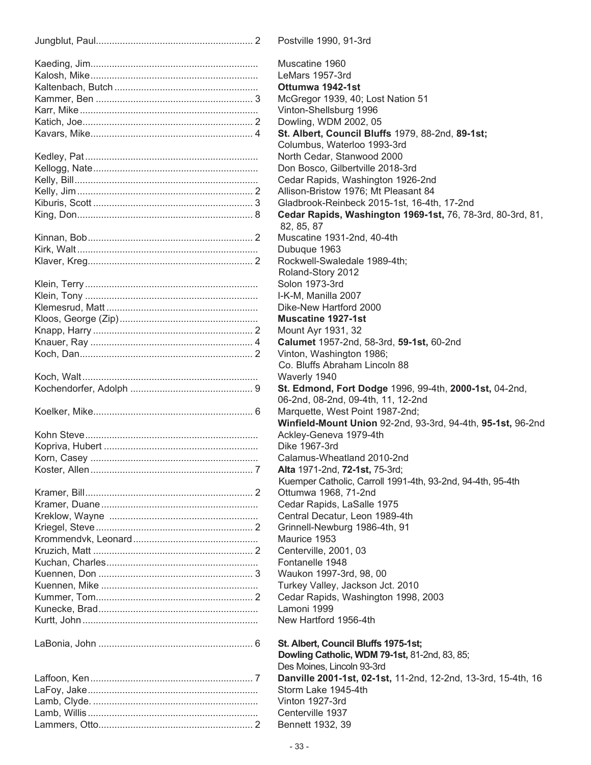| Name | Count | Schools / Years |
|---|---|---|
| Jungblut, Paul | 2 | Postville 1990, 91-3rd |
| Kaeding, Jim | | Muscatine 1960 |
| Kalosh, Mike | | LeMars 1957-3rd |
| Kaltenbach, Butch | | **Ottumwa 1942-1st** |
| Kammer, Ben | 3 | McGregor 1939, 40; Lost Nation 51 |
| Karr, Mike | | Vinton-Shellsburg 1996 |
| Katich, Joe | 2 | Dowling, WDM 2002, 05 |
| Kavars, Mike | 4 | **St. Albert, Council Bluffs** 1979, 88-2nd, **89-1st;** Columbus, Waterloo 1993-3rd |
| Kedley, Pat | | North Cedar, Stanwood 2000 |
| Kellogg, Nate | | Don Bosco, Gilbertville 2018-3rd |
| Kelly, Bill | | Cedar Rapids, Washington 1926-2nd |
| Kelly, Jim | 2 | Allison-Bristow 1976; Mt Pleasant 84 |
| Kiburis, Scott | 3 | Gladbrook-Reinbeck 2015-1st, 16-4th, 17-2nd |
| King, Don | 8 | **Cedar Rapids, Washington 1969-1st,** 76, 78-3rd, 80-3rd, 81, 82, 85, 87 |
| Kinnan, Bob | 2 | Muscatine 1931-2nd, 40-4th |
| Kirk, Walt | | Dubuque 1963 |
| Klaver, Kreg | 2 | Rockwell-Swaledale 1989-4th; Roland-Story 2012 |
| Klein, Terry | | Solon 1973-3rd |
| Klein, Tony | | I-K-M, Manilla 2007 |
| Klemesrud, Matt | | Dike-New Hartford 2000 |
| Kloos, George (Zip) | | **Muscatine 1927-1st** |
| Knapp, Harry | 2 | Mount Ayr 1931, 32 |
| Knauer, Ray | 4 | **Calumet** 1957-2nd, 58-3rd, **59-1st,** 60-2nd |
| Koch, Dan | 2 | Vinton, Washington 1986; Co. Bluffs Abraham Lincoln 88 |
| Koch, Walt | | Waverly 1940 |
| Kochendorfer, Adolph | 9 | **St. Edmond, Fort Dodge** 1996, 99-4th, **2000-1st,** 04-2nd, 06-2nd, 08-2nd, 09-4th, 11, 12-2nd |
| Koelker, Mike | 6 | Marquette, West Point 1987-2nd; **Winfield-Mount Union** 92-2nd, 93-3rd, 94-4th, **95-1st,** 96-2nd |
| Kohn Steve | | Ackley-Geneva 1979-4th |
| Kopriva, Hubert | | Dike 1967-3rd |
| Korn, Casey | | Calamus-Wheatland 2010-2nd |
| Koster, Allen | 7 | **Alta** 1971-2nd, **72-1st,** 75-3rd; Kuemper Catholic, Carroll 1991-4th, 93-2nd, 94-4th, 95-4th |
| Kramer, Bill | 2 | Ottumwa 1968, 71-2nd |
| Kramer, Duane | | Cedar Rapids, LaSalle 1975 |
| Kreklow, Wayne | | Central Decatur, Leon 1989-4th |
| Kriegel, Steve | 2 | Grinnell-Newburg 1986-4th, 91 |
| Krommendvk, Leonard | | Maurice 1953 |
| Kruzich, Matt | 2 | Centerville, 2001, 03 |
| Kuchan, Charles | | Fontanelle 1948 |
| Kuennen, Don | 3 | Waukon 1997-3rd, 98, 00 |
| Kuennen, Mike | | Turkey Valley, Jackson Jct. 2010 |
| Kummer, Tom | 2 | Cedar Rapids, Washington 1998, 2003 |
| Kunecke, Brad | | Lamoni 1999 |
| Kurtt, John | | New Hartford 1956-4th |
| LaBonia, John | 6 | **St. Albert, Council Bluffs 1975-1st; Dowling Catholic, WDM 79-1st,** 81-2nd, 83, 85; Des Moines, Lincoln 93-3rd |
| Laffoon, Ken | 7 | **Danville 2001-1st, 02-1st,** 11-2nd, 12-2nd, 13-3rd, 15-4th, 16 |
| LaFoy, Jake | | Storm Lake 1945-4th |
| Lamb, Clyde. | | Vinton 1927-3rd |
| Lamb, Willis | | Centerville 1937 |
| Lammers, Otto | 2 | Bennett 1932, 39 |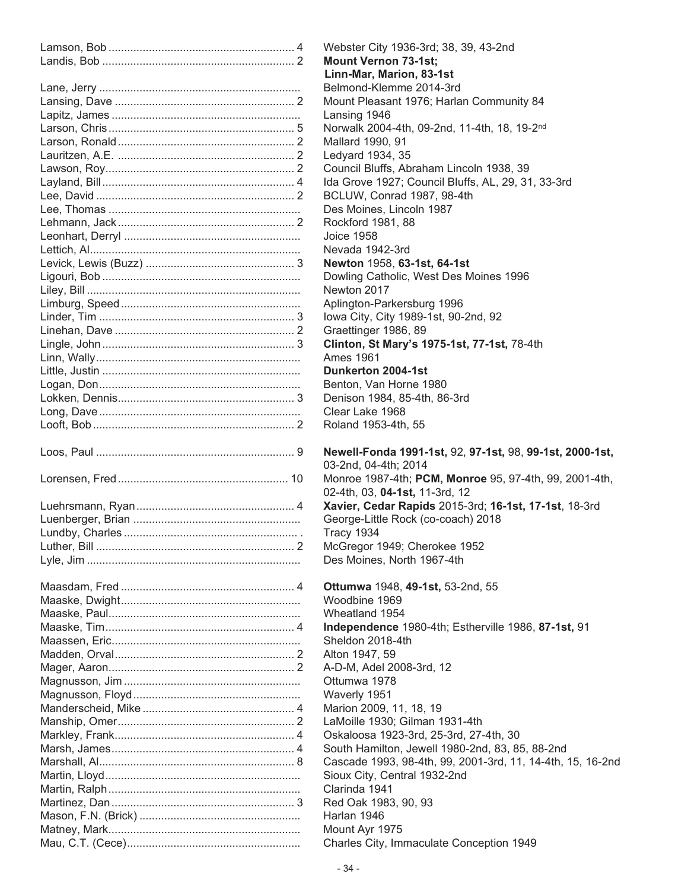| Coach | | Record |
|---|---|---|
| Lamson, Bob | 4 | Webster City 1936-3rd; 38, 39, 43-2nd |
| Landis, Bob | 2 | **Mount Vernon 73-1st; Linn-Mar, Marion, 83-1st** |
| Lane, Jerry | | Belmond-Klemme 2014-3rd |
| Lansing, Dave | 2 | Mount Pleasant 1976; Harlan Community 84 |
| Lapitz, James | | Lansing 1946 |
| Larson, Chris | 5 | Norwalk 2004-4th, 09-2nd, 11-4th, 18, 19-2nd |
| Larson, Ronald | 2 | Mallard 1990, 91 |
| Lauritzen, A.E. | 2 | Ledyard 1934, 35 |
| Lawson, Roy | 2 | Council Bluffs, Abraham Lincoln 1938, 39 |
| Layland, Bill | 4 | Ida Grove 1927; Council Bluffs, AL, 29, 31, 33-3rd |
| Lee, David | 2 | BCLUW, Conrad 1987, 98-4th |
| Lee, Thomas | | Des Moines, Lincoln 1987 |
| Lehmann, Jack | 2 | Rockford 1981, 88 |
| Leonhart, Derryl | | Joice 1958 |
| Lettich, Al | | Nevada 1942-3rd |
| Levick, Lewis (Buzz) | 3 | **Newton** 1958, **63-1st, 64-1st** |
| Ligouri, Bob | | Dowling Catholic, West Des Moines 1996 |
| Liley, Bill | | Newton 2017 |
| Limburg, Speed | | Aplington-Parkersburg 1996 |
| Linder, Tim | 3 | Iowa City, City 1989-1st, 90-2nd, 92 |
| Linehan, Dave | 2 | Graettinger 1986, 89 |
| Lingle, John | 3 | **Clinton, St Mary's 1975-1st, 77-1st,** 78-4th |
| Linn, Wally | | Ames 1961 |
| Little, Justin | | **Dunkerton 2004-1st** |
| Logan, Don | | Benton, Van Horne 1980 |
| Lokken, Dennis | 3 | Denison 1984, 85-4th, 86-3rd |
| Long, Dave | | Clear Lake 1968 |
| Looft, Bob | 2 | Roland 1953-4th, 55 |
| Loos, Paul | 9 | **Newell-Fonda 1991-1st,** 92, **97-1st,** 98, **99-1st, 2000-1st,** 03-2nd, 04-4th; 2014 |
| Lorensen, Fred | 10 | Monroe 1987-4th; **PCM, Monroe** 95, 97-4th, 99, 2001-4th, 02-4th, 03, **04-1st,** 11-3rd, 12 |
| Luehrsmann, Ryan | 4 | **Xavier, Cedar Rapids** 2015-3rd; **16-1st, 17-1st**, 18-3rd |
| Luenberger, Brian | | George-Little Rock (co-coach) 2018 |
| Lundby, Charles | . | Tracy 1934 |
| Luther, Bill | 2 | McGregor 1949; Cherokee 1952 |
| Lyle, Jim | | Des Moines, North 1967-4th |
| Maasdam, Fred | 4 | **Ottumwa** 1948, **49-1st,** 53-2nd, 55 |
| Maaske, Dwight | | Woodbine 1969 |
| Maaske, Paul | | Wheatland 1954 |
| Maaske, Tim | 4 | **Independence** 1980-4th; Estherville 1986, **87-1st,** 91 |
| Maassen, Eric | | Sheldon 2018-4th |
| Madden, Orval | 2 | Alton 1947, 59 |
| Mager, Aaron | 2 | A-D-M, Adel 2008-3rd, 12 |
| Magnusson, Jim | | Ottumwa 1978 |
| Magnusson, Floyd | | Waverly 1951 |
| Manderscheid, Mike | 4 | Marion 2009, 11, 18, 19 |
| Manship, Omer | 2 | LaMoille 1930; Gilman 1931-4th |
| Markley, Frank | 4 | Oskaloosa 1923-3rd, 25-3rd, 27-4th, 30 |
| Marsh, James | 4 | South Hamilton, Jewell 1980-2nd, 83, 85, 88-2nd |
| Marshall, Al | 8 | Cascade 1993, 98-4th, 99, 2001-3rd, 11, 14-4th, 15, 16-2nd |
| Martin, Lloyd | | Sioux City, Central 1932-2nd |
| Martin, Ralph | | Clarinda 1941 |
| Martinez, Dan | 3 | Red Oak 1983, 90, 93 |
| Mason, F.N. (Brick) | | Harlan 1946 |
| Matney, Mark | | Mount Ayr 1975 |
| Mau, C.T. (Cece) | | Charles City, Immaculate Conception 1949 |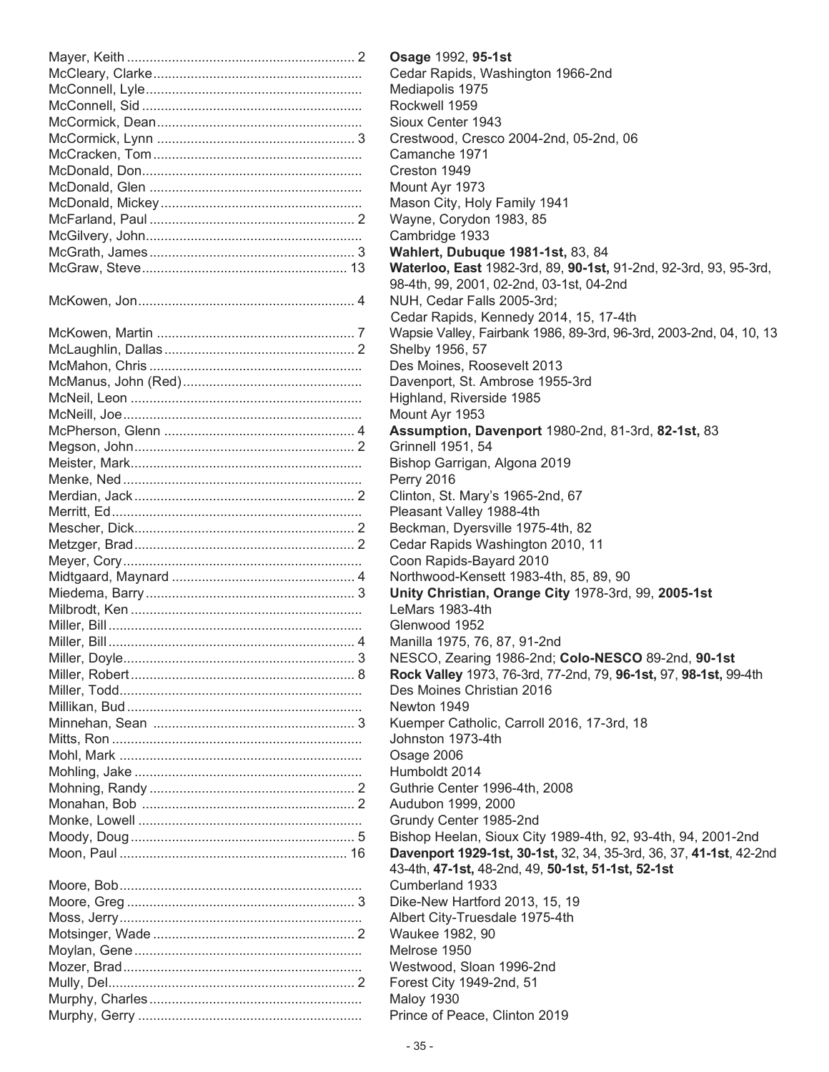| Name | # | Schools / Years |
|---|---|---|
| Mayer, Keith | 2 | **Osage** 1992, **95-1st** |
| McCleary, Clarke | | Cedar Rapids, Washington 1966-2nd |
| McConnell, Lyle | | Mediapolis 1975 |
| McConnell, Sid | | Rockwell 1959 |
| McCormick, Dean | | Sioux Center 1943 |
| McCormick, Lynn | 3 | Crestwood, Cresco 2004-2nd, 05-2nd, 06 |
| McCracken, Tom | | Camanche 1971 |
| McDonald, Don | | Creston 1949 |
| McDonald, Glen | | Mount Ayr 1973 |
| McDonald, Mickey | | Mason City, Holy Family 1941 |
| McFarland, Paul | 2 | Wayne, Corydon 1983, 85 |
| McGilvery, John | | Cambridge 1933 |
| McGrath, James | 3 | **Wahlert, Dubuque 1981-1st,** 83, 84 |
| McGraw, Steve | 13 | **Waterloo, East** 1982-3rd, 89, **90-1st,** 91-2nd, 92-3rd, 93, 95-3rd, 98-4th, 99, 2001, 02-2nd, 03-1st, 04-2nd |
| McKowen, Jon | 4 | NUH, Cedar Falls 2005-3rd; Cedar Rapids, Kennedy 2014, 15, 17-4th |
| McKowen, Martin | 7 | Wapsie Valley, Fairbank 1986, 89-3rd, 96-3rd, 2003-2nd, 04, 10, 13 |
| McLaughlin, Dallas | 2 | Shelby 1956, 57 |
| McMahon, Chris | | Des Moines, Roosevelt 2013 |
| McManus, John (Red) | | Davenport, St. Ambrose 1955-3rd |
| McNeil, Leon | | Highland, Riverside 1985 |
| McNeill, Joe | | Mount Ayr 1953 |
| McPherson, Glenn | 4 | **Assumption, Davenport** 1980-2nd, 81-3rd, **82-1st,** 83 |
| Megson, John | 2 | Grinnell 1951, 54 |
| Meister, Mark | | Bishop Garrigan, Algona 2019 |
| Menke, Ned | | Perry 2016 |
| Merdian, Jack | 2 | Clinton, St. Mary's 1965-2nd, 67 |
| Merritt, Ed | | Pleasant Valley 1988-4th |
| Mescher, Dick | 2 | Beckman, Dyersville 1975-4th, 82 |
| Metzger, Brad | 2 | Cedar Rapids Washington 2010, 11 |
| Meyer, Cory | | Coon Rapids-Bayard 2010 |
| Midtgaard, Maynard | 4 | Northwood-Kensett 1983-4th, 85, 89, 90 |
| Miedema, Barry | 3 | **Unity Christian, Orange City** 1978-3rd, 99, **2005-1st** |
| Milbrodt, Ken | | LeMars 1983-4th |
| Miller, Bill | | Glenwood 1952 |
| Miller, Bill | 4 | Manilla 1975, 76, 87, 91-2nd |
| Miller, Doyle | 3 | NESCO, Zearing 1986-2nd; **Colo-NESCO** 89-2nd, **90-1st** |
| Miller, Robert | 8 | **Rock Valley** 1973, 76-3rd, 77-2nd, 79, **96-1st,** 97, **98-1st,** 99-4th |
| Miller, Todd | | Des Moines Christian 2016 |
| Millikan, Bud | | Newton 1949 |
| Minnehan, Sean | 3 | Kuemper Catholic, Carroll 2016, 17-3rd, 18 |
| Mitts, Ron | | Johnston 1973-4th |
| Mohl, Mark | | Osage 2006 |
| Mohling, Jake | | Humboldt 2014 |
| Mohning, Randy | 2 | Guthrie Center 1996-4th, 2008 |
| Monahan, Bob | 2 | Audubon 1999, 2000 |
| Monke, Lowell | | Grundy Center 1985-2nd |
| Moody, Doug | 5 | Bishop Heelan, Sioux City 1989-4th, 92, 93-4th, 94, 2001-2nd |
| Moon, Paul | 16 | **Davenport 1929-1st, 30-1st,** 32, 34, 35-3rd, 36, 37, **41-1st**, 42-2nd 43-4th, **47-1st,** 48-2nd, 49, **50-1st, 51-1st, 52-1st** |
| Moore, Bob | | Cumberland 1933 |
| Moore, Greg | 3 | Dike-New Hartford 2013, 15, 19 |
| Moss, Jerry | | Albert City-Truesdale 1975-4th |
| Motsinger, Wade | 2 | Waukee 1982, 90 |
| Moylan, Gene | | Melrose 1950 |
| Mozer, Brad | | Westwood, Sloan 1996-2nd |
| Mully, Del | 2 | Forest City 1949-2nd, 51 |
| Murphy, Charles | | Maloy 1930 |
| Murphy, Gerry | | Prince of Peace, Clinton 2019 |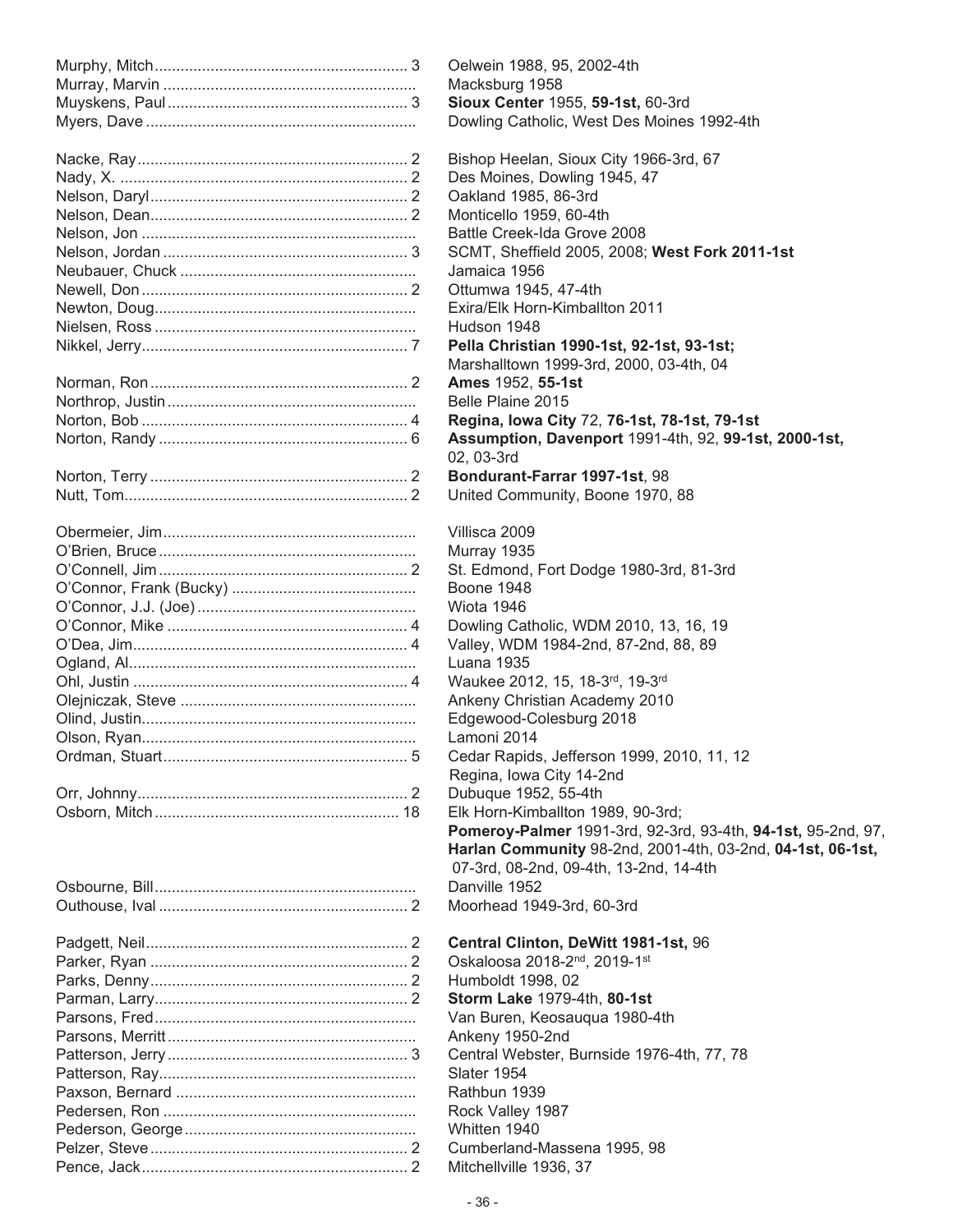| Name | # | Schools/Years |
|---|---|---|
| Murphy, Mitch | 3 | Oelwein 1988, 95, 2002-4th |
| Murray, Marvin | | Macksburg 1958 |
| Muyskens, Paul | 3 | **Sioux Center** 1955, **59-1st,** 60-3rd |
| Myers, Dave | | Dowling Catholic, West Des Moines 1992-4th |
| Nacke, Ray | 2 | Bishop Heelan, Sioux City 1966-3rd, 67 |
| Nady, X. | 2 | Des Moines, Dowling 1945, 47 |
| Nelson, Daryl | 2 | Oakland 1985, 86-3rd |
| Nelson, Dean | 2 | Monticello 1959, 60-4th |
| Nelson, Jon | | Battle Creek-Ida Grove 2008 |
| Nelson, Jordan | 3 | SCMT, Sheffield 2005, 2008; **West Fork 2011-1st** |
| Neubauer, Chuck | | Jamaica 1956 |
| Newell, Don | 2 | Ottumwa 1945, 47-4th |
| Newton, Doug | | Exira/Elk Horn-Kimballton 2011 |
| Nielsen, Ross | | Hudson 1948 |
| Nikkel, Jerry | 7 | **Pella Christian 1990-1st, 92-1st, 93-1st;** Marshalltown 1999-3rd, 2000, 03-4th, 04 |
| Norman, Ron | 2 | **Ames** 1952, **55-1st** |
| Northrop, Justin | | Belle Plaine 2015 |
| Norton, Bob | 4 | **Regina, Iowa City** 72, **76-1st, 78-1st, 79-1st** |
| Norton, Randy | 6 | **Assumption, Davenport** 1991-4th, 92, **99-1st, 2000-1st,** 02, 03-3rd |
| Norton, Terry | 2 | **Bondurant-Farrar 1997-1st**, 98 |
| Nutt, Tom | 2 | United Community, Boone 1970, 88 |
| Obermeier, Jim | | Villisca 2009 |
| O'Brien, Bruce | | Murray 1935 |
| O'Connell, Jim | 2 | St. Edmond, Fort Dodge 1980-3rd, 81-3rd |
| O'Connor, Frank (Bucky) | | Boone 1948 |
| O'Connor, J.J. (Joe) | | Wiota 1946 |
| O'Connor, Mike | 4 | Dowling Catholic, WDM 2010, 13, 16, 19 |
| O'Dea, Jim | 4 | Valley, WDM 1984-2nd, 87-2nd, 88, 89 |
| Ogland, Al | | Luana 1935 |
| Ohl, Justin | 4 | Waukee 2012, 15, 18-3rd, 19-3rd |
| Olejniczak, Steve | | Ankeny Christian Academy 2010 |
| Olind, Justin | | Edgewood-Colesburg 2018 |
| Olson, Ryan | | Lamoni 2014 |
| Ordman, Stuart | 5 | Cedar Rapids, Jefferson 1999, 2010, 11, 12 Regina, Iowa City 14-2nd |
| Orr, Johnny | 2 | Dubuque 1952, 55-4th |
| Osborn, Mitch | 18 | Elk Horn-Kimballton 1989, 90-3rd; **Pomeroy-Palmer** 1991-3rd, 92-3rd, 93-4th, **94-1st,** 95-2nd, 97, **Harlan Community** 98-2nd, 2001-4th, 03-2nd, **04-1st, 06-1st,** 07-3rd, 08-2nd, 09-4th, 13-2nd, 14-4th |
| Osbourne, Bill | | Danville 1952 |
| Outhouse, Ival | 2 | Moorhead 1949-3rd, 60-3rd |
| Padgett, Neil | 2 | **Central Clinton, DeWitt 1981-1st,** 96 |
| Parker, Ryan | 2 | Oskaloosa 2018-2nd, 2019-1st |
| Parks, Denny | 2 | Humboldt 1998, 02 |
| Parman, Larry | 2 | **Storm Lake** 1979-4th, **80-1st** |
| Parsons, Fred | | Van Buren, Keosauqua 1980-4th |
| Parsons, Merritt | | Ankeny 1950-2nd |
| Patterson, Jerry | 3 | Central Webster, Burnside 1976-4th, 77, 78 |
| Patterson, Ray | | Slater 1954 |
| Paxson, Bernard | | Rathbun 1939 |
| Pedersen, Ron | | Rock Valley 1987 |
| Pederson, George | | Whitten 1940 |
| Pelzer, Steve | 2 | Cumberland-Massena 1995, 98 |
| Pence, Jack | 2 | Mitchellville 1936, 37 |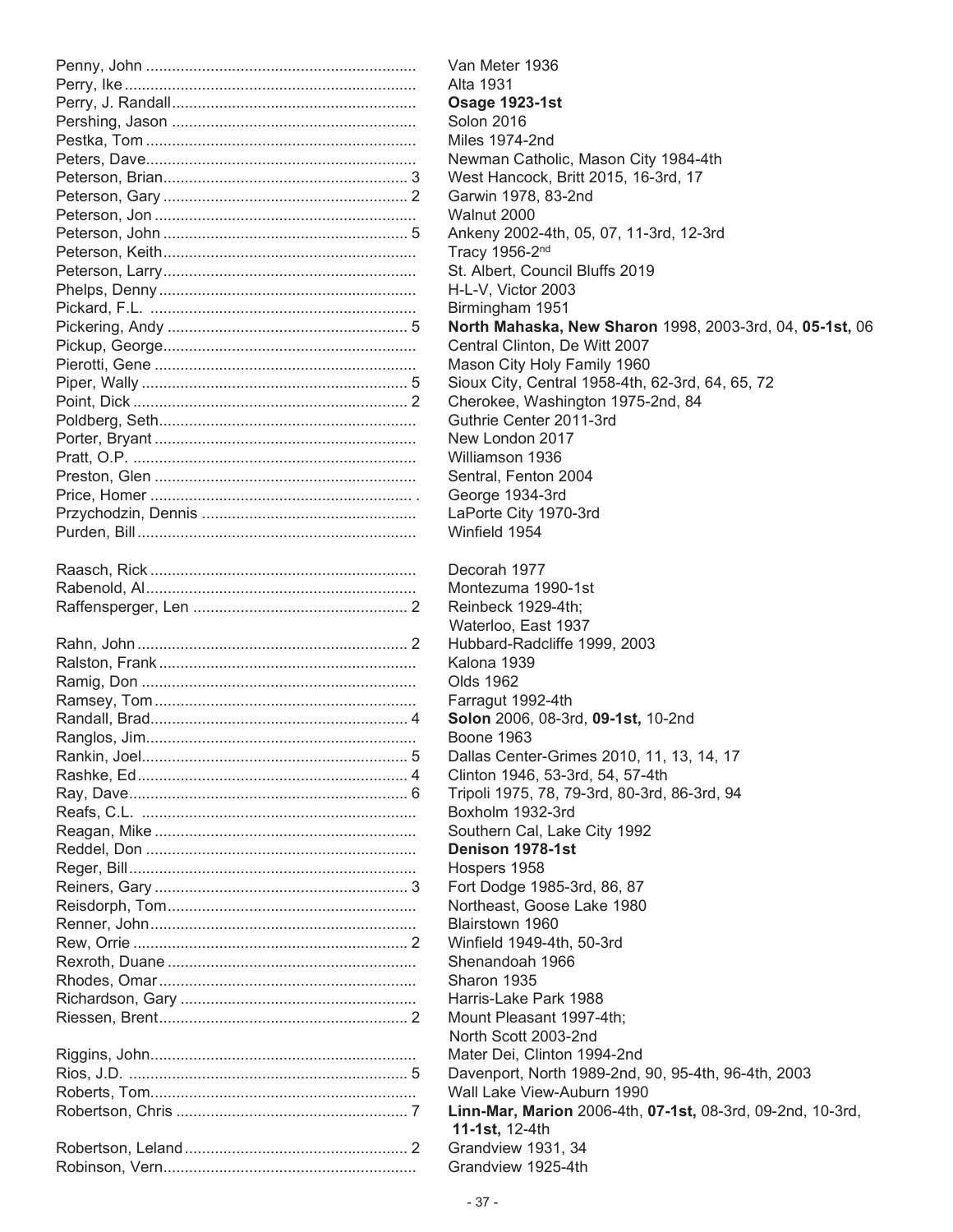| Name | Count | Appearances |
|---|---|---|
| Penny, John | | Van Meter 1936 |
| Perry, Ike | | Alta 1931 |
| Perry, J. Randall | | **Osage 1923-1st** |
| Pershing, Jason | | Solon 2016 |
| Pestka, Tom | | Miles 1974-2nd |
| Peters, Dave | | Newman Catholic, Mason City 1984-4th |
| Peterson, Brian | 3 | West Hancock, Britt 2015, 16-3rd, 17 |
| Peterson, Gary | 2 | Garwin 1978, 83-2nd |
| Peterson, Jon | | Walnut 2000 |
| Peterson, John | 5 | Ankeny 2002-4th, 05, 07, 11-3rd, 12-3rd |
| Peterson, Keith | | Tracy 1956-2nd |
| Peterson, Larry | | St. Albert, Council Bluffs 2019 |
| Phelps, Denny | | H-L-V, Victor 2003 |
| Pickard, F.L. | | Birmingham 1951 |
| Pickering, Andy | 5 | **North Mahaska, New Sharon** 1998, 2003-3rd, 04, **05-1st,** 06 |
| Pickup, George | | Central Clinton, De Witt 2007 |
| Pierotti, Gene | | Mason City Holy Family 1960 |
| Piper, Wally | 5 | Sioux City, Central 1958-4th, 62-3rd, 64, 65, 72 |
| Point, Dick | 2 | Cherokee, Washington 1975-2nd, 84 |
| Poldberg, Seth | | Guthrie Center 2011-3rd |
| Porter, Bryant | | New London 2017 |
| Pratt, O.P. | | Williamson 1936 |
| Preston, Glen | | Sentral, Fenton 2004 |
| Price, Homer | | George 1934-3rd |
| Przychodzin, Dennis | | LaPorte City 1970-3rd |
| Purden, Bill | | Winfield 1954 |
| Raasch, Rick | | Decorah 1977 |
| Rabenold, Al | | Montezuma 1990-1st |
| Raffensperger, Len | 2 | Reinbeck 1929-4th; Waterloo, East 1937 |
| Rahn, John | 2 | Hubbard-Radcliffe 1999, 2003 |
| Ralston, Frank | | Kalona 1939 |
| Ramig, Don | | Olds 1962 |
| Ramsey, Tom | | Farragut 1992-4th |
| Randall, Brad | 4 | **Solon** 2006, 08-3rd, **09-1st,** 10-2nd |
| Ranglos, Jim | | Boone 1963 |
| Rankin, Joel | 5 | Dallas Center-Grimes 2010, 11, 13, 14, 17 |
| Rashke, Ed | 4 | Clinton 1946, 53-3rd, 54, 57-4th |
| Ray, Dave | 6 | Tripoli 1975, 78, 79-3rd, 80-3rd, 86-3rd, 94 |
| Reafs, C.L. | | Boxholm 1932-3rd |
| Reagan, Mike | | Southern Cal, Lake City 1992 |
| Reddel, Don | | **Denison 1978-1st** |
| Reger, Bill | | Hospers 1958 |
| Reiners, Gary | 3 | Fort Dodge 1985-3rd, 86, 87 |
| Reisdorph, Tom | | Northeast, Goose Lake 1980 |
| Renner, John | | Blairstown 1960 |
| Rew, Orrie | 2 | Winfield 1949-4th, 50-3rd |
| Rexroth, Duane | | Shenandoah 1966 |
| Rhodes, Omar | | Sharon 1935 |
| Richardson, Gary | | Harris-Lake Park 1988 |
| Riessen, Brent | 2 | Mount Pleasant 1997-4th; North Scott 2003-2nd |
| Riggins, John | | Mater Dei, Clinton 1994-2nd |
| Rios, J.D. | 5 | Davenport, North 1989-2nd, 90, 95-4th, 96-4th, 2003 |
| Roberts, Tom | | Wall Lake View-Auburn 1990 |
| Robertson, Chris | 7 | **Linn-Mar, Marion** 2006-4th, **07-1st,** 08-3rd, 09-2nd, 10-3rd, **11-1st,** 12-4th |
| Robertson, Leland | 2 | Grandview 1931, 34 |
| Robinson, Vern | | Grandview 1925-4th |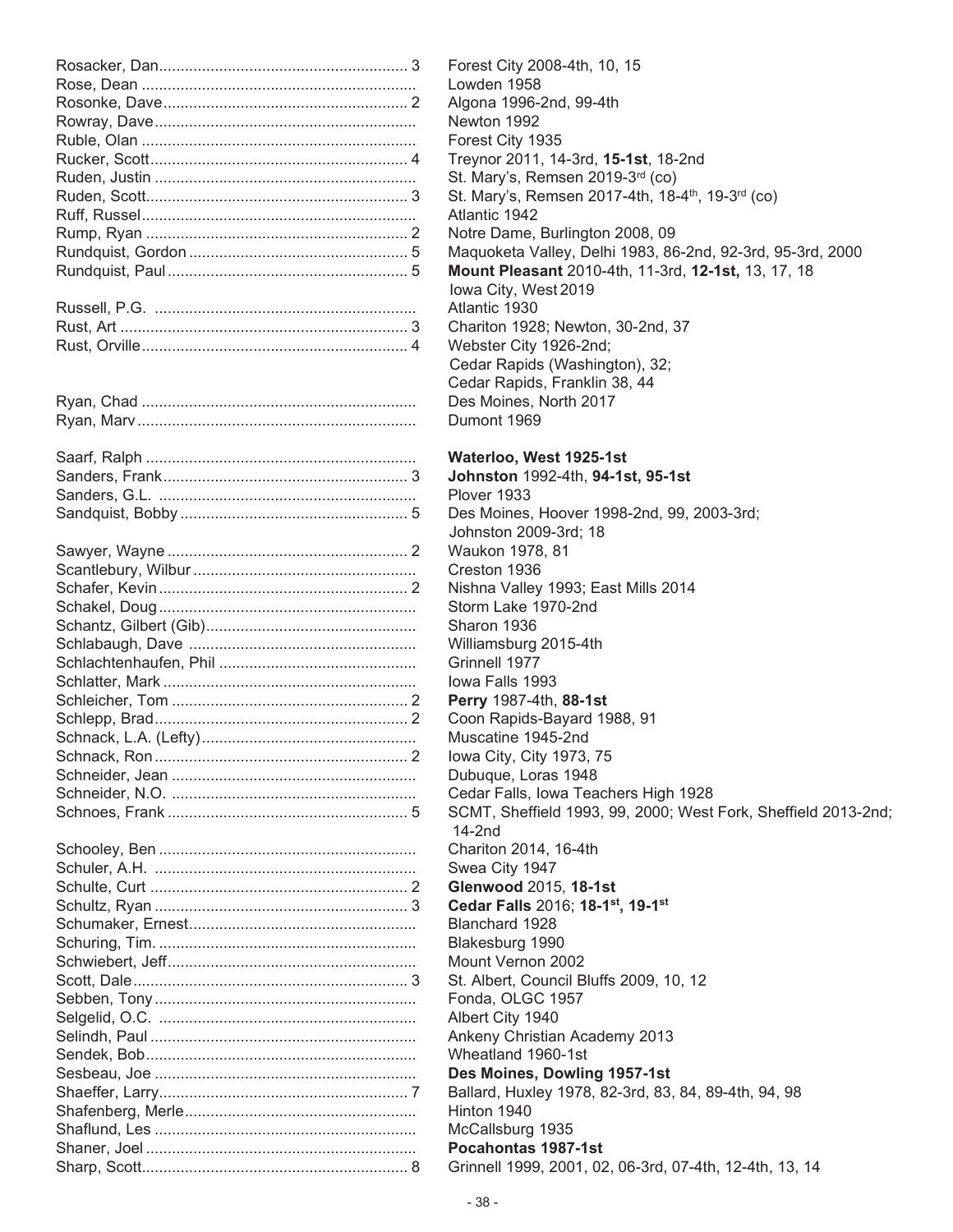| Name | | Schools/Years |
|---|---|---|
| Rosacker, Dan | 3 | Forest City 2008-4th, 10, 15 |
| Rose, Dean | | Lowden 1958 |
| Rosonke, Dave | 2 | Algona 1996-2nd, 99-4th |
| Rowray, Dave | | Newton 1992 |
| Ruble, Olan | | Forest City 1935 |
| Rucker, Scott | 4 | Treynor 2011, 14-3rd, **15-1st**, 18-2nd |
| Ruden, Justin | | St. Mary's, Remsen 2019-3rd (co) |
| Ruden, Scott | 3 | St. Mary's, Remsen 2017-4th, 18-4th, 19-3rd (co) |
| Ruff, Russel | | Atlantic 1942 |
| Rump, Ryan | 2 | Notre Dame, Burlington 2008, 09 |
| Rundquist, Gordon | 5 | Maquoketa Valley, Delhi 1983, 86-2nd, 92-3rd, 95-3rd, 2000 |
| Rundquist, Paul | 5 | **Mount Pleasant** 2010-4th, 11-3rd, **12-1st,** 13, 17, 18; Iowa City, West 2019 |
| Russell, P.G. | | Atlantic 1930 |
| Rust, Art | 3 | Chariton 1928; Newton, 30-2nd, 37 |
| Rust, Orville | 4 | Webster City 1926-2nd; Cedar Rapids (Washington), 32; Cedar Rapids, Franklin 38, 44 |
| Ryan, Chad | | Des Moines, North 2017 |
| Ryan, Marv | | Dumont 1969 |
| Saarf, Ralph | | **Waterloo, West 1925-1st** |
| Sanders, Frank | 3 | **Johnston** 1992-4th, **94-1st, 95-1st** |
| Sanders, G.L. | | Plover 1933 |
| Sandquist, Bobby | 5 | Des Moines, Hoover 1998-2nd, 99, 2003-3rd; Johnston 2009-3rd; 18 |
| Sawyer, Wayne | 2 | Waukon 1978, 81 |
| Scantlebury, Wilbur | | Creston 1936 |
| Schafer, Kevin | 2 | Nishna Valley 1993; East Mills 2014 |
| Schakel, Doug | | Storm Lake 1970-2nd |
| Schantz, Gilbert (Gib) | | Sharon 1936 |
| Schlabaugh, Dave | | Williamsburg 2015-4th |
| Schlachtenhaufen, Phil | | Grinnell 1977 |
| Schlatter, Mark | | Iowa Falls 1993 |
| Schleicher, Tom | 2 | **Perry** 1987-4th, **88-1st** |
| Schlepp, Brad | 2 | Coon Rapids-Bayard 1988, 91 |
| Schnack, L.A. (Lefty) | | Muscatine 1945-2nd |
| Schnack, Ron | 2 | Iowa City, City 1973, 75 |
| Schneider, Jean | | Dubuque, Loras 1948 |
| Schneider, N.O. | | Cedar Falls, Iowa Teachers High 1928 |
| Schnoes, Frank | 5 | SCMT, Sheffield 1993, 99, 2000; West Fork, Sheffield 2013-2nd; 14-2nd |
| Schooley, Ben | | Chariton 2014, 16-4th |
| Schuler, A.H. | | Swea City 1947 |
| Schulte, Curt | 2 | **Glenwood** 2015, **18-1st** |
| Schultz, Ryan | 3 | **Cedar Falls** 2016; **18-1st, 19-1st** |
| Schumaker, Ernest | | Blanchard 1928 |
| Schuring, Tim. | | Blakesburg 1990 |
| Schwiebert, Jeff | | Mount Vernon 2002 |
| Scott, Dale | 3 | St. Albert, Council Bluffs 2009, 10, 12 |
| Sebben, Tony | | Fonda, OLGC 1957 |
| Selgelid, O.C. | | Albert City 1940 |
| Selindh, Paul | | Ankeny Christian Academy 2013 |
| Sendek, Bob | | Wheatland 1960-1st |
| Sesbeau, Joe | | **Des Moines, Dowling 1957-1st** |
| Shaeffer, Larry | 7 | Ballard, Huxley 1978, 82-3rd, 83, 84, 89-4th, 94, 98 |
| Shafenberg, Merle | | Hinton 1940 |
| Shaflund, Les | | McCallsburg 1935 |
| Shaner, Joel | | **Pocahontas 1987-1st** |
| Sharp, Scott | 8 | Grinnell 1999, 2001, 02, 06-3rd, 07-4th, 12-4th, 13, 14 |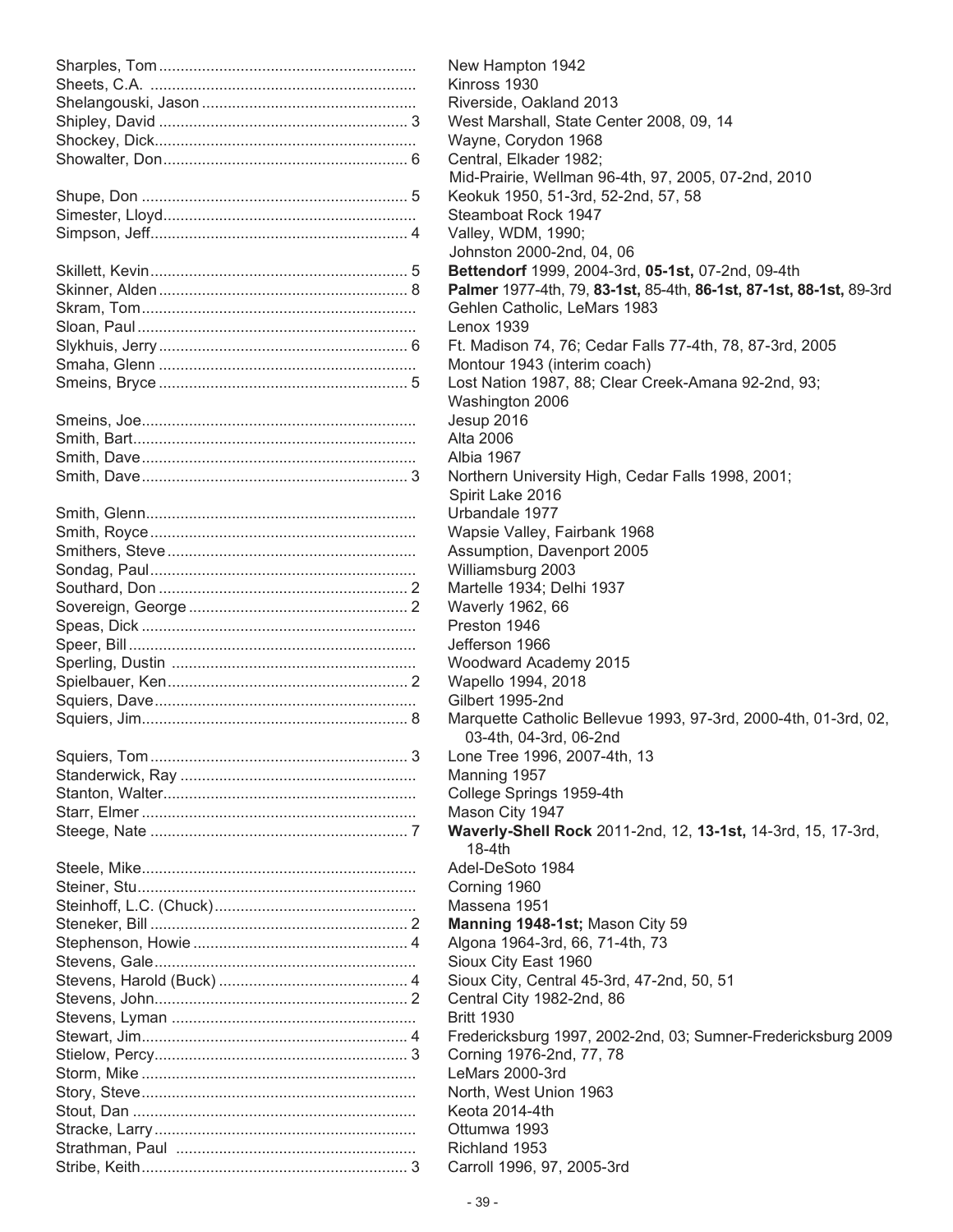| Name | Count | Schools / Years |
|---|---|---|
| Sharples, Tom | | New Hampton 1942 |
| Sheets, C.A. | | Kinross 1930 |
| Shelangouski, Jason | | Riverside, Oakland 2013 |
| Shipley, David | 3 | West Marshall, State Center 2008, 09, 14 |
| Shockey, Dick | | Wayne, Corydon 1968 |
| Showalter, Don | 6 | Central, Elkader 1982; Mid-Prairie, Wellman 96-4th, 97, 2005, 07-2nd, 2010 |
| Shupe, Don | 5 | Keokuk 1950, 51-3rd, 52-2nd, 57, 58 |
| Simester, Lloyd | | Steamboat Rock 1947 |
| Simpson, Jeff | 4 | Valley, WDM, 1990; Johnston 2000-2nd, 04, 06 |
| Skillett, Kevin | 5 | **Bettendorf** 1999, 2004-3rd, **05-1st,** 07-2nd, 09-4th |
| Skinner, Alden | 8 | **Palmer** 1977-4th, 79, **83-1st,** 85-4th, **86-1st, 87-1st, 88-1st,** 89-3rd |
| Skram, Tom | | Gehlen Catholic, LeMars 1983 |
| Sloan, Paul | | Lenox 1939 |
| Slykhuis, Jerry | 6 | Ft. Madison 74, 76; Cedar Falls 77-4th, 78, 87-3rd, 2005 |
| Smaha, Glenn | | Montour 1943 (interim coach) |
| Smeins, Bryce | 5 | Lost Nation 1987, 88; Clear Creek-Amana 92-2nd, 93; Washington 2006 |
| Smeins, Joe | | Jesup 2016 |
| Smith, Bart | | Alta 2006 |
| Smith, Dave | | Albia 1967 |
| Smith, Dave | 3 | Northern University High, Cedar Falls 1998, 2001; Spirit Lake 2016 |
| Smith, Glenn | | Urbandale 1977 |
| Smith, Royce | | Wapsie Valley, Fairbank 1968 |
| Smithers, Steve | | Assumption, Davenport 2005 |
| Sondag, Paul | | Williamsburg 2003 |
| Southard, Don | 2 | Martelle 1934; Delhi 1937 |
| Sovereign, George | 2 | Waverly 1962, 66 |
| Speas, Dick | | Preston 1946 |
| Speer, Bill | | Jefferson 1966 |
| Sperling, Dustin | | Woodward Academy 2015 |
| Spielbauer, Ken | 2 | Wapello 1994, 2018 |
| Squiers, Dave | | Gilbert 1995-2nd |
| Squiers, Jim | 8 | Marquette Catholic Bellevue 1993, 97-3rd, 2000-4th, 01-3rd, 02, 03-4th, 04-3rd, 06-2nd |
| Squiers, Tom | 3 | Lone Tree 1996, 2007-4th, 13 |
| Standerwick, Ray | | Manning 1957 |
| Stanton, Walter | | College Springs 1959-4th |
| Starr, Elmer | | Mason City 1947 |
| Steege, Nate | 7 | **Waverly-Shell Rock** 2011-2nd, 12, **13-1st,** 14-3rd, 15, 17-3rd, 18-4th |
| Steele, Mike | | Adel-DeSoto 1984 |
| Steiner, Stu | | Corning 1960 |
| Steinhoff, L.C. (Chuck) | | Massena 1951 |
| Steneker, Bill | 2 | **Manning 1948-1st;** Mason City 59 |
| Stephenson, Howie | 4 | Algona 1964-3rd, 66, 71-4th, 73 |
| Stevens, Gale | | Sioux City East 1960 |
| Stevens, Harold (Buck) | 4 | Sioux City, Central 45-3rd, 47-2nd, 50, 51 |
| Stevens, John | 2 | Central City 1982-2nd, 86 |
| Stevens, Lyman | | Britt 1930 |
| Stewart, Jim | 4 | Fredericksburg 1997, 2002-2nd, 03; Sumner-Fredericksburg 2009 |
| Stielow, Percy | 3 | Corning 1976-2nd, 77, 78 |
| Storm, Mike | | LeMars 2000-3rd |
| Story, Steve | | North, West Union 1963 |
| Stout, Dan | | Keota 2014-4th |
| Stracke, Larry | | Ottumwa 1993 |
| Strathman, Paul | | Richland 1953 |
| Stribe, Keith | 3 | Carroll 1996, 97, 2005-3rd |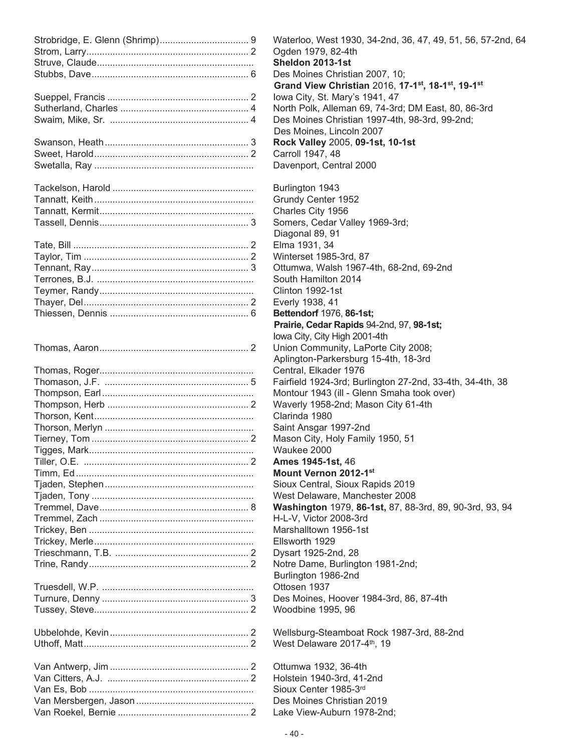| Name | Count | Schools / Years |
|---|---|---|
| Strobridge, E. Glenn (Shrimp) | 9 | Waterloo, West 1930, 34-2nd, 36, 47, 49, 51, 56, 57-2nd, 64 |
| Strom, Larry | 2 | Ogden 1979, 82-4th |
| Struve, Claude | | **Sheldon 2013-1st** |
| Stubbs, Dave | 6 | Des Moines Christian 2007, 10; **Grand View Christian** 2016, **17-1st, 18-1st, 19-1st** |
| Sueppel, Francis | 2 | Iowa City, St. Mary's 1941, 47 |
| Sutherland, Charles | 4 | North Polk, Alleman 69, 74-3rd; DM East, 80, 86-3rd |
| Swaim, Mike, Sr. | 4 | Des Moines Christian 1997-4th, 98-3rd, 99-2nd; Des Moines, Lincoln 2007 |
| Swanson, Heath | 3 | **Rock Valley** 2005, **09-1st, 10-1st** |
| Sweet, Harold | 2 | Carroll 1947, 48 |
| Swetalla, Ray | | Davenport, Central 2000 |
| Tackelson, Harold | | Burlington 1943 |
| Tannatt, Keith | | Grundy Center 1952 |
| Tannatt, Kermit | | Charles City 1956 |
| Tassell, Dennis | 3 | Somers, Cedar Valley 1969-3rd; Diagonal 89, 91 |
| Tate, Bill | 2 | Elma 1931, 34 |
| Taylor, Tim | 2 | Winterset 1985-3rd, 87 |
| Tennant, Ray | 3 | Ottumwa, Walsh 1967-4th, 68-2nd, 69-2nd |
| Terrones, B.J. | | South Hamilton 2014 |
| Teymer, Randy | | Clinton 1992-1st |
| Thayer, Del | 2 | Everly 1938, 41 |
| Thiessen, Dennis | 6 | **Bettendorf** 1976, **86-1st; Prairie, Cedar Rapids** 94-2nd, 97, **98-1st;** Iowa City, City High 2001-4th |
| Thomas, Aaron | 2 | Union Community, LaPorte City 2008; Aplington-Parkersburg 15-4th, 18-3rd |
| Thomas, Roger | | Central, Elkader 1976 |
| Thomason, J.F. | 5 | Fairfield 1924-3rd; Burlington 27-2nd, 33-4th, 34-4th, 38 |
| Thompson, Earl | | Montour 1943 (ill - Glenn Smaha took over) |
| Thompson, Herb | 2 | Waverly 1958-2nd; Mason City 61-4th |
| Thorson, Kent | | Clarinda 1980 |
| Thorson, Merlyn | | Saint Ansgar 1997-2nd |
| Tierney, Tom | 2 | Mason City, Holy Family 1950, 51 |
| Tigges, Mark | | Waukee 2000 |
| Tiller, O.E. | 2 | **Ames 1945-1st,** 46 |
| Timm, Ed | | **Mount Vernon 2012-1st** |
| Tjaden, Stephen | | Sioux Central, Sioux Rapids 2019 |
| Tjaden, Tony | | West Delaware, Manchester 2008 |
| Tremmel, Dave | 8 | **Washington** 1979, **86-1st,** 87, 88-3rd, 89, 90-3rd, 93, 94 |
| Tremmel, Zach | | H-L-V, Victor 2008-3rd |
| Trickey, Ben | | Marshalltown 1956-1st |
| Trickey, Merle | | Ellsworth 1929 |
| Trieschmann, T.B. | 2 | Dysart 1925-2nd, 28 |
| Trine, Randy | 2 | Notre Dame, Burlington 1981-2nd; Burlington 1986-2nd |
| Truesdell, W.P. | | Ottosen 1937 |
| Turnure, Denny | 3 | Des Moines, Hoover 1984-3rd, 86, 87-4th |
| Tussey, Steve | 2 | Woodbine 1995, 96 |
| Ubbelohde, Kevin | 2 | Wellsburg-Steamboat Rock 1987-3rd, 88-2nd |
| Uthoff, Matt | 2 | West Delaware 2017-4th, 19 |
| Van Antwerp, Jim | 2 | Ottumwa 1932, 36-4th |
| Van Citters, A.J. | 2 | Holstein 1940-3rd, 41-2nd |
| Van Es, Bob | | Sioux Center 1985-3rd |
| Van Mersbergen, Jason | | Des Moines Christian 2019 |
| Van Roekel, Bernie | 2 | Lake View-Auburn 1978-2nd; |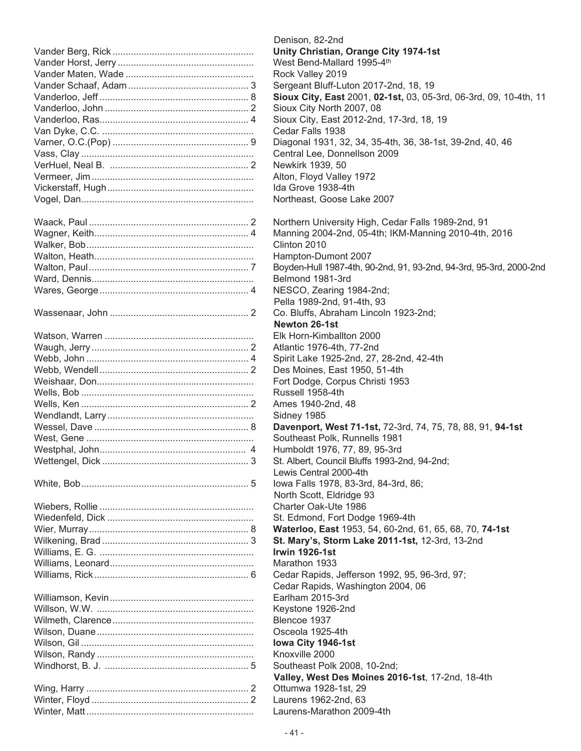| Name | Count | Schools/Years |
|---|---|---|
| | | Denison, 82-2nd |
| Vander Berg, Rick | | **Unity Christian, Orange City 1974-1st** |
| Vander Horst, Jerry | | West Bend-Mallard 1995-4th |
| Vander Maten, Wade | | Rock Valley 2019 |
| Vander Schaaf, Adam | 3 | Sergeant Bluff-Luton 2017-2nd, 18, 19 |
| Vanderloo, Jeff | 8 | **Sioux City, East** 2001, **02-1st,** 03, 05-3rd, 06-3rd, 09, 10-4th, 11 |
| Vanderloo, John | 2 | Sioux City North 2007, 08 |
| Vanderloo, Ras | 4 | Sioux City, East 2012-2nd, 17-3rd, 18, 19 |
| Van Dyke, C.C. | | Cedar Falls 1938 |
| Varner, O.C.(Pop) | 9 | Diagonal 1931, 32, 34, 35-4th, 36, 38-1st, 39-2nd, 40, 46 |
| Vass, Clay | | Central Lee, Donnellson 2009 |
| VerHuel, Neal B. | 2 | Newkirk 1939, 50 |
| Vermeer, Jim | | Alton, Floyd Valley 1972 |
| Vickerstaff, Hugh | | Ida Grove 1938-4th |
| Vogel, Dan | | Northeast, Goose Lake 2007 |
| Waack, Paul | 2 | Northern University High, Cedar Falls 1989-2nd, 91 |
| Wagner, Keith | 4 | Manning 2004-2nd, 05-4th; IKM-Manning 2010-4th, 2016 |
| Walker, Bob | | Clinton 2010 |
| Walton, Heath | | Hampton-Dumont 2007 |
| Walton, Paul | 7 | Boyden-Hull 1987-4th, 90-2nd, 91, 93-2nd, 94-3rd, 95-3rd, 2000-2nd |
| Ward, Dennis | | Belmond 1981-3rd |
| Wares, George | 4 | NESCO, Zearing 1984-2nd; Pella 1989-2nd, 91-4th, 93 |
| Wassenaar, John | 2 | Co. Bluffs, Abraham Lincoln 1923-2nd; **Newton 26-1st** |
| Watson, Warren | | Elk Horn-Kimballton 2000 |
| Waugh, Jerry | 2 | Atlantic 1976-4th, 77-2nd |
| Webb, John | 4 | Spirit Lake 1925-2nd, 27, 28-2nd, 42-4th |
| Webb, Wendell | 2 | Des Moines, East 1950, 51-4th |
| Weishaar, Don | | Fort Dodge, Corpus Christi 1953 |
| Wells, Bob | | Russell 1958-4th |
| Wells, Ken | 2 | Ames 1940-2nd, 48 |
| Wendlandt, Larry | | Sidney 1985 |
| Wessel, Dave | 8 | **Davenport, West 71-1st,** 72-3rd, 74, 75, 78, 88, 91, **94-1st** |
| West, Gene | | Southeast Polk, Runnells 1981 |
| Westphal, John | 4 | Humboldt 1976, 77, 89, 95-3rd |
| Wettengel, Dick | 3 | St. Albert, Council Bluffs 1993-2nd, 94-2nd; Lewis Central 2000-4th |
| White, Bob | 5 | Iowa Falls 1978, 83-3rd, 84-3rd, 86; North Scott, Eldridge 93 |
| Wiebers, Rollie | | Charter Oak-Ute 1986 |
| Wiedenfeld, Dick | | St. Edmond, Fort Dodge 1969-4th |
| Wier, Murray | 8 | **Waterloo, East** 1953, 54, 60-2nd, 61, 65, 68, 70, **74-1st** |
| Wilkening, Brad | 3 | **St. Mary's, Storm Lake 2011-1st,** 12-3rd, 13-2nd |
| Williams, E. G. | | **Irwin 1926-1st** |
| Williams, Leonard | | Marathon 1933 |
| Williams, Rick | 6 | Cedar Rapids, Jefferson 1992, 95, 96-3rd, 97; Cedar Rapids, Washington 2004, 06 |
| Williamson, Kevin | | Earlham 2015-3rd |
| Willson, W.W. | | Keystone 1926-2nd |
| Wilmeth, Clarence | | Blencoe 1937 |
| Wilson, Duane | | Osceola 1925-4th |
| Wilson, Gil | | **Iowa City 1946-1st** |
| Wilson, Randy | | Knoxville 2000 |
| Windhorst, B. J. | 5 | Southeast Polk 2008, 10-2nd; **Valley, West Des Moines 2016-1st**, 17-2nd, 18-4th |
| Wing, Harry | 2 | Ottumwa 1928-1st, 29 |
| Winter, Floyd | 2 | Laurens 1962-2nd, 63 |
| Winter, Matt | | Laurens-Marathon 2009-4th |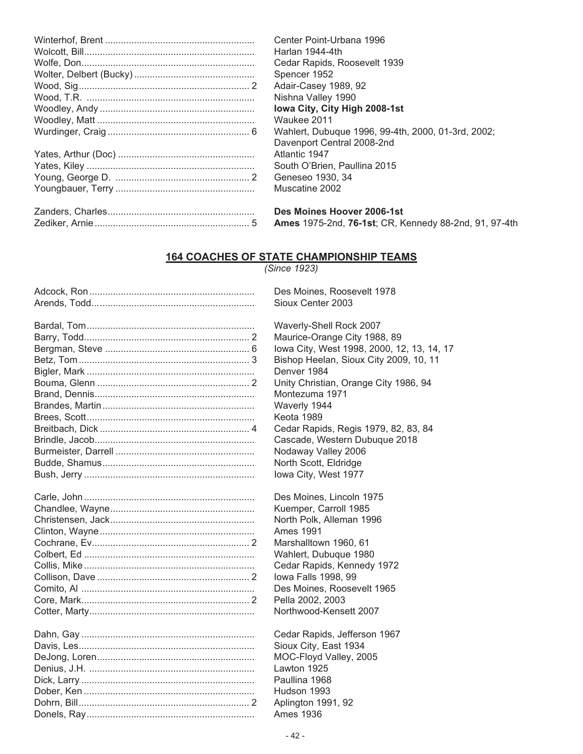| | |
|---|---|
| Winterhof, Brent | Center Point-Urbana 1996 |
| Wolcott, Bill | Harlan 1944-4th |
| Wolfe, Don | Cedar Rapids, Roosevelt 1939 |
| Wolter, Delbert (Bucky) | Spencer 1952 |
| Wood, Sig ... 2 | Adair-Casey 1989, 92 |
| Wood, T.R. | Nishna Valley 1990 |
| Woodley, Andy | **Iowa City, City High 2008-1st** |
| Woodley, Matt | Waukee 2011 |
| Wurdinger, Craig ... 6 | Wahlert, Dubuque 1996, 99-4th, 2000, 01-3rd, 2002; Davenport Central 2008-2nd |
| Yates, Arthur (Doc) | Atlantic 1947 |
| Yates, Kiley | South O'Brien, Paullina 2015 |
| Young, George D. ... 2 | Geneseo 1930, 34 |
| Youngbauer, Terry | Muscatine 2002 |
| Zanders, Charles | **Des Moines Hoover 2006-1st** |
| Zediker, Arnie ... 5 | **Ames** 1975-2nd, **76-1st**; CR, Kennedy 88-2nd, 91, 97-4th |

## 164 COACHES OF STATE CHAMPIONSHIP TEAMS

*(Since 1923)*

| | |
|---|---|
| Adcock, Ron | Des Moines, Roosevelt 1978 |
| Arends, Todd | Sioux Center 2003 |
| Bardal, Tom | Waverly-Shell Rock 2007 |
| Barry, Todd ... 2 | Maurice-Orange City 1988, 89 |
| Bergman, Steve ... 6 | Iowa City, West 1998, 2000, 12, 13, 14, 17 |
| Betz, Tom ... 3 | Bishop Heelan, Sioux City 2009, 10, 11 |
| Bigler, Mark | Denver 1984 |
| Bouma, Glenn ... 2 | Unity Christian, Orange City 1986, 94 |
| Brand, Dennis | Montezuma 1971 |
| Brandes, Martin | Waverly 1944 |
| Brees, Scott | Keota 1989 |
| Breitbach, Dick ... 4 | Cedar Rapids, Regis 1979, 82, 83, 84 |
| Brindle, Jacob | Cascade, Western Dubuque 2018 |
| Burmeister, Darrell | Nodaway Valley 2006 |
| Budde, Shamus | North Scott, Eldridge |
| Bush, Jerry | Iowa City, West 1977 |
| Carle, John | Des Moines, Lincoln 1975 |
| Chandlee, Wayne | Kuemper, Carroll 1985 |
| Christensen, Jack | North Polk, Alleman 1996 |
| Clinton, Wayne | Ames 1991 |
| Cochrane, Ev ... 2 | Marshalltown 1960, 61 |
| Colbert, Ed | Wahlert, Dubuque 1980 |
| Collis, Mike | Cedar Rapids, Kennedy 1972 |
| Collison, Dave ... 2 | Iowa Falls 1998, 99 |
| Comito, Al | Des Moines, Roosevelt 1965 |
| Core, Mark ... 2 | Pella 2002, 2003 |
| Cotter, Marty | Northwood-Kensett 2007 |
| Dahn, Gay | Cedar Rapids, Jefferson 1967 |
| Davis, Les | Sioux City, East 1934 |
| DeJong, Loren | MOC-Floyd Valley, 2005 |
| Denius, J.H. | Lawton 1925 |
| Dick, Larry | Paullina 1968 |
| Dober, Ken | Hudson 1993 |
| Dohrn, Bill ... 2 | Aplington 1991, 92 |
| Donels, Ray | Ames 1936 |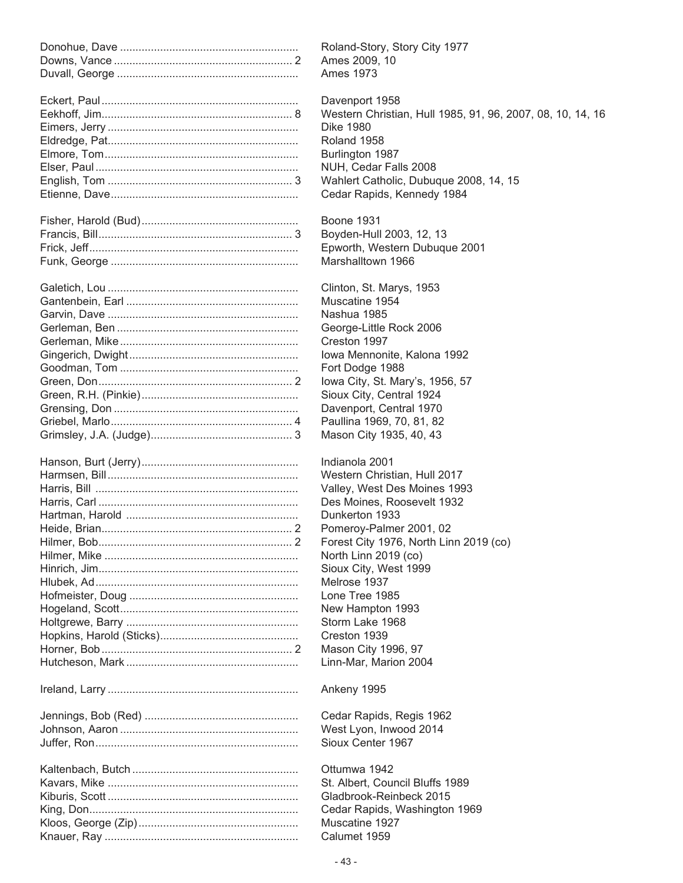| Name | Count | School / Years |
|---|---|---|
| Donohue, Dave | | Roland-Story, Story City 1977 |
| Downs, Vance | 2 | Ames 2009, 10 |
| Duvall, George | | Ames 1973 |
| | | |
| Eckert, Paul | | Davenport 1958 |
| Eekhoff, Jim | 8 | Western Christian, Hull 1985, 91, 96, 2007, 08, 10, 14, 16 |
| Eimers, Jerry | | Dike 1980 |
| Eldredge, Pat | | Roland 1958 |
| Elmore, Tom | | Burlington 1987 |
| Elser, Paul | | NUH, Cedar Falls 2008 |
| English, Tom | 3 | Wahlert Catholic, Dubuque 2008, 14, 15 |
| Etienne, Dave | | Cedar Rapids, Kennedy 1984 |
| | | |
| Fisher, Harold (Bud) | | Boone 1931 |
| Francis, Bill | 3 | Boyden-Hull 2003, 12, 13 |
| Frick, Jeff | | Epworth, Western Dubuque 2001 |
| Funk, George | | Marshalltown 1966 |
| | | |
| Galetich, Lou | | Clinton, St. Marys, 1953 |
| Gantenbein, Earl | | Muscatine 1954 |
| Garvin, Dave | | Nashua 1985 |
| Gerleman, Ben | | George-Little Rock 2006 |
| Gerleman, Mike | | Creston 1997 |
| Gingerich, Dwight | | Iowa Mennonite, Kalona 1992 |
| Goodman, Tom | | Fort Dodge 1988 |
| Green, Don | 2 | Iowa City, St. Mary's, 1956, 57 |
| Green, R.H. (Pinkie) | | Sioux City, Central 1924 |
| Grensing, Don | | Davenport, Central 1970 |
| Griebel, Marlo | 4 | Paullina 1969, 70, 81, 82 |
| Grimsley, J.A. (Judge) | 3 | Mason City 1935, 40, 43 |
| | | |
| Hanson, Burt (Jerry) | | Indianola 2001 |
| Harmsen, Bill | | Western Christian, Hull 2017 |
| Harris, Bill | | Valley, West Des Moines 1993 |
| Harris, Carl | | Des Moines, Roosevelt 1932 |
| Hartman, Harold | | Dunkerton 1933 |
| Heide, Brian | 2 | Pomeroy-Palmer 2001, 02 |
| Hilmer, Bob | 2 | Forest City 1976, North Linn 2019 (co) |
| Hilmer, Mike | | North Linn 2019 (co) |
| Hinrich, Jim | | Sioux City, West 1999 |
| Hlubek, Ad | | Melrose 1937 |
| Hofmeister, Doug | | Lone Tree 1985 |
| Hogeland, Scott | | New Hampton 1993 |
| Holtgrewe, Barry | | Storm Lake 1968 |
| Hopkins, Harold (Sticks) | | Creston 1939 |
| Horner, Bob | 2 | Mason City 1996, 97 |
| Hutcheson, Mark | | Linn-Mar, Marion 2004 |
| | | |
| Ireland, Larry | | Ankeny 1995 |
| | | |
| Jennings, Bob (Red) | | Cedar Rapids, Regis 1962 |
| Johnson, Aaron | | West Lyon, Inwood 2014 |
| Juffer, Ron | | Sioux Center 1967 |
| | | |
| Kaltenbach, Butch | | Ottumwa 1942 |
| Kavars, Mike | | St. Albert, Council Bluffs 1989 |
| Kiburis, Scott | | Gladbrook-Reinbeck 2015 |
| King, Don | | Cedar Rapids, Washington 1969 |
| Kloos, George (Zip) | | Muscatine 1927 |
| Knauer, Ray | | Calumet 1959 |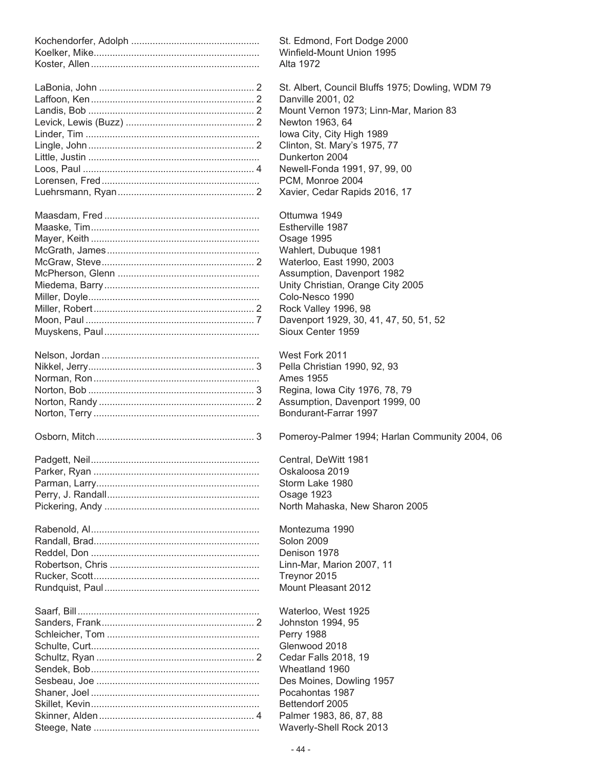| Name | Count | School/Years |
|---|---|---|
| Kochendorfer, Adolph | | St. Edmond, Fort Dodge 2000 |
| Koelker, Mike | | Winfield-Mount Union 1995 |
| Koster, Allen | | Alta 1972 |
| | | |
| LaBonia, John | 2 | St. Albert, Council Bluffs 1975; Dowling, WDM 79 |
| Laffoon, Ken | 2 | Danville 2001, 02 |
| Landis, Bob | 2 | Mount Vernon 1973; Linn-Mar, Marion 83 |
| Levick, Lewis (Buzz) | 2 | Newton 1963, 64 |
| Linder, Tim | | Iowa City, City High 1989 |
| Lingle, John | 2 | Clinton, St. Mary's 1975, 77 |
| Little, Justin | | Dunkerton 2004 |
| Loos, Paul | 4 | Newell-Fonda 1991, 97, 99, 00 |
| Lorensen, Fred | | PCM, Monroe 2004 |
| Luehrsmann, Ryan | 2 | Xavier, Cedar Rapids 2016, 17 |
| | | |
| Maasdam, Fred | | Ottumwa 1949 |
| Maaske, Tim | | Estherville 1987 |
| Mayer, Keith | | Osage 1995 |
| McGrath, James | | Wahlert, Dubuque 1981 |
| McGraw, Steve | 2 | Waterloo, East 1990, 2003 |
| McPherson, Glenn | | Assumption, Davenport 1982 |
| Miedema, Barry | | Unity Christian, Orange City 2005 |
| Miller, Doyle | | Colo-Nesco 1990 |
| Miller, Robert | 2 | Rock Valley 1996, 98 |
| Moon, Paul | 7 | Davenport 1929, 30, 41, 47, 50, 51, 52 |
| Muyskens, Paul | | Sioux Center 1959 |
| | | |
| Nelson, Jordan | | West Fork 2011 |
| Nikkel, Jerry | 3 | Pella Christian 1990, 92, 93 |
| Norman, Ron | | Ames 1955 |
| Norton, Bob | 3 | Regina, Iowa City 1976, 78, 79 |
| Norton, Randy | 2 | Assumption, Davenport 1999, 00 |
| Norton, Terry | | Bondurant-Farrar 1997 |
| | | |
| Osborn, Mitch | 3 | Pomeroy-Palmer 1994; Harlan Community 2004, 06 |
| | | |
| Padgett, Neil | | Central, DeWitt 1981 |
| Parker, Ryan | | Oskaloosa 2019 |
| Parman, Larry | | Storm Lake 1980 |
| Perry, J. Randall | | Osage 1923 |
| Pickering, Andy | | North Mahaska, New Sharon 2005 |
| | | |
| Rabenold, Al | | Montezuma 1990 |
| Randall, Brad | | Solon 2009 |
| Reddel, Don | | Denison 1978 |
| Robertson, Chris | | Linn-Mar, Marion 2007, 11 |
| Rucker, Scott | | Treynor 2015 |
| Rundquist, Paul | | Mount Pleasant 2012 |
| | | |
| Saarf, Bill | | Waterloo, West 1925 |
| Sanders, Frank | 2 | Johnston 1994, 95 |
| Schleicher, Tom | | Perry 1988 |
| Schulte, Curt | | Glenwood 2018 |
| Schultz, Ryan | 2 | Cedar Falls 2018, 19 |
| Sendek, Bob | | Wheatland 1960 |
| Sesbeau, Joe | | Des Moines, Dowling 1957 |
| Shaner, Joel | | Pocahontas 1987 |
| Skillet, Kevin | | Bettendorf 2005 |
| Skinner, Alden | 4 | Palmer 1983, 86, 87, 88 |
| Steege, Nate | | Waverly-Shell Rock 2013 |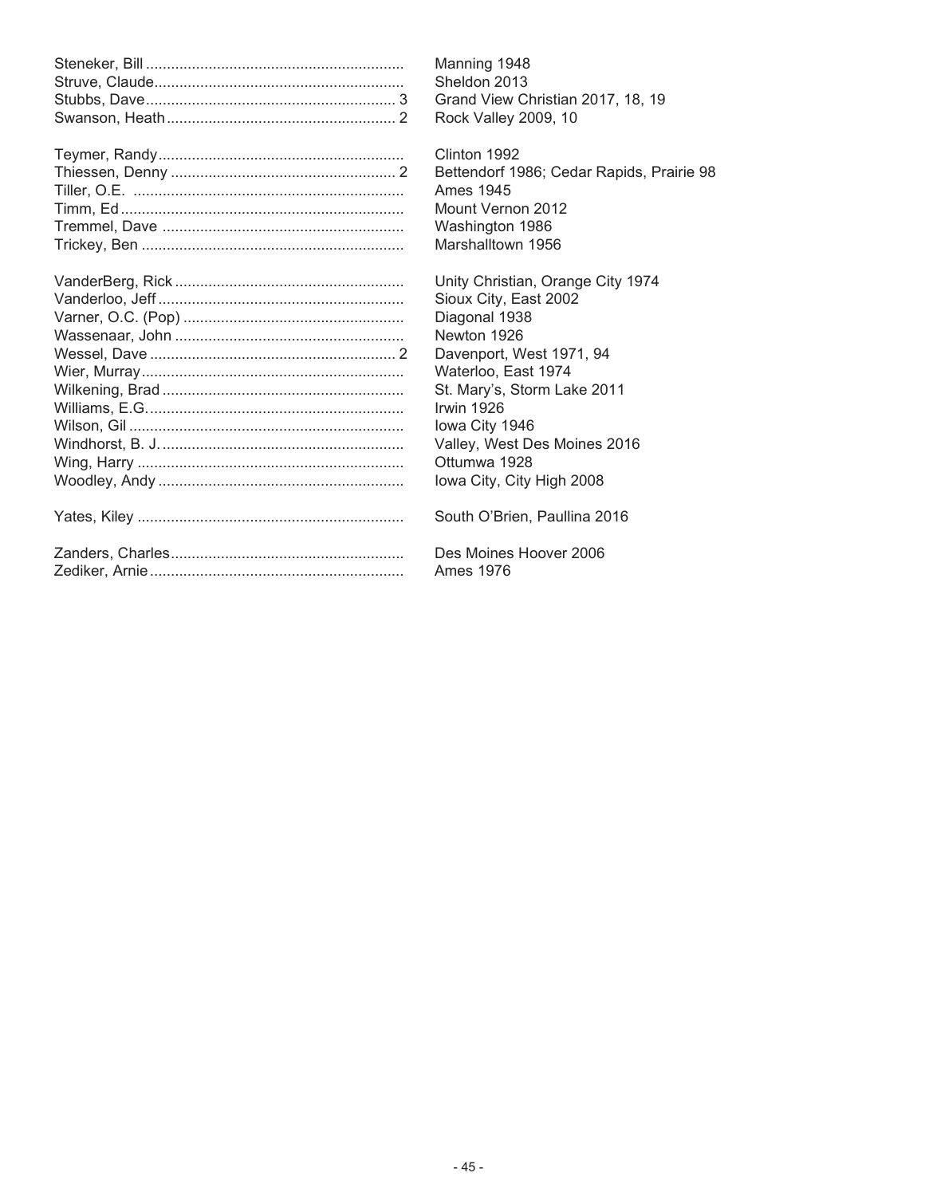| | | |
|---|---|---|
| Steneker, Bill | | Manning 1948 |
| Struve, Claude | | Sheldon 2013 |
| Stubbs, Dave | 3 | Grand View Christian 2017, 18, 19 |
| Swanson, Heath | 2 | Rock Valley 2009, 10 |
| | | |
| Teymer, Randy | | Clinton 1992 |
| Thiessen, Denny | 2 | Bettendorf 1986; Cedar Rapids, Prairie 98 |
| Tiller, O.E. | | Ames 1945 |
| Timm, Ed | | Mount Vernon 2012 |
| Tremmel, Dave | | Washington 1986 |
| Trickey, Ben | | Marshalltown 1956 |
| | | |
| VanderBerg, Rick | | Unity Christian, Orange City 1974 |
| Vanderloo, Jeff | | Sioux City, East 2002 |
| Varner, O.C. (Pop) | | Diagonal 1938 |
| Wassenaar, John | | Newton 1926 |
| Wessel, Dave | 2 | Davenport, West 1971, 94 |
| Wier, Murray | | Waterloo, East 1974 |
| Wilkening, Brad | | St. Mary's, Storm Lake 2011 |
| Williams, E.G. | | Irwin 1926 |
| Wilson, Gil | | Iowa City 1946 |
| Windhorst, B. J. | | Valley, West Des Moines 2016 |
| Wing, Harry | | Ottumwa 1928 |
| Woodley, Andy | | Iowa City, City High 2008 |
| | | |
| Yates, Kiley | | South O'Brien, Paullina 2016 |
| | | |
| Zanders, Charles | | Des Moines Hoover 2006 |
| Zediker, Arnie | | Ames 1976 |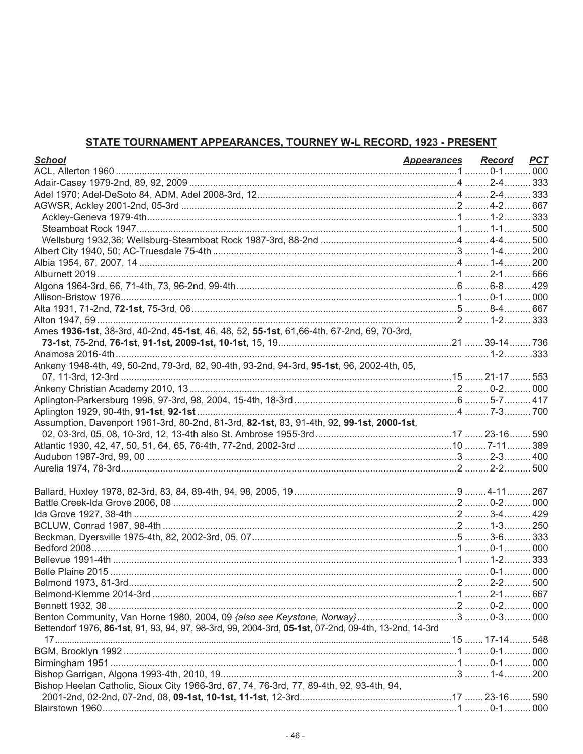## STATE TOURNAMENT APPEARANCES, TOURNEY W-L RECORD, 1923 - PRESENT

| School | Appearances | Record | PCT |
|---|---|---|---|
| ACL, Allerton 1960 | 1 | 0-1 | 000 |
| Adair-Casey 1979-2nd, 89, 92, 2009 | 4 | 2-4 | 333 |
| Adel 1970; Adel-DeSoto 84, ADM, Adel 2008-3rd, 12 | 4 | 2-4 | 333 |
| AGWSR, Ackley 2001-2nd, 05-3rd | 2 | 4-2 | 667 |
| Ackley-Geneva 1979-4th | 1 | 1-2 | 333 |
| Steamboat Rock 1947 | 1 | 1-1 | 500 |
| Wellsburg 1932,36; Wellsburg-Steamboat Rock 1987-3rd, 88-2nd | 4 | 4-4 | 500 |
| Albert City 1940, 50; AC-Truesdale 75-4th | 3 | 1-4 | 200 |
| Albia 1954, 67, 2007, 14 | 4 | 1-4 | 200 |
| Alburnett 2019 | 1 | 2-1 | 666 |
| Algona 1964-3rd, 66, 71-4th, 73, 96-2nd, 99-4th | 6 | 6-8 | 429 |
| Allison-Bristow 1976 | 1 | 0-1 | 000 |
| Alta 1931, 71-2nd, **72-1st**, 75-3rd, 06 | 5 | 8-4 | 667 |
| Alton 1947, 59 | 2 | 1-2 | 333 |
| Ames **1936-1st**, 38-3rd, 40-2nd, **45-1st**, 46, 48, 52, **55-1st**, 61,66-4th, 67-2nd, 69, 70-3rd, **73-1st**, 75-2nd, **76-1st**, **91-1st, 2009-1st, 10-1st,** 15, 19 | 21 | 39-14 | 736 |
| Anamosa 2016-4th | | 1-2 | .333 |
| Ankeny 1948-4th, 49, 50-2nd, 79-3rd, 82, 90-4th, 93-2nd, 94-3rd, **95-1st**, 96, 2002-4th, 05, 07, 11-3rd, 12-3rd | 15 | 21-17 | 553 |
| Ankeny Christian Academy 2010, 13 | 2 | 0-2 | 000 |
| Aplington-Parkersburg 1996, 97-3rd, 98, 2004, 15-4th, 18-3rd | 6 | 5-7 | 417 |
| Aplington 1929, 90-4th, **91-1st**, **92-1st** | 4 | 7-3 | 700 |
| Assumption, Davenport 1961-3rd, 80-2nd, 81-3rd, **82-1st,** 83, 91-4th, 92, **99-1st**, **2000-1st**, 02, 03-3rd, 05, 08, 10-3rd, 12, 13-4th also St. Ambrose 1955-3rd | 17 | 23-16 | 590 |
| Atlantic 1930, 42, 47, 50, 51, 64, 65, 76-4th, 77-2nd, 2002-3rd | 10 | 7-11 | 389 |
| Audubon 1987-3rd, 99, 00 | 3 | 2-3 | 400 |
| Aurelia 1974, 78-3rd | 2 | 2-2 | 500 |
| | | | |
| Ballard, Huxley 1978, 82-3rd, 83, 84, 89-4th, 94, 98, 2005, 19 | 9 | 4-11 | 267 |
| Battle Creek-Ida Grove 2006, 08 | 2 | 0-2 | 000 |
| Ida Grove 1927, 38-4th | 2 | 3-4 | 429 |
| BCLUW, Conrad 1987, 98-4th | 2 | 1-3 | 250 |
| Beckman, Dyersville 1975-4th, 82, 2002-3rd, 05, 07 | 5 | 3-6 | 333 |
| Bedford 2008 | 1 | 0-1 | 000 |
| Bellevue 1991-4th | 1 | 1-2 | 333 |
| Belle Plaine 2015 | | 0-1 | 000 |
| Belmond 1973, 81-3rd | 2 | 2-2 | 500 |
| Belmond-Klemme 2014-3rd | 1 | 2-1 | 667 |
| Bennett 1932, 38 | 2 | 0-2 | 000 |
| Benton Community, Van Horne 1980, 2004, 09 *{also see Keystone, Norway}* | 3 | 0-3 | 000 |
| Bettendorf 1976, **86-1st**, 91, 93, 94, 97, 98-3rd, 99, 2004-3rd, **05-1st,** 07-2nd, 09-4th, 13-2nd, 14-3rd 17 | 15 | 17-14 | 548 |
| BGM, Brooklyn 1992 | 1 | 0-1 | 000 |
| Birmingham 1951 | 1 | 0-1 | 000 |
| Bishop Garrigan, Algona 1993-4th, 2010, 19 | 3 | 1-4 | 200 |
| Bishop Heelan Catholic, Sioux City 1966-3rd, 67, 74, 76-3rd, 77, 89-4th, 92, 93-4th, 94, 2001-2nd, 02-2nd, 07-2nd, 08, **09-1st, 10-1st, 11-1st**, 12-3rd | 17 | 23-16 | 590 |
| Blairstown 1960 | 1 | 0-1 | 000 |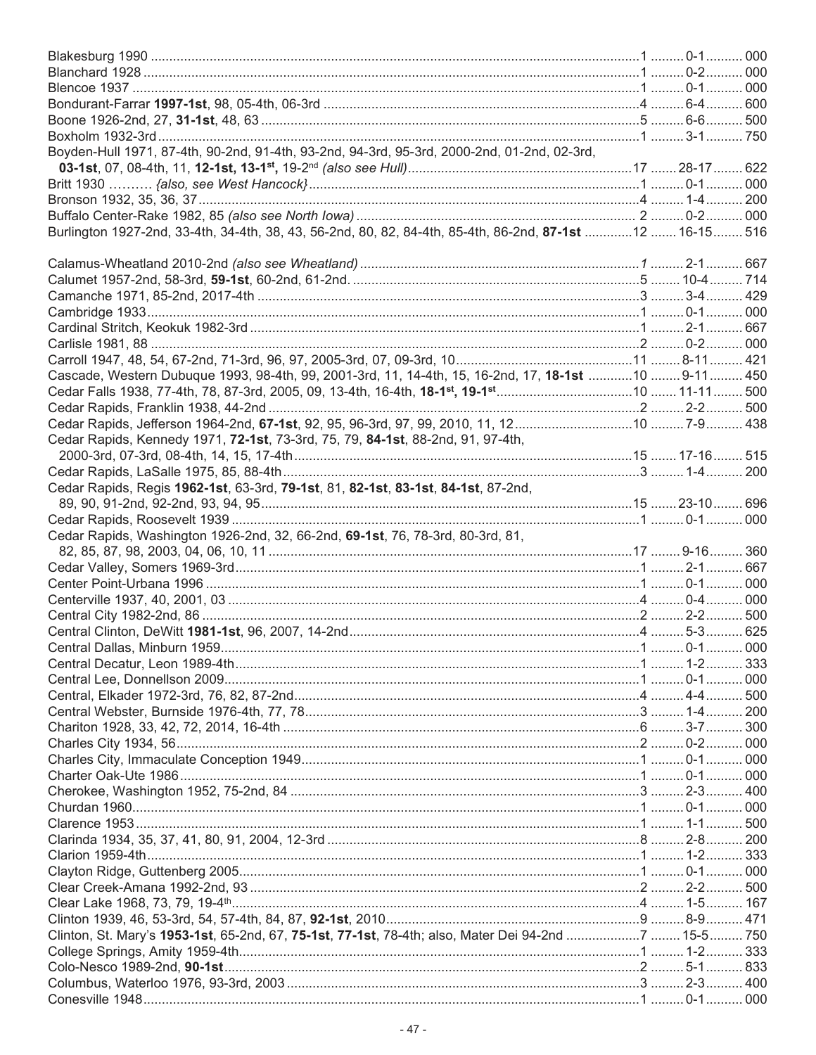Blakesburg 1990 ........................................................................................................1 ......... 0-1 .......... 000
Blanchard 1928 ........................................................................................................1 ......... 0-2 .......... 000
Blencoe 1937 ...........................................................................................................1 ......... 0-1 .......... 000
Bondurant-Farrar **1997-1st**, 98, 05-4th, 06-3rd ......................................................4 ......... 6-4 .......... 600
Boone 1926-2nd, 27, **31-1st**, 48, 63 ........................................................................5 ......... 6-6 .......... 500
Boxholm 1932-3rd .....................................................................................................1 ......... 3-1 .......... 750
Boyden-Hull 1971, 87-4th, 90-2nd, 91-4th, 93-2nd, 94-3rd, 95-3rd, 2000-2nd, 01-2nd, 02-3rd,
**03-1st**, 07, 08-4th, 11, **12-1st, 13-1st,** 19-2nd *(also see Hull)* .................................17 ....... 28-17 ........ 622
Britt 1930 .......... *{also, see West Hancock}* ...........................................................1 ......... 0-1 .......... 000
Bronson 1932, 35, 36, 37 ..........................................................................................4 ......... 1-4 .......... 200
Buffalo Center-Rake 1982, 85 *(also see North Iowa)* ..............................................2 ......... 0-2 .......... 000
Burlington 1927-2nd, 33-4th, 34-4th, 38, 43, 56-2nd, 80, 82, 84-4th, 85-4th, 86-2nd, **87-1st** .............12 ....... 16-15 ........ 516

Calamus-Wheatland 2010-2nd *(also see Wheatland)* ...............................................*1* ......... 2-1 .......... 667
Calumet 1957-2nd, 58-3rd, **59-1st**, 60-2nd, 61-2nd. ..................................................5 ........ 10-4 ......... 714
Camanche 1971, 85-2nd, 2017-4th ...........................................................................3 ......... 3-4 .......... 429
Cambridge 1933 ........................................................................................................1 ......... 0-1 .......... 000
Cardinal Stritch, Keokuk 1982-3rd .............................................................................1 ......... 2-1 .......... 667
Carlisle 1981, 88 .......................................................................................................2 ......... 0-2 .......... 000
Carroll 1947, 48, 54, 67-2nd, 71-3rd, 96, 97, 2005-3rd, 07, 09-3rd, 10 ...........................11 ........ 8-11 ......... 421
Cascade, Western Dubuque 1993, 98-4th, 99, 2001-3rd, 11, 14-4th, 15, 16-2nd, 17, **18-1st** ............10 ........ 9-11 ......... 450
Cedar Falls 1938, 77-4th, 78, 87-3rd, 2005, 09, 13-4th, 16-4th, **18-1st, 19-1st** ......................10 ....... 11-11 ........ 500
Cedar Rapids, Franklin 1938, 44-2nd .........................................................................2 ......... 2-2 .......... 500
Cedar Rapids, Jefferson 1964-2nd, **67-1st**, 92, 95, 96-3rd, 97, 99, 2010, 11, 12 ......................10 ......... 7-9 .......... 438
Cedar Rapids, Kennedy 1971, **72-1st**, 73-3rd, 75, 79, **84-1st**, 88-2nd, 91, 97-4th,
2000-3rd, 07-3rd, 08-4th, 14, 15, 17-4th ..................................................................15 ....... 17-16 ........ 515
Cedar Rapids, LaSalle 1975, 85, 88-4th ......................................................................3 ......... 1-4 .......... 200
Cedar Rapids, Regis **1962-1st**, 63-3rd, **79-1st**, 81, **82-1st**, **83-1st**, **84-1st**, 87-2nd,
89, 90, 91-2nd, 92-2nd, 93, 94, 95 ...........................................................................15 ....... 23-10 ........ 696
Cedar Rapids, Roosevelt 1939 ...................................................................................1 ......... 0-1 .......... 000
Cedar Rapids, Washington 1926-2nd, 32, 66-2nd, **69-1st**, 76, 78-3rd, 80-3rd, 81,
82, 85, 87, 98, 2003, 04, 06, 10, 11 ..........................................................................17 ........ 9-16 ......... 360
Cedar Valley, Somers 1969-3rd ...................................................................................1 ......... 2-1 .......... 667
Center Point-Urbana 1996 ..........................................................................................1 ......... 0-1 .......... 000
Centerville 1937, 40, 2001, 03 ....................................................................................4 ......... 0-4 .......... 000
Central City 1982-2nd, 86 ..........................................................................................2 ......... 2-2 .......... 500
Central Clinton, DeWitt **1981-1st**, 96, 2007, 14-2nd ....................................................4 ......... 5-3 .......... 625
Central Dallas, Minburn 1959 .....................................................................................1 ......... 0-1 .......... 000
Central Decatur, Leon 1989-4th ..................................................................................1 ......... 1-2 .......... 333
Central Lee, Donnellson 2009 .....................................................................................1 ......... 0-1 .......... 000
Central, Elkader 1972-3rd, 76, 82, 87-2nd ...................................................................4 ......... 4-4 .......... 500
Central Webster, Burnside 1976-4th, 77, 78 ................................................................3 ......... 1-4 .......... 200
Chariton 1928, 33, 42, 72, 2014, 16-4th .....................................................................6 ......... 3-7 .......... 300
Charles City 1934, 56 .................................................................................................2 ......... 0-2 .......... 000
Charles City, Immaculate Conception 1949 ................................................................1 ......... 0-1 .......... 000
Charter Oak-Ute 1986 ................................................................................................1 ......... 0-1 .......... 000
Cherokee, Washington 1952, 75-2nd, 84 ....................................................................3 ......... 2-3 .......... 400
Churdan 1960 ............................................................................................................1 ......... 0-1 .......... 000
Clarence 1953 ............................................................................................................1 ......... 1-1 .......... 500
Clarinda 1934, 35, 37, 41, 80, 91, 2004, 12-3rd ..........................................................8 ......... 2-8 .......... 200
Clarion 1959-4th .........................................................................................................1 ......... 1-2 .......... 333
Clayton Ridge, Guttenberg 2005 .................................................................................1 ......... 0-1 .......... 000
Clear Creek-Amana 1992-2nd, 93 ..............................................................................2 ......... 2-2 .......... 500
Clear Lake 1968, 73, 79, 19-4th ..................................................................................4 ......... 1-5 .......... 167
Clinton 1939, 46, 53-3rd, 54, 57-4th, 84, 87, **92-1st**, 2010 ..........................................9 ......... 8-9 .......... 471
Clinton, St. Mary's **1953-1st**, 65-2nd, 67, **75-1st**, **77-1st**, 78-4th; also, Mater Dei 94-2nd ....................7 ........ 15-5 ......... 750
College Springs, Amity 1959-4th .................................................................................1 ......... 1-2 .......... 333
Colo-Nesco 1989-2nd, **90-1st** ....................................................................................2 ......... 5-1 .......... 833
Columbus, Waterloo 1976, 93-3rd, 2003 ......................................................................3 ......... 2-3 .......... 400
Conesville 1948 ..........................................................................................................1 ......... 0-1 .......... 000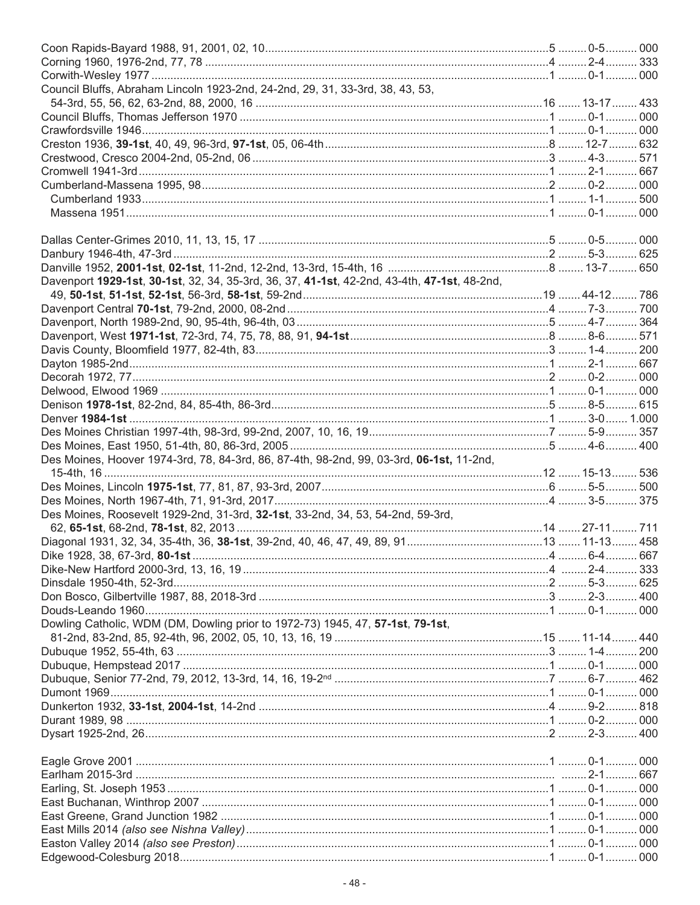Coon Rapids-Bayard 1988, 91, 2001, 02, 10........................................................................................5 .........0-5.......... 000
Corning 1960, 1976-2nd, 77, 78 ...........................................................................................................4 .........2-4.......... 333
Corwith-Wesley 1977 ...........................................................................................................................1 .........0-1.......... 000
Council Bluffs, Abraham Lincoln 1923-2nd, 24-2nd, 29, 31, 33-3rd, 38, 43, 53,
54-3rd, 55, 56, 62, 63-2nd, 88, 2000, 16 ..........................................................................................16 ....... 13-17........ 433
Council Bluffs, Thomas Jefferson 1970 ................................................................................................1 .........0-1.......... 000
Crawfordsville 1946...............................................................................................................................1 .........0-1.......... 000
Creston 1936, **39-1st**, 40, 49, 96-3rd, **97-1st**, 05, 06-4th.....................................................................8 ........12-7......... 632
Crestwood, Cresco 2004-2nd, 05-2nd, 06 ............................................................................................3 .........4-3.......... 571
Cromwell 1941-3rd................................................................................................................................1 .........2-1.......... 667
Cumberland-Massena 1995, 98............................................................................................................2 .........0-2.......... 000
Cumberland 1933...............................................................................................................................1 .........1-1.......... 500
Massena 1951....................................................................................................................................1 .........0-1.......... 000

Dallas Center-Grimes 2010, 11, 13, 15, 17 ...........................................................................................5 .........0-5.......... 000
Danbury 1946-4th, 47-3rd.....................................................................................................................2 .........5-3.......... 625
Danville 1952, **2001-1st**, **02-1st**, 11-2nd, 12-2nd, 13-3rd, 15-4th, 16 ..................................................8 ........13-7......... 650
Davenport **1929-1st**, **30-1st**, 32, 34, 35-3rd, 36, 37, **41-1st**, 42-2nd, 43-4th, **47-1st**, 48-2nd,
49, **50-1st**, **51-1st**, **52-1st**, 56-3rd, **58-1st**, 59-2nd..........................................................................19 .......44-12........ 786
Davenport Central **70-1st**, 79-2nd, 2000, 08-2nd..................................................................................4 .........7-3.......... 700
Davenport, North 1989-2nd, 90, 95-4th, 96-4th, 03..............................................................................5 .........4-7.......... 364
Davenport, West **1971-1st**, 72-3rd, 74, 75, 78, 88, 91, **94-1st**..............................................................8 .........8-6.......... 571
Davis County, Bloomfield 1977, 82-4th, 83............................................................................................3 .........1-4.......... 200
Dayton 1985-2nd...................................................................................................................................1 .........2-1.......... 667
Decorah 1972, 77..................................................................................................................................2 .........0-2.......... 000
Delwood, Elwood 1969 .........................................................................................................................1 .........0-1.......... 000
Denison **1978-1st**, 82-2nd, 84, 85-4th, 86-3rd.......................................................................................5 .........8-5.......... 615
Denver **1984-1st** ...................................................................................................................................1 .........3-0....... 1.000
Des Moines Christian 1997-4th, 98-3rd, 99-2nd, 2007, 10, 16, 19........................................................7 .........5-9.......... 357
Des Moines, East 1950, 51-4th, 80, 86-3rd, 2005 ................................................................................5 .........4-6.......... 400
Des Moines, Hoover 1974-3rd, 78, 84-3rd, 86, 87-4th, 98-2nd, 99, 03-3rd, **06-1st,** 11-2nd,
15-4th, 16 ...........................................................................................................................................12 .......15-13........ 536
Des Moines, Lincoln **1975-1st**, 77, 81, 87, 93-3rd, 2007.......................................................................6 .........5-5.......... 500
Des Moines, North 1967-4th, 71, 91-3rd, 2017......................................................................................4 .........3-5.......... 375
Des Moines, Roosevelt 1929-2nd, 31-3rd, **32-1st**, 33-2nd, 34, 53, 54-2nd, 59-3rd,
62, **65-1st**, 68-2nd, **78-1st**, 82, 2013 .................................................................................................14 .......27-11........ 711
Diagonal 1931, 32, 34, 35-4th, 36, **38-1st**, 39-2nd, 40, 46, 47, 49, 89, 91..........................................13 .......11-13........ 458
Dike 1928, 38, 67-3rd, **80-1st** ...............................................................................................................4 .........6-4.......... 667
Dike-New Hartford 2000-3rd, 13, 19 ................................................................................................4 .........2-4.......... 333
Dinsdale 1950-4th, 52-3rd.....................................................................................................................2 .........5-3.......... 625
Don Bosco, Gilbertville 1987, 88, 2018-3rd ..........................................................................................3 .........2-3.......... 400
Douds-Leando 1960..............................................................................................................................1 .........0-1.......... 000
Dowling Catholic, WDM (DM, Dowling prior to 1972-73) 1945, 47, **57-1st**, **79-1st**,
81-2nd, 83-2nd, 85, 92-4th, 96, 2002, 05, 10, 13, 16, 19 .................................................................15 .......11-14........ 440
Dubuque 1952, 55-4th, 63 ....................................................................................................................3 .........1-4.......... 200
Dubuque, Hempstead 2017 ..................................................................................................................1 .........0-1.......... 000
Dubuque, Senior 77-2nd, 79, 2012, 13-3rd, 14, 16, 19-2nd ...................................................................7 .........6-7.......... 462
Dumont 1969.........................................................................................................................................1 .........0-1.......... 000
Dunkerton 1932, **33-1st**, **2004-1st**, 14-2nd ..........................................................................................4 .........9-2.......... 818
Durant 1989, 98 ....................................................................................................................................1 .........0-2.......... 000
Dysart 1925-2nd, 26..............................................................................................................................2 .........2-3.......... 400

Eagle Grove 2001 .................................................................................................................................1 .........0-1.......... 000
Earlham 2015-3rd ............................................................................................................................... .........2-1.......... 667
Earling, St. Joseph 1953 .......................................................................................................................1 .........0-1.......... 000
East Buchanan, Winthrop 2007 ............................................................................................................1 .........0-1.......... 000
East Greene, Grand Junction 1982 ......................................................................................................1 .........0-1.......... 000
East Mills 2014 *(also see Nishna Valley)*..............................................................................................1 .........0-1.......... 000
Easton Valley 2014 *(also see Preston)*.................................................................................................1 .........0-1.......... 000
Edgewood-Colesburg 2018...................................................................................................................1 .........0-1.......... 000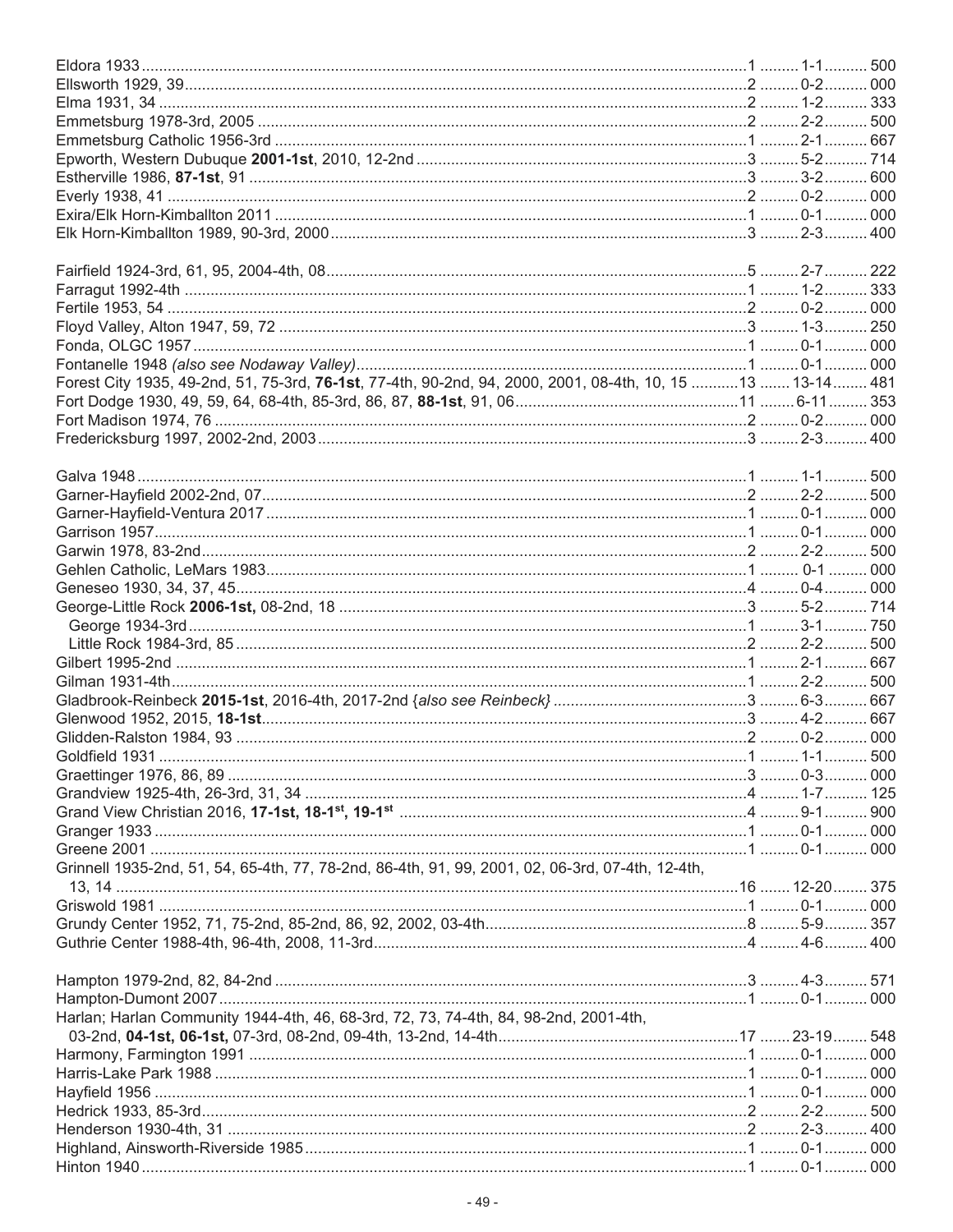Eldora 1933 ........ 1 ........ 1-1 ........ 500
Ellsworth 1929, 39 ........ 2 ........ 0-2 ........ 000
Elma 1931, 34 ........ 2 ........ 1-2 ........ 333
Emmetsburg 1978-3rd, 2005 ........ 2 ........ 2-2 ........ 500
Emmetsburg Catholic 1956-3rd ........ 1 ........ 2-1 ........ 667
Epworth, Western Dubuque **2001-1st**, 2010, 12-2nd ........ 3 ........ 5-2 ........ 714
Estherville 1986, **87-1st**, 91 ........ 3 ........ 3-2 ........ 600
Everly 1938, 41 ........ 2 ........ 0-2 ........ 000
Exira/Elk Horn-Kimballton 2011 ........ 1 ........ 0-1 ........ 000
Elk Horn-Kimballton 1989, 90-3rd, 2000 ........ 3 ........ 2-3 ........ 400

Fairfield 1924-3rd, 61, 95, 2004-4th, 08 ........ 5 ........ 2-7 ........ 222
Farragut 1992-4th ........ 1 ........ 1-2 ........ 333
Fertile 1953, 54 ........ 2 ........ 0-2 ........ 000
Floyd Valley, Alton 1947, 59, 72 ........ 3 ........ 1-3 ........ 250
Fonda, OLGC 1957 ........ 1 ........ 0-1 ........ 000
Fontanelle 1948 *(also see Nodaway Valley)* ........ 1 ........ 0-1 ........ 000
Forest City 1935, 49-2nd, 51, 75-3rd, **76-1st**, 77-4th, 90-2nd, 94, 2000, 2001, 08-4th, 10, 15 ........ 13 ........ 13-14 ........ 481
Fort Dodge 1930, 49, 59, 64, 68-4th, 85-3rd, 86, 87, **88-1st**, 91, 06 ........ 11 ........ 6-11 ........ 353
Fort Madison 1974, 76 ........ 2 ........ 0-2 ........ 000
Fredericksburg 1997, 2002-2nd, 2003 ........ 3 ........ 2-3 ........ 400

Galva 1948 ........ 1 ........ 1-1 ........ 500
Garner-Hayfield 2002-2nd, 07 ........ 2 ........ 2-2 ........ 500
Garner-Hayfield-Ventura 2017 ........ 1 ........ 0-1 ........ 000
Garrison 1957 ........ 1 ........ 0-1 ........ 000
Garwin 1978, 83-2nd ........ 2 ........ 2-2 ........ 500
Gehlen Catholic, LeMars 1983 ........ 1 ........ 0-1 ........ 000
Geneseo 1930, 34, 37, 45 ........ 4 ........ 0-4 ........ 000
George-Little Rock **2006-1st,** 08-2nd, 18 ........ 3 ........ 5-2 ........ 714
  George 1934-3rd ........ 1 ........ 3-1 ........ 750
  Little Rock 1984-3rd, 85 ........ 2 ........ 2-2 ........ 500
Gilbert 1995-2nd ........ 1 ........ 2-1 ........ 667
Gilman 1931-4th ........ 1 ........ 2-2 ........ 500
Gladbrook-Reinbeck **2015-1st**, 2016-4th, 2017-2nd *{also see Reinbeck}* ........ 3 ........ 6-3 ........ 667
Glenwood 1952, 2015, **18-1st** ........ 3 ........ 4-2 ........ 667
Glidden-Ralston 1984, 93 ........ 2 ........ 0-2 ........ 000
Goldfield 1931 ........ 1 ........ 1-1 ........ 500
Graettinger 1976, 86, 89 ........ 3 ........ 0-3 ........ 000
Grandview 1925-4th, 26-3rd, 31, 34 ........ 4 ........ 1-7 ........ 125
Grand View Christian 2016, **17-1st, 18-1st, 19-1st** ........ 4 ........ 9-1 ........ 900
Granger 1933 ........ 1 ........ 0-1 ........ 000
Greene 2001 ........ 1 ........ 0-1 ........ 000
Grinnell 1935-2nd, 51, 54, 65-4th, 77, 78-2nd, 86-4th, 91, 99, 2001, 02, 06-3rd, 07-4th, 12-4th, 13, 14 ........ 16 ........ 12-20 ........ 375
Griswold 1981 ........ 1 ........ 0-1 ........ 000
Grundy Center 1952, 71, 75-2nd, 85-2nd, 86, 92, 2002, 03-4th ........ 8 ........ 5-9 ........ 357
Guthrie Center 1988-4th, 96-4th, 2008, 11-3rd ........ 4 ........ 4-6 ........ 400

Hampton 1979-2nd, 82, 84-2nd ........ 3 ........ 4-3 ........ 571
Hampton-Dumont 2007 ........ 1 ........ 0-1 ........ 000
Harlan; Harlan Community 1944-4th, 46, 68-3rd, 72, 73, 74-4th, 84, 98-2nd, 2001-4th, 03-2nd, **04-1st, 06-1st,** 07-3rd, 08-2nd, 09-4th, 13-2nd, 14-4th ........ 17 ........ 23-19 ........ 548
Harmony, Farmington 1991 ........ 1 ........ 0-1 ........ 000
Harris-Lake Park 1988 ........ 1 ........ 0-1 ........ 000
Hayfield 1956 ........ 1 ........ 0-1 ........ 000
Hedrick 1933, 85-3rd ........ 2 ........ 2-2 ........ 500
Henderson 1930-4th, 31 ........ 2 ........ 2-3 ........ 400
Highland, Ainsworth-Riverside 1985 ........ 1 ........ 0-1 ........ 000
Hinton 1940 ........ 1 ........ 0-1 ........ 000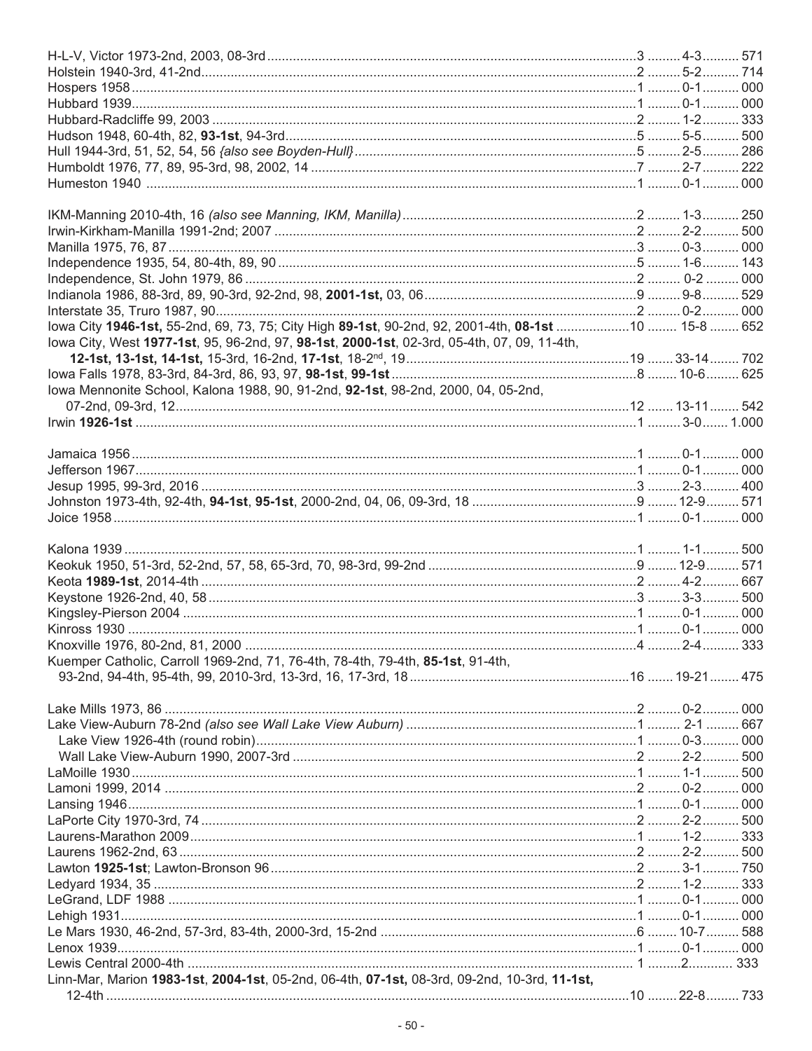H-L-V, Victor 1973-2nd, 2003, 08-3rd ....... 3 ....... 4-3 ....... 571
Holstein 1940-3rd, 41-2nd ....... 2 ....... 5-2 ....... 714
Hospers 1958 ....... 1 ....... 0-1 ....... 000
Hubbard 1939 ....... 1 ....... 0-1 ....... 000
Hubbard-Radcliffe 99, 2003 ....... 2 ....... 1-2 ....... 333
Hudson 1948, 60-4th, 82, **93-1st**, 94-3rd ....... 5 ....... 5-5 ....... 500
Hull 1944-3rd, 51, 52, 54, 56 *{also see Boyden-Hull}* ....... 5 ....... 2-5 ....... 286
Humboldt 1976, 77, 89, 95-3rd, 98, 2002, 14 ....... 7 ....... 2-7 ....... 222
Humeston 1940 ....... 1 ....... 0-1 ....... 000

IKM-Manning 2010-4th, 16 *(also see Manning, IKM, Manilla)* ....... 2 ....... 1-3 ....... 250
Irwin-Kirkham-Manilla 1991-2nd; 2007 ....... 2 ....... 2-2 ....... 500
Manilla 1975, 76, 87 ....... 3 ....... 0-3 ....... 000
Independence 1935, 54, 80-4th, 89, 90 ....... 5 ....... 1-6 ....... 143
Independence, St. John 1979, 86 ....... 2 ....... 0-2 ....... 000
Indianola 1986, 88-3rd, 89, 90-3rd, 92-2nd, 98, **2001-1st,** 03, 06 ....... 9 ....... 9-8 ....... 529
Interstate 35, Truro 1987, 90 ....... 2 ....... 0-2 ....... 000
Iowa City **1946-1st,** 55-2nd, 69, 73, 75; City High **89-1st**, 90-2nd, 92, 2001-4th, **08-1st** ....... 10 ....... 15-8 ....... 652
Iowa City, West **1977-1st**, 95, 96-2nd, 97, **98-1st**, **2000-1st**, 02-3rd, 05-4th, 07, 09, 11-4th,
**12-1st, 13-1st, 14-1st,** 15-3rd, 16-2nd, **17-1st**, 18-2nd, 19 ....... 19 ....... 33-14 ....... 702
Iowa Falls 1978, 83-3rd, 84-3rd, 86, 93, 97, **98-1st**, **99-1st** ....... 8 ....... 10-6 ....... 625
Iowa Mennonite School, Kalona 1988, 90, 91-2nd, **92-1st**, 98-2nd, 2000, 04, 05-2nd,
07-2nd, 09-3rd, 12 ....... 12 ....... 13-11 ....... 542
Irwin **1926-1st** ....... 1 ....... 3-0 ....... 1.000

Jamaica 1956 ....... 1 ....... 0-1 ....... 000
Jefferson 1967 ....... 1 ....... 0-1 ....... 000
Jesup 1995, 99-3rd, 2016 ....... 3 ....... 2-3 ....... 400
Johnston 1973-4th, 92-4th, **94-1st**, **95-1st**, 2000-2nd, 04, 06, 09-3rd, 18 ....... 9 ....... 12-9 ....... 571
Joice 1958 ....... 1 ....... 0-1 ....... 000

Kalona 1939 ....... 1 ....... 1-1 ....... 500
Keokuk 1950, 51-3rd, 52-2nd, 57, 58, 65-3rd, 70, 98-3rd, 99-2nd ....... 9 ....... 12-9 ....... 571
Keota **1989-1st**, 2014-4th ....... 2 ....... 4-2 ....... 667
Keystone 1926-2nd, 40, 58 ....... 3 ....... 3-3 ....... 500
Kingsley-Pierson 2004 ....... 1 ....... 0-1 ....... 000
Kinross 1930 ....... 1 ....... 0-1 ....... 000
Knoxville 1976, 80-2nd, 81, 2000 ....... 4 ....... 2-4 ....... 333
Kuemper Catholic, Carroll 1969-2nd, 71, 76-4th, 78-4th, 79-4th, **85-1st**, 91-4th,
93-2nd, 94-4th, 95-4th, 99, 2010-3rd, 13-3rd, 16, 17-3rd, 18 ....... 16 ....... 19-21 ....... 475

Lake Mills 1973, 86 ....... 2 ....... 0-2 ....... 000
Lake View-Auburn 78-2nd *(also see Wall Lake View Auburn)* ....... 1 ....... 2-1 ....... 667
Lake View 1926-4th (round robin) ....... 1 ....... 0-3 ....... 000
Wall Lake View-Auburn 1990, 2007-3rd ....... 2 ....... 2-2 ....... 500
LaMoille 1930 ....... 1 ....... 1-1 ....... 500
Lamoni 1999, 2014 ....... 2 ....... 0-2 ....... 000
Lansing 1946 ....... 1 ....... 0-1 ....... 000
LaPorte City 1970-3rd, 74 ....... 2 ....... 2-2 ....... 500
Laurens-Marathon 2009 ....... 1 ....... 1-2 ....... 333
Laurens 1962-2nd, 63 ....... 2 ....... 2-2 ....... 500
Lawton **1925-1st**; Lawton-Bronson 96 ....... 2 ....... 3-1 ....... 750
Ledyard 1934, 35 ....... 2 ....... 1-2 ....... 333
LeGrand, LDF 1988 ....... 1 ....... 0-1 ....... 000
Lehigh 1931 ....... 1 ....... 0-1 ....... 000
Le Mars 1930, 46-2nd, 57-3rd, 83-4th, 2000-3rd, 15-2nd ....... 6 ....... 10-7 ....... 588
Lenox 1939 ....... 1 ....... 0-1 ....... 000
Lewis Central 2000-4th ....... 1 ....... 2 ....... 333
Linn-Mar, Marion **1983-1st**, **2004-1st**, 05-2nd, 06-4th, **07-1st,** 08-3rd, 09-2nd, 10-3rd, **11-1st,**
12-4th ....... 10 ....... 22-8 ....... 733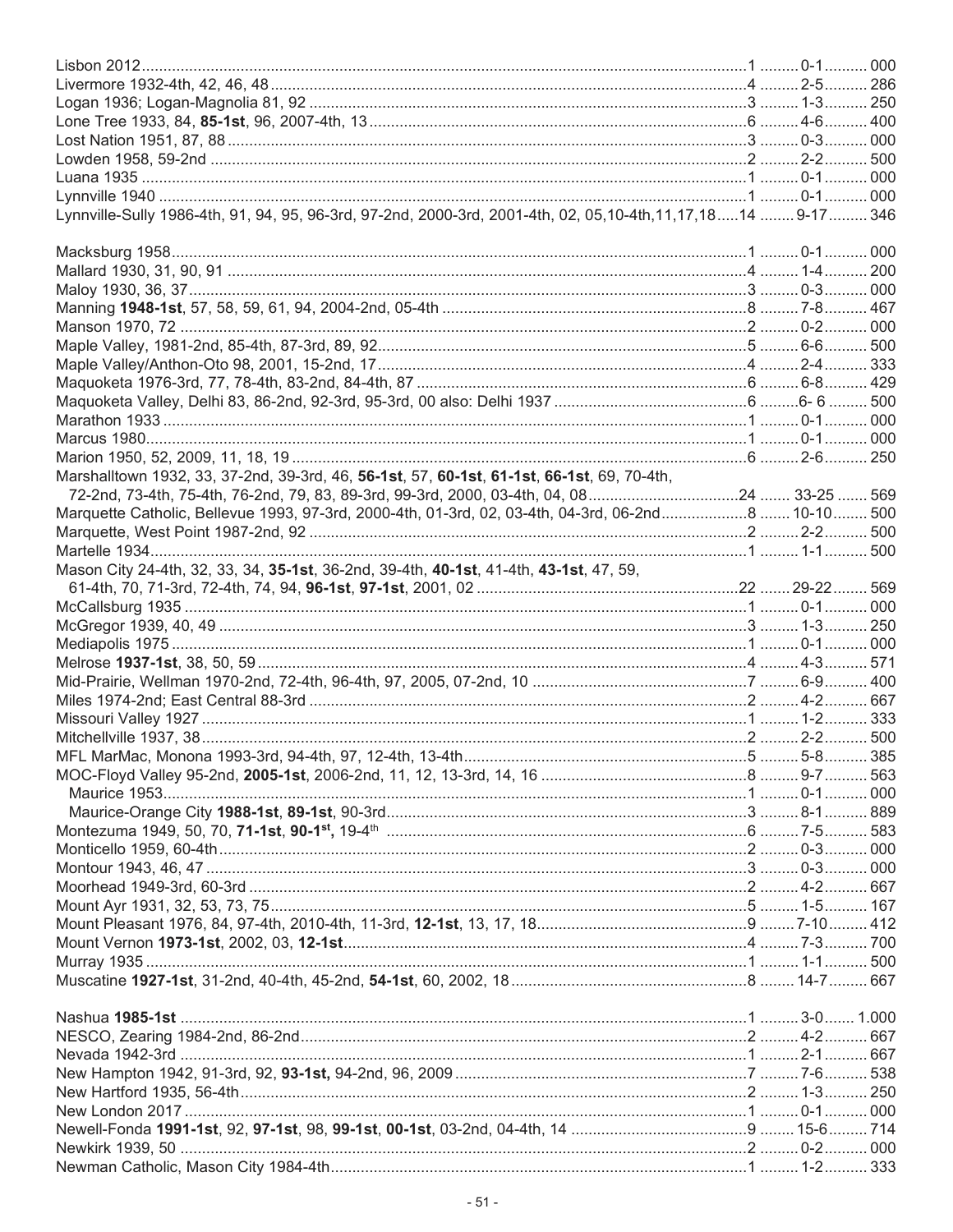Lisbon 2012..........1 ......... 0-1.......... 000
Livermore 1932-4th, 42, 46, 48..........4 ......... 2-5.......... 286
Logan 1936; Logan-Magnolia 81, 92..........3 ......... 1-3.......... 250
Lone Tree 1933, 84, **85-1st**, 96, 2007-4th, 13..........6 ......... 4-6.......... 400
Lost Nation 1951, 87, 88..........3 ......... 0-3.......... 000
Lowden 1958, 59-2nd..........2 ......... 2-2.......... 500
Luana 1935..........1 ......... 0-1.......... 000
Lynnville 1940..........1 ......... 0-1.......... 000
Lynnville-Sully 1986-4th, 91, 94, 95, 96-3rd, 97-2nd, 2000-3rd, 2001-4th, 02, 05,10-4th,11,17,18.....14 ........ 9-17.......... 346

Macksburg 1958..........1 ......... 0-1.......... 000
Mallard 1930, 31, 90, 91..........4 ......... 1-4.......... 200
Maloy 1930, 36, 37..........3 ......... 0-3.......... 000
Manning **1948-1st**, 57, 58, 59, 61, 94, 2004-2nd, 05-4th..........8 ......... 7-8.......... 467
Manson 1970, 72..........2 ......... 0-2.......... 000
Maple Valley, 1981-2nd, 85-4th, 87-3rd, 89, 92..........5 ......... 6-6.......... 500
Maple Valley/Anthon-Oto 98, 2001, 15-2nd, 17..........4 ......... 2-4.......... 333
Maquoketa 1976-3rd, 77, 78-4th, 83-2nd, 84-4th, 87..........6 ......... 6-8.......... 429
Maquoketa Valley, Delhi 83, 86-2nd, 92-3rd, 95-3rd, 00 also: Delhi 1937..........6 .........6- 6 ......... 500
Marathon 1933..........1 ......... 0-1.......... 000
Marcus 1980..........1 ......... 0-1.......... 000
Marion 1950, 52, 2009, 11, 18, 19..........6 ......... 2-6.......... 250
Marshalltown 1932, 33, 37-2nd, 39-3rd, 46, **56-1st**, 57, **60-1st**, **61-1st**, **66-1st**, 69, 70-4th,
72-2nd, 73-4th, 75-4th, 76-2nd, 79, 83, 89-3rd, 99-3rd, 2000, 03-4th, 04, 08..........24 ....... 33-25 ....... 569
Marquette Catholic, Bellevue 1993, 97-3rd, 2000-4th, 01-3rd, 02, 03-4th, 04-3rd, 06-2nd..........8 ....... 10-10........ 500
Marquette, West Point 1987-2nd, 92..........2 ......... 2-2.......... 500
Martelle 1934..........1 ......... 1-1.......... 500
Mason City 24-4th, 32, 33, 34, **35-1st**, 36-2nd, 39-4th, **40-1st**, 41-4th, **43-1st**, 47, 59,
61-4th, 70, 71-3rd, 72-4th, 74, 94, **96-1st**, **97-1st**, 2001, 02..........22 ....... 29-22........ 569
McCallsburg 1935..........1 ......... 0-1.......... 000
McGregor 1939, 40, 49..........3 ......... 1-3.......... 250
Mediapolis 1975..........1 ......... 0-1.......... 000
Melrose **1937-1st**, 38, 50, 59..........4 ......... 4-3.......... 571
Mid-Prairie, Wellman 1970-2nd, 72-4th, 96-4th, 97, 2005, 07-2nd, 10..........7 ......... 6-9.......... 400
Miles 1974-2nd; East Central 88-3rd..........2 ......... 4-2.......... 667
Missouri Valley 1927..........1 ......... 1-2.......... 333
Mitchellville 1937, 38..........2 ......... 2-2.......... 500
MFL MarMac, Monona 1993-3rd, 94-4th, 97, 12-4th, 13-4th..........5 ......... 5-8.......... 385
MOC-Floyd Valley 95-2nd, **2005-1st**, 2006-2nd, 11, 12, 13-3rd, 14, 16..........8 ......... 9-7.......... 563
Maurice 1953..........1 ......... 0-1.......... 000
Maurice-Orange City **1988-1st**, **89-1st**, 90-3rd..........3 ......... 8-1.......... 889
Montezuma 1949, 50, 70, **71-1st**, **90-1st**, 19-4th..........6 ......... 7-5.......... 583
Monticello 1959, 60-4th..........2 ......... 0-3.......... 000
Montour 1943, 46, 47..........3 ......... 0-3.......... 000
Moorhead 1949-3rd, 60-3rd..........2 ......... 4-2.......... 667
Mount Ayr 1931, 32, 53, 73, 75..........5 ......... 1-5.......... 167
Mount Pleasant 1976, 84, 97-4th, 2010-4th, 11-3rd, **12-1st**, 13, 17, 18..........9 ........ 7-10......... 412
Mount Vernon **1973-1st**, 2002, 03, **12-1st**..........4 ......... 7-3.......... 700
Murray 1935..........1 ......... 1-1.......... 500
Muscatine **1927-1st**, 31-2nd, 40-4th, 45-2nd, **54-1st**, 60, 2002, 18..........8 ........ 14-7......... 667

Nashua **1985-1st**..........1 ......... 3-0....... 1.000
NESCO, Zearing 1984-2nd, 86-2nd..........2 ......... 4-2.......... 667
Nevada 1942-3rd..........1 ......... 2-1.......... 667
New Hampton 1942, 91-3rd, 92, **93-1st,** 94-2nd, 96, 2009..........7 ......... 7-6.......... 538
New Hartford 1935, 56-4th..........2 ......... 1-3.......... 250
New London 2017..........1 ......... 0-1.......... 000
Newell-Fonda **1991-1st**, 92, **97-1st**, 98, **99-1st**, **00-1st**, 03-2nd, 04-4th, 14..........9 ........ 15-6......... 714
Newkirk 1939, 50..........2 ......... 0-2.......... 000
Newman Catholic, Mason City 1984-4th..........1 ......... 1-2.......... 333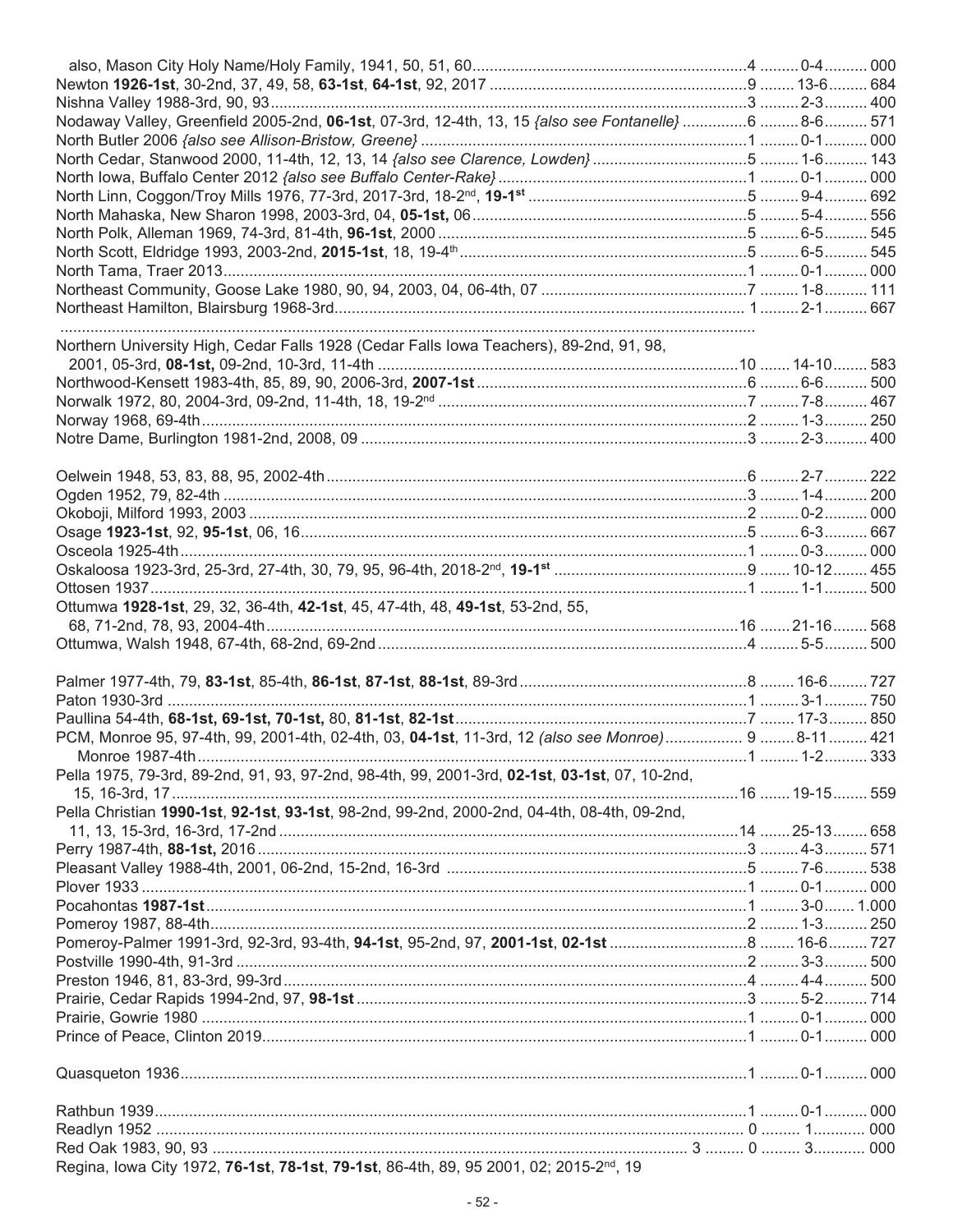also, Mason City Holy Name/Holy Family, 1941, 50, 51, 60.................................................................4 ......... 0-4.......... 000
Newton **1926-1st**, 30-2nd, 37, 49, 58, **63-1st**, **64-1st**, 92, 2017 ...........................................................9 ........ 13-6......... 684
Nishna Valley 1988-3rd, 90, 93.............................................................................................3 ......... 2-3.......... 400
Nodaway Valley, Greenfield 2005-2nd, **06-1st**, 07-3rd, 12-4th, 13, 15 *{also see Fontanelle}* ...............6 ......... 8-6.......... 571
North Butler 2006 *{also see Allison-Bristow, Greene}* ...........................................................1 ......... 0-1.......... 000
North Cedar, Stanwood 2000, 11-4th, 12, 13, 14 *{also see Clarence, Lowden}* ...................................5 ......... 1-6.......... 143
North Iowa, Buffalo Center 2012 *{also see Buffalo Center-Rake}*.........................................................1 ......... 0-1.......... 000
North Linn, Coggon/Troy Mills 1976, 77-3rd, 2017-3rd, 18-2nd, **19-1st** ..................................................5 ......... 9-4.......... 692
North Mahaska, New Sharon 1998, 2003-3rd, 04, **05-1st,** 06...............................................................5 ......... 5-4.......... 556
North Polk, Alleman 1969, 74-3rd, 81-4th, **96-1st**, 2000 .....................................................................5 ......... 6-5.......... 545
North Scott, Eldridge 1993, 2003-2nd, **2015-1st**, 18, 19-4th .................................................................5 ......... 6-5.......... 545
North Tama, Traer 2013.........................................................................................................1 ......... 0-1.......... 000
Northeast Community, Goose Lake 1980, 90, 94, 2003, 04, 06-4th, 07 ...............................................7 ......... 1-8.......... 111
Northeast Hamilton, Blairsburg 1968-3rd.................................................................................. 1 ......... 2-1.......... 667

Northern University High, Cedar Falls 1928 (Cedar Falls Iowa Teachers), 89-2nd, 91, 98,
2001, 05-3rd, **08-1st,** 09-2nd, 10-3rd, 11-4th ...................................................................................10 ....... 14-10........ 583
Northwood-Kensett 1983-4th, 85, 89, 90, 2006-3rd, **2007-1st** .............................................................6 ......... 6-6.......... 500
Norwalk 1972, 80, 2004-3rd, 09-2nd, 11-4th, 18, 19-2nd ......................................................................7 ......... 7-8.......... 467
Norway 1968, 69-4th..............................................................................................................2 ......... 1-3.......... 250
Notre Dame, Burlington 1981-2nd, 2008, 09 ........................................................................................3 ......... 2-3.......... 400

Oelwein 1948, 53, 83, 88, 95, 2002-4th................................................................................6 ......... 2-7.......... 222
Ogden 1952, 79, 82-4th ..........................................................................................................3 ......... 1-4.......... 200
Okoboji, Milford 1993, 2003 ...................................................................................................2 ......... 0-2.......... 000
Osage **1923-1st**, 92, **95-1st**, 06, 16.......................................................................................5 ......... 6-3.......... 667
Osceola 1925-4th...................................................................................................................1 ......... 0-3.......... 000
Oskaloosa 1923-3rd, 25-3rd, 27-4th, 30, 79, 95, 96-4th, 2018-2nd, **19-1st** ............................................9 ....... 10-12........ 455
Ottosen 1937.........................................................................................................................1 ......... 1-1.......... 500
Ottumwa **1928-1st**, 29, 32, 36-4th, **42-1st**, 45, 47-4th, 48, **49-1st**, 53-2nd, 55,
68, 71-2nd, 78, 93, 2004-4th.................................................................................................16 ....... 21-16........ 568
Ottumwa, Walsh 1948, 67-4th, 68-2nd, 69-2nd ...........................................................................4 ......... 5-5.......... 500

Palmer 1977-4th, 79, **83-1st**, 85-4th, **86-1st**, **87-1st**, **88-1st**, 89-3rd ...................................................8 ........ 16-6......... 727
Paton 1930-3rd .....................................................................................................................1 ......... 3-1.......... 750
Paullina 54-4th, **68-1st, 69-1st, 70-1st,** 80, **81-1st**, **82-1st**...................................................................7 ........ 17-3......... 850
PCM, Monroe 95, 97-4th, 99, 2001-4th, 02-4th, 03, **04-1st**, 11-3rd, 12 *(also see Monroe)*................. 9 ........ 8-11......... 421
Monroe 1987-4th.....................................................................................................................1 ......... 1-2.......... 333
Pella 1975, 79-3rd, 89-2nd, 91, 93, 97-2nd, 98-4th, 99, 2001-3rd, **02-1st**, **03-1st**, 07, 10-2nd,
15, 16-3rd, 17 .......................................................................................................................16 ....... 19-15........ 559
Pella Christian **1990-1st**, **92-1st**, **93-1st**, 98-2nd, 99-2nd, 2000-2nd, 04-4th, 08-4th, 09-2nd,
11, 13, 15-3rd, 16-3rd, 17-2nd ..................................................................................................14 ....... 25-13........ 658
Perry 1987-4th, **88-1st,** 2016 ...................................................................................................3 ......... 4-3.......... 571
Pleasant Valley 1988-4th, 2001, 06-2nd, 15-2nd, 16-3rd ..................................................................5 ......... 7-6.......... 538
Plover 1933 ..........................................................................................................................1 ......... 0-1.......... 000
Pocahontas **1987-1st**............................................................................................................1 ......... 3-0....... 1.000
Pomeroy 1987, 88-4th.............................................................................................................2 ......... 1-3.......... 250
Pomeroy-Palmer 1991-3rd, 92-3rd, 93-4th, **94-1st**, 95-2nd, 97, **2001-1st**, **02-1st** ...............................8 ........ 16-6......... 727
Postville 1990-4th, 91-3rd .......................................................................................................2 ......... 3-3.......... 500
Preston 1946, 81, 83-3rd, 99-3rd..............................................................................................4 ......... 4-4.......... 500
Prairie, Cedar Rapids 1994-2nd, 97, **98-1st** ..................................................................................3 ......... 5-2.......... 714
Prairie, Gowrie 1980 ..............................................................................................................1 ......... 0-1.......... 000
Prince of Peace, Clinton 2019..................................................................................................1 ......... 0-1.......... 000

Quasqueton 1936...................................................................................................................1 ......... 0-1.......... 000

Rathbun 1939........................................................................................................................1 ......... 0-1.......... 000
Readlyn 1952 ....................................................................................................................... 0 ......... 1............ 000
Red Oak 1983, 90, 93 ............................................................................................ 3 ......... 0 ......... 3............ 000
Regina, Iowa City 1972, **76-1st**, **78-1st**, **79-1st**, 86-4th, 89, 95 2001, 02; 2015-2nd, 19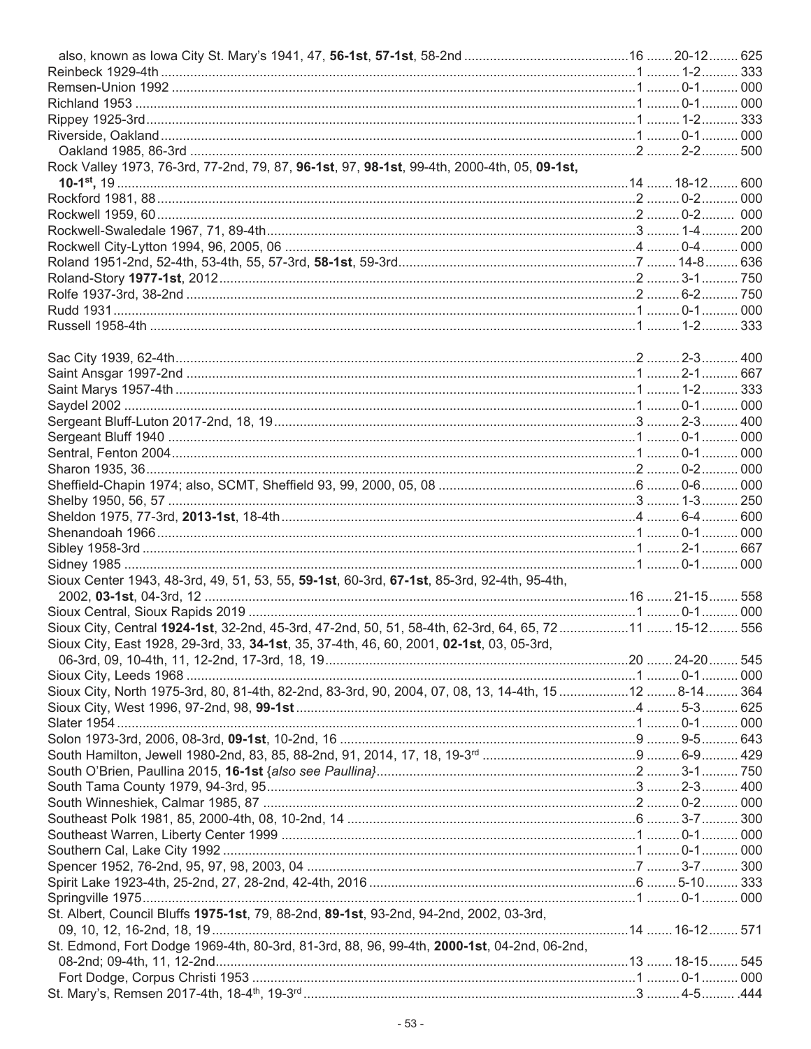also, known as Iowa City St. Mary's 1941, 47, **56-1st**, **57-1st**, 58-2nd ............................................16 ....... 20-12........ 625
Reinbeck 1929-4th .................................................................................................................1 ......... 1-2.......... 333
Remsen-Union 1992 ...............................................................................................................1 ......... 0-1.......... 000
Richland 1953 ........................................................................................................................1 ......... 0-1.......... 000
Rippey 1925-3rd.....................................................................................................................1 ......... 1-2.......... 333
Riverside, Oakland..................................................................................................................1 ......... 0-1.......... 000
  Oakland 1985, 86-3rd ..........................................................................................................2 ......... 2-2.......... 500
Rock Valley 1973, 76-3rd, 77-2nd, 79, 87, **96-1st**, 97, **98-1st**, 99-4th, 2000-4th, 05, **09-1st,**
  **10-1st,** 19 ..........................................................................................................................14 ....... 18-12........ 600
Rockford 1981, 88 ..................................................................................................................2 ......... 0-2.......... 000
Rockwell 1959, 60 ..................................................................................................................2 ......... 0-2.......... 000
Rockwell-Swaledale 1967, 71, 89-4th......................................................................................3 ......... 1-4.......... 200
Rockwell City-Lytton 1994, 96, 2005, 06 .................................................................................4 ......... 0-4.......... 000
Roland 1951-2nd, 52-4th, 53-4th, 55, 57-3rd, **58-1st**, 59-3rd..................................................7 ........ 14-8......... 636
Roland-Story **1977-1st**, 2012...................................................................................................2 ......... 3-1.......... 750
Rolfe 1937-3rd, 38-2nd ...........................................................................................................2 ......... 6-2.......... 750
Rudd 1931..............................................................................................................................1 ......... 0-1.......... 000
Russell 1958-4th .....................................................................................................................1 ......... 1-2.......... 333

Sac City 1939, 62-4th..............................................................................................................2 ......... 2-3.......... 400
Saint Ansgar 1997-2nd ...........................................................................................................1 ......... 2-1.......... 667
Saint Marys 1957-4th ..............................................................................................................1 ......... 1-2.......... 333
Saydel 2002 ............................................................................................................................1 ......... 0-1.......... 000
Sergeant Bluff-Luton 2017-2nd, 18, 19.....................................................................................3 ......... 2-3.......... 400
Sergeant Bluff 1940 ................................................................................................................1 ......... 0-1.......... 000
Sentral, Fenton 2004...............................................................................................................1 ......... 0-1.......... 000
Sharon 1935, 36......................................................................................................................2 ......... 0-2.......... 000
Sheffield-Chapin 1974; also, SCMT, Sheffield 93, 99, 2000, 05, 08 ........................................6 ......... 0-6.......... 000
Shelby 1950, 56, 57 ................................................................................................................3 ......... 1-3.......... 250
Sheldon 1975, 77-3rd, **2013-1st**, 18-4th..................................................................................4 ......... 6-4.......... 600
Shenandoah 1966...................................................................................................................1 ......... 0-1.......... 000
Sibley 1958-3rd ......................................................................................................................1 ......... 2-1.......... 667
Sidney 1985 ...........................................................................................................................1 ......... 0-1.......... 000
Sioux Center 1943, 48-3rd, 49, 51, 53, 55, **59-1st**, 60-3rd, **67-1st**, 85-3rd, 92-4th, 95-4th,
  2002, **03-1st**, 04-3rd, 12 ......................................................................................................16 ....... 21-15........ 558
Sioux Central, Sioux Rapids 2019 ...........................................................................................1 ......... 0-1.......... 000
Sioux City, Central **1924-1st**, 32-2nd, 45-3rd, 47-2nd, 50, 51, 58-4th, 62-3rd, 64, 65, 72..................11 ....... 15-12........ 556
Sioux City, East 1928, 29-3rd, 33, **34-1st**, 35, 37-4th, 46, 60, 2001, **02-1st**, 03, 05-3rd,
  06-3rd, 09, 10-4th, 11, 12-2nd, 17-3rd, 18, 19.....................................................................20 ....... 24-20........ 545
Sioux City, Leeds 1968 ...........................................................................................................1 ......... 0-1.......... 000
Sioux City, North 1975-3rd, 80, 81-4th, 82-2nd, 83-3rd, 90, 2004, 07, 08, 13, 14-4th, 15 ..................12 ........ 8-14......... 364
Sioux City, West 1996, 97-2nd, 98, **99-1st**..............................................................................4 ......... 5-3.......... 625
Slater 1954 .............................................................................................................................1 ......... 0-1.......... 000
Solon 1973-3rd, 2006, 08-3rd, **09-1st**, 10-2nd, 16 ..................................................................9 ......... 9-5.......... 643
South Hamilton, Jewell 1980-2nd, 83, 85, 88-2nd, 91, 2014, 17, 18, 19-3rd ...........................9 ......... 6-9.......... 429
South O'Brien, Paullina 2015, **16-1st** {*also see Paullina*}.........................................................2 ......... 3-1.......... 750
South Tama County 1979, 94-3rd, 95......................................................................................3 ......... 2-3.......... 400
South Winneshiek, Calmar 1985, 87 .......................................................................................2 ......... 0-2.......... 000
Southeast Polk 1981, 85, 2000-4th, 08, 10-2nd, 14 .................................................................6 ......... 3-7.......... 300
Southeast Warren, Liberty Center 1999 ...................................................................................1 ......... 0-1.......... 000
Southern Cal, Lake City 1992 ..................................................................................................1 ......... 0-1.......... 000
Spencer 1952, 76-2nd, 95, 97, 98, 2003, 04 ............................................................................7 ......... 3-7.......... 300
Spirit Lake 1923-4th, 25-2nd, 27, 28-2nd, 42-4th, 2016 ...........................................................6 ........ 5-10......... 333
Springville 1975.......................................................................................................................1 ......... 0-1.......... 000
St. Albert, Council Bluffs **1975-1st**, 79, 88-2nd, **89-1st**, 93-2nd, 94-2nd, 2002, 03-3rd,
  09, 10, 12, 16-2nd, 18, 19....................................................................................................14 ....... 16-12........ 571
St. Edmond, Fort Dodge 1969-4th, 80-3rd, 81-3rd, 88, 96, 99-4th, **2000-1st**, 04-2nd, 06-2nd,
  08-2nd; 09-4th, 11, 12-2nd...................................................................................................13 ....... 18-15........ 545
  Fort Dodge, Corpus Christi 1953 ..........................................................................................1 ......... 0-1.......... 000
St. Mary's, Remsen 2017-4th, 18-4th, 19-3rd ...........................................................................3 ......... 4-5......... .444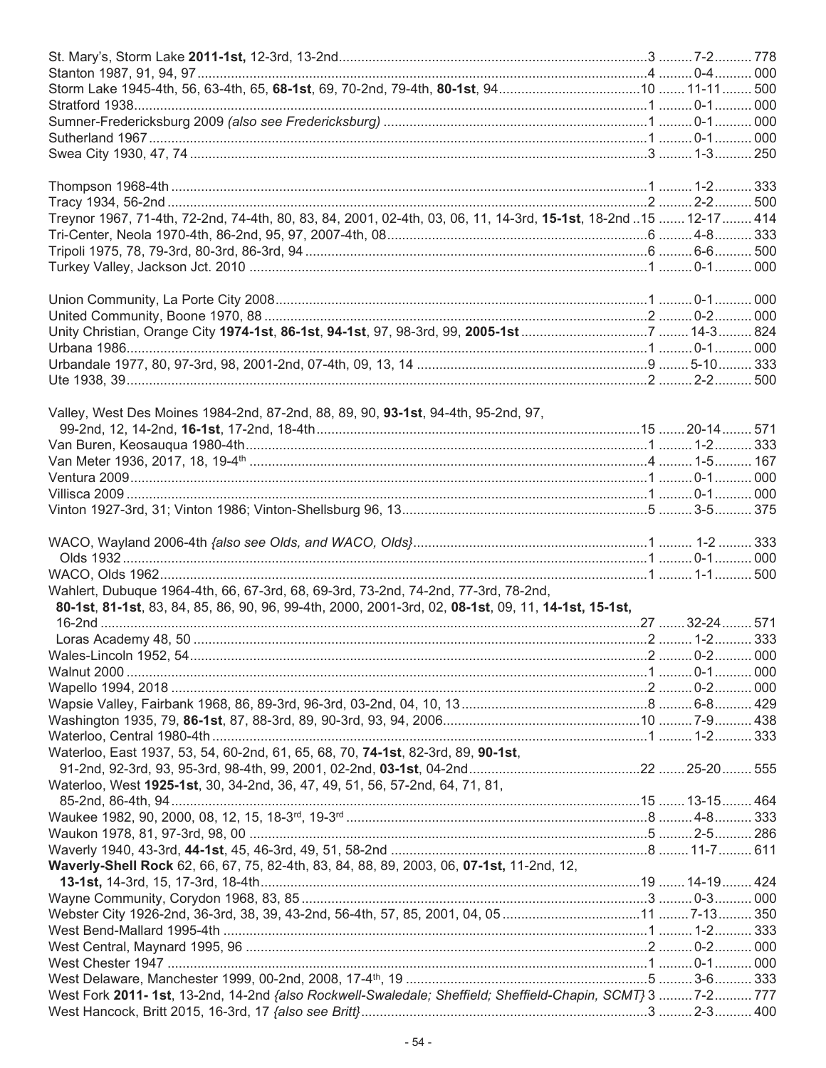St. Mary's, Storm Lake **2011-1st,** 12-3rd, 13-2nd....3 ......7-2....... 778
Stanton 1987, 91, 94, 97....4 ......0-4....... 000
Storm Lake 1945-4th, 56, 63-4th, 65, **68-1st**, 69, 70-2nd, 79-4th, **80-1st**, 94....10 ......11-11....... 500
Stratford 1938....1 ......0-1....... 000
Sumner-Fredericksburg 2009 *(also see Fredericksburg)*....1 ......0-1....... 000
Sutherland 1967....1 ......0-1....... 000
Swea City 1930, 47, 74....3 ......1-3....... 250

Thompson 1968-4th....1 ......1-2....... 333
Tracy 1934, 56-2nd....2 ......2-2....... 500
Treynor 1967, 71-4th, 72-2nd, 74-4th, 80, 83, 84, 2001, 02-4th, 03, 06, 11, 14-3rd, **15-1st**, 18-2nd ..15 ......12-17....... 414
Tri-Center, Neola 1970-4th, 86-2nd, 95, 97, 2007-4th, 08....6 ......4-8....... 333
Tripoli 1975, 78, 79-3rd, 80-3rd, 86-3rd, 94....6 ......6-6....... 500
Turkey Valley, Jackson Jct. 2010....1 ......0-1....... 000

Union Community, La Porte City 2008....1 ......0-1....... 000
United Community, Boone 1970, 88....2 ......0-2....... 000
Unity Christian, Orange City **1974-1st**, **86-1st**, **94-1st**, 97, 98-3rd, 99, **2005-1st**....7 ......14-3....... 824
Urbana 1986....1 ......0-1....... 000
Urbandale 1977, 80, 97-3rd, 98, 2001-2nd, 07-4th, 09, 13, 14....9 ......5-10....... 333
Ute 1938, 39....2 ......2-2....... 500

Valley, West Des Moines 1984-2nd, 87-2nd, 88, 89, 90, **93-1st**, 94-4th, 95-2nd, 97,
99-2nd, 12, 14-2nd, **16-1st**, 17-2nd, 18-4th....15 ......20-14....... 571
Van Buren, Keosauqua 1980-4th....1 ......1-2....... 333
Van Meter 1936, 2017, 18, 19-4th....4 ......1-5....... 167
Ventura 2009....1 ......0-1....... 000
Villisca 2009....1 ......0-1....... 000
Vinton 1927-3rd, 31; Vinton 1986; Vinton-Shellsburg 96, 13....5 ......3-5....... 375

WACO, Wayland 2006-4th *{also see Olds, and WACO, Olds}*....1 ......1-2....... 333
Olds 1932....1 ......0-1....... 000
WACO, Olds 1962....1 ......1-1....... 500
Wahlert, Dubuque 1964-4th, 66, 67-3rd, 68, 69-3rd, 73-2nd, 74-2nd, 77-3rd, 78-2nd,
**80-1st**, **81-1st**, 83, 84, 85, 86, 90, 96, 99-4th, 2000, 2001-3rd, 02, **08-1st**, 09, 11, **14-1st, 15-1st,**
16-2nd....27 ......32-24....... 571
Loras Academy 48, 50....2 ......1-2....... 333
Wales-Lincoln 1952, 54....2 ......0-2....... 000
Walnut 2000....1 ......0-1....... 000
Wapello 1994, 2018....2 ......0-2....... 000
Wapsie Valley, Fairbank 1968, 86, 89-3rd, 96-3rd, 03-2nd, 04, 10, 13....8 ......6-8....... 429
Washington 1935, 79, **86-1st**, 87, 88-3rd, 89, 90-3rd, 93, 94, 2006....10 ......7-9....... 438
Waterloo, Central 1980-4th....1 ......1-2....... 333
Waterloo, East 1937, 53, 54, 60-2nd, 61, 65, 68, 70, **74-1st**, 82-3rd, 89, **90-1st**,
91-2nd, 92-3rd, 93, 95-3rd, 98-4th, 99, 2001, 02-2nd, **03-1st**, 04-2nd....22 ......25-20....... 555
Waterloo, West **1925-1st**, 30, 34-2nd, 36, 47, 49, 51, 56, 57-2nd, 64, 71, 81,
85-2nd, 86-4th, 94....15 ......13-15....... 464
Waukee 1982, 90, 2000, 08, 12, 15, 18-3rd, 19-3rd....8 ......4-8....... 333
Waukon 1978, 81, 97-3rd, 98, 00....5 ......2-5....... 286
Waverly 1940, 43-3rd, **44-1st**, 45, 46-3rd, 49, 51, 58-2nd....8 ......11-7....... 611
**Waverly-Shell Rock** 62, 66, 67, 75, 82-4th, 83, 84, 88, 89, 2003, 06, **07-1st,** 11-2nd, 12,
**13-1st,** 14-3rd, 15, 17-3rd, 18-4th....19 ......14-19....... 424
Wayne Community, Corydon 1968, 83, 85....3 ......0-3....... 000
Webster City 1926-2nd, 36-3rd, 38, 39, 43-2nd, 56-4th, 57, 85, 2001, 04, 05....11 ......7-13....... 350
West Bend-Mallard 1995-4th....1 ......1-2....... 333
West Central, Maynard 1995, 96....2 ......0-2....... 000
West Chester 1947....1 ......0-1....... 000
West Delaware, Manchester 1999, 00-2nd, 2008, 17-4th, 19....5 ......3-6....... 333
West Fork **2011- 1st**, 13-2nd, 14-2nd *{also Rockwell-Swaledale; Sheffield; Sheffield-Chapin, SCMT}* 3 ......7-2....... 777
West Hancock, Britt 2015, 16-3rd, 17 *{also see Britt}*....3 ......2-3....... 400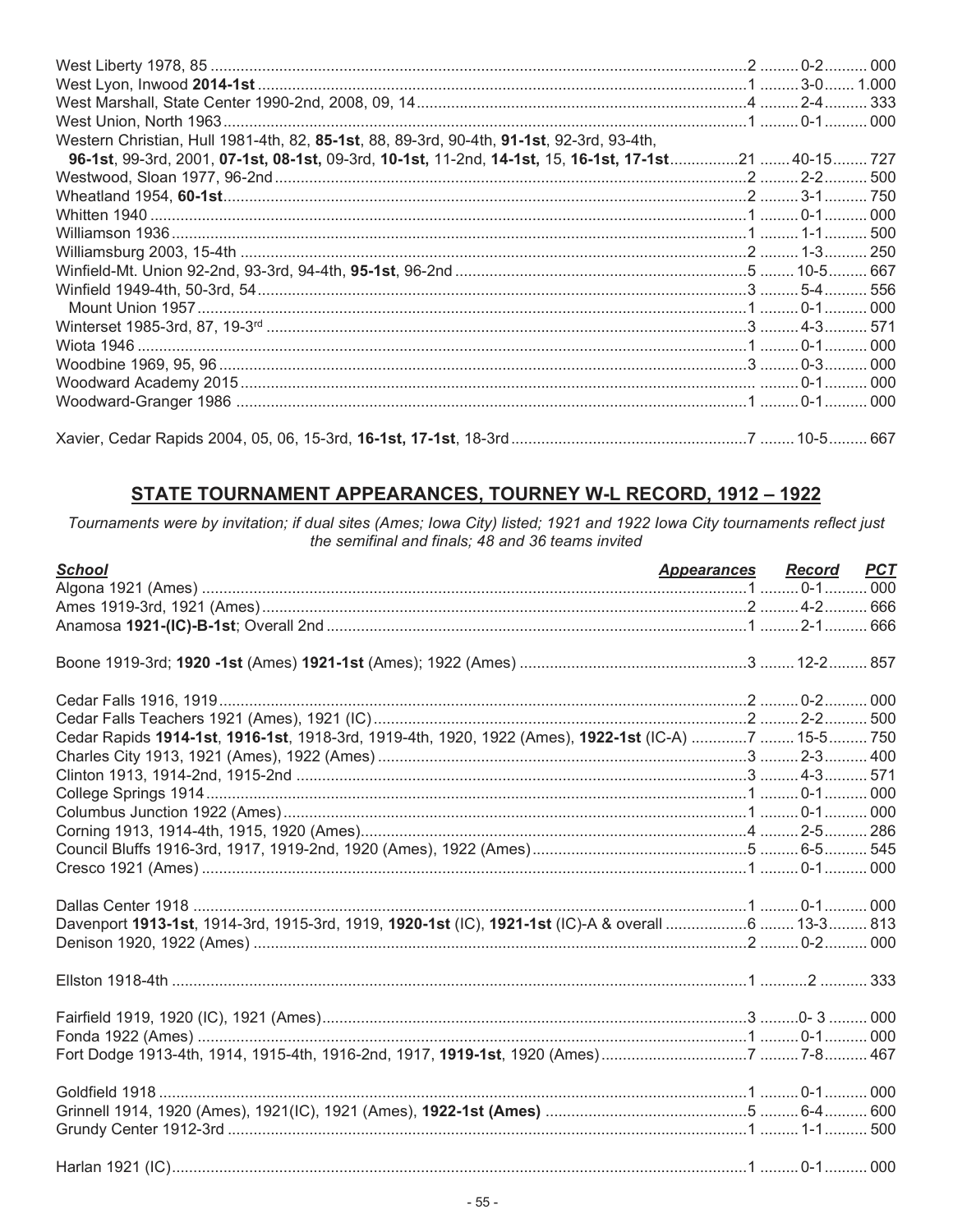| | | | |
|---|---|---|---|
| West Liberty 1978, 85 | 2 | 0-2 | 000 |
| West Lyon, Inwood **2014-1st** | 1 | 3-0 | 1.000 |
| West Marshall, State Center 1990-2nd, 2008, 09, 14 | 4 | 2-4 | 333 |
| West Union, North 1963 | 1 | 0-1 | 000 |
| Western Christian, Hull 1981-4th, 82, **85-1st**, 88, 89-3rd, 90-4th, **91-1st**, 92-3rd, 93-4th, **96-1st**, 99-3rd, 2001, **07-1st, 08-1st,** 09-3rd, **10-1st,** 11-2nd, **14-1st,** 15, **16-1st, 17-1st** | 21 | 40-15 | 727 |
| Westwood, Sloan 1977, 96-2nd | 2 | 2-2 | 500 |
| Wheatland 1954, **60-1st** | 2 | 3-1 | 750 |
| Whitten 1940 | 1 | 0-1 | 000 |
| Williamson 1936 | 1 | 1-1 | 500 |
| Williamsburg 2003, 15-4th | 2 | 1-3 | 250 |
| Winfield-Mt. Union 92-2nd, 93-3rd, 94-4th, **95-1st**, 96-2nd | 5 | 10-5 | 667 |
| Winfield 1949-4th, 50-3rd, 54 | 3 | 5-4 | 556 |
| Mount Union 1957 | 1 | 0-1 | 000 |
| Winterset 1985-3rd, 87, 19-3rd | 3 | 4-3 | 571 |
| Wiota 1946 | 1 | 0-1 | 000 |
| Woodbine 1969, 95, 96 | 3 | 0-3 | 000 |
| Woodward Academy 2015 | | 0-1 | 000 |
| Woodward-Granger 1986 | 1 | 0-1 | 000 |
| Xavier, Cedar Rapids 2004, 05, 06, 15-3rd, **16-1st, 17-1st**, 18-3rd | 7 | 10-5 | 667 |

## STATE TOURNAMENT APPEARANCES, TOURNEY W-L RECORD, 1912 – 1922

*Tournaments were by invitation; if dual sites (Ames; Iowa City) listed; 1921 and 1922 Iowa City tournaments reflect just the semifinal and finals; 48 and 36 teams invited*

| *School* | *Appearances* | *Record* | *PCT* |
|---|---|---|---|
| Algona 1921 (Ames) | 1 | 0-1 | 000 |
| Ames 1919-3rd, 1921 (Ames) | 2 | 4-2 | 666 |
| Anamosa **1921-(IC)-B-1st**; Overall 2nd | 1 | 2-1 | 666 |
| Boone 1919-3rd; **1920 -1st** (Ames) **1921-1st** (Ames); 1922 (Ames) | 3 | 12-2 | 857 |
| Cedar Falls 1916, 1919 | 2 | 0-2 | 000 |
| Cedar Falls Teachers 1921 (Ames), 1921 (IC) | 2 | 2-2 | 500 |
| Cedar Rapids **1914-1st**, **1916-1st**, 1918-3rd, 1919-4th, 1920, 1922 (Ames), **1922-1st** (IC-A) | 7 | 15-5 | 750 |
| Charles City 1913, 1921 (Ames), 1922 (Ames) | 3 | 2-3 | 400 |
| Clinton 1913, 1914-2nd, 1915-2nd | 3 | 4-3 | 571 |
| College Springs 1914 | 1 | 0-1 | 000 |
| Columbus Junction 1922 (Ames) | 1 | 0-1 | 000 |
| Corning 1913, 1914-4th, 1915, 1920 (Ames) | 4 | 2-5 | 286 |
| Council Bluffs 1916-3rd, 1917, 1919-2nd, 1920 (Ames), 1922 (Ames) | 5 | 6-5 | 545 |
| Cresco 1921 (Ames) | 1 | 0-1 | 000 |
| Dallas Center 1918 | 1 | 0-1 | 000 |
| Davenport **1913-1st**, 1914-3rd, 1915-3rd, 1919, **1920-1st** (IC), **1921-1st** (IC)-A & overall | 6 | 13-3 | 813 |
| Denison 1920, 1922 (Ames) | 2 | 0-2 | 000 |
| Ellston 1918-4th | 1 | 2 | 333 |
| Fairfield 1919, 1920 (IC), 1921 (Ames) | 3 | 0- 3 | 000 |
| Fonda 1922 (Ames) | 1 | 0-1 | 000 |
| Fort Dodge 1913-4th, 1914, 1915-4th, 1916-2nd, 1917, **1919-1st**, 1920 (Ames) | 7 | 7-8 | 467 |
| Goldfield 1918 | 1 | 0-1 | 000 |
| Grinnell 1914, 1920 (Ames), 1921(IC), 1921 (Ames), **1922-1st (Ames)** | 5 | 6-4 | 600 |
| Grundy Center 1912-3rd | 1 | 1-1 | 500 |
| Harlan 1921 (IC) | 1 | 0-1 | 000 |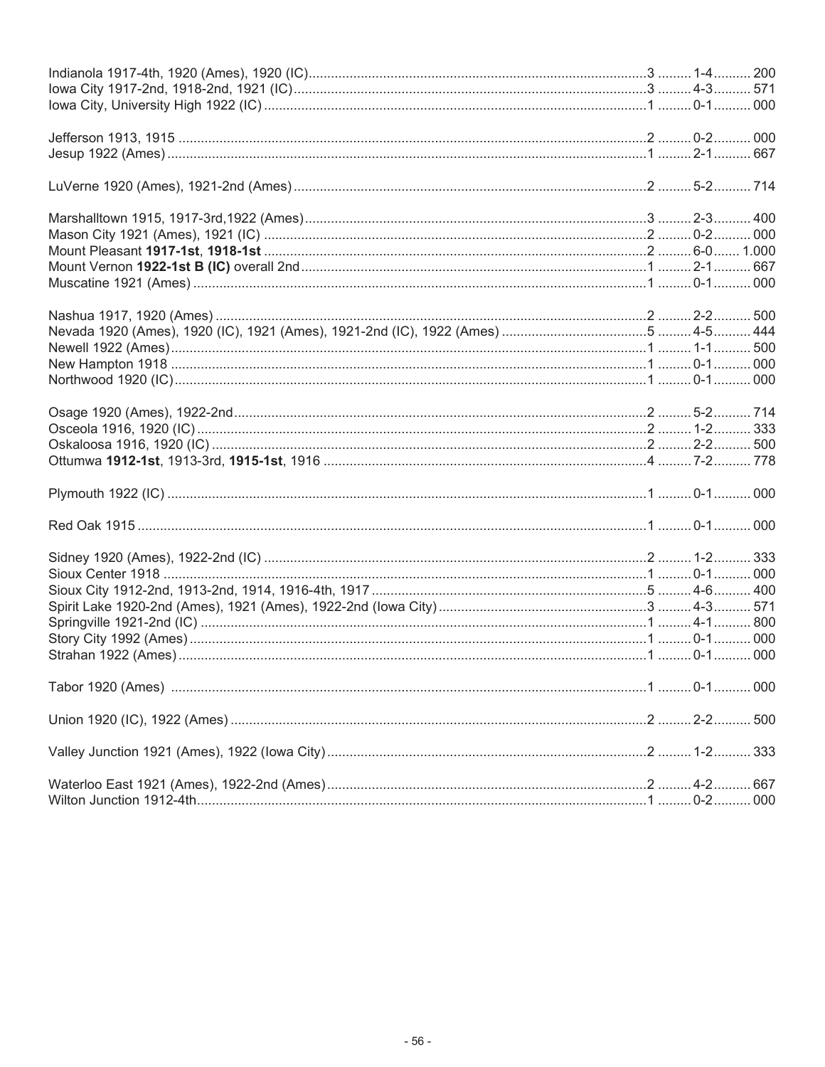Indianola 1917-4th, 1920 (Ames), 1920 (IC)........................................................................................3 ......... 1-4.......... 200
Iowa City 1917-2nd, 1918-2nd, 1921 (IC)..............................................................................................3 ......... 4-3.......... 571
Iowa City, University High 1922 (IC) .......................................................................................................1 ......... 0-1.......... 000

Jefferson 1913, 1915 .............................................................................................................................2 ......... 0-2.......... 000
Jesup 1922 (Ames).................................................................................................................................1 ......... 2-1.......... 667

LuVerne 1920 (Ames), 1921-2nd (Ames)...............................................................................................2 ......... 5-2.......... 714

Marshalltown 1915, 1917-3rd,1922 (Ames)............................................................................................3 ......... 2-3.......... 400
Mason City 1921 (Ames), 1921 (IC) .......................................................................................................2 ......... 0-2.......... 000
Mount Pleasant **1917-1st**, **1918-1st** ......................................................................................................2 ......... 6-0....... 1.000
Mount Vernon **1922-1st B (IC)** overall 2nd...........................................................................................1 ......... 2-1.......... 667
Muscatine 1921 (Ames) ..........................................................................................................................1 ......... 0-1.......... 000

Nashua 1917, 1920 (Ames) .....................................................................................................................2 ......... 2-2.......... 500
Nevada 1920 (Ames), 1920 (IC), 1921 (Ames), 1921-2nd (IC), 1922 (Ames) .......................................5 ......... 4-5.......... 444
Newell 1922 (Ames)................................................................................................................................1 ......... 1-1.......... 500
New Hampton 1918 ................................................................................................................................1 ......... 0-1.......... 000
Northwood 1920 (IC)...............................................................................................................................1 ......... 0-1.......... 000

Osage 1920 (Ames), 1922-2nd...............................................................................................................2 ......... 5-2.......... 714
Osceola 1916, 1920 (IC) ........................................................................................................................2 ......... 1-2.......... 333
Oskaloosa 1916, 1920 (IC) .....................................................................................................................2 ......... 2-2.......... 500
Ottumwa **1912-1st**, 1913-3rd, **1915-1st**, 1916 ......................................................................................4 ......... 7-2.......... 778

Plymouth 1922 (IC) .................................................................................................................................1 ......... 0-1.......... 000

Red Oak 1915 .........................................................................................................................................1 ......... 0-1.......... 000

Sidney 1920 (Ames), 1922-2nd (IC) .......................................................................................................2 ......... 1-2.......... 333
Sioux Center 1918 ..................................................................................................................................1 ......... 0-1.......... 000
Sioux City 1912-2nd, 1913-2nd, 1914, 1916-4th, 1917 ..........................................................................5 ......... 4-6.......... 400
Spirit Lake 1920-2nd (Ames), 1921 (Ames), 1922-2nd (Iowa City).......................................................3 ......... 4-3.......... 571
Springville 1921-2nd (IC) ........................................................................................................................1 ......... 4-1.......... 800
Story City 1992 (Ames)...........................................................................................................................1 ......... 0-1.......... 000
Strahan 1922 (Ames)...............................................................................................................................1 ......... 0-1.......... 000

Tabor 1920 (Ames) .................................................................................................................................1 ......... 0-1.......... 000

Union 1920 (IC), 1922 (Ames) ................................................................................................................2 ......... 2-2.......... 500

Valley Junction 1921 (Ames), 1922 (Iowa City).......................................................................................2 ......... 1-2.......... 333

Waterloo East 1921 (Ames), 1922-2nd (Ames).......................................................................................2 ......... 4-2.......... 667
Wilton Junction 1912-4th.........................................................................................................................1 ......... 0-2.......... 000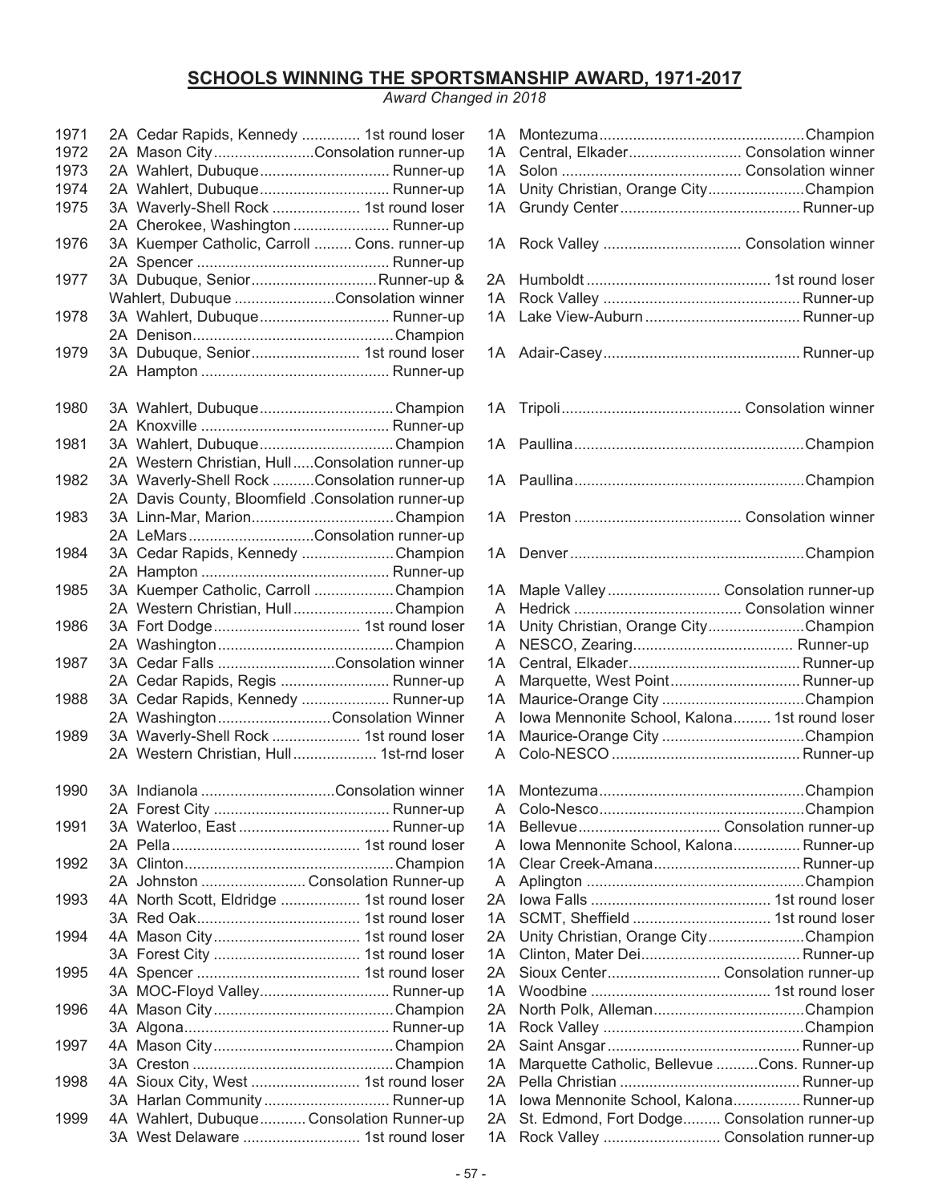## SCHOOLS WINNING THE SPORTSMANSHIP AWARD, 1971-2017

*Award Changed in 2018*

| Year | Class | School | Result | Class | School | Result |
|---|---|---|---|---|---|---|
| 1971 | 2A | Cedar Rapids, Kennedy | 1st round loser | 1A | Montezuma | Champion |
| 1972 | 2A | Mason City | Consolation runner-up | 1A | Central, Elkader | Consolation winner |
| 1973 | 2A | Wahlert, Dubuque | Runner-up | 1A | Solon | Consolation winner |
| 1974 | 2A | Wahlert, Dubuque | Runner-up | 1A | Unity Christian, Orange City | Champion |
| 1975 | 3A | Waverly-Shell Rock | 1st round loser | 1A | Grundy Center | Runner-up |
| | 2A | Cherokee, Washington | Runner-up | | | |
| 1976 | 3A | Kuemper Catholic, Carroll | Cons. runner-up | 1A | Rock Valley | Consolation winner |
| | 2A | Spencer | Runner-up | | | |
| 1977 | 3A | Dubuque, Senior | Runner-up & | 2A | Humboldt | 1st round loser |
| | | Wahlert, Dubuque | Consolation winner | 1A | Rock Valley | Runner-up |
| 1978 | 3A | Wahlert, Dubuque | Runner-up | 1A | Lake View-Auburn | Runner-up |
| | 2A | Denison | Champion | | | |
| 1979 | 3A | Dubuque, Senior | 1st round loser | 1A | Adair-Casey | Runner-up |
| | 2A | Hampton | Runner-up | | | |
| 1980 | 3A | Wahlert, Dubuque | Champion | 1A | Tripoli | Consolation winner |
| | 2A | Knoxville | Runner-up | | | |
| 1981 | 3A | Wahlert, Dubuque | Champion | 1A | Paullina | Champion |
| | 2A | Western Christian, Hull | Consolation runner-up | | | |
| 1982 | 3A | Waverly-Shell Rock | Consolation runner-up | 1A | Paullina | Champion |
| | 2A | Davis County, Bloomfield | Consolation runner-up | | | |
| 1983 | 3A | Linn-Mar, Marion | Champion | 1A | Preston | Consolation winner |
| | 2A | LeMars | Consolation runner-up | | | |
| 1984 | 3A | Cedar Rapids, Kennedy | Champion | 1A | Denver | Champion |
| | 2A | Hampton | Runner-up | | | |
| 1985 | 3A | Kuemper Catholic, Carroll | Champion | 1A | Maple Valley | Consolation runner-up |
| | 2A | Western Christian, Hull | Champion | A | Hedrick | Consolation winner |
| 1986 | 3A | Fort Dodge | 1st round loser | 1A | Unity Christian, Orange City | Champion |
| | 2A | Washington | Champion | A | NESCO, Zearing | Runner-up |
| 1987 | 3A | Cedar Falls | Consolation winner | 1A | Central, Elkader | Runner-up |
| | 2A | Cedar Rapids, Regis | Runner-up | A | Marquette, West Point | Runner-up |
| 1988 | 3A | Cedar Rapids, Kennedy | Runner-up | 1A | Maurice-Orange City | Champion |
| | 2A | Washington | Consolation Winner | A | Iowa Mennonite School, Kalona | 1st round loser |
| 1989 | 3A | Waverly-Shell Rock | 1st round loser | 1A | Maurice-Orange City | Champion |
| | 2A | Western Christian, Hull | 1st-rnd loser | A | Colo-NESCO | Runner-up |
| 1990 | 3A | Indianola | Consolation winner | 1A | Montezuma | Champion |
| | 2A | Forest City | Runner-up | A | Colo-Nesco | Champion |
| 1991 | 3A | Waterloo, East | Runner-up | 1A | Bellevue | Consolation runner-up |
| | 2A | Pella | 1st round loser | A | Iowa Mennonite School, Kalona | Runner-up |
| 1992 | 3A | Clinton | Champion | 1A | Clear Creek-Amana | Runner-up |
| | 2A | Johnston | Consolation Runner-up | A | Aplington | Champion |
| 1993 | 4A | North Scott, Eldridge | 1st round loser | 2A | Iowa Falls | 1st round loser |
| | 3A | Red Oak | 1st round loser | 1A | SCMT, Sheffield | 1st round loser |
| 1994 | 4A | Mason City | 1st round loser | 2A | Unity Christian, Orange City | Champion |
| | 3A | Forest City | 1st round loser | 1A | Clinton, Mater Dei | Runner-up |
| 1995 | 4A | Spencer | 1st round loser | 2A | Sioux Center | Consolation runner-up |
| | 3A | MOC-Floyd Valley | Runner-up | 1A | Woodbine | 1st round loser |
| 1996 | 4A | Mason City | Champion | 2A | North Polk, Alleman | Champion |
| | 3A | Algona | Runner-up | 1A | Rock Valley | Champion |
| 1997 | 4A | Mason City | Champion | 2A | Saint Ansgar | Runner-up |
| | 3A | Creston | Champion | 1A | Marquette Catholic, Bellevue | Cons. Runner-up |
| 1998 | 4A | Sioux City, West | 1st round loser | 2A | Pella Christian | Runner-up |
| | 3A | Harlan Community | Runner-up | 1A | Iowa Mennonite School, Kalona | Runner-up |
| 1999 | 4A | Wahlert, Dubuque | Consolation Runner-up | 2A | St. Edmond, Fort Dodge | Consolation runner-up |
| | 3A | West Delaware | 1st round loser | 1A | Rock Valley | Consolation runner-up |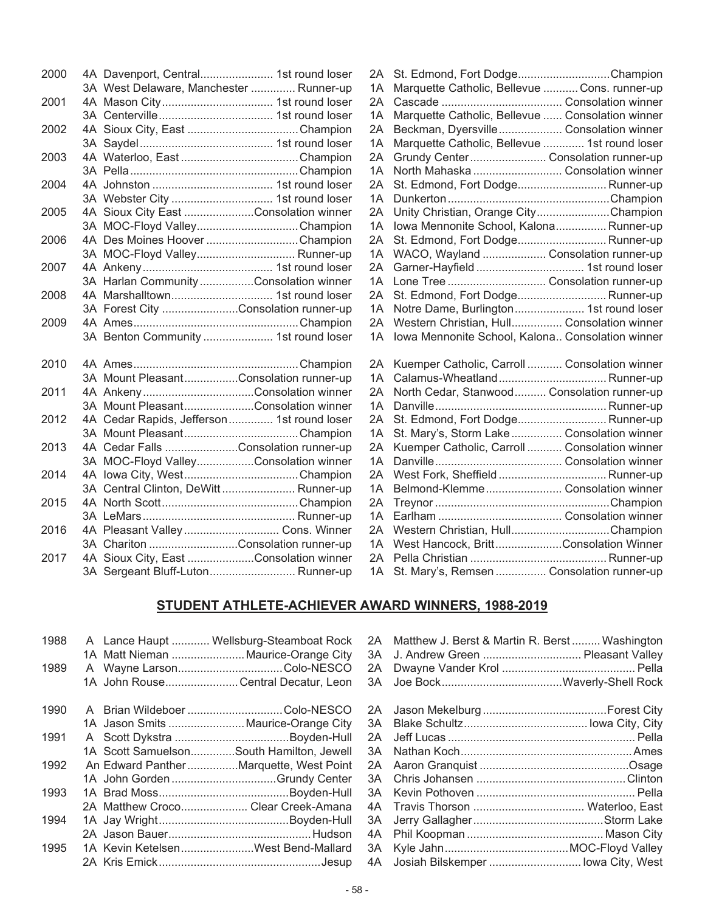| Year | Class | School | Result | Class | School | Result |
|---|---|---|---|---|---|---|
| 2000 | 4A | Davenport, Central | 1st round loser | 2A | St. Edmond, Fort Dodge | Champion |
| | 3A | West Delaware, Manchester | Runner-up | 1A | Marquette Catholic, Bellevue | Cons. runner-up |
| 2001 | 4A | Mason City | 1st round loser | 2A | Cascade | Consolation winner |
| | 3A | Centerville | 1st round loser | 1A | Marquette Catholic, Bellevue | Consolation winner |
| 2002 | 4A | Sioux City, East | Champion | 2A | Beckman, Dyersville | Consolation winner |
| | 3A | Saydel | 1st round loser | 1A | Marquette Catholic, Bellevue | 1st round loser |
| 2003 | 4A | Waterloo, East | Champion | 2A | Grundy Center | Consolation runner-up |
| | 3A | Pella | Champion | 1A | North Mahaska | Consolation winner |
| 2004 | 4A | Johnston | 1st round loser | 2A | St. Edmond, Fort Dodge | Runner-up |
| | 3A | Webster City | 1st round loser | 1A | Dunkerton | Champion |
| 2005 | 4A | Sioux City East | Consolation winner | 2A | Unity Christian, Orange City | Champion |
| | 3A | MOC-Floyd Valley | Champion | 1A | Iowa Mennonite School, Kalona | Runner-up |
| 2006 | 4A | Des Moines Hoover | Champion | 2A | St. Edmond, Fort Dodge | Runner-up |
| | 3A | MOC-Floyd Valley | Runner-up | 1A | WACO, Wayland | Consolation runner-up |
| 2007 | 4A | Ankeny | 1st round loser | 2A | Garner-Hayfield | 1st round loser |
| | 3A | Harlan Community | Consolation winner | 1A | Lone Tree | Consolation runner-up |
| 2008 | 4A | Marshalltown | 1st round loser | 2A | St. Edmond, Fort Dodge | Runner-up |
| | 3A | Forest City | Consolation runner-up | 1A | Notre Dame, Burlington | 1st round loser |
| 2009 | 4A | Ames | Champion | 2A | Western Christian, Hull | Consolation winner |
| | 3A | Benton Community | 1st round loser | 1A | Iowa Mennonite School, Kalona | Consolation winner |
| 2010 | 4A | Ames | Champion | 2A | Kuemper Catholic, Carroll | Consolation winner |
| | 3A | Mount Pleasant | Consolation runner-up | 1A | Calamus-Wheatland | Runner-up |
| 2011 | 4A | Ankeny | Consolation winner | 2A | North Cedar, Stanwood | Consolation runner-up |
| | 3A | Mount Pleasant | Consolation winner | 1A | Danville | Runner-up |
| 2012 | 4A | Cedar Rapids, Jefferson | 1st round loser | 2A | St. Edmond, Fort Dodge | Runner-up |
| | 3A | Mount Pleasant | Champion | 1A | St. Mary's, Storm Lake | Consolation winner |
| 2013 | 4A | Cedar Falls | Consolation runner-up | 2A | Kuemper Catholic, Carroll | Consolation winner |
| | 3A | MOC-Floyd Valley | Consolation winner | 1A | Danville | Consolation winner |
| 2014 | 4A | Iowa City, West | Champion | 2A | West Fork, Sheffield | Runner-up |
| | 3A | Central Clinton, DeWitt | Runner-up | 1A | Belmond-Klemme | Consolation winner |
| 2015 | 4A | North Scott | Champion | 2A | Treynor | Champion |
| | 3A | LeMars | Runner-up | 1A | Earlham | Consolation winner |
| 2016 | 4A | Pleasant Valley | Cons. Winner | 2A | Western Christian, Hull | Champion |
| | 3A | Chariton | Consolation runner-up | 1A | West Hancock, Britt | Consolation Winner |
| 2017 | 4A | Sioux City, East | Consolation winner | 2A | Pella Christian | Runner-up |
| | 3A | Sergeant Bluff-Luton | Runner-up | 1A | St. Mary's, Remsen | Consolation runner-up |

## STUDENT ATHLETE-ACHIEVER AWARD WINNERS, 1988-2019

| Year | Class | Name | School | Class | Name | School |
|---|---|---|---|---|---|---|
| 1988 | A | Lance Haupt | Wellsburg-Steamboat Rock | 2A | Matthew J. Berst & Martin R. Berst | Washington |
| | 1A | Matt Nieman | Maurice-Orange City | 3A | J. Andrew Green | Pleasant Valley |
| 1989 | A | Wayne Larson | Colo-NESCO | 2A | Dwayne Vander Krol | Pella |
| | 1A | John Rouse | Central Decatur, Leon | 3A | Joe Bock | Waverly-Shell Rock |
| 1990 | A | Brian Wildeboer | Colo-NESCO | 2A | Jason Mekelburg | Forest City |
| | 1A | Jason Smits | Maurice-Orange City | 3A | Blake Schultz | Iowa City, City |
| 1991 | A | Scott Dykstra | Boyden-Hull | 2A | Jeff Lucas | Pella |
| | 1A | Scott Samuelson | South Hamilton, Jewell | 3A | Nathan Koch | Ames |
| 1992 | An | Edward Panther | Marquette, West Point | 2A | Aaron Granquist | Osage |
| | 1A | John Gorden | Grundy Center | 3A | Chris Johansen | Clinton |
| 1993 | 1A | Brad Moss | Boyden-Hull | 3A | Kevin Pothoven | Pella |
| | 2A | Matthew Croco | Clear Creek-Amana | 4A | Travis Thorson | Waterloo, East |
| 1994 | 1A | Jay Wright | Boyden-Hull | 3A | Jerry Gallagher | Storm Lake |
| | 2A | Jason Bauer | Hudson | 4A | Phil Koopman | Mason City |
| 1995 | 1A | Kevin Ketelsen | West Bend-Mallard | 3A | Kyle Jahn | MOC-Floyd Valley |
| | 2A | Kris Emick | Jesup | 4A | Josiah Bilskemper | Iowa City, West |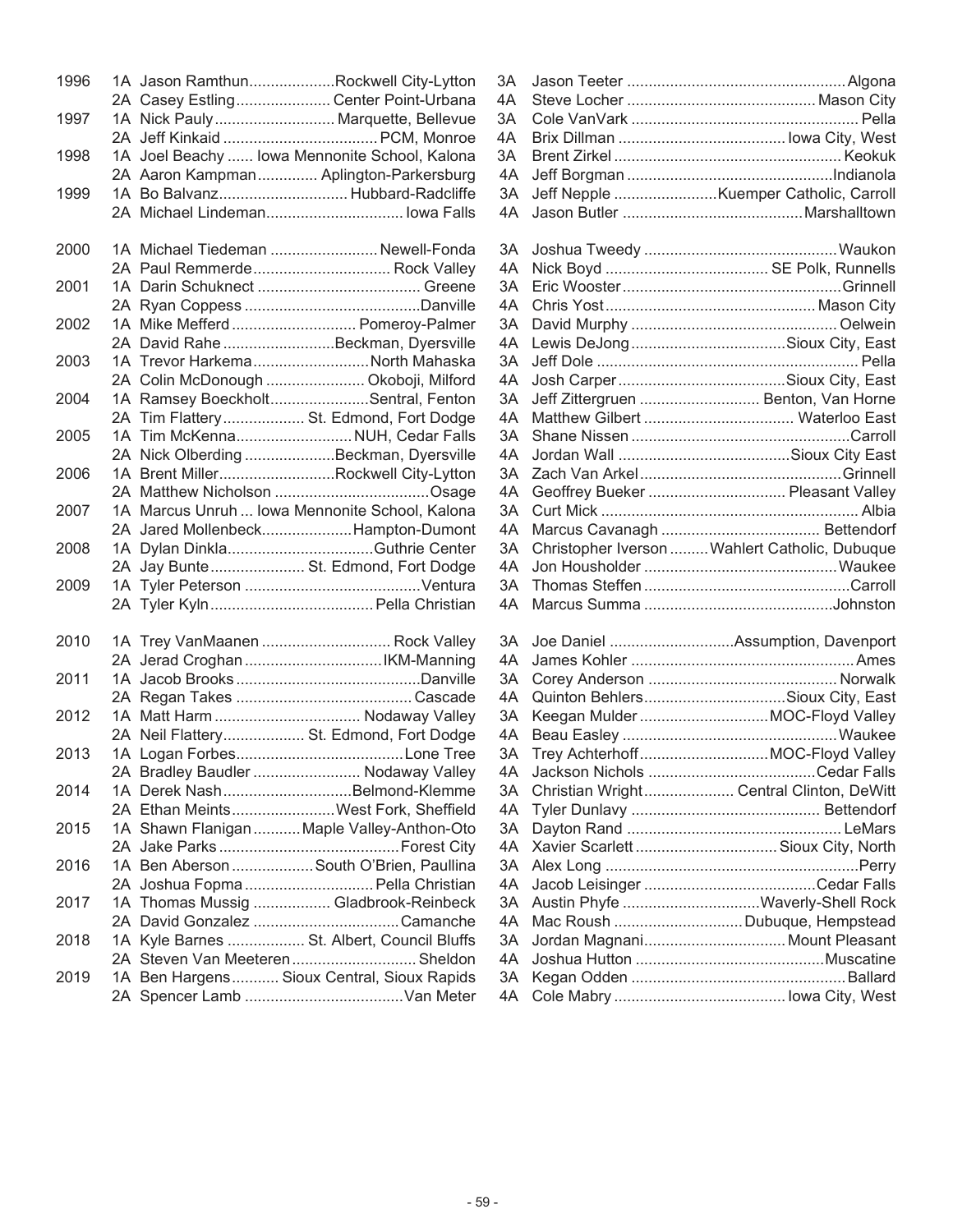| Year | Class | Name | School | Class | Name | School |
|---|---|---|---|---|---|---|
| 1996 | 1A | Jason Ramthun | Rockwell City-Lytton | 3A | Jason Teeter | Algona |
| | 2A | Casey Estling | Center Point-Urbana | 4A | Steve Locher | Mason City |
| 1997 | 1A | Nick Pauly | Marquette, Bellevue | 3A | Cole VanVark | Pella |
| | 2A | Jeff Kinkaid | PCM, Monroe | 4A | Brix Dillman | Iowa City, West |
| 1998 | 1A | Joel Beachy | Iowa Mennonite School, Kalona | 3A | Brent Zirkel | Keokuk |
| | 2A | Aaron Kampman | Aplington-Parkersburg | 4A | Jeff Borgman | Indianola |
| 1999 | 1A | Bo Balvanz | Hubbard-Radcliffe | 3A | Jeff Nepple | Kuemper Catholic, Carroll |
| | 2A | Michael Lindeman | Iowa Falls | 4A | Jason Butler | Marshalltown |
| 2000 | 1A | Michael Tiedeman | Newell-Fonda | 3A | Joshua Tweedy | Waukon |
| | 2A | Paul Remmerde | Rock Valley | 4A | Nick Boyd | SE Polk, Runnells |
| 2001 | 1A | Darin Schuknect | Greene | 3A | Eric Wooster | Grinnell |
| | 2A | Ryan Coppess | Danville | 4A | Chris Yost | Mason City |
| 2002 | 1A | Mike Mefferd | Pomeroy-Palmer | 3A | David Murphy | Oelwein |
| | 2A | David Rahe | Beckman, Dyersville | 4A | Lewis DeJong | Sioux City, East |
| 2003 | 1A | Trevor Harkema | North Mahaska | 3A | Jeff Dole | Pella |
| | 2A | Colin McDonough | Okoboji, Milford | 4A | Josh Carper | Sioux City, East |
| 2004 | 1A | Ramsey Boeckholt | Sentral, Fenton | 3A | Jeff Zittergruen | Benton, Van Horne |
| | 2A | Tim Flattery | St. Edmond, Fort Dodge | 4A | Matthew Gilbert | Waterloo East |
| 2005 | 1A | Tim McKenna | NUH, Cedar Falls | 3A | Shane Nissen | Carroll |
| | 2A | Nick Olberding | Beckman, Dyersville | 4A | Jordan Wall | Sioux City East |
| 2006 | 1A | Brent Miller | Rockwell City-Lytton | 3A | Zach Van Arkel | Grinnell |
| | 2A | Matthew Nicholson | Osage | 4A | Geoffrey Bueker | Pleasant Valley |
| 2007 | 1A | Marcus Unruh | Iowa Mennonite School, Kalona | 3A | Curt Mick | Albia |
| | 2A | Jared Mollenbeck | Hampton-Dumont | 4A | Marcus Cavanagh | Bettendorf |
| 2008 | 1A | Dylan Dinkla | Guthrie Center | 3A | Christopher Iverson | Wahlert Catholic, Dubuque |
| | 2A | Jay Bunte | St. Edmond, Fort Dodge | 4A | Jon Housholder | Waukee |
| 2009 | 1A | Tyler Peterson | Ventura | 3A | Thomas Steffen | Carroll |
| | 2A | Tyler Kyln | Pella Christian | 4A | Marcus Summa | Johnston |
| 2010 | 1A | Trey VanMaanen | Rock Valley | 3A | Joe Daniel | Assumption, Davenport |
| | 2A | Jerad Croghan | IKM-Manning | 4A | James Kohler | Ames |
| 2011 | 1A | Jacob Brooks | Danville | 3A | Corey Anderson | Norwalk |
| | 2A | Regan Takes | Cascade | 4A | Quinton Behlers | Sioux City, East |
| 2012 | 1A | Matt Harm | Nodaway Valley | 3A | Keegan Mulder | MOC-Floyd Valley |
| | 2A | Neil Flattery | St. Edmond, Fort Dodge | 4A | Beau Easley | Waukee |
| 2013 | 1A | Logan Forbes | Lone Tree | 3A | Trey Achterhoff | MOC-Floyd Valley |
| | 2A | Bradley Baudler | Nodaway Valley | 4A | Jackson Nichols | Cedar Falls |
| 2014 | 1A | Derek Nash | Belmond-Klemme | 3A | Christian Wright | Central Clinton, DeWitt |
| | 2A | Ethan Meints | West Fork, Sheffield | 4A | Tyler Dunlavy | Bettendorf |
| 2015 | 1A | Shawn Flanigan | Maple Valley-Anthon-Oto | 3A | Dayton Rand | LeMars |
| | 2A | Jake Parks | Forest City | 4A | Xavier Scarlett | Sioux City, North |
| 2016 | 1A | Ben Aberson | South O'Brien, Paullina | 3A | Alex Long | Perry |
| | 2A | Joshua Fopma | Pella Christian | 4A | Jacob Leisinger | Cedar Falls |
| 2017 | 1A | Thomas Mussig | Gladbrook-Reinbeck | 3A | Austin Phyfe | Waverly-Shell Rock |
| | 2A | David Gonzalez | Camanche | 4A | Mac Roush | Dubuque, Hempstead |
| 2018 | 1A | Kyle Barnes | St. Albert, Council Bluffs | 3A | Jordan Magnani | Mount Pleasant |
| | 2A | Steven Van Meeteren | Sheldon | 4A | Joshua Hutton | Muscatine |
| 2019 | 1A | Ben Hargens | Sioux Central, Sioux Rapids | 3A | Kegan Odden | Ballard |
| | 2A | Spencer Lamb | Van Meter | 4A | Cole Mabry | Iowa City, West |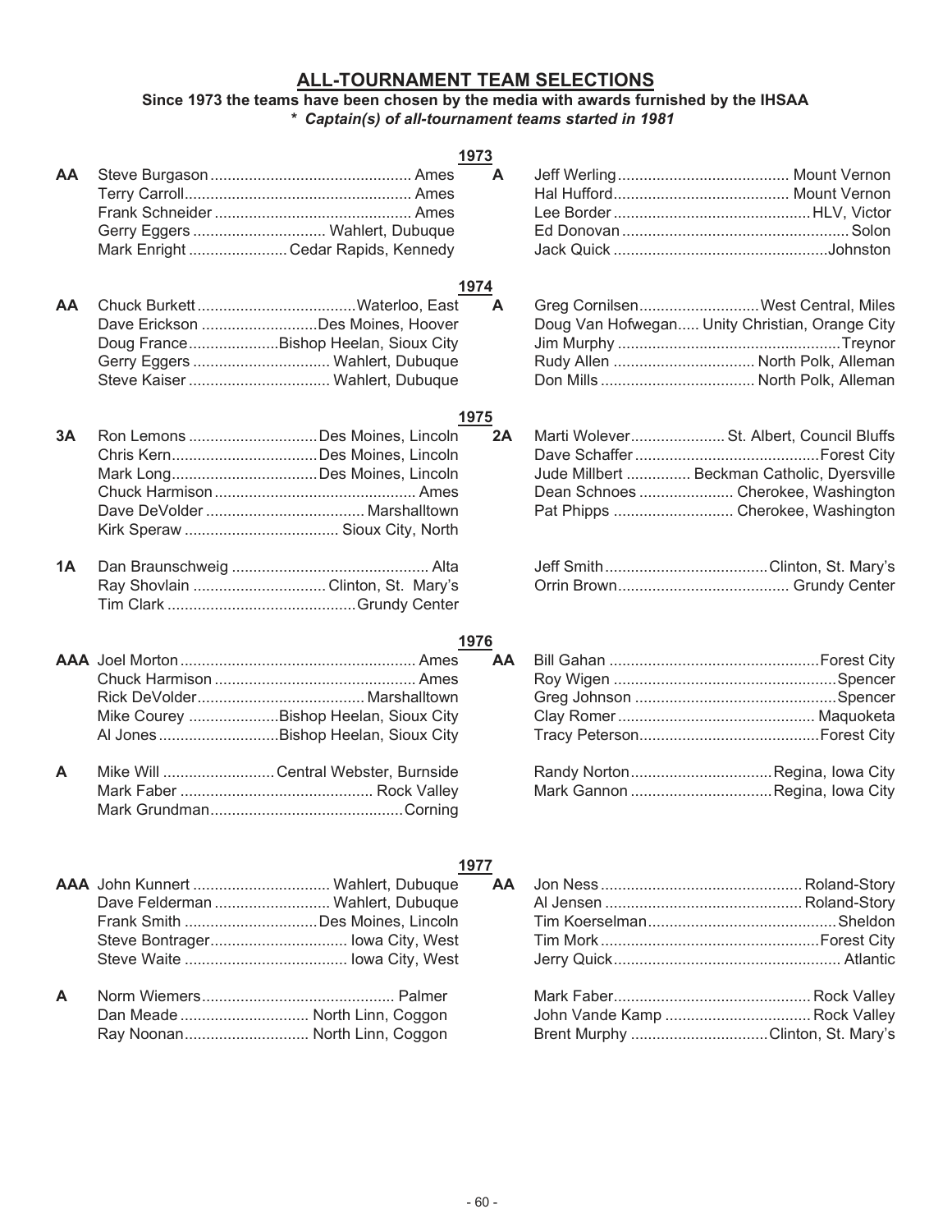## ALL-TOURNAMENT TEAM SELECTIONS

**Since 1973 the teams have been chosen by the media with awards furnished by the IHSAA**

***\* Captain(s) of all-tournament teams started in 1981***

### 1973

**AA**
- Steve Burgason .... Ames
- Terry Carroll .... Ames
- Frank Schneider .... Ames
- Gerry Eggers .... Wahlert, Dubuque
- Mark Enright .... Cedar Rapids, Kennedy

**A**
- Jeff Werling .... Mount Vernon
- Hal Hufford .... Mount Vernon
- Lee Border .... HLV, Victor
- Ed Donovan .... Solon
- Jack Quick .... Johnston

### 1974

**AA**
- Chuck Burkett .... Waterloo, East
- Dave Erickson .... Des Moines, Hoover
- Doug France .... Bishop Heelan, Sioux City
- Gerry Eggers .... Wahlert, Dubuque
- Steve Kaiser .... Wahlert, Dubuque

**A**
- Greg Cornilsen .... West Central, Miles
- Doug Van Hofwegan .... Unity Christian, Orange City
- Jim Murphy .... Treynor
- Rudy Allen .... North Polk, Alleman
- Don Mills .... North Polk, Alleman

### 1975

**3A**
- Ron Lemons .... Des Moines, Lincoln
- Chris Kern .... Des Moines, Lincoln
- Mark Long .... Des Moines, Lincoln
- Chuck Harmison .... Ames
- Dave DeVolder .... Marshalltown
- Kirk Speraw .... Sioux City, North

**2A**
- Marti Wolever .... St. Albert, Council Bluffs
- Dave Schaffer .... Forest City
- Jude Millbert .... Beckman Catholic, Dyersville
- Dean Schnoes .... Cherokee, Washington
- Pat Phipps .... Cherokee, Washington

**1A**
- Dan Braunschweig .... Alta
- Ray Shovlain .... Clinton, St. Mary's
- Tim Clark .... Grundy Center
- Jeff Smith .... Clinton, St. Mary's
- Orrin Brown .... Grundy Center

### 1976

**AAA**
- Joel Morton .... Ames
- Chuck Harmison .... Ames
- Rick DeVolder .... Marshalltown
- Mike Courey .... Bishop Heelan, Sioux City
- Al Jones .... Bishop Heelan, Sioux City

**AA**
- Bill Gahan .... Forest City
- Roy Wigen .... Spencer
- Greg Johnson .... Spencer
- Clay Romer .... Maquoketa
- Tracy Peterson .... Forest City

**A**
- Mike Will .... Central Webster, Burnside
- Mark Faber .... Rock Valley
- Mark Grundman .... Corning
- Randy Norton .... Regina, Iowa City
- Mark Gannon .... Regina, Iowa City

### 1977

**AAA**
- John Kunnert .... Wahlert, Dubuque
- Dave Felderman .... Wahlert, Dubuque
- Frank Smith .... Des Moines, Lincoln
- Steve Bontrager .... Iowa City, West
- Steve Waite .... Iowa City, West

**AA**
- Jon Ness .... Roland-Story
- Al Jensen .... Roland-Story
- Tim Koerselman .... Sheldon
- Tim Mork .... Forest City
- Jerry Quick .... Atlantic

**A**
- Norm Wiemers .... Palmer
- Dan Meade .... North Linn, Coggon
- Ray Noonan .... North Linn, Coggon
- Mark Faber .... Rock Valley
- John Vande Kamp .... Rock Valley
- Brent Murphy .... Clinton, St. Mary's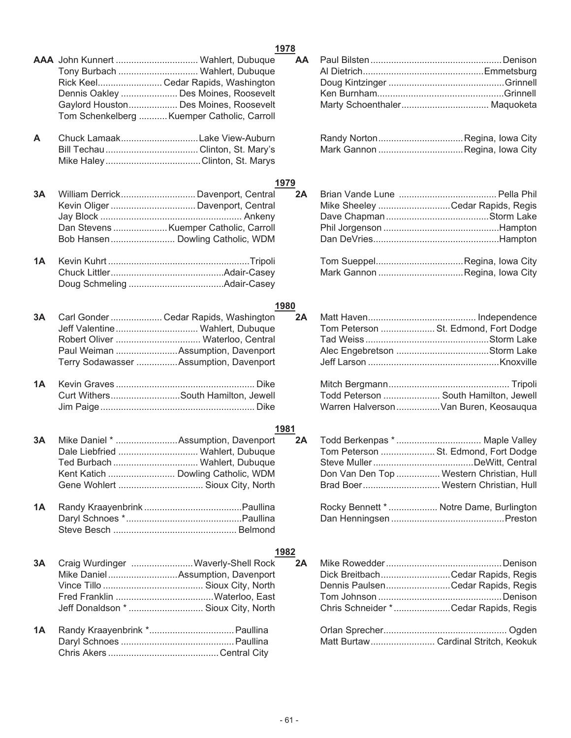## 1978

**AAA**
- John Kunnert ................................ Wahlert, Dubuque
- Tony Burbach ................................ Wahlert, Dubuque
- Rick Keel......................... Cedar Rapids, Washington
- Dennis Oakley ...................... Des Moines, Roosevelt
- Gaylord Houston................... Des Moines, Roosevelt
- Tom Schenkelberg ........... Kuemper Catholic, Carroll

**AA**
- Paul Bilsten ................................................... Denison
- Al Dietrich............................................... Emmetsburg
- Doug Kintzinger ............................................. Grinnell
- Ken Burnham................................................. Grinnell
- Marty Schoenthaler.................................. Maquoketa

**A**
- Chuck Lamaak.............................. Lake View-Auburn
- Bill Techau .................................... Clinton, St. Mary's
- Mike Haley ..................................... Clinton, St. Marys
- Randy Norton................................ Regina, Iowa City
- Mark Gannon ................................ Regina, Iowa City

## 1979

**3A**
- William Derrick............................ Davenport, Central
- Kevin Oliger ................................ Davenport, Central
- Jay Block ....................................................... Ankeny
- Dan Stevens ..................... Kuemper Catholic, Carroll
- Bob Hansen......................... Dowling Catholic, WDM

**2A**
- Brian Vande Lune ...................................... Pella Phil
- Mike Sheeley ............................ Cedar Rapids, Regis
- Dave Chapman ........................................ Storm Lake
- Phil Jorgenson ............................................. Hampton
- Dan DeVries................................................. Hampton

**1A**
- Kevin Kuhrt ....................................................... Tripoli
- Chuck Littler........................................... Adair-Casey
- Doug Schmeling ..................................... Adair-Casey
- Tom Sueppel................................. Regina, Iowa City
- Mark Gannon ................................ Regina, Iowa City

## 1980

**3A**
- Carl Gonder .................... Cedar Rapids, Washington
- Jeff Valentine ................................ Wahlert, Dubuque
- Robert Oliver ................................. Waterloo, Central
- Paul Weiman ........................ Assumption, Davenport
- Terry Sodawasser ................ Assumption, Davenport

**2A**
- Matt Haven.......................................... Independence
- Tom Peterson ..................... St. Edmond, Fort Dodge
- Tad Weiss ................................................ Storm Lake
- Alec Engebretson .................................... Storm Lake
- Jeff Larson .................................................. Knoxville

**1A**
- Kevin Graves ...................................................... Dike
- Curt Withers........................... South Hamilton, Jewell
- Jim Paige ........................................................... Dike
- Mitch Bergmann............................................... Tripoli
- Todd Peterson ...................... South Hamilton, Jewell
- Warren Halverson................. Van Buren, Keosauqua

## 1981

**3A**
- Mike Daniel * ........................ Assumption, Davenport
- Dale Liebfried ............................... Wahlert, Dubuque
- Ted Burbach ................................. Wahlert, Dubuque
- Kent Katich .......................... Dowling Catholic, WDM
- Gene Wohlert ................................. Sioux City, North

**2A**
- Todd Berkenpas * ................................ Maple Valley
- Tom Peterson ..................... St. Edmond, Fort Dodge
- Steve Muller ....................................... DeWitt, Central
- Don Van Den Top ................. Western Christian, Hull
- Brad Boer.............................. Western Christian, Hull

**1A**
- Randy Kraayenbrink ...................................... Paullina
- Daryl Schnoes * ............................................. Paullina
- Steve Besch ............................................... Belmond
- Rocky Bennett * ................... Notre Dame, Burlington
- Dan Henningsen ............................................ Preston

## 1982

**3A**
- Craig Wurdinger ........................ Waverly-Shell Rock
- Mike Daniel ........................... Assumption, Davenport
- Vince Tillo ....................................... Sioux City, North
- Fred Franklin ...................................... Waterloo, East
- Jeff Donaldson * ............................. Sioux City, North

**2A**
- Mike Rowedder ............................................. Denison
- Dick Breitbach........................... Cedar Rapids, Regis
- Dennis Paulsen......................... Cedar Rapids, Regis
- Tom Johnson ................................................ Denison
- Chris Schneider * ...................... Cedar Rapids, Regis

**1A**
- Randy Kraayenbrink *................................. Paullina
- Daryl Schnoes ............................................ Paullina
- Chris Akers ........................................... Central City
- Orlan Sprecher................................................ Ogden
- Matt Burtaw......................... Cardinal Stritch, Keokuk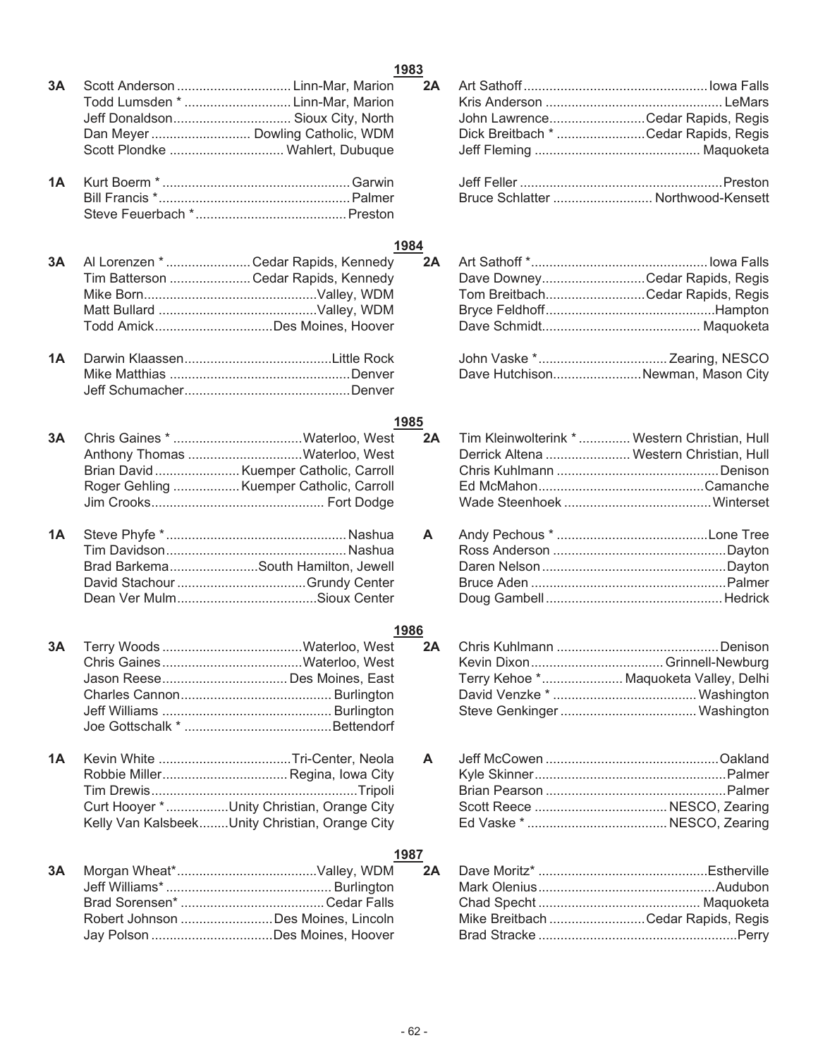## 1983

**3A**
- Scott Anderson .............................. Linn-Mar, Marion
- Todd Lumsden * ............................ Linn-Mar, Marion
- Jeff Donaldson............................... Sioux City, North
- Dan Meyer .......................... Dowling Catholic, WDM
- Scott Plondke .............................. Wahlert, Dubuque

**2A**
- Art Sathoff ................................................. Iowa Falls
- Kris Anderson ............................................... LeMars
- John Lawrence.......................... Cedar Rapids, Regis
- Dick Breitbach * ........................ Cedar Rapids, Regis
- Jeff Fleming ............................................ Maquoketa

**1A**
- Kurt Boerm * .................................................. Garwin
- Bill Francis *................................................... Palmer
- Steve Feuerbach *........................................ Preston
- Jeff Feller ...................................................... Preston
- Bruce Schlatter .......................... Northwood-Kensett

## 1984

**3A**
- Al Lorenzen * ...................... Cedar Rapids, Kennedy
- Tim Batterson ..................... Cedar Rapids, Kennedy
- Mike Born.............................................. Valley, WDM
- Matt Bullard .......................................... Valley, WDM
- Todd Amick............................... Des Moines, Hoover

**2A**
- Art Sathoff *............................................... Iowa Falls
- Dave Downey........................... Cedar Rapids, Regis
- Tom Breitbach.......................... Cedar Rapids, Regis
- Bryce Feldhoff............................................. Hampton
- Dave Schmidt.......................................... Maquoketa

**1A**
- Darwin Klaassen....................................... Little Rock
- Mike Matthias ............................................... Denver
- Jeff Schumacher............................................ Denver
- John Vaske *.................................. Zearing, NESCO
- Dave Hutchison....................... Newman, Mason City

## 1985

**3A**
- Chris Gaines * .................................. Waterloo, West
- Anthony Thomas .............................. Waterloo, West
- Brian David ...................... Kuemper Catholic, Carroll
- Roger Gehling ................. Kuemper Catholic, Carroll
- Jim Crooks.............................................. Fort Dodge

**2A**
- Tim Kleinwolterink * ............. Western Christian, Hull
- Derrick Altena ...................... Western Christian, Hull
- Chris Kuhlmann ........................................... Denison
- Ed McMahon............................................ Camanche
- Wade Steenhoek ....................................... Winterset

**1A**
- Steve Phyfe * ................................................ Nashua
- Tim Davidson................................................ Nashua
- Brad Barkema....................... South Hamilton, Jewell
- David Stachour .................................. Grundy Center
- Dean Ver Mulm..................................... Sioux Center

**A**
- Andy Pechous * ........................................ Lone Tree
- Ross Anderson .............................................. Dayton
- Daren Nelson ................................................. Dayton
- Bruce Aden .................................................... Palmer
- Doug Gambell ............................................... Hedrick

## 1986

**3A**
- Terry Woods ..................................... Waterloo, West
- Chris Gaines..................................... Waterloo, West
- Jason Reese................................. Des Moines, East
- Charles Cannon........................................ Burlington
- Jeff Williams ............................................. Burlington
- Joe Gottschalk * ...................................... Bettendorf

**2A**
- Chris Kuhlmann ........................................... Denison
- Kevin Dixon................................... Grinnell-Newburg
- Terry Kehoe *..................... Maquoketa Valley, Delhi
- David Venzke * ...................................... Washington
- Steve Genkinger .................................... Washington

**1A**
- Kevin White ................................... Tri-Center, Neola
- Robbie Miller................................. Regina, Iowa City
- Tim Drewis....................................................... Tripoli
- Curt Hooyer * ................ Unity Christian, Orange City
- Kelly Van Kalsbeek........ Unity Christian, Orange City

**A**
- Jeff McCowen ............................................. Oakland
- Kyle Skinner................................................... Palmer
- Brian Pearson ................................................ Palmer
- Scott Reece ................................... NESCO, Zearing
- Ed Vaske * ..................................... NESCO, Zearing

## 1987

**3A**
- Morgan Wheat*..................................... Valley, WDM
- Jeff Williams*............................................ Burlington
- Brad Sorensen* ...................................... Cedar Falls
- Robert Johnson ......................... Des Moines, Lincoln
- Jay Polson ................................ Des Moines, Hoover

**2A**
- Dave Moritz* ............................................. Estherville
- Mark Olenius............................................... Audubon
- Chad Specht ........................................... Maquoketa
- Mike Breitbach .......................... Cedar Rapids, Regis
- Brad Stracke ..................................................... Perry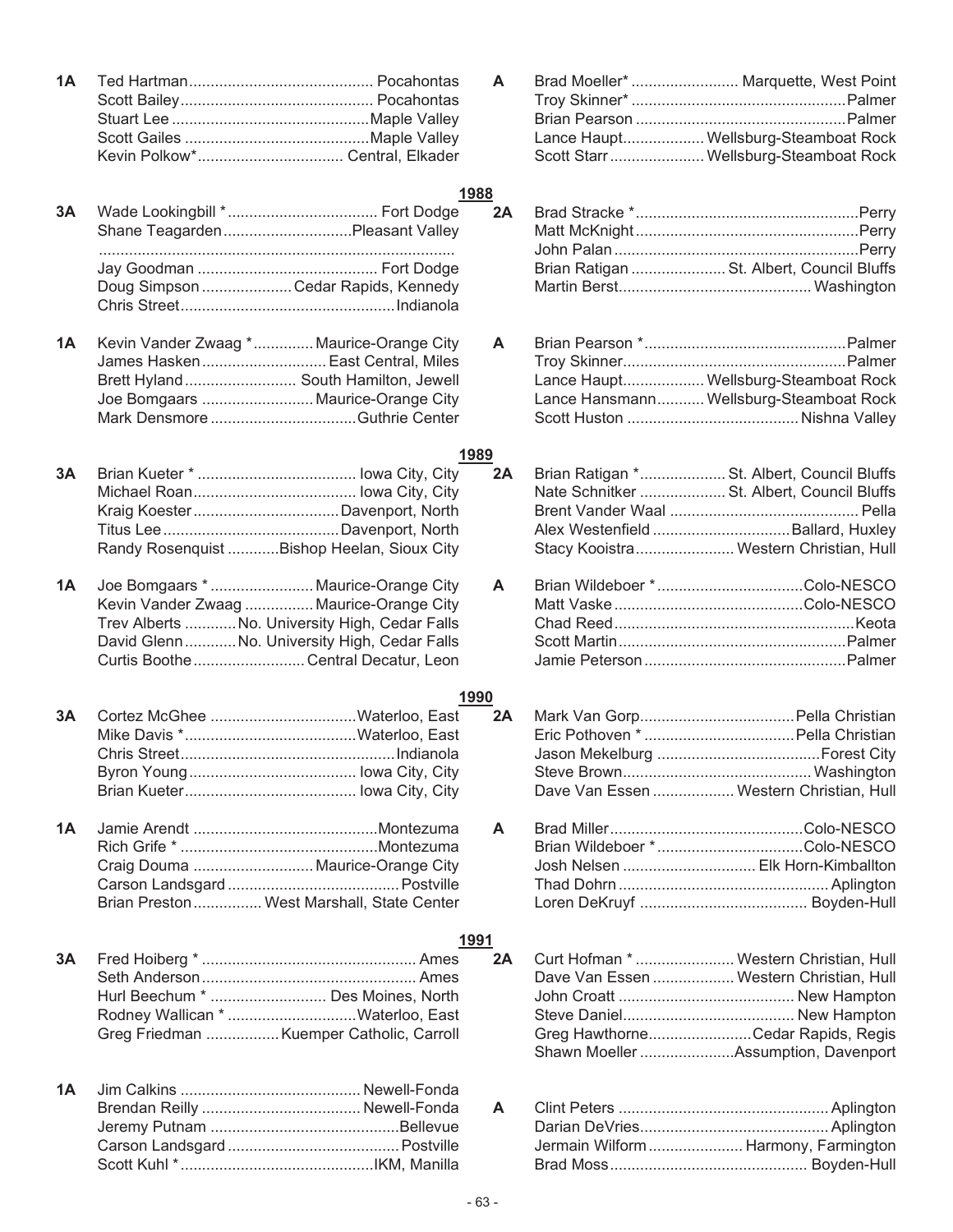**1A**
Ted Hartman ... Pocahontas
Scott Bailey ... Pocahontas
Stuart Lee ... Maple Valley
Scott Gailes ... Maple Valley
Kevin Polkow* ... Central, Elkader

**A**
Brad Moeller* ... Marquette, West Point
Troy Skinner* ... Palmer
Brian Pearson ... Palmer
Lance Haupt ... Wellsburg-Steamboat Rock
Scott Starr ... Wellsburg-Steamboat Rock

## 1988

**3A**
Wade Lookingbill * ... Fort Dodge
Shane Teagarden ... Pleasant Valley
...
Jay Goodman ... Fort Dodge
Doug Simpson ... Cedar Rapids, Kennedy
Chris Street ... Indianola

**2A**
Brad Stracke * ... Perry
Matt McKnight ... Perry
John Palan ... Perry
Brian Ratigan ... St. Albert, Council Bluffs
Martin Berst ... Washington

**1A**
Kevin Vander Zwaag * ... Maurice-Orange City
James Hasken ... East Central, Miles
Brett Hyland ... South Hamilton, Jewell
Joe Bomgaars ... Maurice-Orange City
Mark Densmore ... Guthrie Center

**A**
Brian Pearson * ... Palmer
Troy Skinner ... Palmer
Lance Haupt ... Wellsburg-Steamboat Rock
Lance Hansmann ... Wellsburg-Steamboat Rock
Scott Huston ... Nishna Valley

## 1989

**3A**
Brian Kueter * ... Iowa City, City
Michael Roan ... Iowa City, City
Kraig Koester ... Davenport, North
Titus Lee ... Davenport, North
Randy Rosenquist ... Bishop Heelan, Sioux City

**2A**
Brian Ratigan * ... St. Albert, Council Bluffs
Nate Schnitker ... St. Albert, Council Bluffs
Brent Vander Waal ... Pella
Alex Westenfield ... Ballard, Huxley
Stacy Kooistra ... Western Christian, Hull

**1A**
Joe Bomgaars * ... Maurice-Orange City
Kevin Vander Zwaag ... Maurice-Orange City
Trev Alberts ... No. University High, Cedar Falls
David Glenn ... No. University High, Cedar Falls
Curtis Boothe ... Central Decatur, Leon

**A**
Brian Wildeboer * ... Colo-NESCO
Matt Vaske ... Colo-NESCO
Chad Reed ... Keota
Scott Martin ... Palmer
Jamie Peterson ... Palmer

## 1990

**3A**
Cortez McGhee ... Waterloo, East
Mike Davis * ... Waterloo, East
Chris Street ... Indianola
Byron Young ... Iowa City, City
Brian Kueter ... Iowa City, City

**2A**
Mark Van Gorp ... Pella Christian
Eric Pothoven * ... Pella Christian
Jason Mekelburg ... Forest City
Steve Brown ... Washington
Dave Van Essen ... Western Christian, Hull

**1A**
Jamie Arendt ... Montezuma
Rich Grife * ... Montezuma
Craig Douma ... Maurice-Orange City
Carson Landsgard ... Postville
Brian Preston ... West Marshall, State Center

**A**
Brad Miller ... Colo-NESCO
Brian Wildeboer * ... Colo-NESCO
Josh Nelsen ... Elk Horn-Kimballton
Thad Dohrn ... Aplington
Loren DeKruyf ... Boyden-Hull

## 1991

**3A**
Fred Hoiberg * ... Ames
Seth Anderson ... Ames
Hurl Beechum * ... Des Moines, North
Rodney Wallican * ... Waterloo, East
Greg Friedman ... Kuemper Catholic, Carroll

**2A**
Curt Hofman * ... Western Christian, Hull
Dave Van Essen ... Western Christian, Hull
John Croatt ... New Hampton
Steve Daniel ... New Hampton
Greg Hawthorne ... Cedar Rapids, Regis
Shawn Moeller ... Assumption, Davenport

**1A**
Jim Calkins ... Newell-Fonda
Brendan Reilly ... Newell-Fonda
Jeremy Putnam ... Bellevue
Carson Landsgard ... Postville
Scott Kuhl * ... IKM, Manilla

**A**
Clint Peters ... Aplington
Darian DeVries ... Aplington
Jermain Wilform ... Harmony, Farmington
Brad Moss ... Boyden-Hull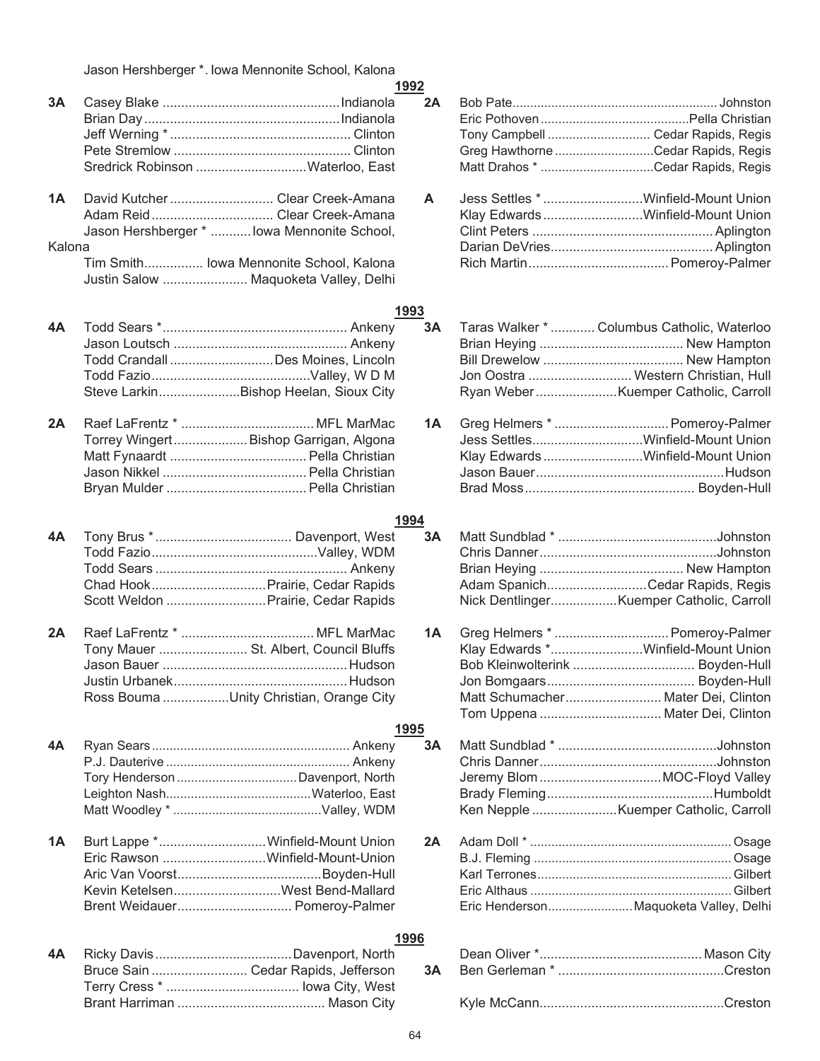Jason Hershberger *. Iowa Mennonite School, Kalona

## 1992

**3A**
- Casey Blake ... Indianola
- Brian Day ... Indianola
- Jeff Werning * ... Clinton
- Pete Stremlow ... Clinton
- Sredrick Robinson ... Waterloo, East

**1A**
- David Kutcher ... Clear Creek-Amana
- Adam Reid ... Clear Creek-Amana
- Jason Hershberger * ... Iowa Mennonite School, Kalona
- Tim Smith ... Iowa Mennonite School, Kalona
- Justin Salow ... Maquoketa Valley, Delhi

**2A**
- Bob Pate ... Johnston
- Eric Pothoven ... Pella Christian
- Tony Campbell ... Cedar Rapids, Regis
- Greg Hawthorne ... Cedar Rapids, Regis
- Matt Drahos * ... Cedar Rapids, Regis

**A**
- Jess Settles * ... Winfield-Mount Union
- Klay Edwards ... Winfield-Mount Union
- Clint Peters ... Aplington
- Darian DeVries ... Aplington
- Rich Martin ... Pomeroy-Palmer

## 1993

**4A**
- Todd Sears * ... Ankeny
- Jason Loutsch ... Ankeny
- Todd Crandall ... Des Moines, Lincoln
- Todd Fazio ... Valley, W D M
- Steve Larkin ... Bishop Heelan, Sioux City

**2A**
- Raef LaFrentz * ... MFL MarMac
- Torrey Wingert ... Bishop Garrigan, Algona
- Matt Fynaardt ... Pella Christian
- Jason Nikkel ... Pella Christian
- Bryan Mulder ... Pella Christian

**3A**
- Taras Walker * ... Columbus Catholic, Waterloo
- Brian Heying ... New Hampton
- Bill Drewelow ... New Hampton
- Jon Oostra ... Western Christian, Hull
- Ryan Weber ... Kuemper Catholic, Carroll

**1A**
- Greg Helmers * ... Pomeroy-Palmer
- Jess Settles ... Winfield-Mount Union
- Klay Edwards ... Winfield-Mount Union
- Jason Bauer ... Hudson
- Brad Moss ... Boyden-Hull

## 1994

**4A**
- Tony Brus * ... Davenport, West
- Todd Fazio ... Valley, WDM
- Todd Sears ... Ankeny
- Chad Hook ... Prairie, Cedar Rapids
- Scott Weldon ... Prairie, Cedar Rapids

**2A**
- Raef LaFrentz * ... MFL MarMac
- Tony Mauer ... St. Albert, Council Bluffs
- Jason Bauer ... Hudson
- Justin Urbanek ... Hudson
- Ross Bouma ... Unity Christian, Orange City

**3A**
- Matt Sundblad * ... Johnston
- Chris Danner ... Johnston
- Brian Heying ... New Hampton
- Adam Spanich ... Cedar Rapids, Regis
- Nick Dentlinger ... Kuemper Catholic, Carroll

**1A**
- Greg Helmers * ... Pomeroy-Palmer
- Klay Edwards * ... Winfield-Mount Union
- Bob Kleinwolterink ... Boyden-Hull
- Jon Bomgaars ... Boyden-Hull
- Matt Schumacher ... Mater Dei, Clinton
- Tom Uppena ... Mater Dei, Clinton

## 1995

**4A**
- Ryan Sears ... Ankeny
- P.J. Dauterive ... Ankeny
- Tory Henderson ... Davenport, North
- Leighton Nash ... Waterloo, East
- Matt Woodley * ... Valley, WDM

**1A**
- Burt Lappe * ... Winfield-Mount Union
- Eric Rawson ... Winfield-Mount-Union
- Aric Van Voorst ... Boyden-Hull
- Kevin Ketelsen ... West Bend-Mallard
- Brent Weidauer ... Pomeroy-Palmer

**3A**
- Matt Sundblad * ... Johnston
- Chris Danner ... Johnston
- Jeremy Blom ... MOC-Floyd Valley
- Brady Fleming ... Humboldt
- Ken Nepple ... Kuemper Catholic, Carroll

**2A**
- Adam Doll * ... Osage
- B.J. Fleming ... Osage
- Karl Terrones ... Gilbert
- Eric Althaus ... Gilbert
- Eric Henderson ... Maquoketa Valley, Delhi

## 1996

**4A**
- Ricky Davis ... Davenport, North
- Bruce Sain ... Cedar Rapids, Jefferson
- Terry Cress * ... Iowa City, West
- Brant Harriman ... Mason City
- Dean Oliver * ... Mason City

**3A**
- Ben Gerleman * ... Creston
- Kyle McCann ... Creston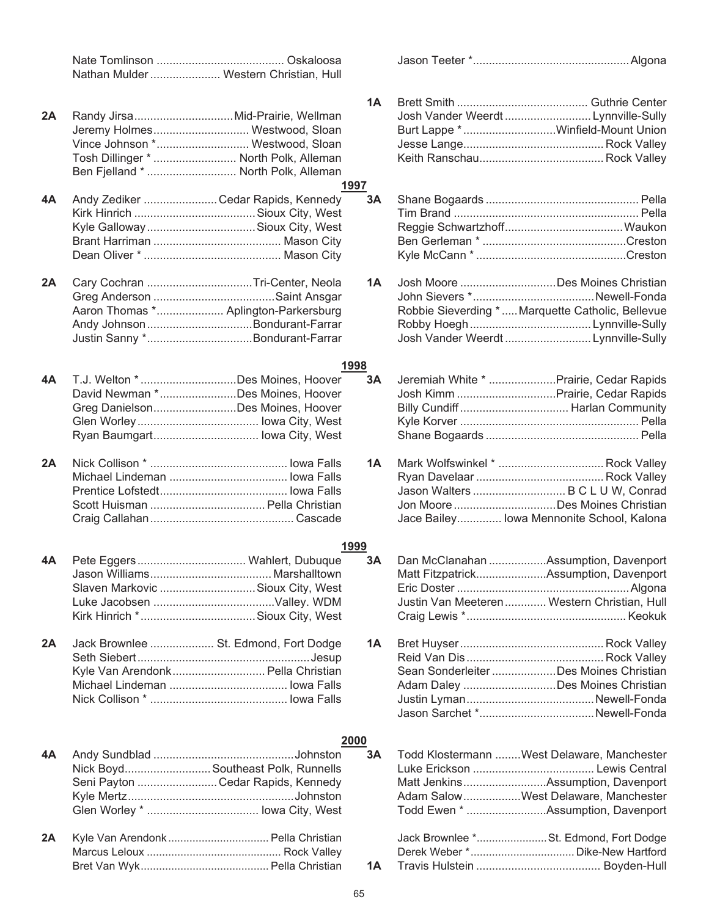Nate Tomlinson ........................................ Oskaloosa
Nathan Mulder ...................... Western Christian, Hull

**2A** Randy Jirsa ............................... Mid-Prairie, Wellman
Jeremy Holmes .............................. Westwood, Sloan
Vince Johnson * ............................. Westwood, Sloan
Tosh Dillinger * .......................... North Polk, Alleman
Ben Fjelland * ............................ North Polk, Alleman

Jason Teeter * ................................................ Algona

**1A** Brett Smith ......................................... Guthrie Center
Josh Vander Weerdt ........................... Lynnville-Sully
Burt Lappe * ............................. Winfield-Mount Union
Jesse Lange ............................................ Rock Valley
Keith Ranschau ....................................... Rock Valley

## 1997

**4A** Andy Zediker ....................... Cedar Rapids, Kennedy
Kirk Hinrich ...................................... Sioux City, West
Kyle Galloway .................................. Sioux City, West
Brant Harriman ........................................ Mason City
Dean Oliver * ........................................... Mason City

**2A** Cary Cochran ................................. Tri-Center, Neola
Greg Anderson ...................................... Saint Ansgar
Aaron Thomas * ..................... Aplington-Parkersburg
Andy Johnson ................................. Bondurant-Farrar
Justin Sanny * ................................. Bondurant-Farrar

**3A** Shane Bogaards ................................................ Pella
Tim Brand .......................................................... Pella
Reggie Schwartzhoff ..................................... Waukon
Ben Gerleman * ............................................ Creston
Kyle McCann * .............................................. Creston

**1A** Josh Moore .............................. Des Moines Christian
John Sievers * ...................................... Newell-Fonda
Robbie Sieverding * ..... Marquette Catholic, Bellevue
Robby Hoegh ...................................... Lynnville-Sully
Josh Vander Weerdt ........................... Lynnville-Sully

## 1998

**4A** T.J. Welton * .............................. Des Moines, Hoover
David Newman * ........................ Des Moines, Hoover
Greg Danielson .......................... Des Moines, Hoover
Glen Worley ...................................... Iowa City, West
Ryan Baumgart ................................. Iowa City, West

**2A** Nick Collison * ........................................... Iowa Falls
Michael Lindeman ..................................... Iowa Falls
Prentice Lofstedt ........................................ Iowa Falls
Scott Huisman .................................... Pella Christian
Craig Callahan ............................................. Cascade

**3A** Jeremiah White * ..................... Prairie, Cedar Rapids
Josh Kimm ............................... Prairie, Cedar Rapids
Billy Cundiff .................................. Harlan Community
Kyle Korver ........................................................ Pella
Shane Bogaards ................................................ Pella

**1A** Mark Wolfswinkel * ................................. Rock Valley
Ryan Davelaar ........................................ Rock Valley
Jason Walters ............................ B C L U W, Conrad
Jon Moore ................................ Des Moines Christian
Jace Bailey.............. Iowa Mennonite School, Kalona

## 1999

**4A** Pete Eggers .................................. Wahlert, Dubuque
Jason Williams ...................................... Marshalltown
Slaven Markovic .............................. Sioux City, West
Luke Jacobsen ...................................... Valley. WDM
Kirk Hinrich * .................................... Sioux City, West

**2A** Jack Brownlee .................... St. Edmond, Fort Dodge
Seth Siebert ...................................................... Jesup
Kyle Van Arendonk ............................. Pella Christian
Michael Lindeman ..................................... Iowa Falls
Nick Collison * ........................................... Iowa Falls

**3A** Dan McClanahan .................. Assumption, Davenport
Matt Fitzpatrick ...................... Assumption, Davenport
Eric Doster ...................................................... Algona
Justin Van Meeteren ............. Western Christian, Hull
Craig Lewis * .................................................. Keokuk

**1A** Bret Huyser ............................................. Rock Valley
Reid Van Dis ........................................... Rock Valley
Sean Sonderleiter .................... Des Moines Christian
Adam Daley ............................. Des Moines Christian
Justin Lyman ........................................ Newell-Fonda
Jason Sarchet * .................................... Newell-Fonda

## 2000

**4A** Andy Sundblad ............................................ Johnston
Nick Boyd ........................... Southeast Polk, Runnells
Seni Payton ......................... Cedar Rapids, Kennedy
Kyle Mertz .................................................... Johnston
Glen Worley * ................................... Iowa City, West

**2A** Kyle Van Arendonk ................................ Pella Christian
Marcus Leloux ........................................... Rock Valley
Bret Van Wyk ......................................... Pella Christian

**3A** Todd Klostermann ........ West Delaware, Manchester
Luke Erickson ...................................... Lewis Central
Matt Jenkins .......................... Assumption, Davenport
Adam Salow .................. West Delaware, Manchester
Todd Ewen * ......................... Assumption, Davenport

Jack Brownlee * ....................... St. Edmond, Fort Dodge
Derek Weber * ................................. Dike-New Hartford

**1A** Travis Hulstein ....................................... Boyden-Hull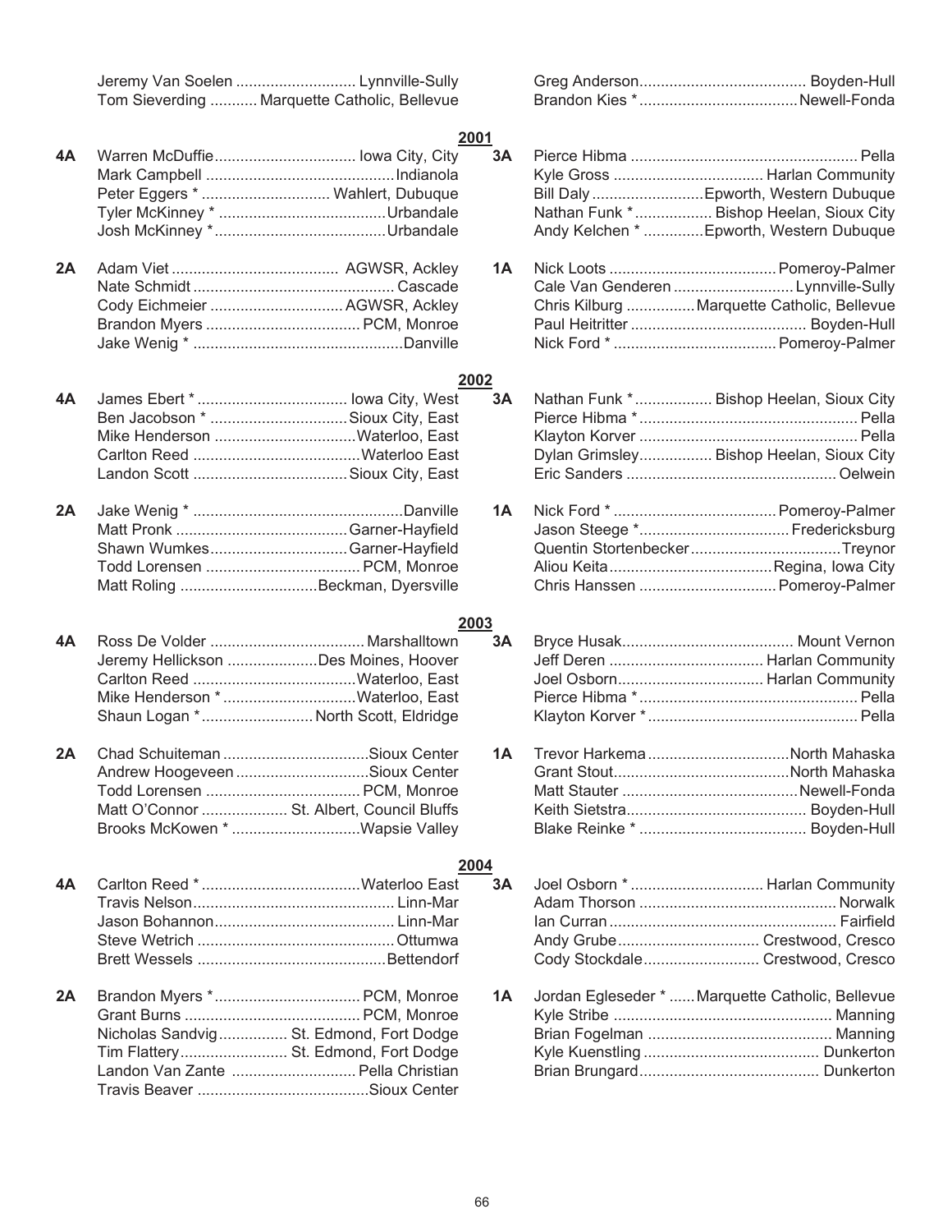Jeremy Van Soelen ............................ Lynnville-Sully
Tom Sieverding ........... Marquette Catholic, Bellevue

Greg Anderson....................................... Boyden-Hull
Brandon Kies * ..................................... Newell-Fonda

## 2001

**4A**

Warren McDuffie................................. Iowa City, City
Mark Campbell ............................................ Indianola
Peter Eggers * ............................. Wahlert, Dubuque
Tyler McKinney * ....................................... Urbandale
Josh McKinney * ........................................ Urbandale

**3A**

Pierce Hibma ..................................................... Pella
Kyle Gross ................................... Harlan Community
Bill Daly ........................... Epworth, Western Dubuque
Nathan Funk * .................. Bishop Heelan, Sioux City
Andy Kelchen * ............. Epworth, Western Dubuque

**2A**

Adam Viet ....................................... AGWSR, Ackley
Nate Schmidt ............................................... Cascade
Cody Eichmeier ............................... AGWSR, Ackley
Brandon Myers .................................... PCM, Monroe
Jake Wenig * ................................................. Danville

**1A**

Nick Loots ....................................... Pomeroy-Palmer
Cale Van Genderen ............................ Lynnville-Sully
Chris Kilburg ................ Marquette Catholic, Bellevue
Paul Heitritter ......................................... Boyden-Hull
Nick Ford * ...................................... Pomeroy-Palmer

## 2002

**4A**

James Ebert * ................................... Iowa City, West
Ben Jacobson * ................................ Sioux City, East
Mike Henderson ................................. Waterloo, East
Carlton Reed ....................................... Waterloo East
Landon Scott .................................... Sioux City, East

**3A**

Nathan Funk * .................. Bishop Heelan, Sioux City
Pierce Hibma * ................................................... Pella
Klayton Korver ................................................... Pella
Dylan Grimsley................. Bishop Heelan, Sioux City
Eric Sanders ................................................. Oelwein

**2A**

Jake Wenig * ................................................. Danville
Matt Pronk ........................................ Garner-Hayfield
Shawn Wumkes................................ Garner-Hayfield
Todd Lorensen .................................... PCM, Monroe
Matt Roling ................................ Beckman, Dyersville

**1A**

Nick Ford * ...................................... Pomeroy-Palmer
Jason Steege *................................... Fredericksburg
Quentin Stortenbecker................................... Treynor
Aliou Keita....................................... Regina, Iowa City
Chris Hanssen ................................ Pomeroy-Palmer

## 2003

**4A**

Ross De Volder .................................... Marshalltown
Jeremy Hellickson ..................... Des Moines, Hoover
Carlton Reed ...................................... Waterloo, East
Mike Henderson * ............................... Waterloo, East
Shaun Logan * .......................... North Scott, Eldridge

**3A**

Bryce Husak........................................ Mount Vernon
Jeff Deren .................................... Harlan Community
Joel Osborn.................................. Harlan Community
Pierce Hibma * ................................................... Pella
Klayton Korver * ................................................. Pella

**2A**

Chad Schuiteman .................................. Sioux Center
Andrew Hoogeveen ............................... Sioux Center
Todd Lorensen .................................... PCM, Monroe
Matt O'Connor .................... St. Albert, Council Bluffs
Brooks McKowen * ............................. Wapsie Valley

**1A**

Trevor Harkema ................................. North Mahaska
Grant Stout......................................... North Mahaska
Matt Stauter ......................................... Newell-Fonda
Keith Sietstra.......................................... Boyden-Hull
Blake Reinke * ....................................... Boyden-Hull

## 2004

**4A**

Carlton Reed * ..................................... Waterloo East
Travis Nelson............................................... Linn-Mar
Jason Bohannon........................................... Linn-Mar
Steve Wetrich ............................................. Ottumwa
Brett Wessels ............................................ Bettendorf

**3A**

Joel Osborn * ............................... Harlan Community
Adam Thorson ............................................. Norwalk
Ian Curran ..................................................... Fairfield
Andy Grube................................. Crestwood, Cresco
Cody Stockdale........................... Crestwood, Cresco

**2A**

Brandon Myers * .................................. PCM, Monroe
Grant Burns ......................................... PCM, Monroe
Nicholas Sandvig................ St. Edmond, Fort Dodge
Tim Flattery......................... St. Edmond, Fort Dodge
Landon Van Zante ............................. Pella Christian
Travis Beaver ........................................ Sioux Center

**1A**

Jordan Egleseder * ...... Marquette Catholic, Bellevue
Kyle Stribe .................................................. Manning
Brian Fogelman ........................................... Manning
Kyle Kuenstling .......................................... Dunkerton
Brian Brungard........................................... Dunkerton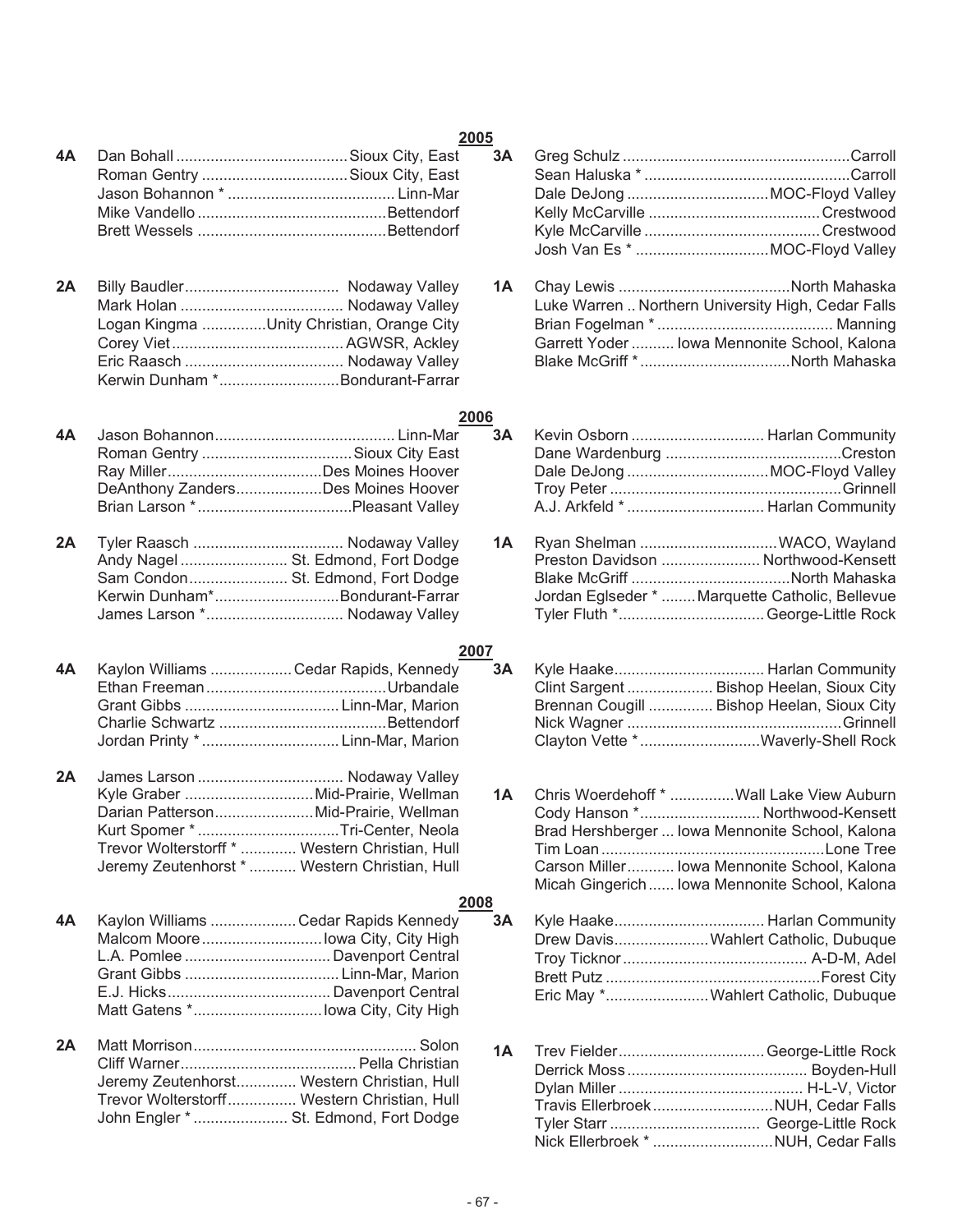## 2005

**4A**
- Dan Bohall ........................................ Sioux City, East
- Roman Gentry .................................. Sioux City, East
- Jason Bohannon * ...................................... Linn-Mar
- Mike Vandello ............................................ Bettendorf
- Brett Wessels ........................................... Bettendorf

**3A**
- Greg Schulz ..................................................... Carroll
- Sean Haluska * ................................................ Carroll
- Dale DeJong ................................. MOC-Floyd Valley
- Kelly McCarville ........................................ Crestwood
- Kyle McCarville ......................................... Crestwood
- Josh Van Es * ............................... MOC-Floyd Valley

**2A**
- Billy Baudler.................................... Nodaway Valley
- Mark Holan ...................................... Nodaway Valley
- Logan Kingma ...............Unity Christian, Orange City
- Corey Viet ........................................ AGWSR, Ackley
- Eric Raasch ..................................... Nodaway Valley
- Kerwin Dunham * ............................ Bondurant-Farrar

**1A**
- Chay Lewis ........................................ North Mahaska
- Luke Warren .. Northern University High, Cedar Falls
- Brian Fogelman * ......................................... Manning
- Garrett Yoder .......... Iowa Mennonite School, Kalona
- Blake McGriff * ................................... North Mahaska

## 2006

**4A**
- Jason Bohannon .......................................... Linn-Mar
- Roman Gentry .................................. Sioux City East
- Ray Miller .................................... Des Moines Hoover
- DeAnthony Zanders.................... Des Moines Hoover
- Brian Larson * .................................... Pleasant Valley

**3A**
- Kevin Osborn .............................. Harlan Community
- Dane Wardenburg ......................................... Creston
- Dale DeJong ................................. MOC-Floyd Valley
- Troy Peter ...................................................... Grinnell
- A.J. Arkfeld * ............................... Harlan Community

**2A**
- Tyler Raasch ................................... Nodaway Valley
- Andy Nagel ......................... St. Edmond, Fort Dodge
- Sam Condon....................... St. Edmond, Fort Dodge
- Kerwin Dunham* ............................. Bondurant-Farrar
- James Larson * ................................ Nodaway Valley

**1A**
- Ryan Shelman ................................ WACO, Wayland
- Preston Davidson ....................... Northwood-Kensett
- Blake McGriff ..................................... North Mahaska
- Jordan Eglseder * ........ Marquette Catholic, Bellevue
- Tyler Fluth * .................................. George-Little Rock

## 2007

**4A**
- Kaylon Williams ................... Cedar Rapids, Kennedy
- Ethan Freeman .......................................... Urbandale
- Grant Gibbs .................................... Linn-Mar, Marion
- Charlie Schwartz ....................................... Bettendorf
- Jordan Printy * ................................ Linn-Mar, Marion

**3A**
- Kyle Haake................................... Harlan Community
- Clint Sargent .................... Bishop Heelan, Sioux City
- Brennan Cougill ............... Bishop Heelan, Sioux City
- Nick Wagner .................................................. Grinnell
- Clayton Vette * ............................ Waverly-Shell Rock

**2A**
- James Larson .................................. Nodaway Valley
- Kyle Graber .............................. Mid-Prairie, Wellman
- Darian Patterson....................... Mid-Prairie, Wellman
- Kurt Spomer * ................................. Tri-Center, Neola
- Trevor Wolterstorff * ............. Western Christian, Hull
- Jeremy Zeutenhorst * ........... Western Christian, Hull

**1A**
- Chris Woerdehoff * ............... Wall Lake View Auburn
- Cody Hanson * ............................ Northwood-Kensett
- Brad Hershberger ... Iowa Mennonite School, Kalona
- Tim Loan .................................................... Lone Tree
- Carson Miller ........... Iowa Mennonite School, Kalona
- Micah Gingerich ...... Iowa Mennonite School, Kalona

## 2008

**4A**
- Kaylon Williams .................... Cedar Rapids Kennedy
- Malcom Moore ............................ Iowa City, City High
- L.A. Pomlee .................................. Davenport Central
- Grant Gibbs .................................... Linn-Mar, Marion
- E.J. Hicks ...................................... Davenport Central
- Matt Gatens * .............................. Iowa City, City High

**3A**
- Kyle Haake................................... Harlan Community
- Drew Davis...................... Wahlert Catholic, Dubuque
- Troy Ticknor ........................................... A-D-M, Adel
- Brett Putz .................................................. Forest City
- Eric May * ........................ Wahlert Catholic, Dubuque

**2A**
- Matt Morrison .................................................... Solon
- Cliff Warner ......................................... Pella Christian
- Jeremy Zeutenhorst.............. Western Christian, Hull
- Trevor Wolterstorff ................ Western Christian, Hull
- John Engler * ...................... St. Edmond, Fort Dodge

**1A**
- Trev Fielder .................................. George-Little Rock
- Derrick Moss .......................................... Boyden-Hull
- Dylan Miller ........................................... H-L-V, Victor
- Travis Ellerbroek ............................ NUH, Cedar Falls
- Tyler Starr ................................... George-Little Rock
- Nick Ellerbroek * ............................ NUH, Cedar Falls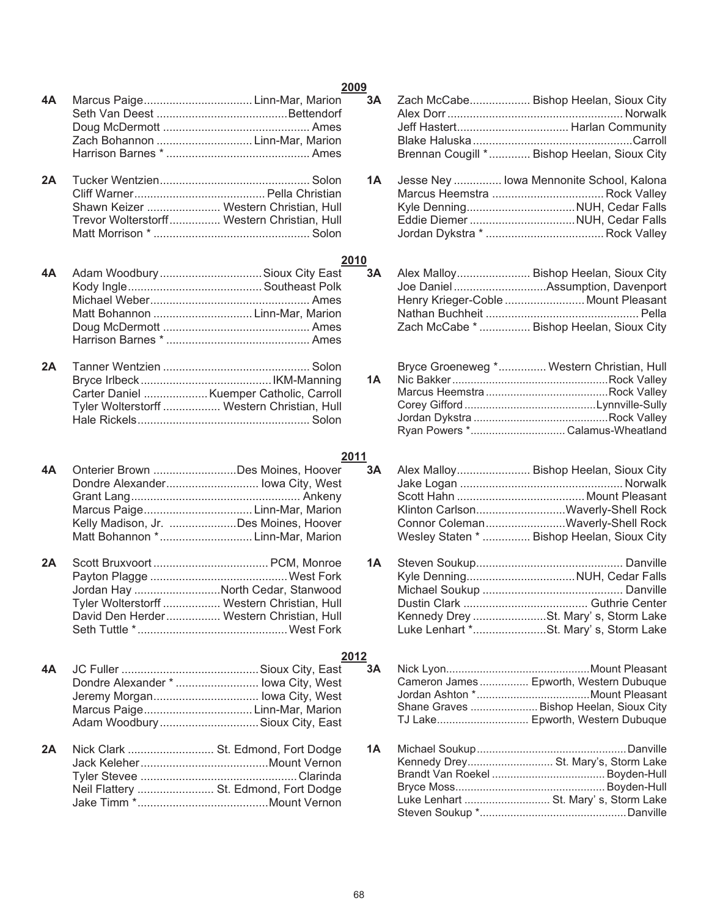## 2009

**4A**
- Marcus Paige .... Linn-Mar, Marion
- Seth Van Deest .... Bettendorf
- Doug McDermott .... Ames
- Zach Bohannon .... Linn-Mar, Marion
- Harrison Barnes * .... Ames

**3A**
- Zach McCabe .... Bishop Heelan, Sioux City
- Alex Dorr .... Norwalk
- Jeff Hastert .... Harlan Community
- Blake Haluska .... Carroll
- Brennan Cougill * .... Bishop Heelan, Sioux City

**2A**
- Tucker Wentzien .... Solon
- Cliff Warner .... Pella Christian
- Shawn Keizer .... Western Christian, Hull
- Trevor Wolterstorff .... Western Christian, Hull
- Matt Morrison * .... Solon

**1A**
- Jesse Ney .... Iowa Mennonite School, Kalona
- Marcus Heemstra .... Rock Valley
- Kyle Denning .... NUH, Cedar Falls
- Eddie Diemer .... NUH, Cedar Falls
- Jordan Dykstra * .... Rock Valley

## 2010

**4A**
- Adam Woodbury .... Sioux City East
- Kody Ingle .... Southeast Polk
- Michael Weber .... Ames
- Matt Bohannon .... Linn-Mar, Marion
- Doug McDermott .... Ames
- Harrison Barnes * .... Ames

**3A**
- Alex Malloy .... Bishop Heelan, Sioux City
- Joe Daniel .... Assumption, Davenport
- Henry Krieger-Coble .... Mount Pleasant
- Nathan Buchheit .... Pella
- Zach McCabe * .... Bishop Heelan, Sioux City

**2A**
- Tanner Wentzien .... Solon
- Bryce Irlbeck .... IKM-Manning
- Carter Daniel .... Kuemper Catholic, Carroll
- Tyler Wolterstorff .... Western Christian, Hull
- Hale Rickels .... Solon

**1A**
- Bryce Groeneweg * .... Western Christian, Hull
- Nic Bakker .... Rock Valley
- Marcus Heemstra .... Rock Valley
- Corey Gifford .... Lynnville-Sully
- Jordan Dykstra .... Rock Valley
- Ryan Powers * .... Calamus-Wheatland

## 2011

**4A**
- Onterier Brown .... Des Moines, Hoover
- Dondre Alexander .... Iowa City, West
- Grant Lang .... Ankeny
- Marcus Paige .... Linn-Mar, Marion
- Kelly Madison, Jr. .... Des Moines, Hoover
- Matt Bohannon * .... Linn-Mar, Marion

**3A**
- Alex Malloy .... Bishop Heelan, Sioux City
- Jake Logan .... Norwalk
- Scott Hahn .... Mount Pleasant
- Klinton Carlson .... Waverly-Shell Rock
- Connor Coleman .... Waverly-Shell Rock
- Wesley Staten * .... Bishop Heelan, Sioux City

**2A**
- Scott Bruxvoort .... PCM, Monroe
- Payton Plagge .... West Fork
- Jordan Hay .... North Cedar, Stanwood
- Tyler Wolterstorff .... Western Christian, Hull
- David Den Herder .... Western Christian, Hull
- Seth Tuttle * .... West Fork

**1A**
- Steven Soukup .... Danville
- Kyle Denning .... NUH, Cedar Falls
- Michael Soukup .... Danville
- Dustin Clark .... Guthrie Center
- Kennedy Drey .... St. Mary' s, Storm Lake
- Luke Lenhart * .... St. Mary' s, Storm Lake

## 2012

**4A**
- JC Fuller .... Sioux City, East
- Dondre Alexander * .... Iowa City, West
- Jeremy Morgan .... Iowa City, West
- Marcus Paige .... Linn-Mar, Marion
- Adam Woodbury .... Sioux City, East

**3A**
- Nick Lyon .... Mount Pleasant
- Cameron James .... Epworth, Western Dubuque
- Jordan Ashton * .... Mount Pleasant
- Shane Graves .... Bishop Heelan, Sioux City
- TJ Lake .... Epworth, Western Dubuque

**2A**
- Nick Clark .... St. Edmond, Fort Dodge
- Jack Keleher .... Mount Vernon
- Tyler Stevee .... Clarinda
- Neil Flattery .... St. Edmond, Fort Dodge
- Jake Timm * .... Mount Vernon

**1A**
- Michael Soukup .... Danville
- Kennedy Drey .... St. Mary's, Storm Lake
- Brandt Van Roekel .... Boyden-Hull
- Bryce Moss .... Boyden-Hull
- Luke Lenhart .... St. Mary' s, Storm Lake
- Steven Soukup * .... Danville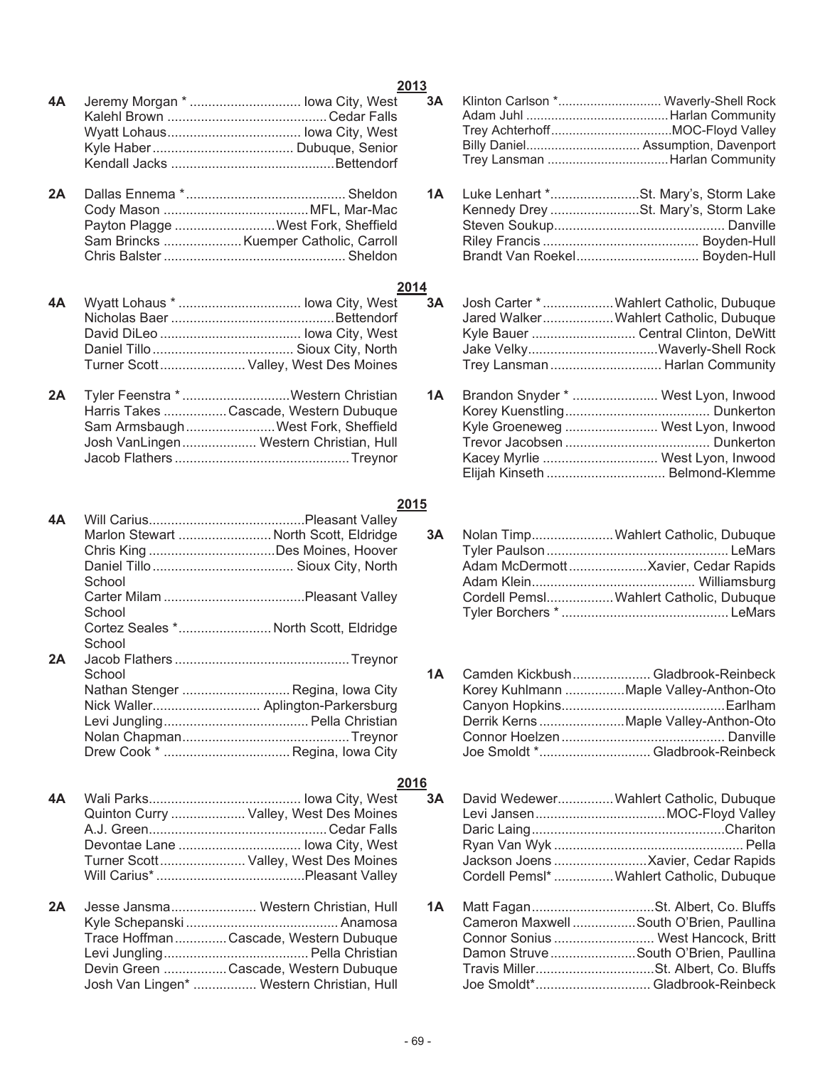## 2013

**4A**
- Jeremy Morgan * .............................. Iowa City, West
- Kalehl Brown ........................................... Cedar Falls
- Wyatt Lohaus.................................... Iowa City, West
- Kyle Haber...................................... Dubuque, Senior
- Kendall Jacks ............................................ Bettendorf

**3A**
- Klinton Carlson *............................ Waverly-Shell Rock
- Adam Juhl ........................................ Harlan Community
- Trey Achterhoff................................. MOC-Floyd Valley
- Billy Daniel................................ Assumption, Davenport
- Trey Lansman .................................. Harlan Community

**2A**
- Dallas Ennema *........................................... Sheldon
- Cody Mason ....................................... MFL, Mar-Mac
- Payton Plagge ........................... West Fork, Sheffield
- Sam Brincks ..................... Kuemper Catholic, Carroll
- Chris Balster ................................................. Sheldon

**1A**
- Luke Lenhart *........................ St. Mary's, Storm Lake
- Kennedy Drey ........................ St. Mary's, Storm Lake
- Steven Soukup............................................. Danville
- Riley Francis .......................................... Boyden-Hull
- Brandt Van Roekel................................. Boyden-Hull

## 2014

**4A**
- Wyatt Lohaus * ................................. Iowa City, West
- Nicholas Baer ............................................ Bettendorf
- David DiLeo ...................................... Iowa City, West
- Daniel Tillo ...................................... Sioux City, North
- Turner Scott....................... Valley, West Des Moines

**3A**
- Josh Carter *................... Wahlert Catholic, Dubuque
- Jared Walker.................. Wahlert Catholic, Dubuque
- Kyle Bauer ............................ Central Clinton, DeWitt
- Jake Velky................................... Waverly-Shell Rock
- Trey Lansman .............................. Harlan Community

**2A**
- Tyler Feenstra *............................. Western Christian
- Harris Takes ................. Cascade, Western Dubuque
- Sam Armsbaugh........................ West Fork, Sheffield
- Josh VanLingen.................... Western Christian, Hull
- Jacob Flathers ............................................... Treynor

**1A**
- Brandon Snyder * ....................... West Lyon, Inwood
- Korey Kuenstling....................................... Dunkerton
- Kyle Groeneweg ......................... West Lyon, Inwood
- Trevor Jacobsen ....................................... Dunkerton
- Kacey Myrlie ............................... West Lyon, Inwood
- Elijah Kinseth ................................ Belmond-Klemme

## 2015

**4A**
- Will Carius.......................................... Pleasant Valley
- Marlon Stewart ......................... North Scott, Eldridge
- Chris King .................................. Des Moines, Hoover
- Daniel Tillo ...................................... Sioux City, North School
- Carter Milam ...................................... Pleasant Valley School
- Cortez Seales *......................... North Scott, Eldridge School

**3A**
- Nolan Timp...................... Wahlert Catholic, Dubuque
- Tyler Paulson ................................................. LeMars
- Adam McDermott..................... Xavier, Cedar Rapids
- Adam Klein............................................ Williamsburg
- Cordell Pemsl................. Wahlert Catholic, Dubuque
- Tyler Borchers * ............................................. LeMars

**2A**
- Jacob Flathers ............................................... Treynor School
- Nathan Stenger ............................. Regina, Iowa City
- Nick Waller............................. Aplington-Parkersburg
- Levi Jungling....................................... Pella Christian
- Nolan Chapman............................................. Treynor
- Drew Cook * .................................. Regina, Iowa City

**1A**
- Camden Kickbush..................... Gladbrook-Reinbeck
- Korey Kuhlmann ................ Maple Valley-Anthon-Oto
- Canyon Hopkins........................................... Earlham
- Derrik Kerns ....................... Maple Valley-Anthon-Oto
- Connor Hoelzen ........................................... Danville
- Joe Smoldt *.............................. Gladbrook-Reinbeck

## 2016

**4A**
- Wali Parks......................................... Iowa City, West
- Quinton Curry .................... Valley, West Des Moines
- A.J. Green................................................ Cedar Falls
- Devontae Lane ................................. Iowa City, West
- Turner Scott....................... Valley, West Des Moines
- Will Carius* ........................................ Pleasant Valley

**3A**
- David Wedewer............... Wahlert Catholic, Dubuque
- Levi Jansen................................... MOC-Floyd Valley
- Daric Laing.................................................... Chariton
- Ryan Van Wyk .................................................. Pella
- Jackson Joens ......................... Xavier, Cedar Rapids
- Cordell Pemsl* ................ Wahlert Catholic, Dubuque

**2A**
- Jesse Jansma....................... Western Christian, Hull
- Kyle Schepanski ......................................... Anamosa
- Trace Hoffman.............. Cascade, Western Dubuque
- Levi Jungling....................................... Pella Christian
- Devin Green ................. Cascade, Western Dubuque
- Josh Van Lingen* ................. Western Christian, Hull

**1A**
- Matt Fagan................................. St. Albert, Co. Bluffs
- Cameron Maxwell ................. South O'Brien, Paullina
- Connor Sonius ........................... West Hancock, Britt
- Damon Struve ....................... South O'Brien, Paullina
- Travis Miller................................ St. Albert, Co. Bluffs
- Joe Smoldt*............................... Gladbrook-Reinbeck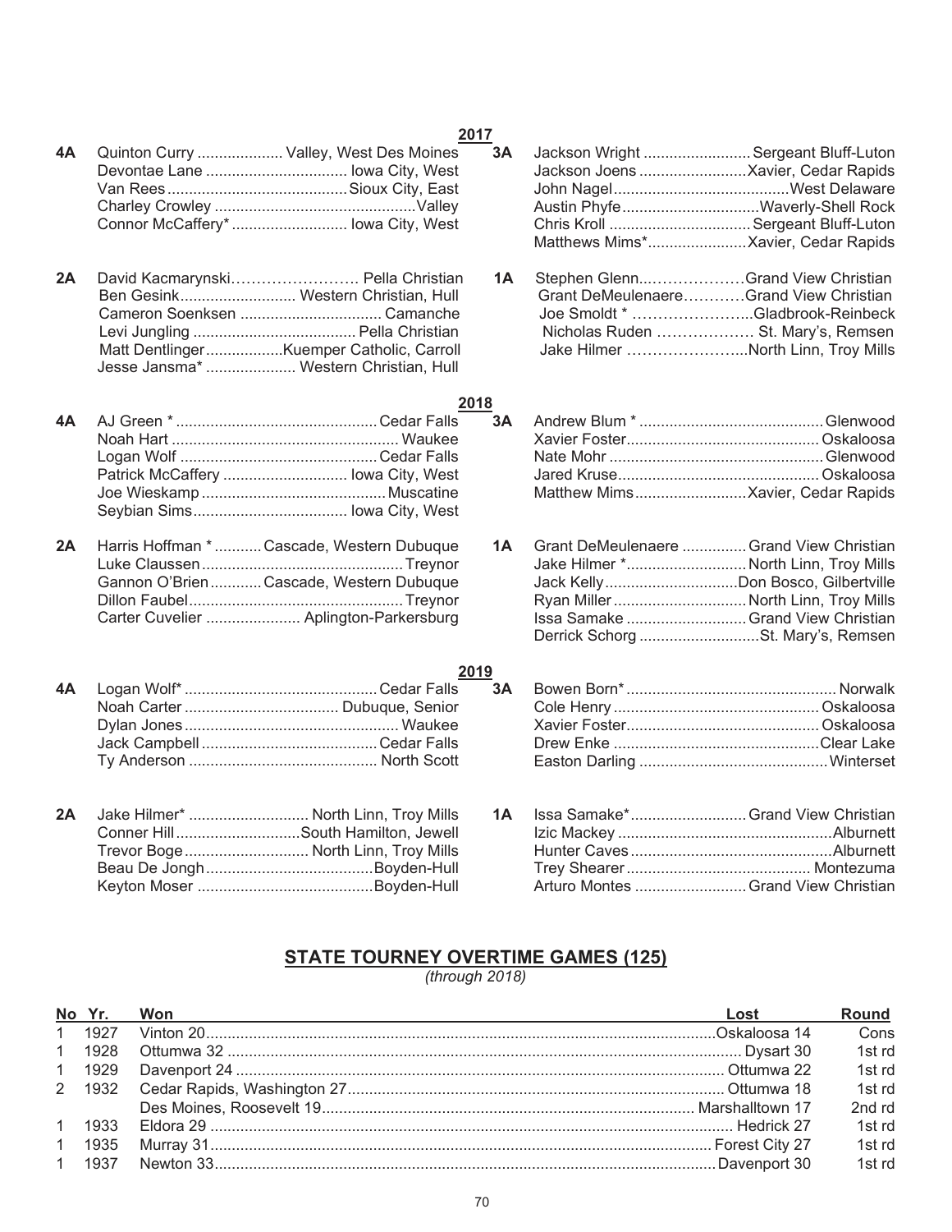## 2017

**4A**
- Quinton Curry .................... Valley, West Des Moines
- Devontae Lane ................................. Iowa City, West
- Van Rees .......................................... Sioux City, East
- Charley Crowley ............................................... Valley
- Connor McCaffery* ........................... Iowa City, West

**3A**
- Jackson Wright ......................... Sergeant Bluff-Luton
- Jackson Joens ......................... Xavier, Cedar Rapids
- John Nagel ......................................... West Delaware
- Austin Phyfe ................................ Waverly-Shell Rock
- Chris Kroll ................................. Sergeant Bluff-Luton
- Matthews Mims* ....................... Xavier, Cedar Rapids

**2A**
- David Kacmarynski……………………. Pella Christian
- Ben Gesink........................... Western Christian, Hull
- Cameron Soenksen ................................. Camanche
- Levi Jungling ...................................... Pella Christian
- Matt Dentlinger .................. Kuemper Catholic, Carroll
- Jesse Jansma* ..................... Western Christian, Hull

**1A**
- Stephen Glenn...………………Grand View Christian
- Grant DeMeulenaere…………Grand View Christian
- Joe Smoldt * …………………...Gladbrook-Reinbeck
- Nicholas Ruden ……………… St. Mary's, Remsen
- Jake Hilmer …………………...North Linn, Troy Mills

## 2018

**4A**
- AJ Green * ............................................... Cedar Falls
- Noah Hart ..................................................... Waukee
- Logan Wolf .............................................. Cedar Falls
- Patrick McCaffery ............................. Iowa City, West
- Joe Wieskamp ........................................... Muscatine
- Seybian Sims.................................... Iowa City, West

**3A**
- Andrew Blum * ........................................... Glenwood
- Xavier Foster............................................. Oskaloosa
- Nate Mohr .................................................. Glenwood
- Jared Kruse............................................... Oskaloosa
- Matthew Mims.......................... Xavier, Cedar Rapids

**2A**
- Harris Hoffman * ........... Cascade, Western Dubuque
- Luke Claussen ............................................... Treynor
- Gannon O'Brien ............ Cascade, Western Dubuque
- Dillon Faubel .................................................. Treynor
- Carter Cuvelier ...................... Aplington-Parkersburg

**1A**
- Grant DeMeulenaere ............... Grand View Christian
- Jake Hilmer *............................ North Linn, Troy Mills
- Jack Kelly ............................... Don Bosco, Gilbertville
- Ryan Miller ............................... North Linn, Troy Mills
- Issa Samake ............................ Grand View Christian
- Derrick Schorg ............................ St. Mary's, Remsen

## 2019

**4A**
- Logan Wolf* ............................................. Cedar Falls
- Noah Carter .................................... Dubuque, Senior
- Dylan Jones ................................................. Waukee
- Jack Campbell ......................................... Cedar Falls
- Ty Anderson ............................................ North Scott

**3A**
- Bowen Born* ................................................ Norwalk
- Cole Henry ................................................ Oskaloosa
- Xavier Foster............................................. Oskaloosa
- Drew Enke ................................................ Clear Lake
- Easton Darling ............................................ Winterset

**2A**
- Jake Hilmer* ............................ North Linn, Troy Mills
- Conner Hill ............................. South Hamilton, Jewell
- Trevor Boge ............................. North Linn, Troy Mills
- Beau De Jongh ....................................... Boyden-Hull
- Keyton Moser ......................................... Boyden-Hull

**1A**
- Issa Samake*........................... Grand View Christian
- Izic Mackey .................................................. Alburnett
- Hunter Caves ............................................... Alburnett
- Trey Shearer ........................................... Montezuma
- Arturo Montes .......................... Grand View Christian

## STATE TOURNEY OVERTIME GAMES (125)

*(through 2018)*

| No | Yr. | Won | Lost | Round |
|---|---|---|---|---|
| 1 | 1927 | Vinton 20 | Oskaloosa 14 | Cons |
| 1 | 1928 | Ottumwa 32 | Dysart 30 | 1st rd |
| 1 | 1929 | Davenport 24 | Ottumwa 22 | 1st rd |
| 2 | 1932 | Cedar Rapids, Washington 27 | Ottumwa 18 | 1st rd |
| | | Des Moines, Roosevelt 19 | Marshalltown 17 | 2nd rd |
| 1 | 1933 | Eldora 29 | Hedrick 27 | 1st rd |
| 1 | 1935 | Murray 31 | Forest City 27 | 1st rd |
| 1 | 1937 | Newton 33 | Davenport 30 | 1st rd |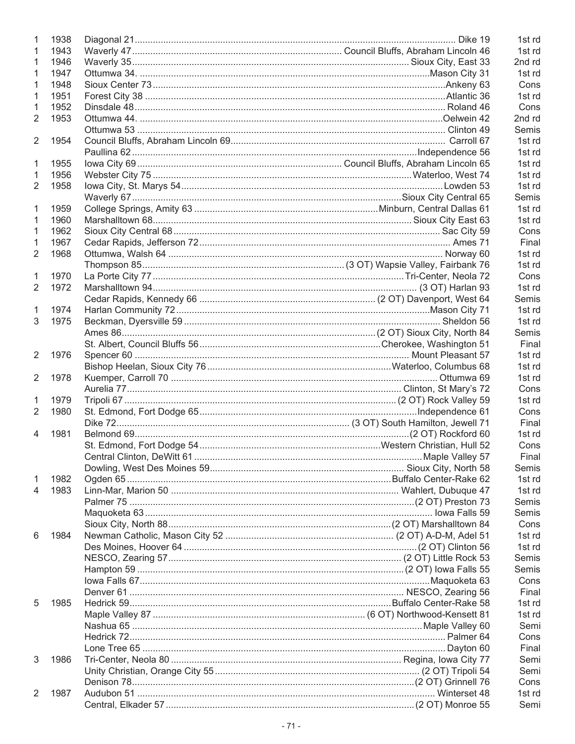| | | | | |
|---|---|---|---|---|
| 1 | 1938 | Diagonal 21 | Dike 19 | 1st rd |
| 1 | 1943 | Waverly 47 | Council Bluffs, Abraham Lincoln 46 | 1st rd |
| 1 | 1946 | Waverly 35 | Sioux City, East 33 | 2nd rd |
| 1 | 1947 | Ottumwa 34. | Mason City 31 | 1st rd |
| 1 | 1948 | Sioux Center 73 | Ankeny 63 | Cons |
| 1 | 1951 | Forest City 38 | Atlantic 36 | 1st rd |
| 1 | 1952 | Dinsdale 48 | Roland 46 | Cons |
| 2 | 1953 | Ottumwa 44. | Oelwein 42 | 2nd rd |
| | | Ottumwa 53 | Clinton 49 | Semis |
| 2 | 1954 | Council Bluffs, Abraham Lincoln 69 | Carroll 67 | 1st rd |
| | | Paullina 62 | Independence 56 | 1st rd |
| 1 | 1955 | Iowa City 69 | Council Bluffs, Abraham Lincoln 65 | 1st rd |
| 1 | 1956 | Webster City 75 | Waterloo, West 74 | 1st rd |
| 2 | 1958 | Iowa City, St. Marys 54 | Lowden 53 | 1st rd |
| | | Waverly 67 | Sioux City Central 65 | Semis |
| 1 | 1959 | College Springs, Amity 63 | Minburn, Central Dallas 61 | 1st rd |
| 1 | 1960 | Marshalltown 68 | Sioux City East 63 | 1st rd |
| 1 | 1962 | Sioux City Central 68 | Sac City 59 | Cons |
| 1 | 1967 | Cedar Rapids, Jefferson 72 | Ames 71 | Final |
| 2 | 1968 | Ottumwa, Walsh 64 | Norway 60 | 1st rd |
| | | Thompson 85 | (3 OT) Wapsie Valley, Fairbank 76 | 1st rd |
| 1 | 1970 | La Porte City 77 | Tri-Center, Neola 72 | Cons |
| 2 | 1972 | Marshalltown 94 | (3 OT) Harlan 93 | 1st rd |
| | | Cedar Rapids, Kennedy 66 | (2 OT) Davenport, West 64 | Semis |
| 1 | 1974 | Harlan Community 72 | Mason City 71 | 1st rd |
| 3 | 1975 | Beckman, Dyersville 59 | Sheldon 56 | 1st rd |
| | | Ames 86 | (2 OT) Sioux City, North 84 | Semis |
| | | St. Albert, Council Bluffs 56 | Cherokee, Washington 51 | Final |
| 2 | 1976 | Spencer 60 | Mount Pleasant 57 | 1st rd |
| | | Bishop Heelan, Sioux City 76 | Waterloo, Columbus 68 | 1st rd |
| 2 | 1978 | Kuemper, Carroll 70 | Ottumwa 69 | 1st rd |
| | | Aurelia 77 | Clinton, St Mary's 72 | Cons |
| 1 | 1979 | Tripoli 67 | (2 OT) Rock Valley 59 | 1st rd |
| 2 | 1980 | St. Edmond, Fort Dodge 65 | Independence 61 | Cons |
| | | Dike 72 | (3 OT) South Hamilton, Jewell 71 | Final |
| 4 | 1981 | Belmond 69 | (2 OT) Rockford 60 | 1st rd |
| | | St. Edmond, Fort Dodge 54 | Western Christian, Hull 52 | Cons |
| | | Central Clinton, DeWitt 61 | Maple Valley 57 | Final |
| | | Dowling, West Des Moines 59 | Sioux City, North 58 | Semis |
| 1 | 1982 | Ogden 65 | Buffalo Center-Rake 62 | 1st rd |
| 4 | 1983 | Linn-Mar, Marion 50 | Wahlert, Dubuque 47 | 1st rd |
| | | Palmer 75 | (2 OT) Preston 73 | Semis |
| | | Maquoketa 63 | Iowa Falls 59 | Semis |
| | | Sioux City, North 88 | (2 OT) Marshalltown 84 | Cons |
| 6 | 1984 | Newman Catholic, Mason City 52 | (2 OT) A-D-M, Adel 51 | 1st rd |
| | | Des Moines, Hoover 64 | (2 OT) Clinton 56 | 1st rd |
| | | NESCO, Zearing 57 | (2 OT) Little Rock 53 | Semis |
| | | Hampton 59 | (2 OT) Iowa Falls 55 | Semis |
| | | Iowa Falls 67 | Maquoketa 63 | Cons |
| | | Denver 61 | NESCO, Zearing 56 | Final |
| 5 | 1985 | Hedrick 59 | Buffalo Center-Rake 58 | 1st rd |
| | | Maple Valley 87 | (6 OT) Northwood-Kensett 81 | 1st rd |
| | | Nashua 65 | Maple Valley 60 | Semi |
| | | Hedrick 72 | Palmer 64 | Cons |
| | | Lone Tree 65 | Dayton 60 | Final |
| 3 | 1986 | Tri-Center, Neola 80 | Regina, Iowa City 77 | Semi |
| | | Unity Christian, Orange City 55 | (2 OT) Tripoli 54 | Semi |
| | | Denison 78 | (2 OT) Grinnell 76 | Cons |
| 2 | 1987 | Audubon 51 | Winterset 48 | 1st rd |
| | | Central, Elkader 57 | (2 OT) Monroe 55 | Semi |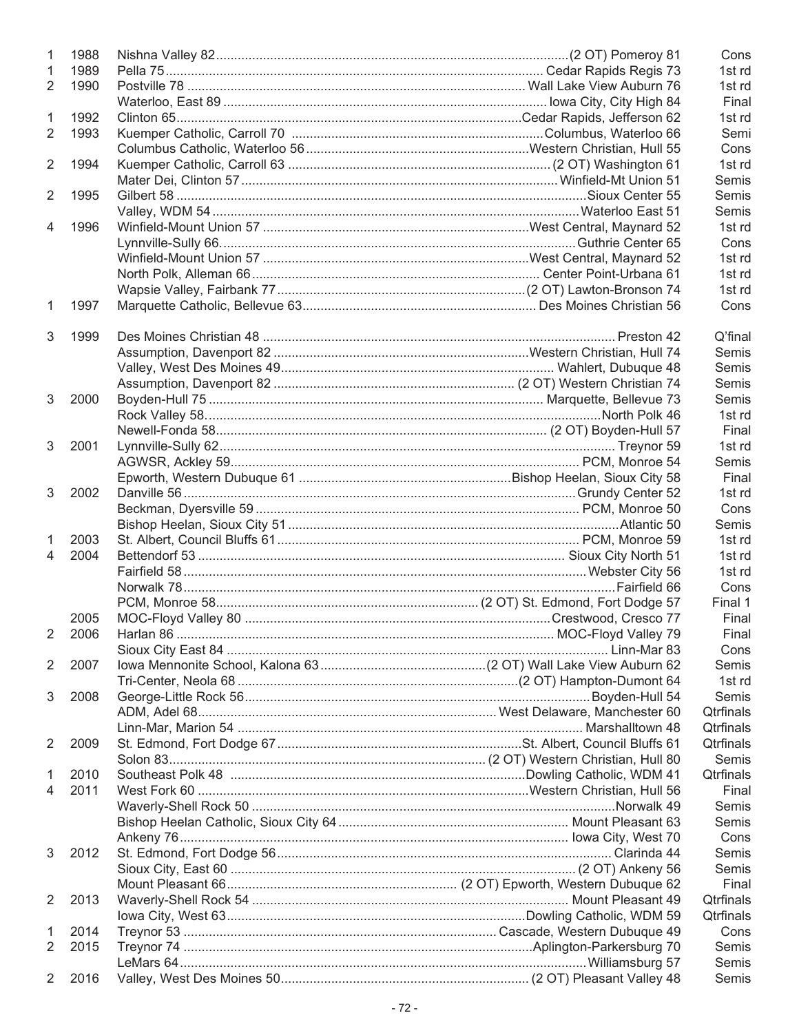| | | | | |
|---|---|---|---|---|
| 1 | 1988 | Nishna Valley 82 | (2 OT) Pomeroy 81 | Cons |
| 1 | 1989 | Pella 75 | Cedar Rapids Regis 73 | 1st rd |
| 2 | 1990 | Postville 78 | Wall Lake View Auburn 76 | 1st rd |
| | | Waterloo, East 89 | Iowa City, City High 84 | Final |
| 1 | 1992 | Clinton 65 | Cedar Rapids, Jefferson 62 | 1st rd |
| 2 | 1993 | Kuemper Catholic, Carroll 70 | Columbus, Waterloo 66 | Semi |
| | | Columbus Catholic, Waterloo 56 | Western Christian, Hull 55 | Cons |
| 2 | 1994 | Kuemper Catholic, Carroll 63 | (2 OT) Washington 61 | 1st rd |
| | | Mater Dei, Clinton 57 | Winfield-Mt Union 51 | Semis |
| 2 | 1995 | Gilbert 58 | Sioux Center 55 | Semis |
| | | Valley, WDM 54 | Waterloo East 51 | Semis |
| 4 | 1996 | Winfield-Mount Union 57 | West Central, Maynard 52 | 1st rd |
| | | Lynnville-Sully 66 | Guthrie Center 65 | Cons |
| | | Winfield-Mount Union 57 | West Central, Maynard 52 | 1st rd |
| | | North Polk, Alleman 66 | Center Point-Urbana 61 | 1st rd |
| | | Wapsie Valley, Fairbank 77 | (2 OT) Lawton-Bronson 74 | 1st rd |
| 1 | 1997 | Marquette Catholic, Bellevue 63 | Des Moines Christian 56 | Cons |
| 3 | 1999 | Des Moines Christian 48 | Preston 42 | Q'final |
| | | Assumption, Davenport 82 | Western Christian, Hull 74 | Semis |
| | | Valley, West Des Moines 49 | Wahlert, Dubuque 48 | Semis |
| | | Assumption, Davenport 82 | (2 OT) Western Christian 74 | Semis |
| 3 | 2000 | Boyden-Hull 75 | Marquette, Bellevue 73 | Semis |
| | | Rock Valley 58 | North Polk 46 | 1st rd |
| | | Newell-Fonda 58 | (2 OT) Boyden-Hull 57 | Final |
| 3 | 2001 | Lynnville-Sully 62 | Treynor 59 | 1st rd |
| | | AGWSR, Ackley 59 | PCM, Monroe 54 | Semis |
| | | Epworth, Western Dubuque 61 | Bishop Heelan, Sioux City 58 | Final |
| 3 | 2002 | Danville 56 | Grundy Center 52 | 1st rd |
| | | Beckman, Dyersville 59 | PCM, Monroe 50 | Cons |
| | | Bishop Heelan, Sioux City 51 | Atlantic 50 | Semis |
| 1 | 2003 | St. Albert, Council Bluffs 61 | PCM, Monroe 59 | 1st rd |
| 4 | 2004 | Bettendorf 53 | Sioux City North 51 | 1st rd |
| | | Fairfield 58 | Webster City 56 | 1st rd |
| | | Norwalk 78 | Fairfield 66 | Cons |
| | | PCM, Monroe 58 | (2 OT) St. Edmond, Fort Dodge 57 | Final 1 |
| | 2005 | MOC-Floyd Valley 80 | Crestwood, Cresco 77 | Final |
| 2 | 2006 | Harlan 86 | MOC-Floyd Valley 79 | Final |
| | | Sioux City East 84 | Linn-Mar 83 | Cons |
| 2 | 2007 | Iowa Mennonite School, Kalona 63 | (2 OT) Wall Lake View Auburn 62 | Semis |
| | | Tri-Center, Neola 68 | (2 OT) Hampton-Dumont 64 | 1st rd |
| 3 | 2008 | George-Little Rock 56 | Boyden-Hull 54 | Semis |
| | | ADM, Adel 68 | West Delaware, Manchester 60 | Qtrfinals |
| | | Linn-Mar, Marion 54 | Marshalltown 48 | Qtrfinals |
| 2 | 2009 | St. Edmond, Fort Dodge 67 | St. Albert, Council Bluffs 61 | Qtrfinals |
| | | Solon 83 | (2 OT) Western Christian, Hull 80 | Semis |
| 1 | 2010 | Southeast Polk 48 | Dowling Catholic, WDM 41 | Qtrfinals |
| 4 | 2011 | West Fork 60 | Western Christian, Hull 56 | Final |
| | | Waverly-Shell Rock 50 | Norwalk 49 | Semis |
| | | Bishop Heelan Catholic, Sioux City 64 | Mount Pleasant 63 | Semis |
| | | Ankeny 76 | Iowa City, West 70 | Cons |
| 3 | 2012 | St. Edmond, Fort Dodge 56 | Clarinda 44 | Semis |
| | | Sioux City, East 60 | (2 OT) Ankeny 56 | Semis |
| | | Mount Pleasant 66 | (2 OT) Epworth, Western Dubuque 62 | Final |
| 2 | 2013 | Waverly-Shell Rock 54 | Mount Pleasant 49 | Qtrfinals |
| | | Iowa City, West 63 | Dowling Catholic, WDM 59 | Qtrfinals |
| 1 | 2014 | Treynor 53 | Cascade, Western Dubuque 49 | Cons |
| 2 | 2015 | Treynor 74 | Aplington-Parkersburg 70 | Semis |
| | | LeMars 64 | Williamsburg 57 | Semis |
| 2 | 2016 | Valley, West Des Moines 50 | (2 OT) Pleasant Valley 48 | Semis |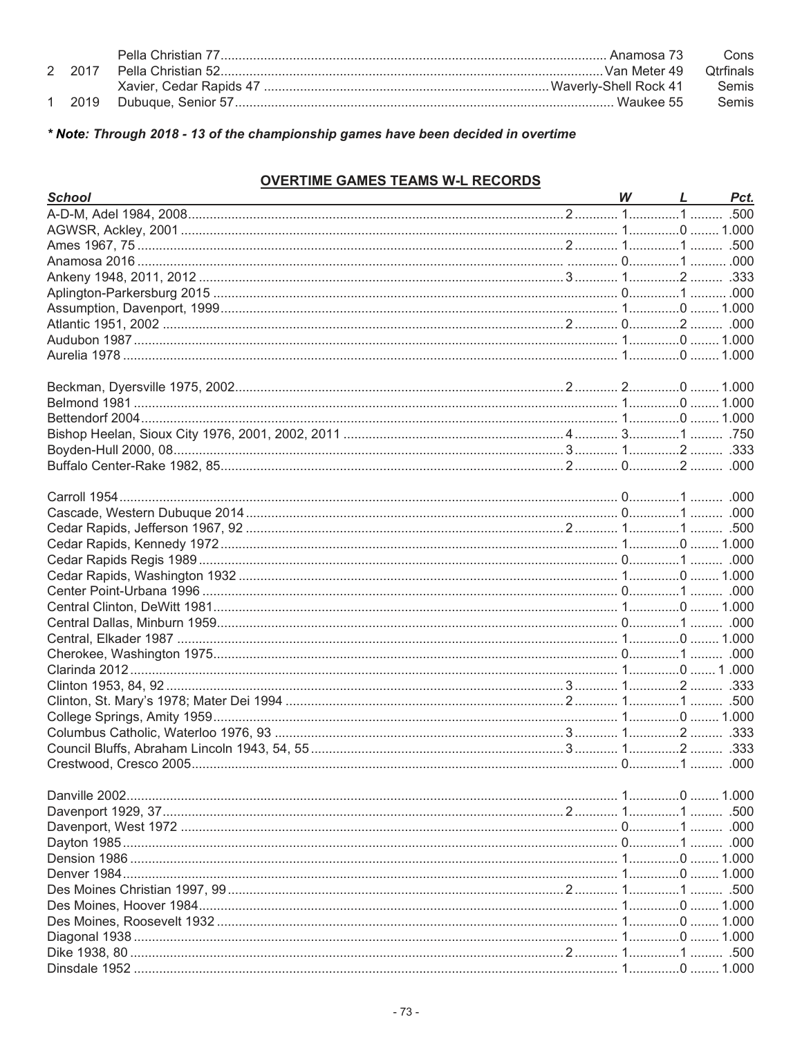| | | | | |
|---|---|---|---|---|
| | | Pella Christian 77 | Anamosa 73 | Cons |
| 2 | 2017 | Pella Christian 52 | Van Meter 49 | Qtrfinals |
| | | Xavier, Cedar Rapids 47 | Waverly-Shell Rock 41 | Semis |
| 1 | 2019 | Dubuque, Senior 57 | Waukee 55 | Semis |

***\* Note: Through 2018 - 13 of the championship games have been decided in overtime***

## OVERTIME GAMES TEAMS W-L RECORDS

| *School* | | *W* | *L* | *Pct.* |
|---|---|---|---|---|
| A-D-M, Adel 1984, 2008 | 2 | 1 | 1 | .500 |
| AGWSR, Ackley, 2001 | | 1 | 0 | 1.000 |
| Ames 1967, 75 | 2 | 1 | 1 | .500 |
| Anamosa 2016 | | 0 | 1 | .000 |
| Ankeny 1948, 2011, 2012 | 3 | 1 | 2 | .333 |
| Aplington-Parkersburg 2015 | | 0 | 1 | .000 |
| Assumption, Davenport, 1999 | | 1 | 0 | 1.000 |
| Atlantic 1951, 2002 | 2 | 0 | 2 | .000 |
| Audubon 1987 | | 1 | 0 | 1.000 |
| Aurelia 1978 | | 1 | 0 | 1.000 |
| | | | | |
| Beckman, Dyersville 1975, 2002 | 2 | 2 | 0 | 1.000 |
| Belmond 1981 | | 1 | 0 | 1.000 |
| Bettendorf 2004 | | 1 | 0 | 1.000 |
| Bishop Heelan, Sioux City 1976, 2001, 2002, 2011 | 4 | 3 | 1 | .750 |
| Boyden-Hull 2000, 08 | 3 | 1 | 2 | .333 |
| Buffalo Center-Rake 1982, 85 | 2 | 0 | 2 | .000 |
| | | | | |
| Carroll 1954 | | 0 | 1 | .000 |
| Cascade, Western Dubuque 2014 | | 0 | 1 | .000 |
| Cedar Rapids, Jefferson 1967, 92 | 2 | 1 | 1 | .500 |
| Cedar Rapids, Kennedy 1972 | | 1 | 0 | 1.000 |
| Cedar Rapids Regis 1989 | | 0 | 1 | .000 |
| Cedar Rapids, Washington 1932 | | 1 | 0 | 1.000 |
| Center Point-Urbana 1996 | | 0 | 1 | .000 |
| Central Clinton, DeWitt 1981 | | 1 | 0 | 1.000 |
| Central Dallas, Minburn 1959 | | 0 | 1 | .000 |
| Central, Elkader 1987 | | 1 | 0 | 1.000 |
| Cherokee, Washington 1975 | | 0 | 1 | .000 |
| Clarinda 2012 | | 1 | 0 | 1 .000 |
| Clinton 1953, 84, 92 | 3 | 1 | 2 | .333 |
| Clinton, St. Mary's 1978; Mater Dei 1994 | 2 | 1 | 1 | .500 |
| College Springs, Amity 1959 | | 1 | 0 | 1.000 |
| Columbus Catholic, Waterloo 1976, 93 | 3 | 1 | 2 | .333 |
| Council Bluffs, Abraham Lincoln 1943, 54, 55 | 3 | 1 | 2 | .333 |
| Crestwood, Cresco 2005 | | 0 | 1 | .000 |
| | | | | |
| Danville 2002 | | 1 | 0 | 1.000 |
| Davenport 1929, 37 | 2 | 1 | 1 | .500 |
| Davenport, West 1972 | | 0 | 1 | .000 |
| Dayton 1985 | | 0 | 1 | .000 |
| Dension 1986 | | 1 | 0 | 1.000 |
| Denver 1984 | | 1 | 0 | 1.000 |
| Des Moines Christian 1997, 99 | 2 | 1 | 1 | .500 |
| Des Moines, Hoover 1984 | | 1 | 0 | 1.000 |
| Des Moines, Roosevelt 1932 | | 1 | 0 | 1.000 |
| Diagonal 1938 | | 1 | 0 | 1.000 |
| Dike 1938, 80 | 2 | 1 | 1 | .500 |
| Dinsdale 1952 | | 1 | 0 | 1.000 |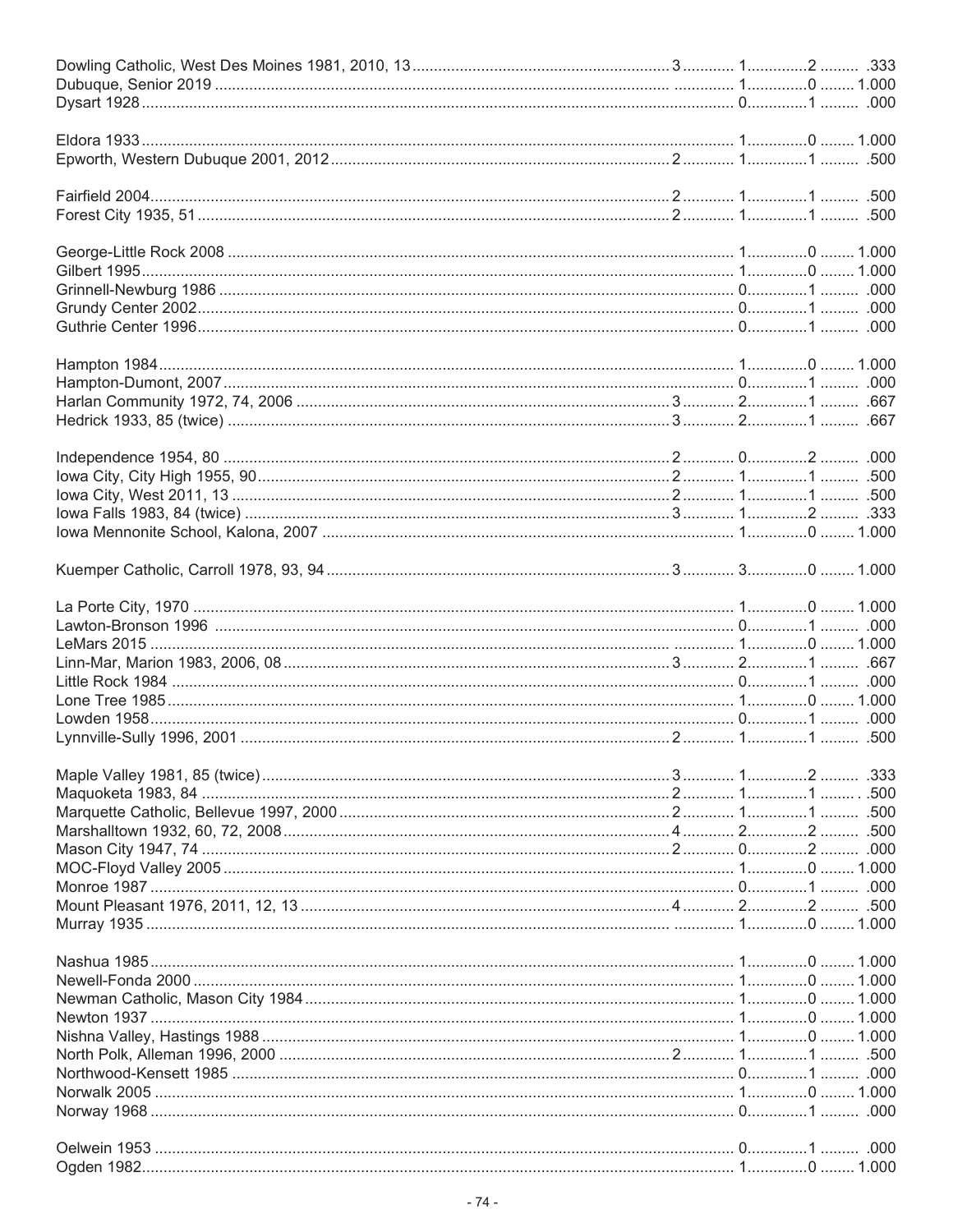| School | Appearances | Won | Lost | Pct. |
|---|---|---|---|---|
| Dowling Catholic, West Des Moines 1981, 2010, 13 | 3 | 1 | 2 | .333 |
| Dubuque, Senior 2019 | | 1 | 0 | 1.000 |
| Dysart 1928 | | 0 | 1 | .000 |
| | | | | |
| Eldora 1933 | | 1 | 0 | 1.000 |
| Epworth, Western Dubuque 2001, 2012 | 2 | 1 | 1 | .500 |
| | | | | |
| Fairfield 2004 | 2 | 1 | 1 | .500 |
| Forest City 1935, 51 | 2 | 1 | 1 | .500 |
| | | | | |
| George-Little Rock 2008 | | 1 | 0 | 1.000 |
| Gilbert 1995 | | 1 | 0 | 1.000 |
| Grinnell-Newburg 1986 | | 0 | 1 | .000 |
| Grundy Center 2002 | | 0 | 1 | .000 |
| Guthrie Center 1996 | | 0 | 1 | .000 |
| | | | | |
| Hampton 1984 | | 1 | 0 | 1.000 |
| Hampton-Dumont, 2007 | | 0 | 1 | .000 |
| Harlan Community 1972, 74, 2006 | 3 | 2 | 1 | .667 |
| Hedrick 1933, 85 (twice) | 3 | 2 | 1 | .667 |
| | | | | |
| Independence 1954, 80 | 2 | 0 | 2 | .000 |
| Iowa City, City High 1955, 90 | 2 | 1 | 1 | .500 |
| Iowa City, West 2011, 13 | 2 | 1 | 1 | .500 |
| Iowa Falls 1983, 84 (twice) | 3 | 1 | 2 | .333 |
| Iowa Mennonite School, Kalona, 2007 | | 1 | 0 | 1.000 |
| | | | | |
| Kuemper Catholic, Carroll 1978, 93, 94 | 3 | 3 | 0 | 1.000 |
| | | | | |
| La Porte City, 1970 | | 1 | 0 | 1.000 |
| Lawton-Bronson 1996 | | 0 | 1 | .000 |
| LeMars 2015 | | 1 | 0 | 1.000 |
| Linn-Mar, Marion 1983, 2006, 08 | 3 | 2 | 1 | .667 |
| Little Rock 1984 | | 0 | 1 | .000 |
| Lone Tree 1985 | | 1 | 0 | 1.000 |
| Lowden 1958 | | 0 | 1 | .000 |
| Lynnville-Sully 1996, 2001 | 2 | 1 | 1 | .500 |
| | | | | |
| Maple Valley 1981, 85 (twice) | 3 | 1 | 2 | .333 |
| Maquoketa 1983, 84 | 2 | 1 | 1 | .500 |
| Marquette Catholic, Bellevue 1997, 2000 | 2 | 1 | 1 | .500 |
| Marshalltown 1932, 60, 72, 2008 | 4 | 2 | 2 | .500 |
| Mason City 1947, 74 | 2 | 0 | 2 | .000 |
| MOC-Floyd Valley 2005 | | 1 | 0 | 1.000 |
| Monroe 1987 | | 0 | 1 | .000 |
| Mount Pleasant 1976, 2011, 12, 13 | 4 | 2 | 2 | .500 |
| Murray 1935 | | 1 | 0 | 1.000 |
| | | | | |
| Nashua 1985 | | 1 | 0 | 1.000 |
| Newell-Fonda 2000 | | 1 | 0 | 1.000 |
| Newman Catholic, Mason City 1984 | | 1 | 0 | 1.000 |
| Newton 1937 | | 1 | 0 | 1.000 |
| Nishna Valley, Hastings 1988 | | 1 | 0 | 1.000 |
| North Polk, Alleman 1996, 2000 | 2 | 1 | 1 | .500 |
| Northwood-Kensett 1985 | | 0 | 1 | .000 |
| Norwalk 2005 | | 1 | 0 | 1.000 |
| Norway 1968 | | 0 | 1 | .000 |
| | | | | |
| Oelwein 1953 | | 0 | 1 | .000 |
| Ogden 1982 | | 1 | 0 | 1.000 |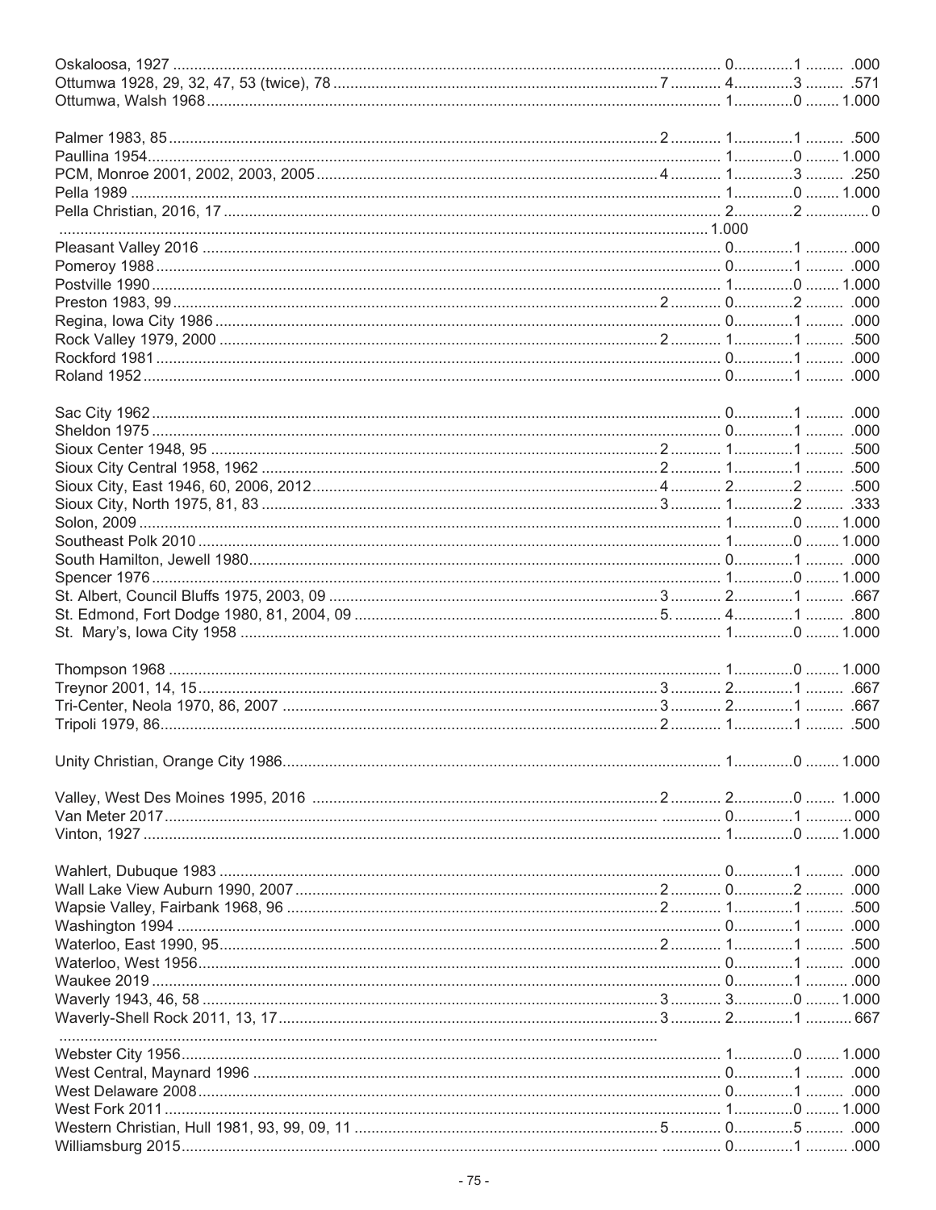| Team | Apps | W | L | Pct |
|---|---|---|---|---|
| Oskaloosa, 1927 | | 0 | 1 | .000 |
| Ottumwa 1928, 29, 32, 47, 53 (twice), 78 | 7 | 4 | 3 | .571 |
| Ottumwa, Walsh 1968 | | 1 | 0 | 1.000 |
| | | | | |
| Palmer 1983, 85 | 2 | 1 | 1 | .500 |
| Paullina 1954 | | 1 | 0 | 1.000 |
| PCM, Monroe 2001, 2002, 2003, 2005 | 4 | 1 | 3 | .250 |
| Pella 1989 | | 1 | 0 | 1.000 |
| Pella Christian, 2016, 17 | | 2 | 2 | 0 |
| | 1.000 | | | |
| Pleasant Valley 2016 | | 0 | 1 | .000 |
| Pomeroy 1988 | | 0 | 1 | .000 |
| Postville 1990 | | 1 | 0 | 1.000 |
| Preston 1983, 99 | 2 | 0 | 2 | .000 |
| Regina, Iowa City 1986 | | 0 | 1 | .000 |
| Rock Valley 1979, 2000 | 2 | 1 | 1 | .500 |
| Rockford 1981 | | 0 | 1 | .000 |
| Roland 1952 | | 0 | 1 | .000 |
| | | | | |
| Sac City 1962 | | 0 | 1 | .000 |
| Sheldon 1975 | | 0 | 1 | .000 |
| Sioux Center 1948, 95 | 2 | 1 | 1 | .500 |
| Sioux City Central 1958, 1962 | 2 | 1 | 1 | .500 |
| Sioux City, East 1946, 60, 2006, 2012 | 4 | 2 | 2 | .500 |
| Sioux City, North 1975, 81, 83 | 3 | 1 | 2 | .333 |
| Solon, 2009 | | 1 | 0 | 1.000 |
| Southeast Polk 2010 | | 1 | 0 | 1.000 |
| South Hamilton, Jewell 1980 | | 0 | 1 | .000 |
| Spencer 1976 | | 1 | 0 | 1.000 |
| St. Albert, Council Bluffs 1975, 2003, 09 | 3 | 2 | 1 | .667 |
| St. Edmond, Fort Dodge 1980, 81, 2004, 09 | 5. | 4 | 1 | .800 |
| St. Mary's, Iowa City 1958 | | 1 | 0 | 1.000 |
| | | | | |
| Thompson 1968 | | 1 | 0 | 1.000 |
| Treynor 2001, 14, 15 | 3 | 2 | 1 | .667 |
| Tri-Center, Neola 1970, 86, 2007 | 3 | 2 | 1 | .667 |
| Tripoli 1979, 86 | 2 | 1 | 1 | .500 |
| | | | | |
| Unity Christian, Orange City 1986 | | 1 | 0 | 1.000 |
| | | | | |
| Valley, West Des Moines 1995, 2016 | 2 | 2 | 0 | 1.000 |
| Van Meter 2017 | | 0 | 1 | 000 |
| Vinton, 1927 | | 1 | 0 | 1.000 |
| | | | | |
| Wahlert, Dubuque 1983 | | 0 | 1 | .000 |
| Wall Lake View Auburn 1990, 2007 | 2 | 0 | 2 | .000 |
| Wapsie Valley, Fairbank 1968, 96 | 2 | 1 | 1 | .500 |
| Washington 1994 | | 0 | 1 | .000 |
| Waterloo, East 1990, 95 | 2 | 1 | 1 | .500 |
| Waterloo, West 1956 | | 0 | 1 | .000 |
| Waukee 2019 | | 0 | 1 | .000 |
| Waverly 1943, 46, 58 | 3 | 3 | 0 | 1.000 |
| Waverly-Shell Rock 2011, 13, 17 | 3 | 2 | 1 | 667 |
| | | | | |
| Webster City 1956 | | 1 | 0 | 1.000 |
| West Central, Maynard 1996 | | 0 | 1 | .000 |
| West Delaware 2008 | | 0 | 1 | .000 |
| West Fork 2011 | | 1 | 0 | 1.000 |
| Western Christian, Hull 1981, 93, 99, 09, 11 | 5 | 0 | 5 | .000 |
| Williamsburg 2015 | | 0 | 1 | .000 |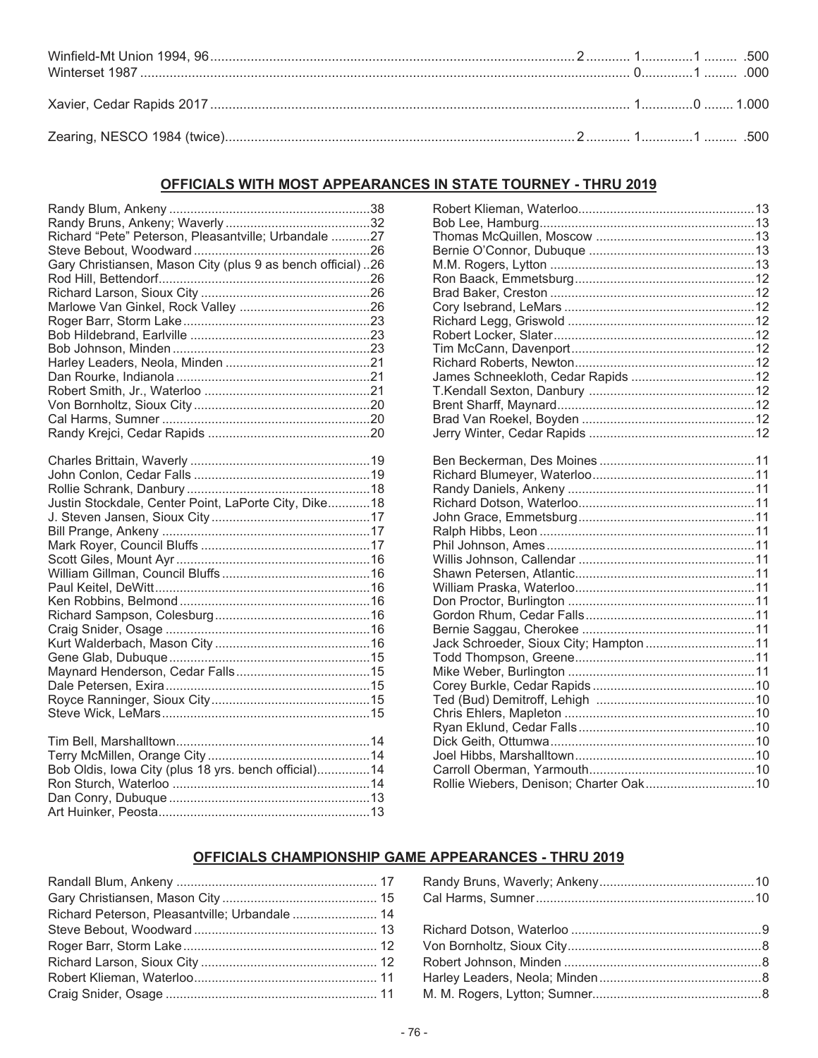| | | | | |
|---|---|---|---|---|
| Winfield-Mt Union 1994, 96 | 2 | 1 | 1 | .500 |
| Winterset 1987 | | 0 | 1 | .000 |
| Xavier, Cedar Rapids 2017 | | 1 | 0 | 1.000 |
| Zearing, NESCO 1984 (twice) | 2 | 1 | 1 | .500 |

## OFFICIALS WITH MOST APPEARANCES IN STATE TOURNEY - THRU 2019

| Official | Appearances |
|---|---|
| Randy Blum, Ankeny | 38 |
| Randy Bruns, Ankeny; Waverly | 32 |
| Richard "Pete" Peterson, Pleasantville; Urbandale | 27 |
| Steve Bebout, Woodward | 26 |
| Gary Christiansen, Mason City (plus 9 as bench official) | 26 |
| Rod Hill, Bettendorf | 26 |
| Richard Larson, Sioux City | 26 |
| Marlowe Van Ginkel, Rock Valley | 26 |
| Roger Barr, Storm Lake | 23 |
| Bob Hildebrand, Earlville | 23 |
| Bob Johnson, Minden | 23 |
| Harley Leaders, Neola, Minden | 21 |
| Dan Rourke, Indianola | 21 |
| Robert Smith, Jr., Waterloo | 21 |
| Von Bornholtz, Sioux City | 20 |
| Cal Harms, Sumner | 20 |
| Randy Krejci, Cedar Rapids | 20 |
| Charles Brittain, Waverly | 19 |
| John Conlon, Cedar Falls | 19 |
| Rollie Schrank, Danbury | 18 |
| Justin Stockdale, Center Point, LaPorte City, Dike | 18 |
| J. Steven Jansen, Sioux City | 17 |
| Bill Prange, Ankeny | 17 |
| Mark Royer, Council Bluffs | 17 |
| Scott Giles, Mount Ayr | 16 |
| William Gillman, Council Bluffs | 16 |
| Paul Keitel, DeWitt | 16 |
| Ken Robbins, Belmond | 16 |
| Richard Sampson, Colesburg | 16 |
| Craig Snider, Osage | 16 |
| Kurt Walderbach, Mason City | 16 |
| Gene Glab, Dubuque | 15 |
| Maynard Henderson, Cedar Falls | 15 |
| Dale Petersen, Exira | 15 |
| Royce Ranninger, Sioux City | 15 |
| Steve Wick, LeMars | 15 |
| Tim Bell, Marshalltown | 14 |
| Terry McMillen, Orange City | 14 |
| Bob Oldis, Iowa City (plus 18 yrs. bench official) | 14 |
| Ron Sturch, Waterloo | 14 |
| Dan Conry, Dubuque | 13 |
| Art Huinker, Peosta | 13 |
| Robert Klieman, Waterloo | 13 |
| Bob Lee, Hamburg | 13 |
| Thomas McQuillen, Moscow | 13 |
| Bernie O'Connor, Dubuque | 13 |
| M.M. Rogers, Lytton | 13 |
| Ron Baack, Emmetsburg | 12 |
| Brad Baker, Creston | 12 |
| Cory Isebrand, LeMars | 12 |
| Richard Legg, Griswold | 12 |
| Robert Locker, Slater | 12 |
| Tim McCann, Davenport | 12 |
| Richard Roberts, Newton | 12 |
| James Schneekloth, Cedar Rapids | 12 |
| T.Kendall Sexton, Danbury | 12 |
| Brent Sharff, Maynard | 12 |
| Brad Van Roekel, Boyden | 12 |
| Jerry Winter, Cedar Rapids | 12 |
| Ben Beckerman, Des Moines | 11 |
| Richard Blumeyer, Waterloo | 11 |
| Randy Daniels, Ankeny | 11 |
| Richard Dotson, Waterloo | 11 |
| John Grace, Emmetsburg | 11 |
| Ralph Hibbs, Leon | 11 |
| Phil Johnson, Ames | 11 |
| Willis Johnson, Callendar | 11 |
| Shawn Petersen, Atlantic | 11 |
| William Praska, Waterloo | 11 |
| Don Proctor, Burlington | 11 |
| Gordon Rhum, Cedar Falls | 11 |
| Bernie Saggau, Cherokee | 11 |
| Jack Schroeder, Sioux City; Hampton | 11 |
| Todd Thompson, Greene | 11 |
| Mike Weber, Burlington | 11 |
| Corey Burkle, Cedar Rapids | 10 |
| Ted (Bud) Demitroff, Lehigh | 10 |
| Chris Ehlers, Mapleton | 10 |
| Ryan Eklund, Cedar Falls | 10 |
| Dick Geith, Ottumwa | 10 |
| Joel Hibbs, Marshalltown | 10 |
| Carroll Oberman, Yarmouth | 10 |
| Rollie Wiebers, Denison; Charter Oak | 10 |

## OFFICIALS CHAMPIONSHIP GAME APPEARANCES - THRU 2019

| Official | Appearances |
|---|---|
| Randall Blum, Ankeny | 17 |
| Gary Christiansen, Mason City | 15 |
| Richard Peterson, Pleasantville; Urbandale | 14 |
| Steve Bebout, Woodward | 13 |
| Roger Barr, Storm Lake | 12 |
| Richard Larson, Sioux City | 12 |
| Robert Klieman, Waterloo | 11 |
| Craig Snider, Osage | 11 |
| Randy Bruns, Waverly; Ankeny | 10 |
| Cal Harms, Sumner | 10 |
| Richard Dotson, Waterloo | 9 |
| Von Bornholtz, Sioux City | 8 |
| Robert Johnson, Minden | 8 |
| Harley Leaders, Neola; Minden | 8 |
| M. M. Rogers, Lytton; Sumner | 8 |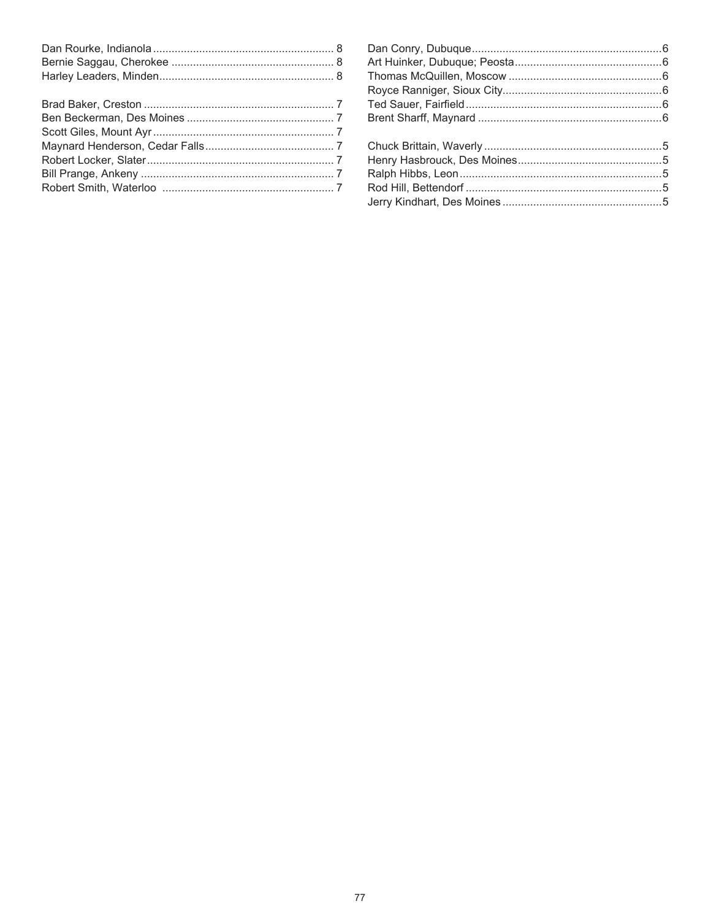Dan Rourke, Indianola .......................................................... 8
Bernie Saggau, Cherokee ..................................................... 8
Harley Leaders, Minden......................................................... 8

Brad Baker, Creston .............................................................. 7
Ben Beckerman, Des Moines ................................................ 7
Scott Giles, Mount Ayr ........................................................... 7
Maynard Henderson, Cedar Falls.......................................... 7
Robert Locker, Slater ............................................................. 7
Bill Prange, Ankeny ............................................................... 7
Robert Smith, Waterloo ........................................................ 7

Dan Conry, Dubuque.............................................................6
Art Huinker, Dubuque; Peosta................................................6
Thomas McQuillen, Moscow ..................................................6
Royce Ranniger, Sioux City....................................................6
Ted Sauer, Fairfield................................................................6
Brent Sharff, Maynard ............................................................6

Chuck Brittain, Waverly ..........................................................5
Henry Hasbrouck, Des Moines...............................................5
Ralph Hibbs, Leon .................................................................5
Rod Hill, Bettendorf ................................................................5
Jerry Kindhart, Des Moines ....................................................5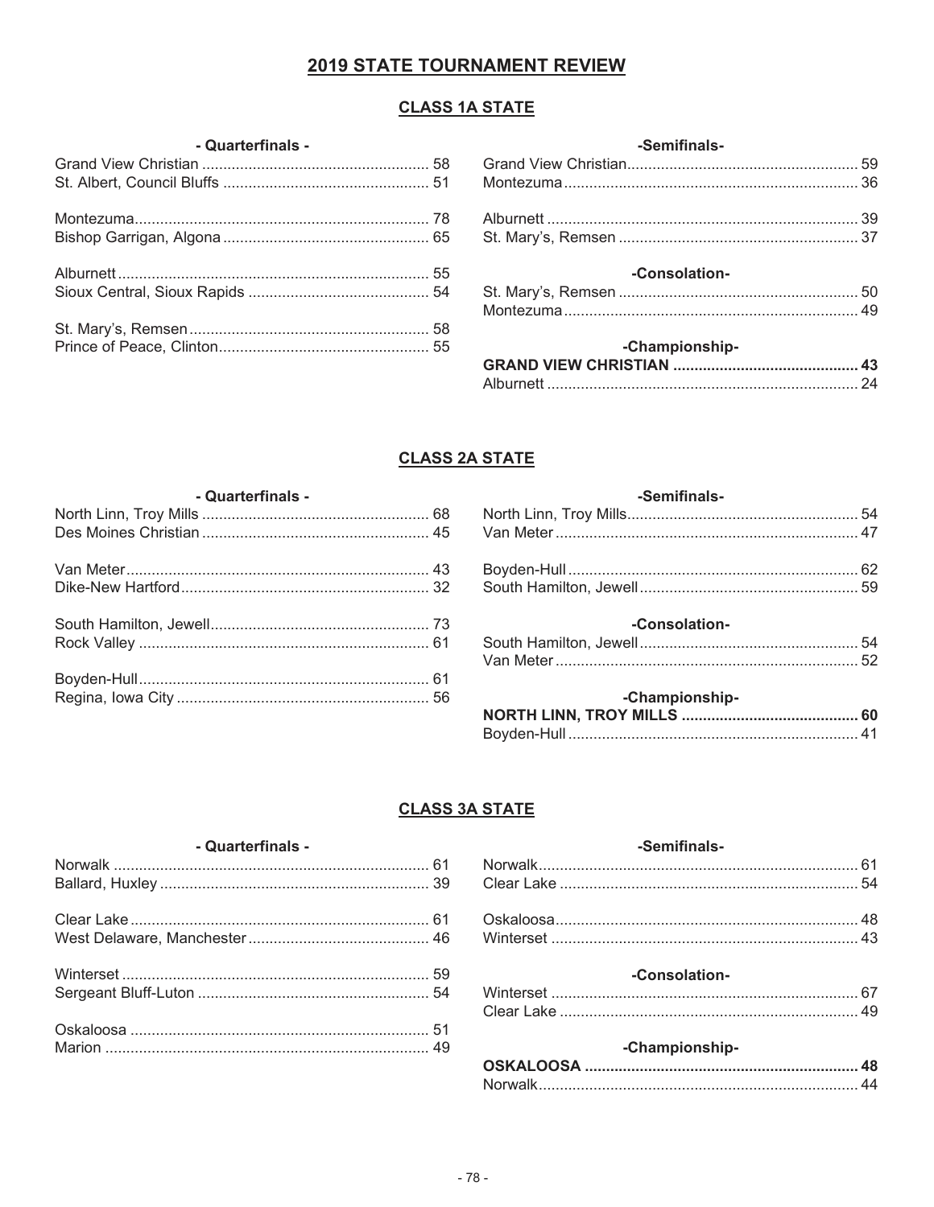# 2019 STATE TOURNAMENT REVIEW

## CLASS 1A STATE

### - Quarterfinals -

| Team | Score |
|---|---|
| Grand View Christian | 58 |
| St. Albert, Council Bluffs | 51 |

| Team | Score |
|---|---|
| Montezuma | 78 |
| Bishop Garrigan, Algona | 65 |

| Team | Score |
|---|---|
| Alburnett | 55 |
| Sioux Central, Sioux Rapids | 54 |

| Team | Score |
|---|---|
| St. Mary's, Remsen | 58 |
| Prince of Peace, Clinton | 55 |

### -Semifinals-

| Team | Score |
|---|---|
| Grand View Christian | 59 |
| Montezuma | 36 |

| Team | Score |
|---|---|
| Alburnett | 39 |
| St. Mary's, Remsen | 37 |

### -Consolation-

| Team | Score |
|---|---|
| St. Mary's, Remsen | 50 |
| Montezuma | 49 |

### -Championship-

| Team | Score |
|---|---|
| **GRAND VIEW CHRISTIAN** | **43** |
| Alburnett | 24 |

## CLASS 2A STATE

### - Quarterfinals -

| Team | Score |
|---|---|
| North Linn, Troy Mills | 68 |
| Des Moines Christian | 45 |

| Team | Score |
|---|---|
| Van Meter | 43 |
| Dike-New Hartford | 32 |

| Team | Score |
|---|---|
| South Hamilton, Jewell | 73 |
| Rock Valley | 61 |

| Team | Score |
|---|---|
| Boyden-Hull | 61 |
| Regina, Iowa City | 56 |

### -Semifinals-

| Team | Score |
|---|---|
| North Linn, Troy Mills | 54 |
| Van Meter | 47 |

| Team | Score |
|---|---|
| Boyden-Hull | 62 |
| South Hamilton, Jewell | 59 |

### -Consolation-

| Team | Score |
|---|---|
| South Hamilton, Jewell | 54 |
| Van Meter | 52 |

### -Championship-

| Team | Score |
|---|---|
| **NORTH LINN, TROY MILLS** | **60** |
| Boyden-Hull | 41 |

## CLASS 3A STATE

### - Quarterfinals -

| Team | Score |
|---|---|
| Norwalk | 61 |
| Ballard, Huxley | 39 |

| Team | Score |
|---|---|
| Clear Lake | 61 |
| West Delaware, Manchester | 46 |

| Team | Score |
|---|---|
| Winterset | 59 |
| Sergeant Bluff-Luton | 54 |

| Team | Score |
|---|---|
| Oskaloosa | 51 |
| Marion | 49 |

### -Semifinals-

| Team | Score |
|---|---|
| Norwalk | 61 |
| Clear Lake | 54 |

| Team | Score |
|---|---|
| Oskaloosa | 48 |
| Winterset | 43 |

### -Consolation-

| Team | Score |
|---|---|
| Winterset | 67 |
| Clear Lake | 49 |

### -Championship-

| Team | Score |
|---|---|
| **OSKALOOSA** | **48** |
| Norwalk | 44 |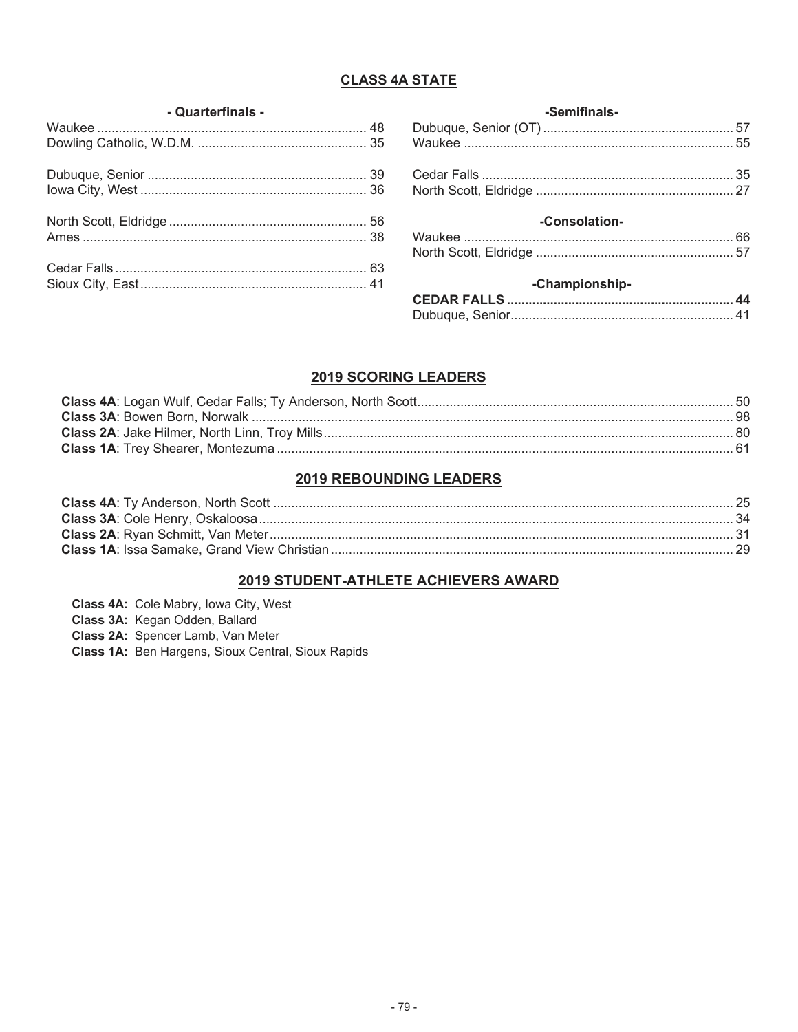## CLASS 4A STATE

### - Quarterfinals -

| Team | Score |
|---|---|
| Waukee | 48 |
| Dowling Catholic, W.D.M. | 35 |
| | |
| Dubuque, Senior | 39 |
| Iowa City, West | 36 |
| | |
| North Scott, Eldridge | 56 |
| Ames | 38 |
| | |
| Cedar Falls | 63 |
| Sioux City, East | 41 |

### -Semifinals-

| Team | Score |
|---|---|
| Dubuque, Senior (OT) | 57 |
| Waukee | 55 |
| | |
| Cedar Falls | 35 |
| North Scott, Eldridge | 27 |

### -Consolation-

| Team | Score |
|---|---|
| Waukee | 66 |
| North Scott, Eldridge | 57 |

### -Championship-

| Team | Score |
|---|---|
| **CEDAR FALLS** | **44** |
| Dubuque, Senior | 41 |

## 2019 SCORING LEADERS

**Class 4A**: Logan Wulf, Cedar Falls; Ty Anderson, North Scott ........ 50
**Class 3A**: Bowen Born, Norwalk ........ 98
**Class 2A**: Jake Hilmer, North Linn, Troy Mills ........ 80
**Class 1A**: Trey Shearer, Montezuma ........ 61

## 2019 REBOUNDING LEADERS

**Class 4A**: Ty Anderson, North Scott ........ 25
**Class 3A**: Cole Henry, Oskaloosa ........ 34
**Class 2A**: Ryan Schmitt, Van Meter ........ 31
**Class 1A**: Issa Samake, Grand View Christian ........ 29

## 2019 STUDENT-ATHLETE ACHIEVERS AWARD

**Class 4A:** Cole Mabry, Iowa City, West
**Class 3A:** Kegan Odden, Ballard
**Class 2A:** Spencer Lamb, Van Meter
**Class 1A:** Ben Hargens, Sioux Central, Sioux Rapids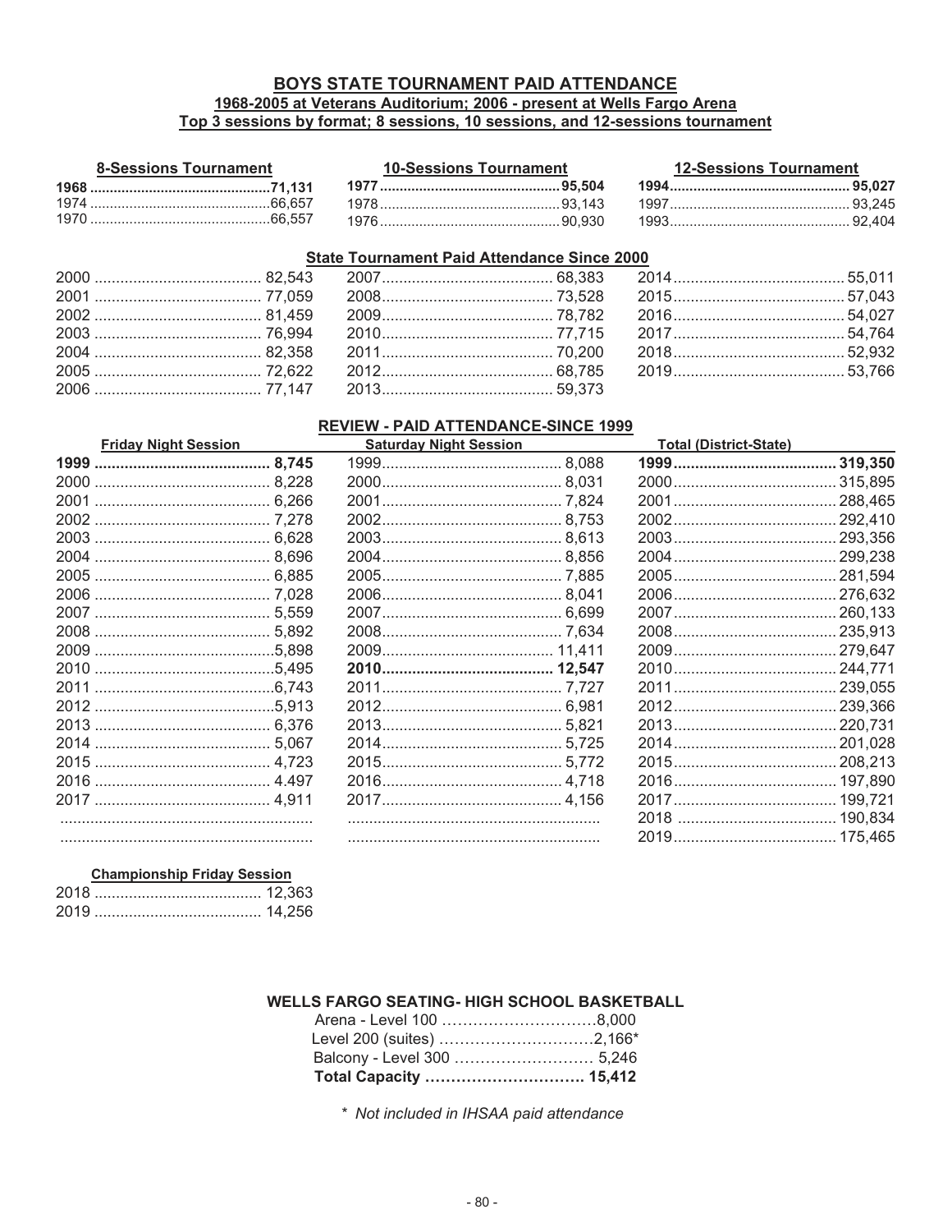# BOYS STATE TOURNAMENT PAID ATTENDANCE

## 1968-2005 at Veterans Auditorium; 2006 - present at Wells Fargo Arena

## Top 3 sessions by format; 8 sessions, 10 sessions, and 12-sessions tournament

| 8-Sessions Tournament | | 10-Sessions Tournament | | 12-Sessions Tournament | |
|---|---|---|---|---|---|
| **1968** | **71,131** | **1977** | **95,504** | **1994** | **95,027** |
| 1974 | 66,657 | 1978 | 93,143 | 1997 | 93,245 |
| 1970 | 66,557 | 1976 | 90,930 | 1993 | 92,404 |

### State Tournament Paid Attendance Since 2000

| | | | | | |
|---|---|---|---|---|---|
| 2000 | 82,543 | 2007 | 68,383 | 2014 | 55,011 |
| 2001 | 77,059 | 2008 | 73,528 | 2015 | 57,043 |
| 2002 | 81,459 | 2009 | 78,782 | 2016 | 54,027 |
| 2003 | 76,994 | 2010 | 77,715 | 2017 | 54,764 |
| 2004 | 82,358 | 2011 | 70,200 | 2018 | 52,932 |
| 2005 | 72,622 | 2012 | 68,785 | 2019 | 53,766 |
| 2006 | 77,147 | 2013 | 59,373 | | |

### REVIEW - PAID ATTENDANCE-SINCE 1999

| Friday Night Session | | Saturday Night Session | | Total (District-State) | |
|---|---|---|---|---|---|
| **1999** | **8,745** | 1999 | 8,088 | **1999** | **319,350** |
| 2000 | 8,228 | 2000 | 8,031 | 2000 | 315,895 |
| 2001 | 6,266 | 2001 | 7,824 | 2001 | 288,465 |
| 2002 | 7,278 | 2002 | 8,753 | 2002 | 292,410 |
| 2003 | 6,628 | 2003 | 8,613 | 2003 | 293,356 |
| 2004 | 8,696 | 2004 | 8,856 | 2004 | 299,238 |
| 2005 | 6,885 | 2005 | 7,885 | 2005 | 281,594 |
| 2006 | 7,028 | 2006 | 8,041 | 2006 | 276,632 |
| 2007 | 5,559 | 2007 | 6,699 | 2007 | 260,133 |
| 2008 | 5,892 | 2008 | 7,634 | 2008 | 235,913 |
| 2009 | 5,898 | 2009 | 11,411 | 2009 | 279,647 |
| 2010 | 5,495 | **2010** | **12,547** | 2010 | 244,771 |
| 2011 | 6,743 | 2011 | 7,727 | 2011 | 239,055 |
| 2012 | 5,913 | 2012 | 6,981 | 2012 | 239,366 |
| 2013 | 6,376 | 2013 | 5,821 | 2013 | 220,731 |
| 2014 | 5,067 | 2014 | 5,725 | 2014 | 201,028 |
| 2015 | 4,723 | 2015 | 5,772 | 2015 | 208,213 |
| 2016 | 4.497 | 2016 | 4,718 | 2016 | 197,890 |
| 2017 | 4,911 | 2017 | 4,156 | 2017 | 199,721 |
| | | | | 2018 | 190,834 |
| | | | | 2019 | 175,465 |

**Championship Friday Session**

| | |
|---|---|
| 2018 | 12,363 |
| 2019 | 14,256 |

### WELLS FARGO SEATING- HIGH SCHOOL BASKETBALL

| | |
|---|---|
| Arena - Level 100 | 8,000 |
| Level 200 (suites) | 2,166* |
| Balcony - Level 300 | 5,246 |
| **Total Capacity** | **15,412** |

*\* Not included in IHSAA paid attendance*